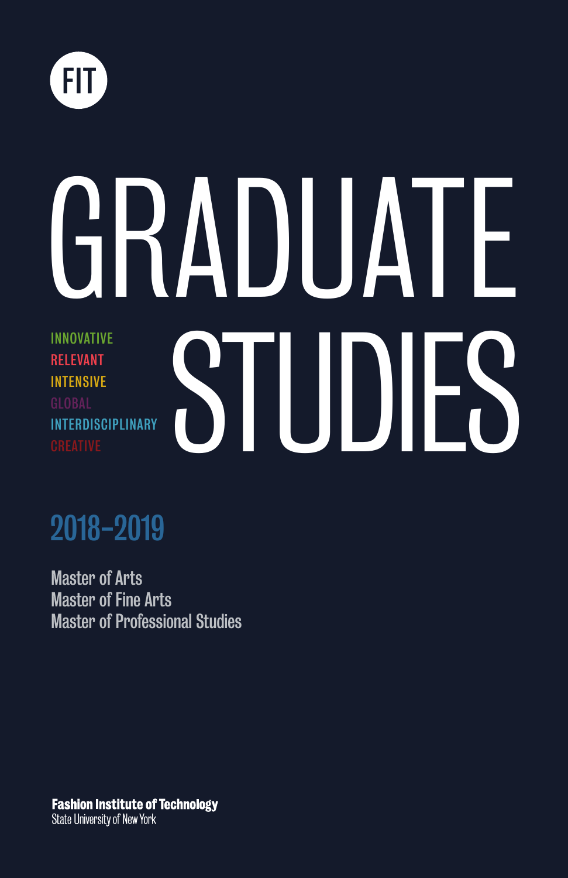FIT

# GRADUATE STUDIES

INNOVATIVE
RELEVANT
INTENSIVE
GLOBAL
INTERDISCIPLINARY
CREATIVE

## 2018–2019

Master of Arts
Master of Fine Arts
Master of Professional Studies

**Fashion Institute of Technology**
State University of New York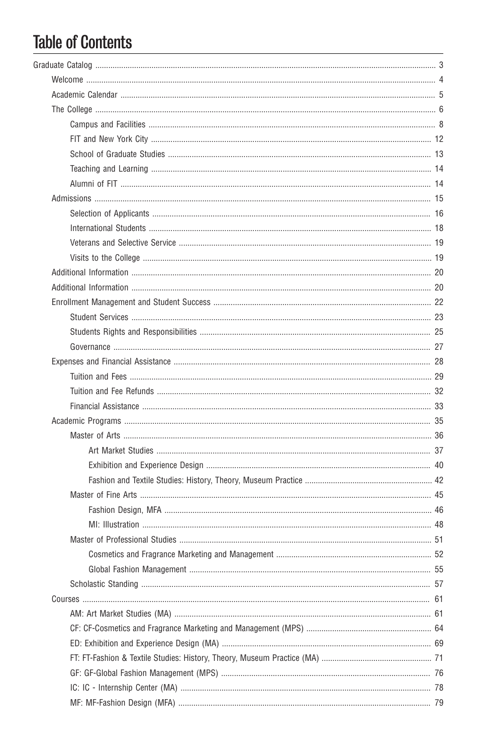# Table of Contents

- Graduate Catalog ........ 3
  - Welcome ........ 4
  - Academic Calendar ........ 5
  - The College ........ 6
    - Campus and Facilities ........ 8
    - FIT and New York City ........ 12
    - School of Graduate Studies ........ 13
    - Teaching and Learning ........ 14
    - Alumni of FIT ........ 14
  - Admissions ........ 15
    - Selection of Applicants ........ 16
    - International Students ........ 18
    - Veterans and Selective Service ........ 19
    - Visits to the College ........ 19
  - Additional Information ........ 20
  - Additional Information ........ 20
  - Enrollment Management and Student Success ........ 22
    - Student Services ........ 23
    - Students Rights and Responsibilities ........ 25
    - Governance ........ 27
  - Expenses and Financial Assistance ........ 28
    - Tuition and Fees ........ 29
    - Tuition and Fee Refunds ........ 32
    - Financial Assistance ........ 33
  - Academic Programs ........ 35
    - Master of Arts ........ 36
      - Art Market Studies ........ 37
      - Exhibition and Experience Design ........ 40
      - Fashion and Textile Studies: History, Theory, Museum Practice ........ 42
    - Master of Fine Arts ........ 45
      - Fashion Design, MFA ........ 46
      - MI: Illustration ........ 48
    - Master of Professional Studies ........ 51
      - Cosmetics and Fragrance Marketing and Management ........ 52
      - Global Fashion Management ........ 55
    - Scholastic Standing ........ 57
  - Courses ........ 61
    - AM: Art Market Studies (MA) ........ 61
    - CF: CF-Cosmetics and Fragrance Marketing and Management (MPS) ........ 64
    - ED: Exhibition and Experience Design (MA) ........ 69
    - FT: FT-Fashion & Textile Studies: History, Theory, Museum Practice (MA) ........ 71
    - GF: GF-Global Fashion Management (MPS) ........ 76
    - IC: IC - Internship Center (MA) ........ 78
    - MF: MF-Fashion Design (MFA) ........ 79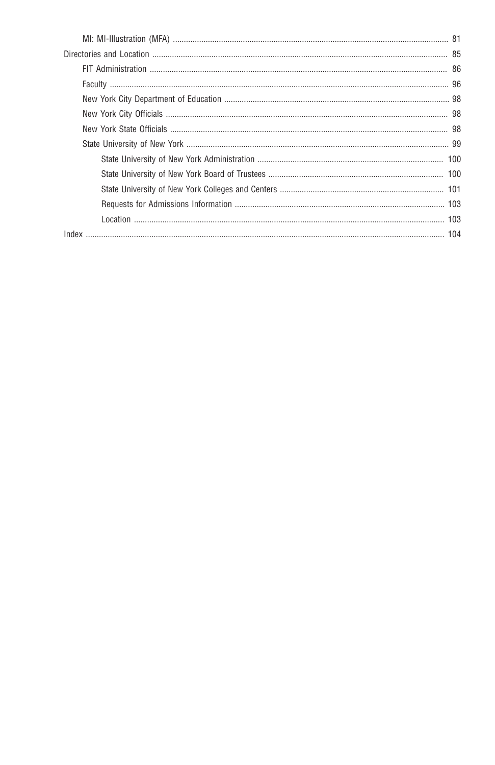- MI: MI-Illustration (MFA) ............ 81
- Directories and Location ............ 85
  - FIT Administration ............ 86
  - Faculty ............ 96
  - New York City Department of Education ............ 98
  - New York City Officials ............ 98
  - New York State Officials ............ 98
  - State University of New York ............ 99
    - State University of New York Administration ............ 100
    - State University of New York Board of Trustees ............ 100
    - State University of New York Colleges and Centers ............ 101
    - Requests for Admissions Information ............ 103
    - Location ............ 103
- Index ............ 104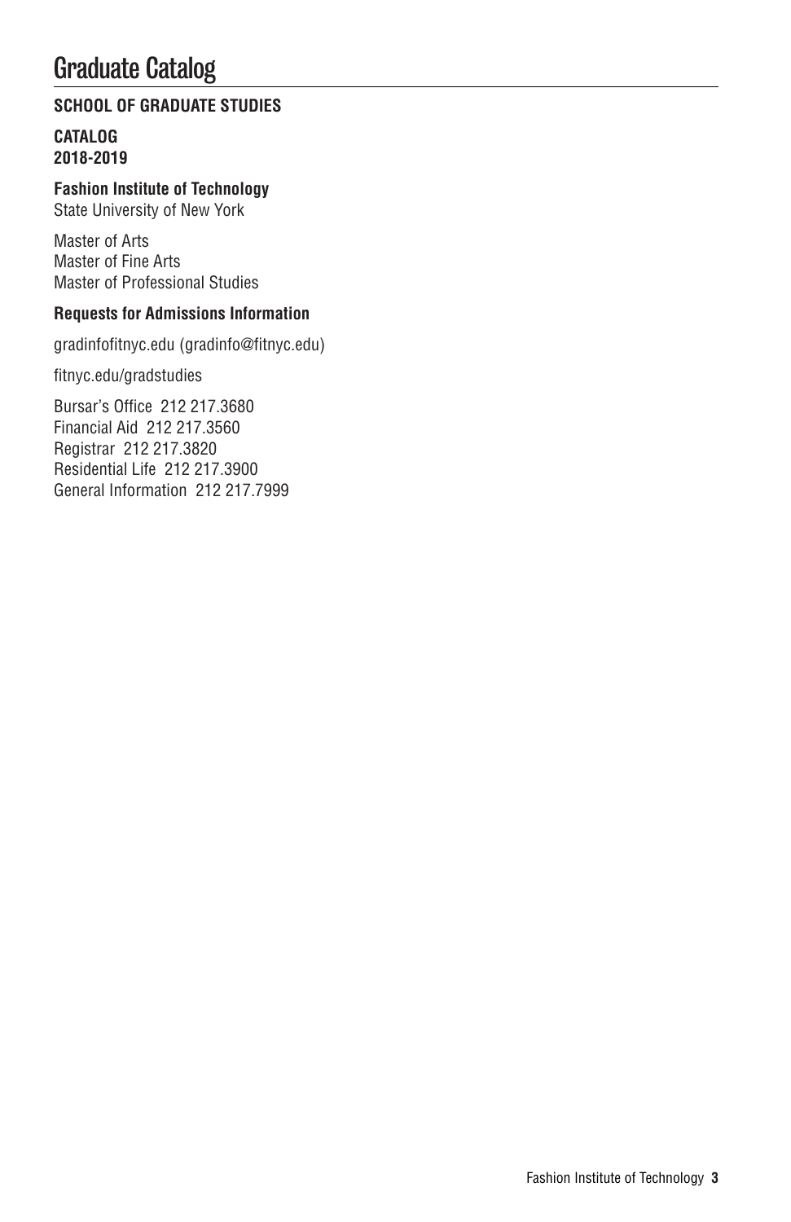# Graduate Catalog

**SCHOOL OF GRADUATE STUDIES**

**CATALOG**
**2018-2019**

**Fashion Institute of Technology**
State University of New York

Master of Arts
Master of Fine Arts
Master of Professional Studies

**Requests for Admissions Information**

gradinfofitnyc.edu (gradinfo@fitnyc.edu)

fitnyc.edu/gradstudies

Bursar's Office 212 217.3680
Financial Aid 212 217.3560
Registrar 212 217.3820
Residential Life 212 217.3900
General Information 212 217.7999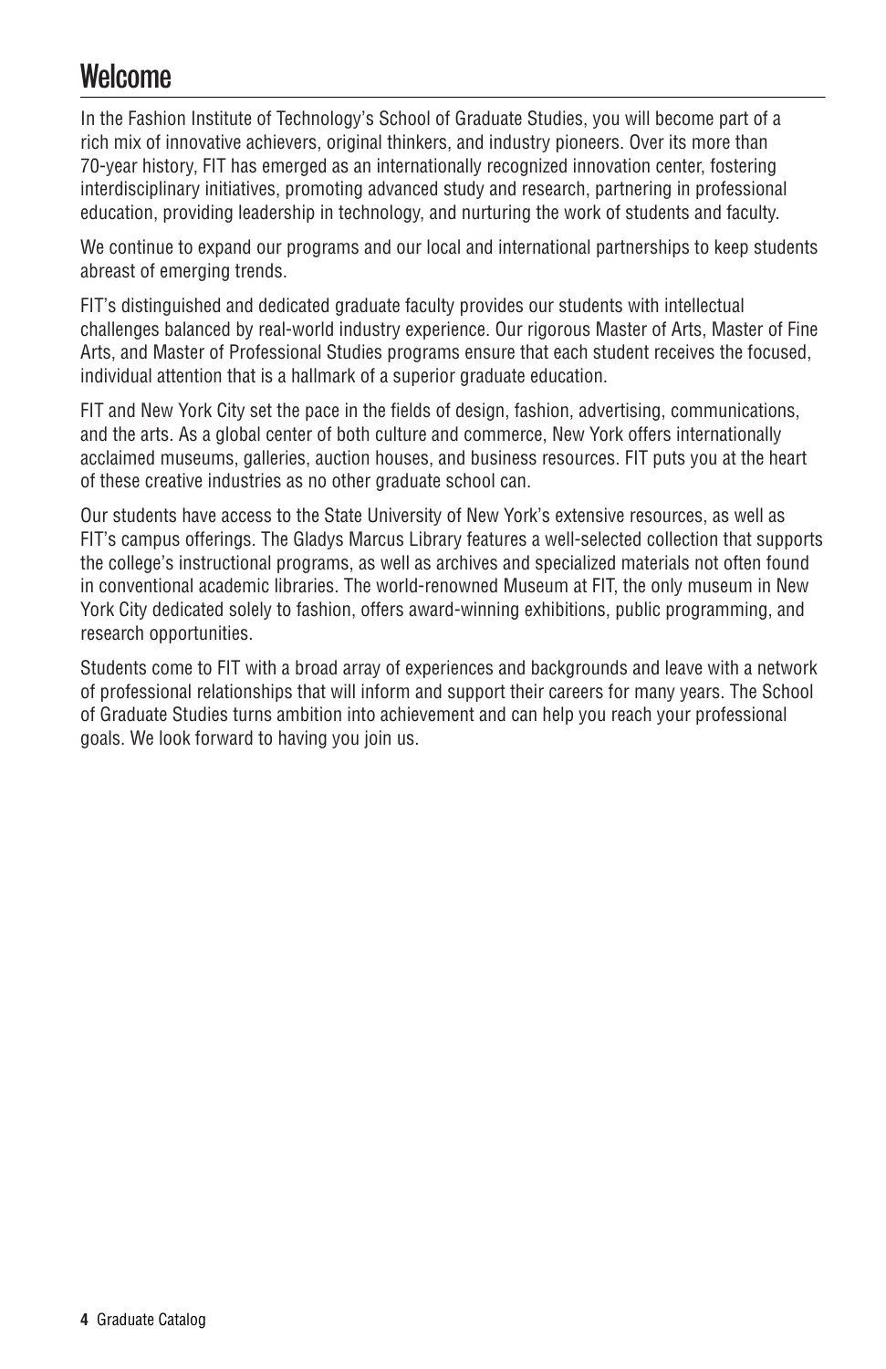# Welcome

In the Fashion Institute of Technology's School of Graduate Studies, you will become part of a rich mix of innovative achievers, original thinkers, and industry pioneers. Over its more than 70-year history, FIT has emerged as an internationally recognized innovation center, fostering interdisciplinary initiatives, promoting advanced study and research, partnering in professional education, providing leadership in technology, and nurturing the work of students and faculty.

We continue to expand our programs and our local and international partnerships to keep students abreast of emerging trends.

FIT's distinguished and dedicated graduate faculty provides our students with intellectual challenges balanced by real-world industry experience. Our rigorous Master of Arts, Master of Fine Arts, and Master of Professional Studies programs ensure that each student receives the focused, individual attention that is a hallmark of a superior graduate education.

FIT and New York City set the pace in the fields of design, fashion, advertising, communications, and the arts. As a global center of both culture and commerce, New York offers internationally acclaimed museums, galleries, auction houses, and business resources. FIT puts you at the heart of these creative industries as no other graduate school can.

Our students have access to the State University of New York's extensive resources, as well as FIT's campus offerings. The Gladys Marcus Library features a well-selected collection that supports the college's instructional programs, as well as archives and specialized materials not often found in conventional academic libraries. The world-renowned Museum at FIT, the only museum in New York City dedicated solely to fashion, offers award-winning exhibitions, public programming, and research opportunities.

Students come to FIT with a broad array of experiences and backgrounds and leave with a network of professional relationships that will inform and support their careers for many years. The School of Graduate Studies turns ambition into achievement and can help you reach your professional goals. We look forward to having you join us.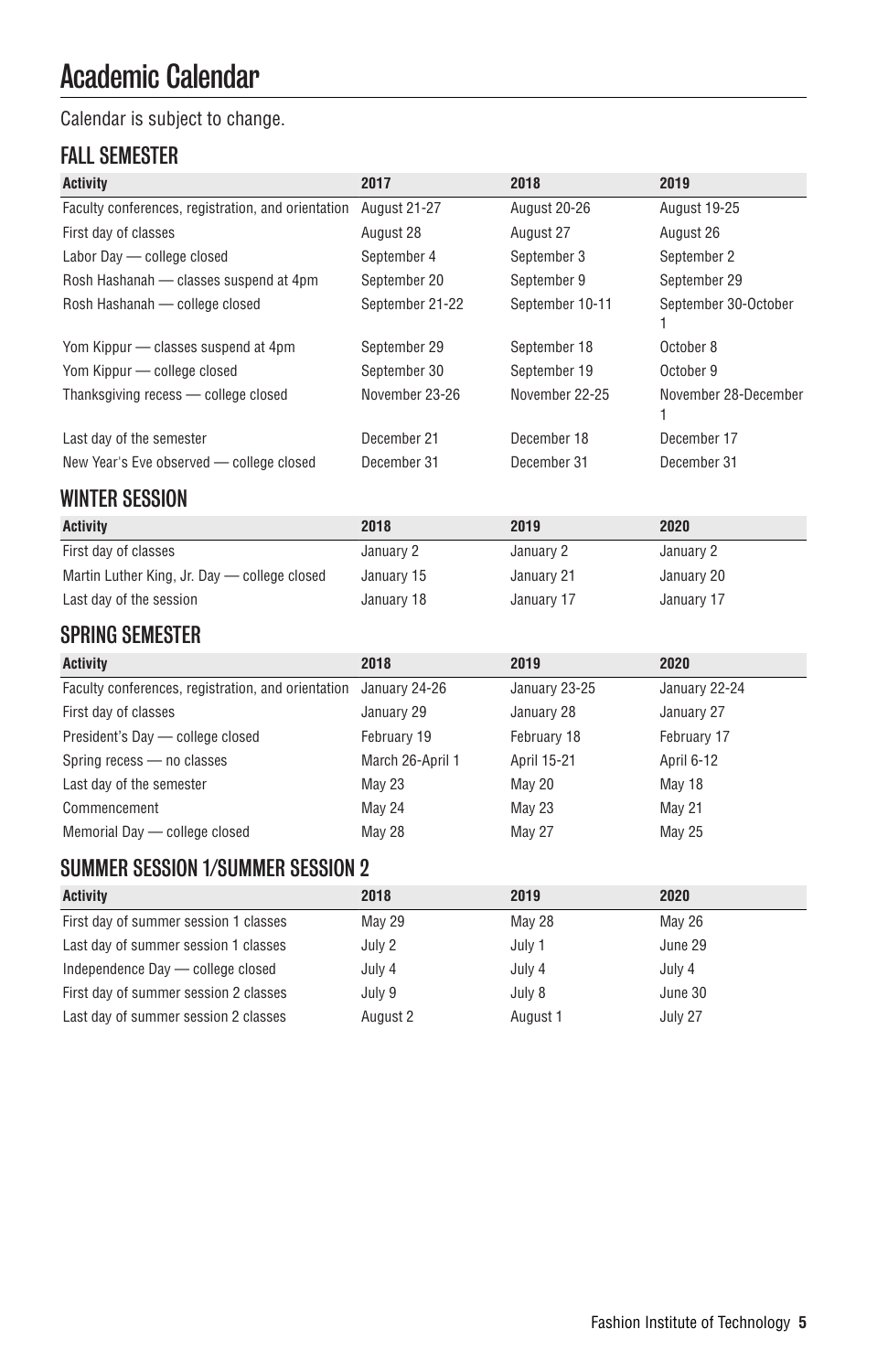# Academic Calendar

Calendar is subject to change.

## FALL SEMESTER

| Activity | 2017 | 2018 | 2019 |
|---|---|---|---|
| Faculty conferences, registration, and orientation | August 21-27 | August 20-26 | August 19-25 |
| First day of classes | August 28 | August 27 | August 26 |
| Labor Day — college closed | September 4 | September 3 | September 2 |
| Rosh Hashanah — classes suspend at 4pm | September 20 | September 9 | September 29 |
| Rosh Hashanah — college closed | September 21-22 | September 10-11 | September 30-October 1 |
| Yom Kippur — classes suspend at 4pm | September 29 | September 18 | October 8 |
| Yom Kippur — college closed | September 30 | September 19 | October 9 |
| Thanksgiving recess — college closed | November 23-26 | November 22-25 | November 28-December 1 |
| Last day of the semester | December 21 | December 18 | December 17 |
| New Year's Eve observed — college closed | December 31 | December 31 | December 31 |

## WINTER SESSION

| Activity | 2018 | 2019 | 2020 |
|---|---|---|---|
| First day of classes | January 2 | January 2 | January 2 |
| Martin Luther King, Jr. Day — college closed | January 15 | January 21 | January 20 |
| Last day of the session | January 18 | January 17 | January 17 |

## SPRING SEMESTER

| Activity | 2018 | 2019 | 2020 |
|---|---|---|---|
| Faculty conferences, registration, and orientation | January 24-26 | January 23-25 | January 22-24 |
| First day of classes | January 29 | January 28 | January 27 |
| President's Day — college closed | February 19 | February 18 | February 17 |
| Spring recess — no classes | March 26-April 1 | April 15-21 | April 6-12 |
| Last day of the semester | May 23 | May 20 | May 18 |
| Commencement | May 24 | May 23 | May 21 |
| Memorial Day — college closed | May 28 | May 27 | May 25 |

## SUMMER SESSION 1/SUMMER SESSION 2

| Activity | 2018 | 2019 | 2020 |
|---|---|---|---|
| First day of summer session 1 classes | May 29 | May 28 | May 26 |
| Last day of summer session 1 classes | July 2 | July 1 | June 29 |
| Independence Day — college closed | July 4 | July 4 | July 4 |
| First day of summer session 2 classes | July 9 | July 8 | June 30 |
| Last day of summer session 2 classes | August 2 | August 1 | July 27 |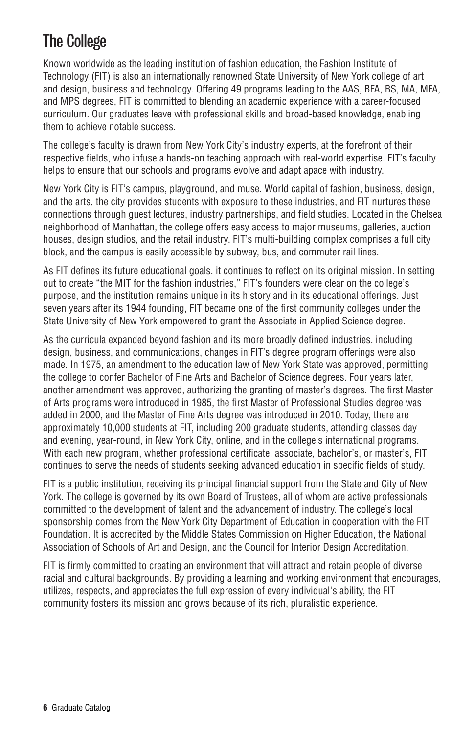# The College

Known worldwide as the leading institution of fashion education, the Fashion Institute of Technology (FIT) is also an internationally renowned State University of New York college of art and design, business and technology. Offering 49 programs leading to the AAS, BFA, BS, MA, MFA, and MPS degrees, FIT is committed to blending an academic experience with a career-focused curriculum. Our graduates leave with professional skills and broad-based knowledge, enabling them to achieve notable success.

The college's faculty is drawn from New York City's industry experts, at the forefront of their respective fields, who infuse a hands-on teaching approach with real-world expertise. FIT's faculty helps to ensure that our schools and programs evolve and adapt apace with industry.

New York City is FIT's campus, playground, and muse. World capital of fashion, business, design, and the arts, the city provides students with exposure to these industries, and FIT nurtures these connections through guest lectures, industry partnerships, and field studies. Located in the Chelsea neighborhood of Manhattan, the college offers easy access to major museums, galleries, auction houses, design studios, and the retail industry. FIT's multi-building complex comprises a full city block, and the campus is easily accessible by subway, bus, and commuter rail lines.

As FIT defines its future educational goals, it continues to reflect on its original mission. In setting out to create "the MIT for the fashion industries," FIT's founders were clear on the college's purpose, and the institution remains unique in its history and in its educational offerings. Just seven years after its 1944 founding, FIT became one of the first community colleges under the State University of New York empowered to grant the Associate in Applied Science degree.

As the curricula expanded beyond fashion and its more broadly defined industries, including design, business, and communications, changes in FIT's degree program offerings were also made. In 1975, an amendment to the education law of New York State was approved, permitting the college to confer Bachelor of Fine Arts and Bachelor of Science degrees. Four years later, another amendment was approved, authorizing the granting of master's degrees. The first Master of Arts programs were introduced in 1985, the first Master of Professional Studies degree was added in 2000, and the Master of Fine Arts degree was introduced in 2010. Today, there are approximately 10,000 students at FIT, including 200 graduate students, attending classes day and evening, year-round, in New York City, online, and in the college's international programs. With each new program, whether professional certificate, associate, bachelor's, or master's, FIT continues to serve the needs of students seeking advanced education in specific fields of study.

FIT is a public institution, receiving its principal financial support from the State and City of New York. The college is governed by its own Board of Trustees, all of whom are active professionals committed to the development of talent and the advancement of industry. The college's local sponsorship comes from the New York City Department of Education in cooperation with the FIT Foundation. It is accredited by the Middle States Commission on Higher Education, the National Association of Schools of Art and Design, and the Council for Interior Design Accreditation.

FIT is firmly committed to creating an environment that will attract and retain people of diverse racial and cultural backgrounds. By providing a learning and working environment that encourages, utilizes, respects, and appreciates the full expression of every individual's ability, the FIT community fosters its mission and grows because of its rich, pluralistic experience.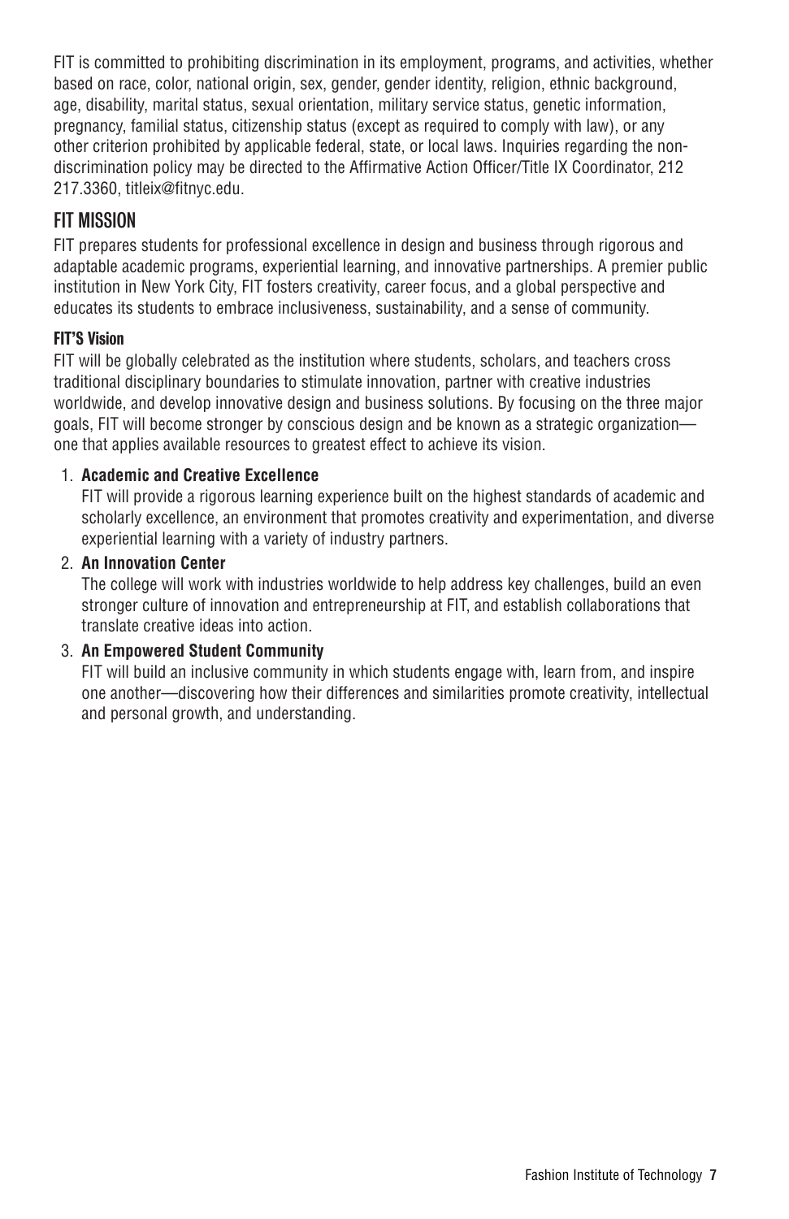FIT is committed to prohibiting discrimination in its employment, programs, and activities, whether based on race, color, national origin, sex, gender, gender identity, religion, ethnic background, age, disability, marital status, sexual orientation, military service status, genetic information, pregnancy, familial status, citizenship status (except as required to comply with law), or any other criterion prohibited by applicable federal, state, or local laws. Inquiries regarding the non-discrimination policy may be directed to the Affirmative Action Officer/Title IX Coordinator, 212 217.3360, titleix@fitnyc.edu.

## FIT MISSION

FIT prepares students for professional excellence in design and business through rigorous and adaptable academic programs, experiential learning, and innovative partnerships. A premier public institution in New York City, FIT fosters creativity, career focus, and a global perspective and educates its students to embrace inclusiveness, sustainability, and a sense of community.

### FIT'S Vision

FIT will be globally celebrated as the institution where students, scholars, and teachers cross traditional disciplinary boundaries to stimulate innovation, partner with creative industries worldwide, and develop innovative design and business solutions. By focusing on the three major goals, FIT will become stronger by conscious design and be known as a strategic organization—one that applies available resources to greatest effect to achieve its vision.

1. **Academic and Creative Excellence**
   FIT will provide a rigorous learning experience built on the highest standards of academic and scholarly excellence, an environment that promotes creativity and experimentation, and diverse experiential learning with a variety of industry partners.
2. **An Innovation Center**
   The college will work with industries worldwide to help address key challenges, build an even stronger culture of innovation and entrepreneurship at FIT, and establish collaborations that translate creative ideas into action.
3. **An Empowered Student Community**
   FIT will build an inclusive community in which students engage with, learn from, and inspire one another—discovering how their differences and similarities promote creativity, intellectual and personal growth, and understanding.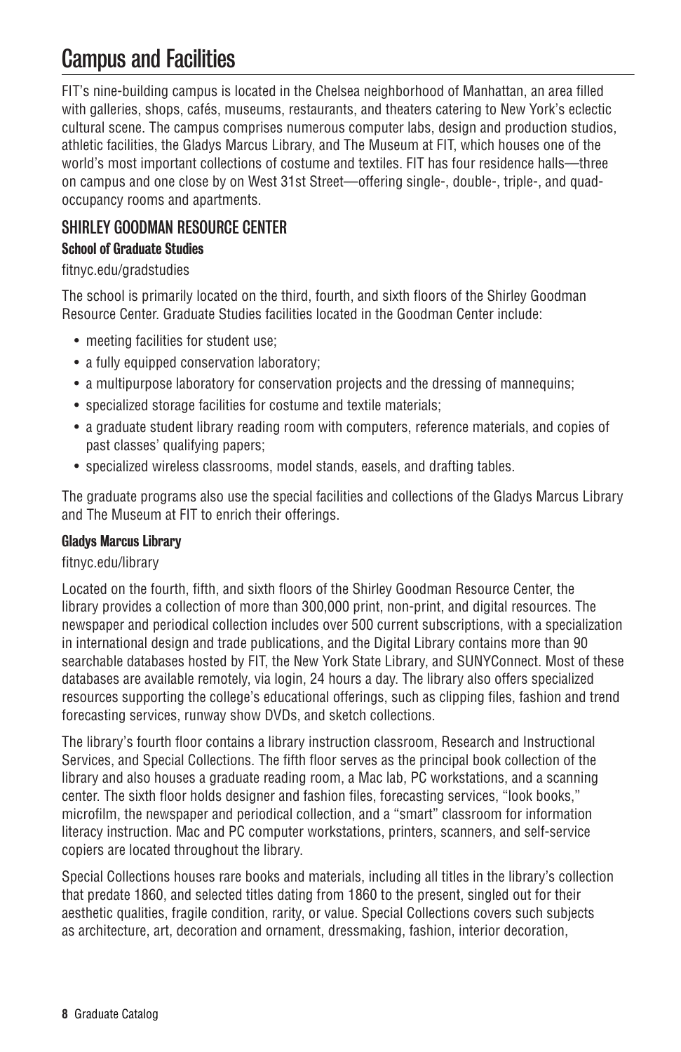# Campus and Facilities

FIT's nine-building campus is located in the Chelsea neighborhood of Manhattan, an area filled with galleries, shops, cafés, museums, restaurants, and theaters catering to New York's eclectic cultural scene. The campus comprises numerous computer labs, design and production studios, athletic facilities, the Gladys Marcus Library, and The Museum at FIT, which houses one of the world's most important collections of costume and textiles. FIT has four residence halls—three on campus and one close by on West 31st Street—offering single-, double-, triple-, and quad-occupancy rooms and apartments.

## SHIRLEY GOODMAN RESOURCE CENTER

### School of Graduate Studies

fitnyc.edu/gradstudies

The school is primarily located on the third, fourth, and sixth floors of the Shirley Goodman Resource Center. Graduate Studies facilities located in the Goodman Center include:

- meeting facilities for student use;
- a fully equipped conservation laboratory;
- a multipurpose laboratory for conservation projects and the dressing of mannequins;
- specialized storage facilities for costume and textile materials;
- a graduate student library reading room with computers, reference materials, and copies of past classes' qualifying papers;
- specialized wireless classrooms, model stands, easels, and drafting tables.

The graduate programs also use the special facilities and collections of the Gladys Marcus Library and The Museum at FIT to enrich their offerings.

### Gladys Marcus Library

fitnyc.edu/library

Located on the fourth, fifth, and sixth floors of the Shirley Goodman Resource Center, the library provides a collection of more than 300,000 print, non-print, and digital resources. The newspaper and periodical collection includes over 500 current subscriptions, with a specialization in international design and trade publications, and the Digital Library contains more than 90 searchable databases hosted by FIT, the New York State Library, and SUNYConnect. Most of these databases are available remotely, via login, 24 hours a day. The library also offers specialized resources supporting the college's educational offerings, such as clipping files, fashion and trend forecasting services, runway show DVDs, and sketch collections.

The library's fourth floor contains a library instruction classroom, Research and Instructional Services, and Special Collections. The fifth floor serves as the principal book collection of the library and also houses a graduate reading room, a Mac lab, PC workstations, and a scanning center. The sixth floor holds designer and fashion files, forecasting services, "look books," microfilm, the newspaper and periodical collection, and a "smart" classroom for information literacy instruction. Mac and PC computer workstations, printers, scanners, and self-service copiers are located throughout the library.

Special Collections houses rare books and materials, including all titles in the library's collection that predate 1860, and selected titles dating from 1860 to the present, singled out for their aesthetic qualities, fragile condition, rarity, or value. Special Collections covers such subjects as architecture, art, decoration and ornament, dressmaking, fashion, interior decoration,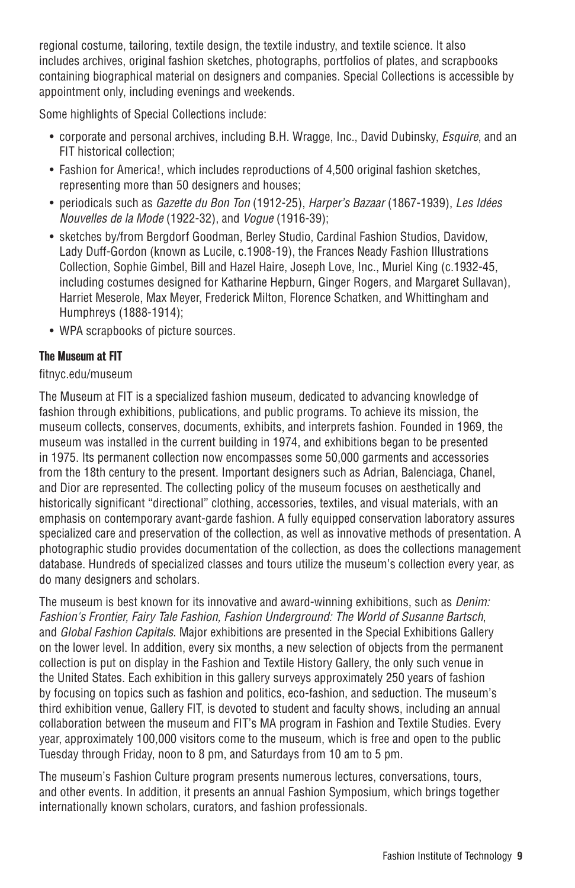regional costume, tailoring, textile design, the textile industry, and textile science. It also includes archives, original fashion sketches, photographs, portfolios of plates, and scrapbooks containing biographical material on designers and companies. Special Collections is accessible by appointment only, including evenings and weekends.

Some highlights of Special Collections include:

- corporate and personal archives, including B.H. Wragge, Inc., David Dubinsky, *Esquire*, and an FIT historical collection;
- Fashion for America!, which includes reproductions of 4,500 original fashion sketches, representing more than 50 designers and houses;
- periodicals such as *Gazette du Bon Ton* (1912-25), *Harper's Bazaar* (1867-1939), *Les Idées Nouvelles de la Mode* (1922-32), and *Vogue* (1916-39);
- sketches by/from Bergdorf Goodman, Berley Studio, Cardinal Fashion Studios, Davidow, Lady Duff-Gordon (known as Lucile, c.1908-19), the Frances Neady Fashion Illustrations Collection, Sophie Gimbel, Bill and Hazel Haire, Joseph Love, Inc., Muriel King (c.1932-45, including costumes designed for Katharine Hepburn, Ginger Rogers, and Margaret Sullavan), Harriet Meserole, Max Meyer, Frederick Milton, Florence Schatken, and Whittingham and Humphreys (1888-1914);
- WPA scrapbooks of picture sources.

**The Museum at FIT**

fitnyc.edu/museum

The Museum at FIT is a specialized fashion museum, dedicated to advancing knowledge of fashion through exhibitions, publications, and public programs. To achieve its mission, the museum collects, conserves, documents, exhibits, and interprets fashion. Founded in 1969, the museum was installed in the current building in 1974, and exhibitions began to be presented in 1975. Its permanent collection now encompasses some 50,000 garments and accessories from the 18th century to the present. Important designers such as Adrian, Balenciaga, Chanel, and Dior are represented. The collecting policy of the museum focuses on aesthetically and historically significant "directional" clothing, accessories, textiles, and visual materials, with an emphasis on contemporary avant-garde fashion. A fully equipped conservation laboratory assures specialized care and preservation of the collection, as well as innovative methods of presentation. A photographic studio provides documentation of the collection, as does the collections management database. Hundreds of specialized classes and tours utilize the museum's collection every year, as do many designers and scholars.

The museum is best known for its innovative and award-winning exhibitions, such as *Denim: Fashion's Frontier, Fairy Tale Fashion, Fashion Underground: The World of Susanne Bartsch*, and *Global Fashion Capitals*. Major exhibitions are presented in the Special Exhibitions Gallery on the lower level. In addition, every six months, a new selection of objects from the permanent collection is put on display in the Fashion and Textile History Gallery, the only such venue in the United States. Each exhibition in this gallery surveys approximately 250 years of fashion by focusing on topics such as fashion and politics, eco-fashion, and seduction. The museum's third exhibition venue, Gallery FIT, is devoted to student and faculty shows, including an annual collaboration between the museum and FIT's MA program in Fashion and Textile Studies. Every year, approximately 100,000 visitors come to the museum, which is free and open to the public Tuesday through Friday, noon to 8 pm, and Saturdays from 10 am to 5 pm.

The museum's Fashion Culture program presents numerous lectures, conversations, tours, and other events. In addition, it presents an annual Fashion Symposium, which brings together internationally known scholars, curators, and fashion professionals.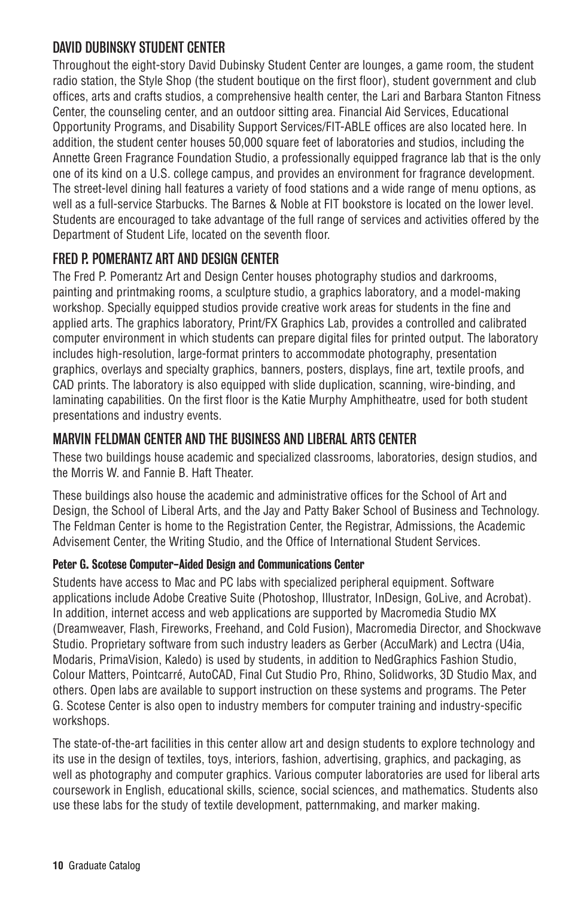## DAVID DUBINSKY STUDENT CENTER

Throughout the eight-story David Dubinsky Student Center are lounges, a game room, the student radio station, the Style Shop (the student boutique on the first floor), student government and club offices, arts and crafts studios, a comprehensive health center, the Lari and Barbara Stanton Fitness Center, the counseling center, and an outdoor sitting area. Financial Aid Services, Educational Opportunity Programs, and Disability Support Services/FIT-ABLE offices are also located here. In addition, the student center houses 50,000 square feet of laboratories and studios, including the Annette Green Fragrance Foundation Studio, a professionally equipped fragrance lab that is the only one of its kind on a U.S. college campus, and provides an environment for fragrance development. The street-level dining hall features a variety of food stations and a wide range of menu options, as well as a full-service Starbucks. The Barnes & Noble at FIT bookstore is located on the lower level. Students are encouraged to take advantage of the full range of services and activities offered by the Department of Student Life, located on the seventh floor.

## FRED P. POMERANTZ ART AND DESIGN CENTER

The Fred P. Pomerantz Art and Design Center houses photography studios and darkrooms, painting and printmaking rooms, a sculpture studio, a graphics laboratory, and a model-making workshop. Specially equipped studios provide creative work areas for students in the fine and applied arts. The graphics laboratory, Print/FX Graphics Lab, provides a controlled and calibrated computer environment in which students can prepare digital files for printed output. The laboratory includes high-resolution, large-format printers to accommodate photography, presentation graphics, overlays and specialty graphics, banners, posters, displays, fine art, textile proofs, and CAD prints. The laboratory is also equipped with slide duplication, scanning, wire-binding, and laminating capabilities. On the first floor is the Katie Murphy Amphitheatre, used for both student presentations and industry events.

## MARVIN FELDMAN CENTER AND THE BUSINESS AND LIBERAL ARTS CENTER

These two buildings house academic and specialized classrooms, laboratories, design studios, and the Morris W. and Fannie B. Haft Theater.

These buildings also house the academic and administrative offices for the School of Art and Design, the School of Liberal Arts, and the Jay and Patty Baker School of Business and Technology. The Feldman Center is home to the Registration Center, the Registrar, Admissions, the Academic Advisement Center, the Writing Studio, and the Office of International Student Services.

### Peter G. Scotese Computer-Aided Design and Communications Center

Students have access to Mac and PC labs with specialized peripheral equipment. Software applications include Adobe Creative Suite (Photoshop, Illustrator, InDesign, GoLive, and Acrobat). In addition, internet access and web applications are supported by Macromedia Studio MX (Dreamweaver, Flash, Fireworks, Freehand, and Cold Fusion), Macromedia Director, and Shockwave Studio. Proprietary software from such industry leaders as Gerber (AccuMark) and Lectra (U4ia, Modaris, PrimaVision, Kaledo) is used by students, in addition to NedGraphics Fashion Studio, Colour Matters, Pointcarré, AutoCAD, Final Cut Studio Pro, Rhino, Solidworks, 3D Studio Max, and others. Open labs are available to support instruction on these systems and programs. The Peter G. Scotese Center is also open to industry members for computer training and industry-specific workshops.

The state-of-the-art facilities in this center allow art and design students to explore technology and its use in the design of textiles, toys, interiors, fashion, advertising, graphics, and packaging, as well as photography and computer graphics. Various computer laboratories are used for liberal arts coursework in English, educational skills, science, social sciences, and mathematics. Students also use these labs for the study of textile development, patternmaking, and marker making.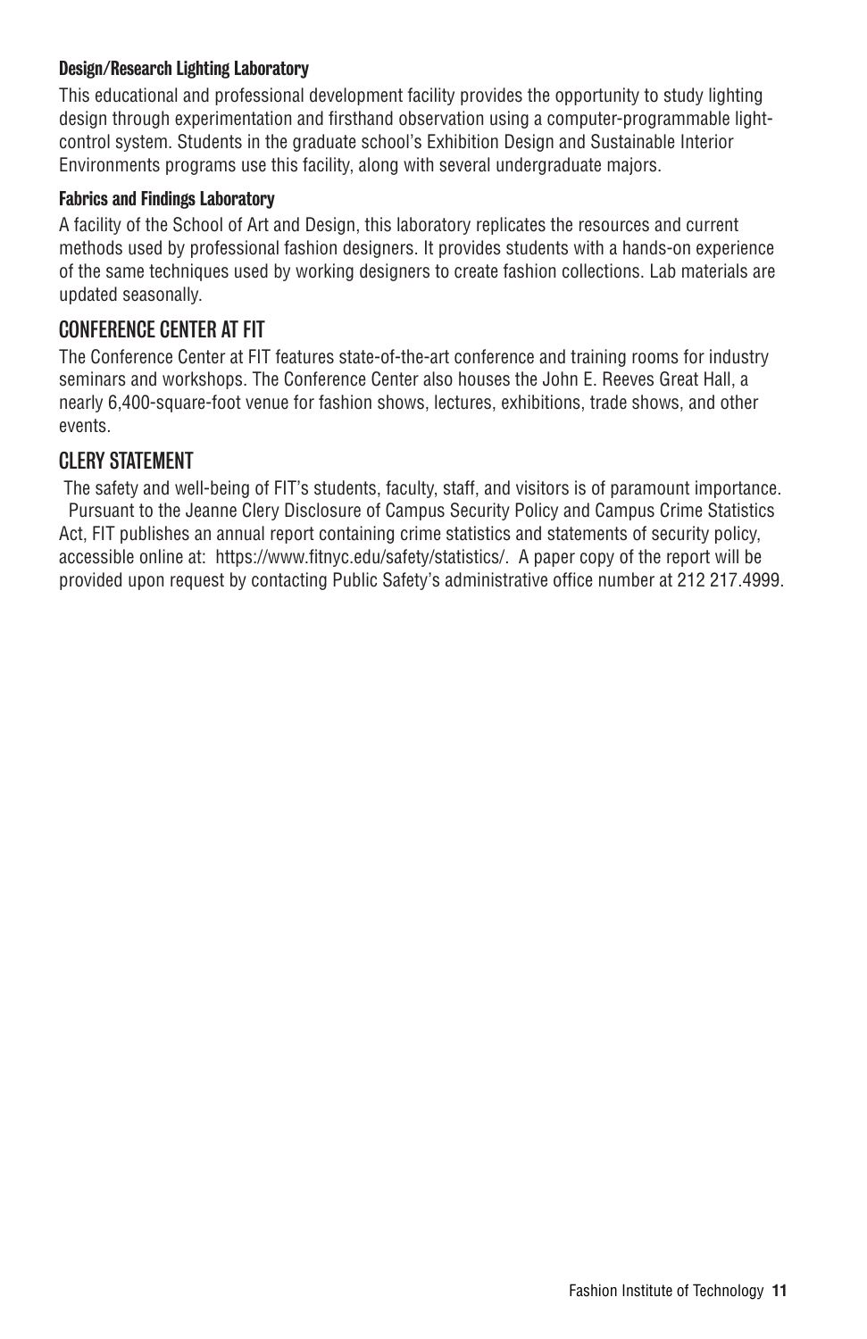#### Design/Research Lighting Laboratory

This educational and professional development facility provides the opportunity to study lighting design through experimentation and firsthand observation using a computer-programmable light-control system. Students in the graduate school's Exhibition Design and Sustainable Interior Environments programs use this facility, along with several undergraduate majors.

#### Fabrics and Findings Laboratory

A facility of the School of Art and Design, this laboratory replicates the resources and current methods used by professional fashion designers. It provides students with a hands-on experience of the same techniques used by working designers to create fashion collections. Lab materials are updated seasonally.

### CONFERENCE CENTER AT FIT

The Conference Center at FIT features state-of-the-art conference and training rooms for industry seminars and workshops. The Conference Center also houses the John E. Reeves Great Hall, a nearly 6,400-square-foot venue for fashion shows, lectures, exhibitions, trade shows, and other events.

### CLERY STATEMENT

The safety and well-being of FIT's students, faculty, staff, and visitors is of paramount importance. Pursuant to the Jeanne Clery Disclosure of Campus Security Policy and Campus Crime Statistics Act, FIT publishes an annual report containing crime statistics and statements of security policy, accessible online at: https://www.fitnyc.edu/safety/statistics/. A paper copy of the report will be provided upon request by contacting Public Safety's administrative office number at 212 217.4999.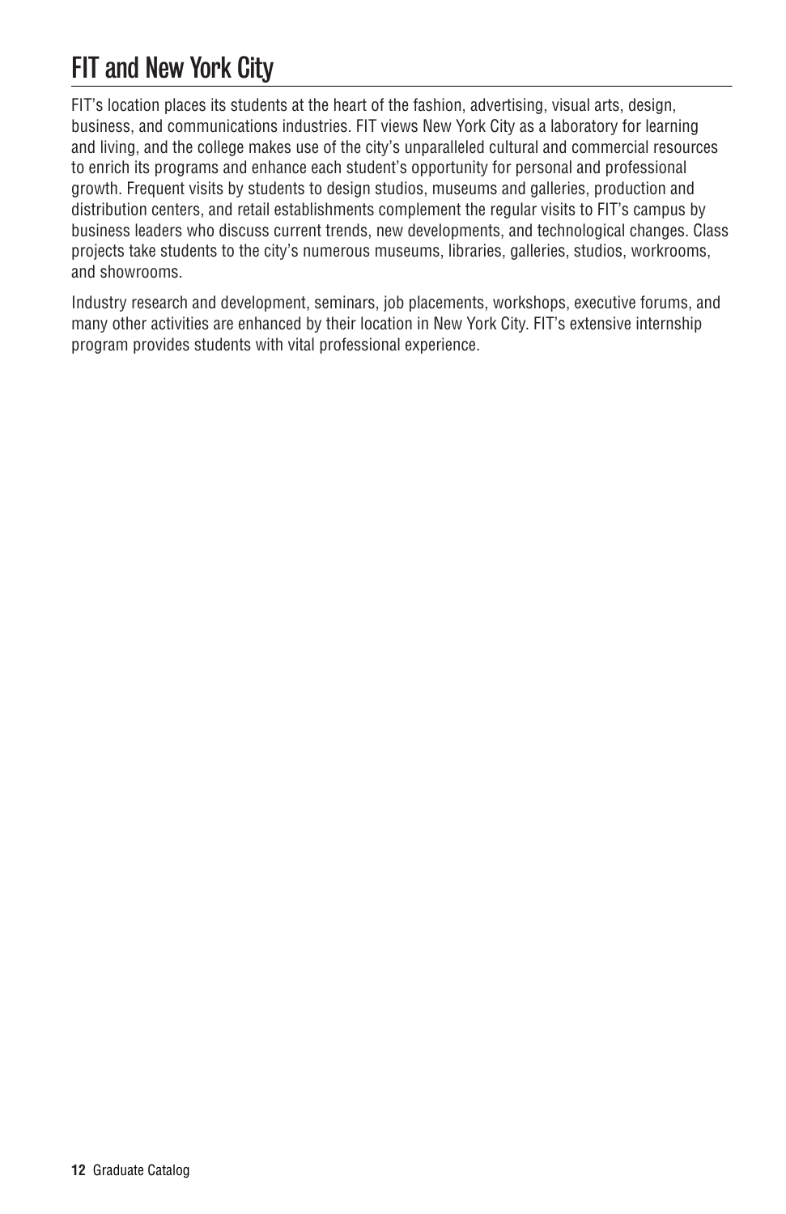# FIT and New York City

FIT's location places its students at the heart of the fashion, advertising, visual arts, design, business, and communications industries. FIT views New York City as a laboratory for learning and living, and the college makes use of the city's unparalleled cultural and commercial resources to enrich its programs and enhance each student's opportunity for personal and professional growth. Frequent visits by students to design studios, museums and galleries, production and distribution centers, and retail establishments complement the regular visits to FIT's campus by business leaders who discuss current trends, new developments, and technological changes. Class projects take students to the city's numerous museums, libraries, galleries, studios, workrooms, and showrooms.

Industry research and development, seminars, job placements, workshops, executive forums, and many other activities are enhanced by their location in New York City. FIT's extensive internship program provides students with vital professional experience.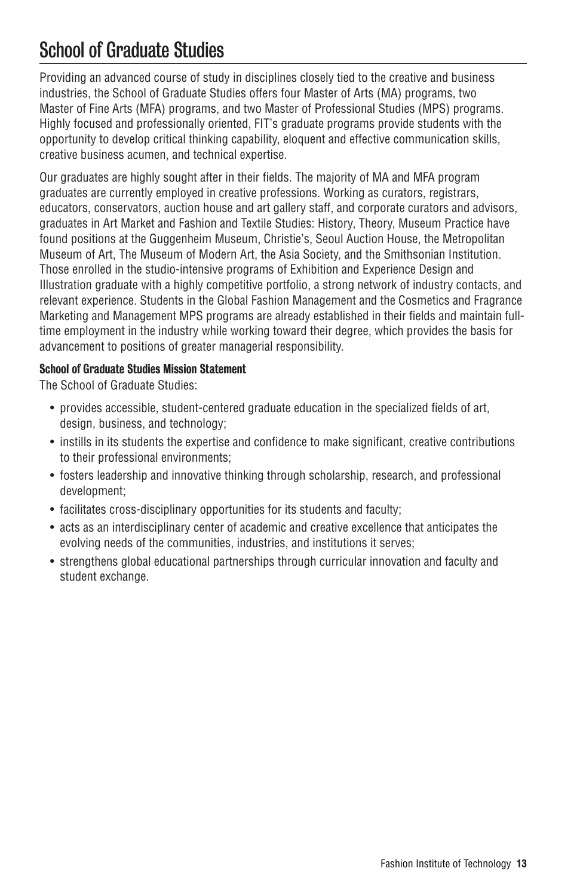# School of Graduate Studies

Providing an advanced course of study in disciplines closely tied to the creative and business industries, the School of Graduate Studies offers four Master of Arts (MA) programs, two Master of Fine Arts (MFA) programs, and two Master of Professional Studies (MPS) programs. Highly focused and professionally oriented, FIT's graduate programs provide students with the opportunity to develop critical thinking capability, eloquent and effective communication skills, creative business acumen, and technical expertise.

Our graduates are highly sought after in their fields. The majority of MA and MFA program graduates are currently employed in creative professions. Working as curators, registrars, educators, conservators, auction house and art gallery staff, and corporate curators and advisors, graduates in Art Market and Fashion and Textile Studies: History, Theory, Museum Practice have found positions at the Guggenheim Museum, Christie's, Seoul Auction House, the Metropolitan Museum of Art, The Museum of Modern Art, the Asia Society, and the Smithsonian Institution. Those enrolled in the studio-intensive programs of Exhibition and Experience Design and Illustration graduate with a highly competitive portfolio, a strong network of industry contacts, and relevant experience. Students in the Global Fashion Management and the Cosmetics and Fragrance Marketing and Management MPS programs are already established in their fields and maintain full-time employment in the industry while working toward their degree, which provides the basis for advancement to positions of greater managerial responsibility.

**School of Graduate Studies Mission Statement**

The School of Graduate Studies:

- provides accessible, student-centered graduate education in the specialized fields of art, design, business, and technology;
- instills in its students the expertise and confidence to make significant, creative contributions to their professional environments;
- fosters leadership and innovative thinking through scholarship, research, and professional development;
- facilitates cross-disciplinary opportunities for its students and faculty;
- acts as an interdisciplinary center of academic and creative excellence that anticipates the evolving needs of the communities, industries, and institutions it serves;
- strengthens global educational partnerships through curricular innovation and faculty and student exchange.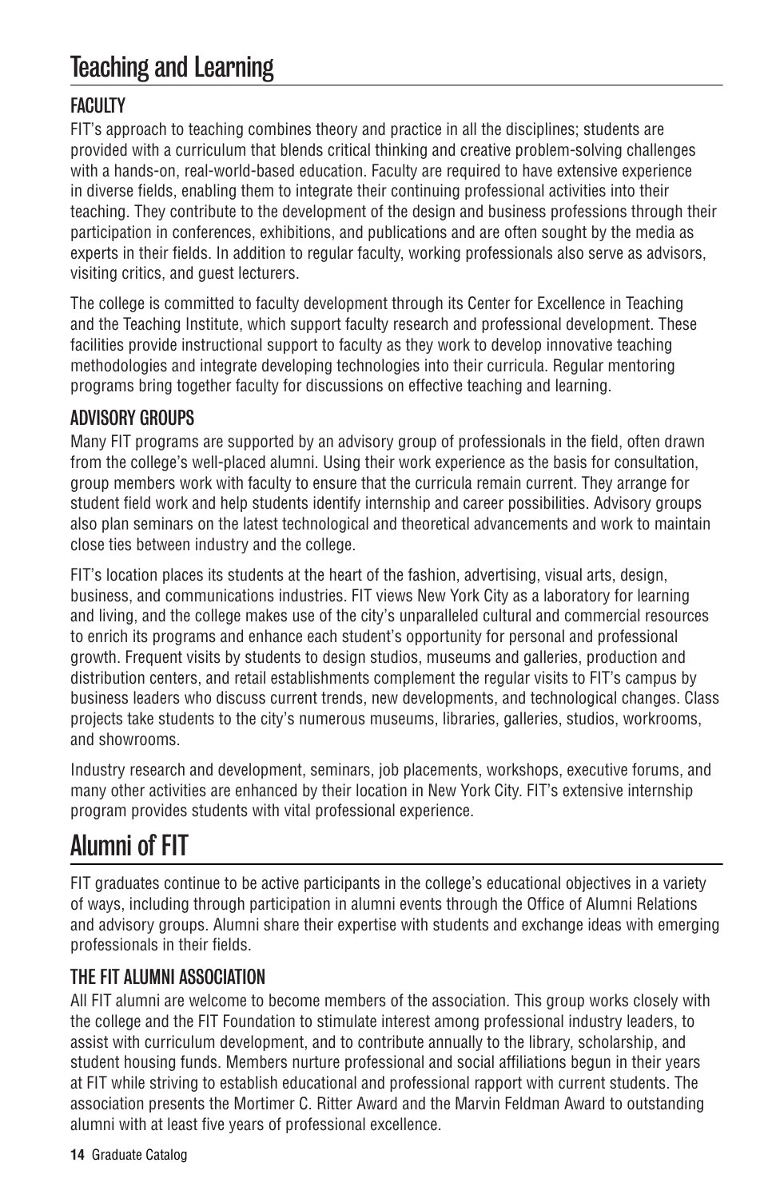# Teaching and Learning

## FACULTY

FIT's approach to teaching combines theory and practice in all the disciplines; students are provided with a curriculum that blends critical thinking and creative problem-solving challenges with a hands-on, real-world-based education. Faculty are required to have extensive experience in diverse fields, enabling them to integrate their continuing professional activities into their teaching. They contribute to the development of the design and business professions through their participation in conferences, exhibitions, and publications and are often sought by the media as experts in their fields. In addition to regular faculty, working professionals also serve as advisors, visiting critics, and guest lecturers.

The college is committed to faculty development through its Center for Excellence in Teaching and the Teaching Institute, which support faculty research and professional development. These facilities provide instructional support to faculty as they work to develop innovative teaching methodologies and integrate developing technologies into their curricula. Regular mentoring programs bring together faculty for discussions on effective teaching and learning.

## ADVISORY GROUPS

Many FIT programs are supported by an advisory group of professionals in the field, often drawn from the college's well-placed alumni. Using their work experience as the basis for consultation, group members work with faculty to ensure that the curricula remain current. They arrange for student field work and help students identify internship and career possibilities. Advisory groups also plan seminars on the latest technological and theoretical advancements and work to maintain close ties between industry and the college.

FIT's location places its students at the heart of the fashion, advertising, visual arts, design, business, and communications industries. FIT views New York City as a laboratory for learning and living, and the college makes use of the city's unparalleled cultural and commercial resources to enrich its programs and enhance each student's opportunity for personal and professional growth. Frequent visits by students to design studios, museums and galleries, production and distribution centers, and retail establishments complement the regular visits to FIT's campus by business leaders who discuss current trends, new developments, and technological changes. Class projects take students to the city's numerous museums, libraries, galleries, studios, workrooms, and showrooms.

Industry research and development, seminars, job placements, workshops, executive forums, and many other activities are enhanced by their location in New York City. FIT's extensive internship program provides students with vital professional experience.

# Alumni of FIT

FIT graduates continue to be active participants in the college's educational objectives in a variety of ways, including through participation in alumni events through the Office of Alumni Relations and advisory groups. Alumni share their expertise with students and exchange ideas with emerging professionals in their fields.

## THE FIT ALUMNI ASSOCIATION

All FIT alumni are welcome to become members of the association. This group works closely with the college and the FIT Foundation to stimulate interest among professional industry leaders, to assist with curriculum development, and to contribute annually to the library, scholarship, and student housing funds. Members nurture professional and social affiliations begun in their years at FIT while striving to establish educational and professional rapport with current students. The association presents the Mortimer C. Ritter Award and the Marvin Feldman Award to outstanding alumni with at least five years of professional excellence.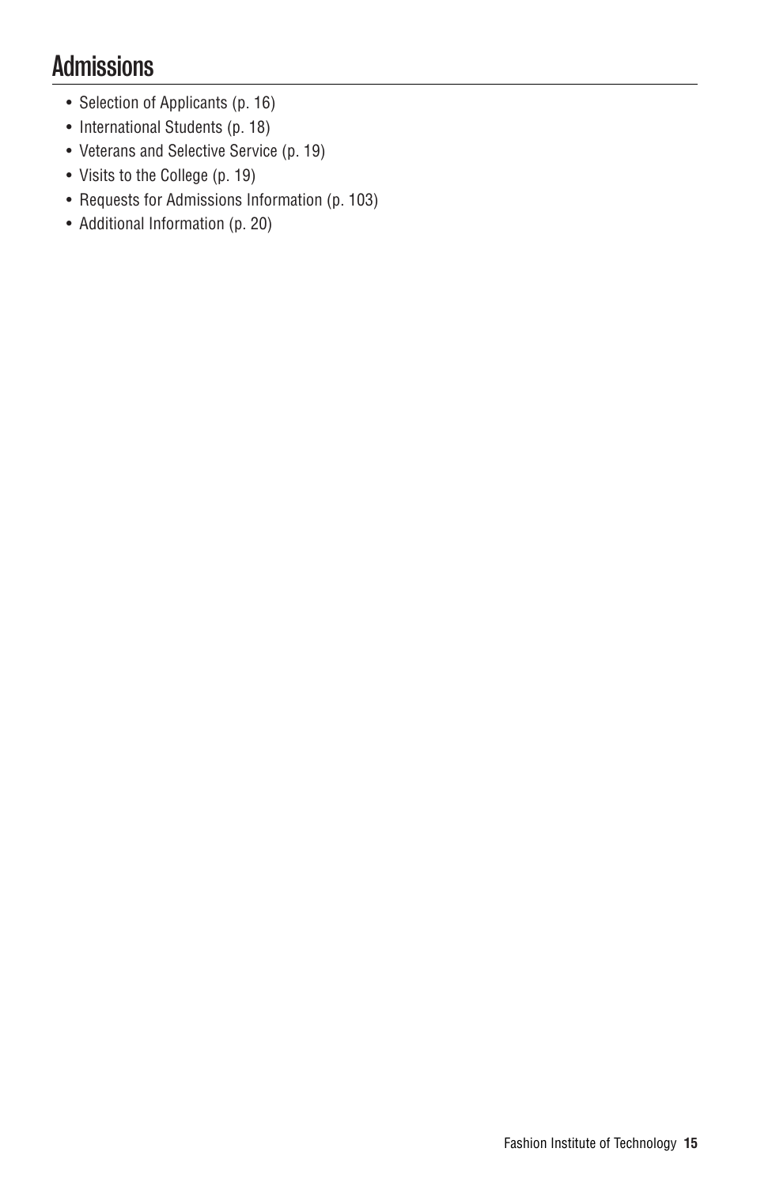# Admissions

- Selection of Applicants (p. 16)
- International Students (p. 18)
- Veterans and Selective Service (p. 19)
- Visits to the College (p. 19)
- Requests for Admissions Information (p. 103)
- Additional Information (p. 20)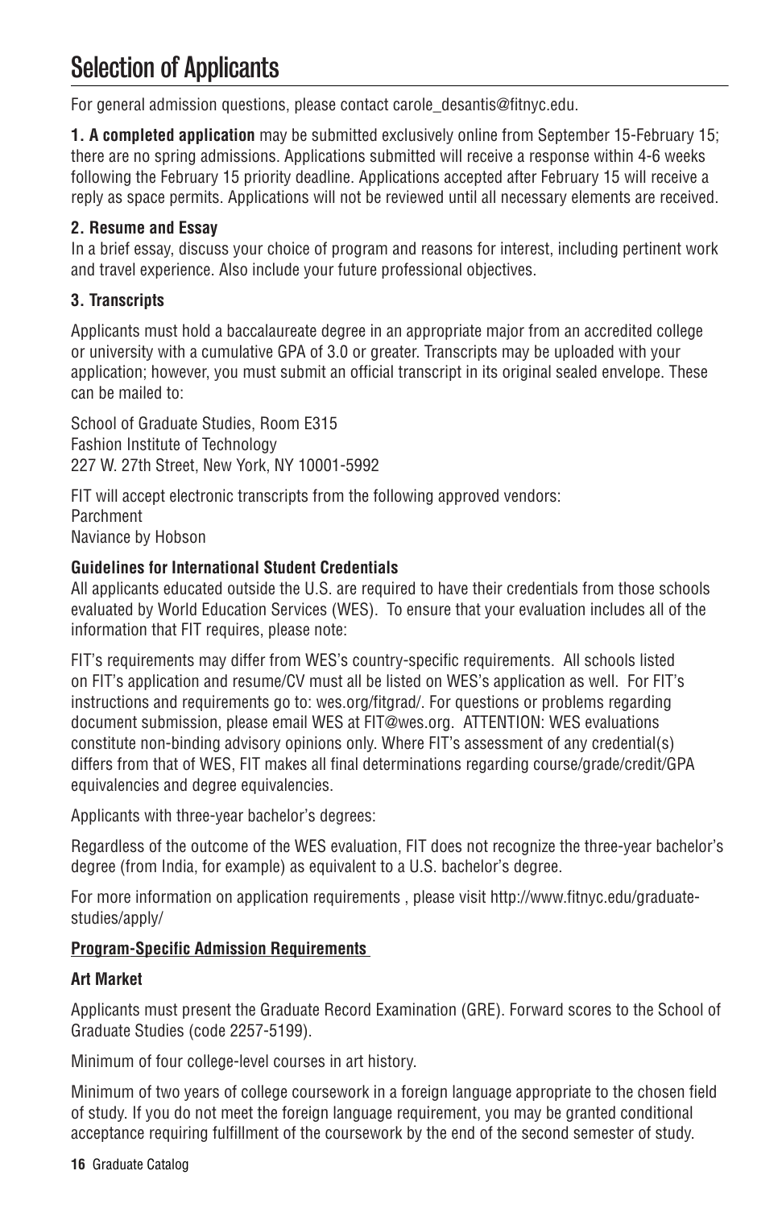# Selection of Applicants

For general admission questions, please contact carole_desantis@fitnyc.edu.

**1. A completed application** may be submitted exclusively online from September 15-February 15; there are no spring admissions. Applications submitted will receive a response within 4-6 weeks following the February 15 priority deadline. Applications accepted after February 15 will receive a reply as space permits. Applications will not be reviewed until all necessary elements are received.

**2. Resume and Essay**

In a brief essay, discuss your choice of program and reasons for interest, including pertinent work and travel experience. Also include your future professional objectives.

**3. Transcripts**

Applicants must hold a baccalaureate degree in an appropriate major from an accredited college or university with a cumulative GPA of 3.0 or greater. Transcripts may be uploaded with your application; however, you must submit an official transcript in its original sealed envelope. These can be mailed to:

School of Graduate Studies, Room E315
Fashion Institute of Technology
227 W. 27th Street, New York, NY 10001-5992

FIT will accept electronic transcripts from the following approved vendors:
Parchment
Naviance by Hobson

**Guidelines for International Student Credentials**

All applicants educated outside the U.S. are required to have their credentials from those schools evaluated by World Education Services (WES). To ensure that your evaluation includes all of the information that FIT requires, please note:

FIT's requirements may differ from WES's country-specific requirements. All schools listed on FIT's application and resume/CV must all be listed on WES's application as well. For FIT's instructions and requirements go to: wes.org/fitgrad/. For questions or problems regarding document submission, please email WES at FIT@wes.org. ATTENTION: WES evaluations constitute non-binding advisory opinions only. Where FIT's assessment of any credential(s) differs from that of WES, FIT makes all final determinations regarding course/grade/credit/GPA equivalencies and degree equivalencies.

Applicants with three-year bachelor's degrees:

Regardless of the outcome of the WES evaluation, FIT does not recognize the three-year bachelor's degree (from India, for example) as equivalent to a U.S. bachelor's degree.

For more information on application requirements , please visit http://www.fitnyc.edu/graduate-studies/apply/

**Program-Specific Admission Requirements**

**Art Market**

Applicants must present the Graduate Record Examination (GRE). Forward scores to the School of Graduate Studies (code 2257-5199).

Minimum of four college-level courses in art history.

Minimum of two years of college coursework in a foreign language appropriate to the chosen field of study. If you do not meet the foreign language requirement, you may be granted conditional acceptance requiring fulfillment of the coursework by the end of the second semester of study.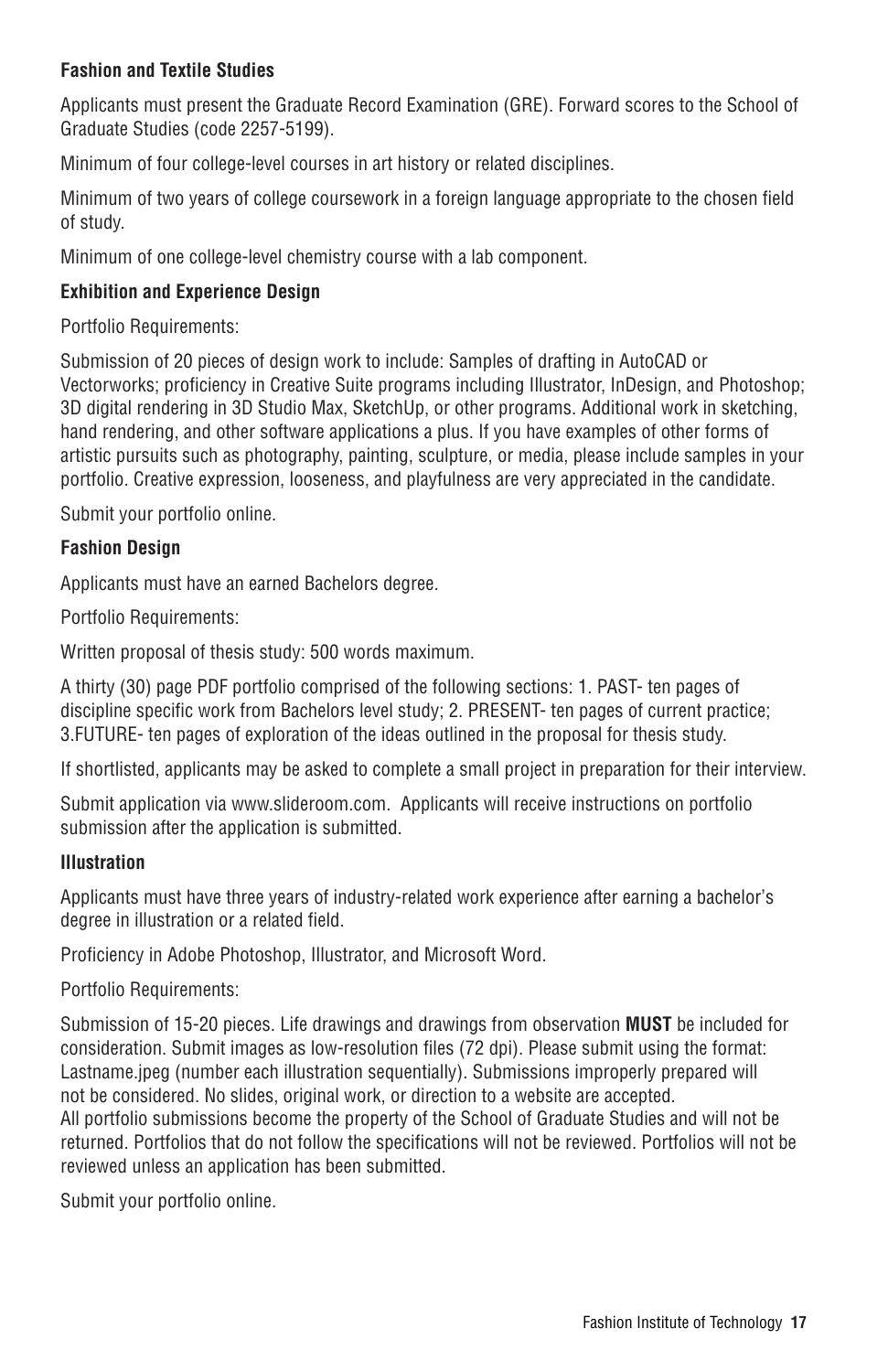### Fashion and Textile Studies

Applicants must present the Graduate Record Examination (GRE). Forward scores to the School of Graduate Studies (code 2257-5199).

Minimum of four college-level courses in art history or related disciplines.

Minimum of two years of college coursework in a foreign language appropriate to the chosen field of study.

Minimum of one college-level chemistry course with a lab component.

### Exhibition and Experience Design

Portfolio Requirements:

Submission of 20 pieces of design work to include: Samples of drafting in AutoCAD or Vectorworks; proficiency in Creative Suite programs including Illustrator, InDesign, and Photoshop; 3D digital rendering in 3D Studio Max, SketchUp, or other programs. Additional work in sketching, hand rendering, and other software applications a plus. If you have examples of other forms of artistic pursuits such as photography, painting, sculpture, or media, please include samples in your portfolio. Creative expression, looseness, and playfulness are very appreciated in the candidate.

Submit your portfolio online.

### Fashion Design

Applicants must have an earned Bachelors degree.

Portfolio Requirements:

Written proposal of thesis study: 500 words maximum.

A thirty (30) page PDF portfolio comprised of the following sections: 1. PAST- ten pages of discipline specific work from Bachelors level study; 2. PRESENT- ten pages of current practice; 3.FUTURE- ten pages of exploration of the ideas outlined in the proposal for thesis study.

If shortlisted, applicants may be asked to complete a small project in preparation for their interview.

Submit application via www.slideroom.com. Applicants will receive instructions on portfolio submission after the application is submitted.

### Illustration

Applicants must have three years of industry-related work experience after earning a bachelor's degree in illustration or a related field.

Proficiency in Adobe Photoshop, Illustrator, and Microsoft Word.

Portfolio Requirements:

Submission of 15-20 pieces. Life drawings and drawings from observation **MUST** be included for consideration. Submit images as low-resolution files (72 dpi). Please submit using the format: Lastname.jpeg (number each illustration sequentially). Submissions improperly prepared will not be considered. No slides, original work, or direction to a website are accepted.
All portfolio submissions become the property of the School of Graduate Studies and will not be returned. Portfolios that do not follow the specifications will not be reviewed. Portfolios will not be reviewed unless an application has been submitted.

Submit your portfolio online.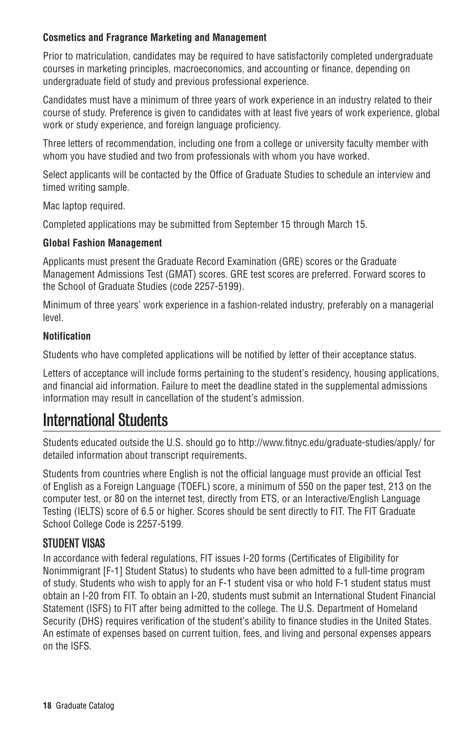**Cosmetics and Fragrance Marketing and Management**

Prior to matriculation, candidates may be required to have satisfactorily completed undergraduate courses in marketing principles, macroeconomics, and accounting or finance, depending on undergraduate field of study and previous professional experience.

Candidates must have a minimum of three years of work experience in an industry related to their course of study. Preference is given to candidates with at least five years of work experience, global work or study experience, and foreign language proficiency.

Three letters of recommendation, including one from a college or university faculty member with whom you have studied and two from professionals with whom you have worked.

Select applicants will be contacted by the Office of Graduate Studies to schedule an interview and timed writing sample.

Mac laptop required.

Completed applications may be submitted from September 15 through March 15.

**Global Fashion Management**

Applicants must present the Graduate Record Examination (GRE) scores or the Graduate Management Admissions Test (GMAT) scores. GRE test scores are preferred. Forward scores to the School of Graduate Studies (code 2257-5199).

Minimum of three years' work experience in a fashion-related industry, preferably on a managerial level.

**Notification**

Students who have completed applications will be notified by letter of their acceptance status.

Letters of acceptance will include forms pertaining to the student's residency, housing applications, and financial aid information. Failure to meet the deadline stated in the supplemental admissions information may result in cancellation of the student's admission.

# International Students

Students educated outside the U.S. should go to http://www.fitnyc.edu/graduate-studies/apply/ for detailed information about transcript requirements.

Students from countries where English is not the official language must provide an official Test of English as a Foreign Language (TOEFL) score, a minimum of 550 on the paper test, 213 on the computer test, or 80 on the internet test, directly from ETS, or an Interactive/English Language Testing (IELTS) score of 6.5 or higher. Scores should be sent directly to FIT. The FIT Graduate School College Code is 2257-5199.

## STUDENT VISAS

In accordance with federal regulations, FIT issues I-20 forms (Certificates of Eligibility for Nonimmigrant [F-1] Student Status) to students who have been admitted to a full-time program of study. Students who wish to apply for an F-1 student visa or who hold F-1 student status must obtain an I-20 from FIT. To obtain an I-20, students must submit an International Student Financial Statement (ISFS) to FIT after being admitted to the college. The U.S. Department of Homeland Security (DHS) requires verification of the student's ability to finance studies in the United States. An estimate of expenses based on current tuition, fees, and living and personal expenses appears on the ISFS.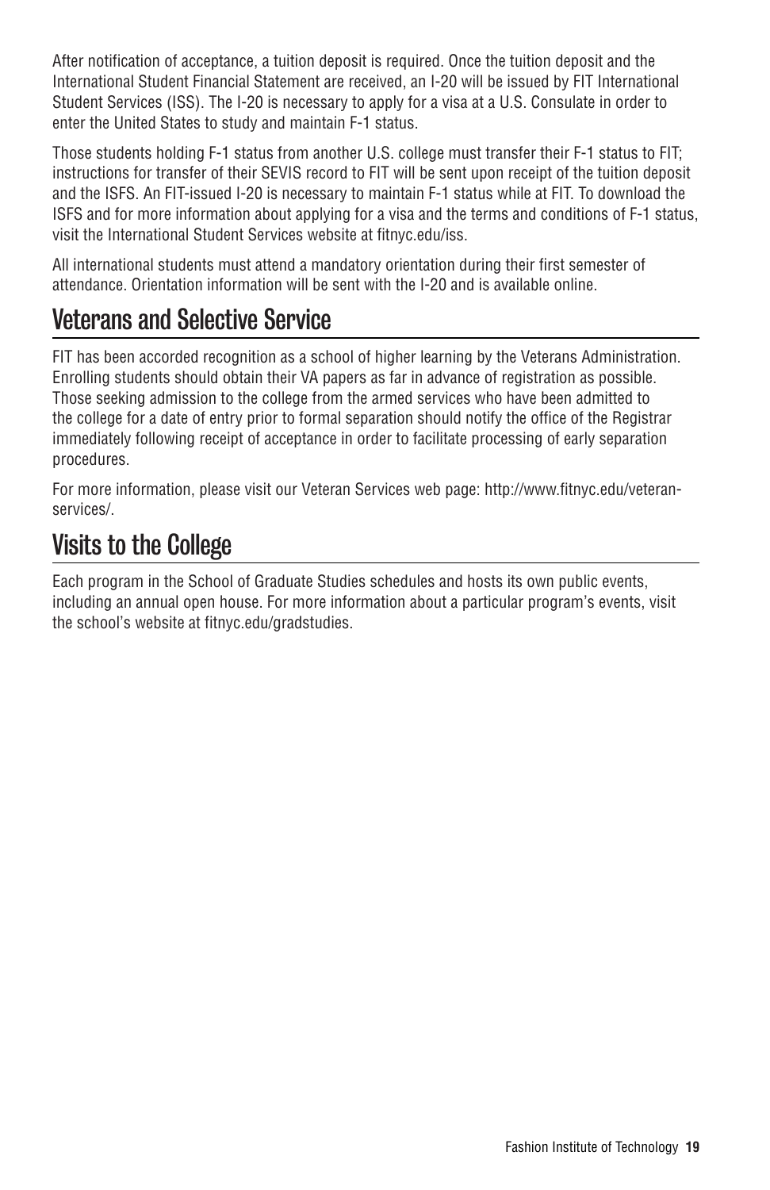After notification of acceptance, a tuition deposit is required. Once the tuition deposit and the International Student Financial Statement are received, an I-20 will be issued by FIT International Student Services (ISS). The I-20 is necessary to apply for a visa at a U.S. Consulate in order to enter the United States to study and maintain F-1 status.

Those students holding F-1 status from another U.S. college must transfer their F-1 status to FIT; instructions for transfer of their SEVIS record to FIT will be sent upon receipt of the tuition deposit and the ISFS. An FIT-issued I-20 is necessary to maintain F-1 status while at FIT. To download the ISFS and for more information about applying for a visa and the terms and conditions of F-1 status, visit the International Student Services website at fitnyc.edu/iss.

All international students must attend a mandatory orientation during their first semester of attendance. Orientation information will be sent with the I-20 and is available online.

## Veterans and Selective Service

FIT has been accorded recognition as a school of higher learning by the Veterans Administration. Enrolling students should obtain their VA papers as far in advance of registration as possible. Those seeking admission to the college from the armed services who have been admitted to the college for a date of entry prior to formal separation should notify the office of the Registrar immediately following receipt of acceptance in order to facilitate processing of early separation procedures.

For more information, please visit our Veteran Services web page: http://www.fitnyc.edu/veteran-services/.

## Visits to the College

Each program in the School of Graduate Studies schedules and hosts its own public events, including an annual open house. For more information about a particular program's events, visit the school's website at fitnyc.edu/gradstudies.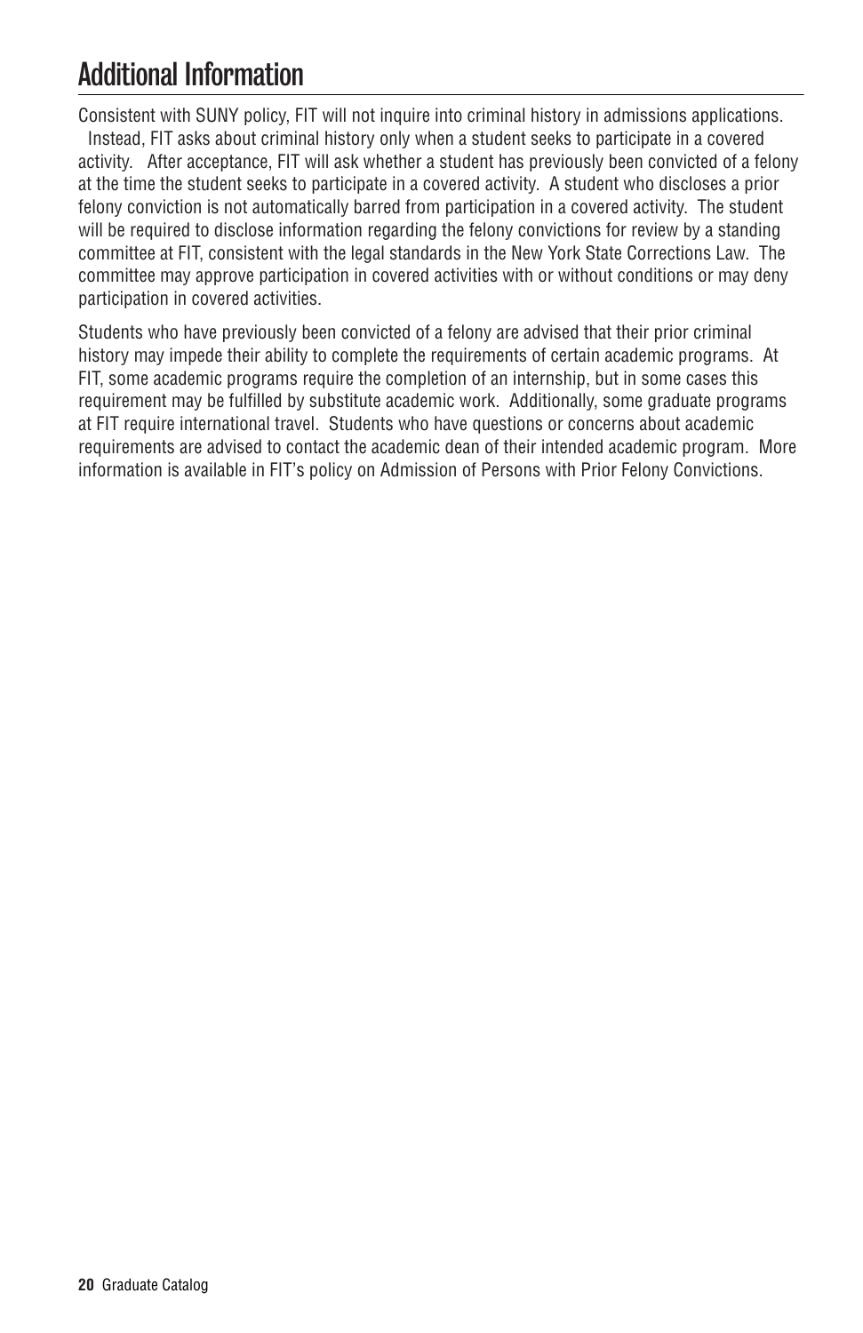## Additional Information

Consistent with SUNY policy, FIT will not inquire into criminal history in admissions applications. Instead, FIT asks about criminal history only when a student seeks to participate in a covered activity. After acceptance, FIT will ask whether a student has previously been convicted of a felony at the time the student seeks to participate in a covered activity. A student who discloses a prior felony conviction is not automatically barred from participation in a covered activity. The student will be required to disclose information regarding the felony convictions for review by a standing committee at FIT, consistent with the legal standards in the New York State Corrections Law. The committee may approve participation in covered activities with or without conditions or may deny participation in covered activities.

Students who have previously been convicted of a felony are advised that their prior criminal history may impede their ability to complete the requirements of certain academic programs. At FIT, some academic programs require the completion of an internship, but in some cases this requirement may be fulfilled by substitute academic work. Additionally, some graduate programs at FIT require international travel. Students who have questions or concerns about academic requirements are advised to contact the academic dean of their intended academic program. More information is available in FIT's policy on Admission of Persons with Prior Felony Convictions.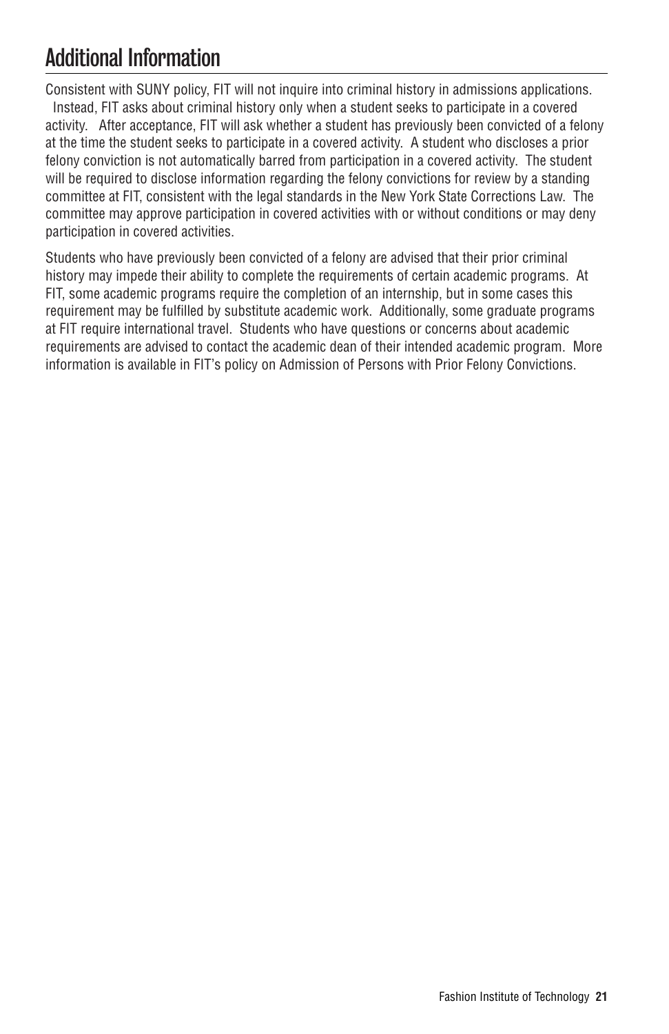# Additional Information

Consistent with SUNY policy, FIT will not inquire into criminal history in admissions applications. Instead, FIT asks about criminal history only when a student seeks to participate in a covered activity. After acceptance, FIT will ask whether a student has previously been convicted of a felony at the time the student seeks to participate in a covered activity. A student who discloses a prior felony conviction is not automatically barred from participation in a covered activity. The student will be required to disclose information regarding the felony convictions for review by a standing committee at FIT, consistent with the legal standards in the New York State Corrections Law. The committee may approve participation in covered activities with or without conditions or may deny participation in covered activities.

Students who have previously been convicted of a felony are advised that their prior criminal history may impede their ability to complete the requirements of certain academic programs. At FIT, some academic programs require the completion of an internship, but in some cases this requirement may be fulfilled by substitute academic work. Additionally, some graduate programs at FIT require international travel. Students who have questions or concerns about academic requirements are advised to contact the academic dean of their intended academic program. More information is available in FIT's policy on Admission of Persons with Prior Felony Convictions.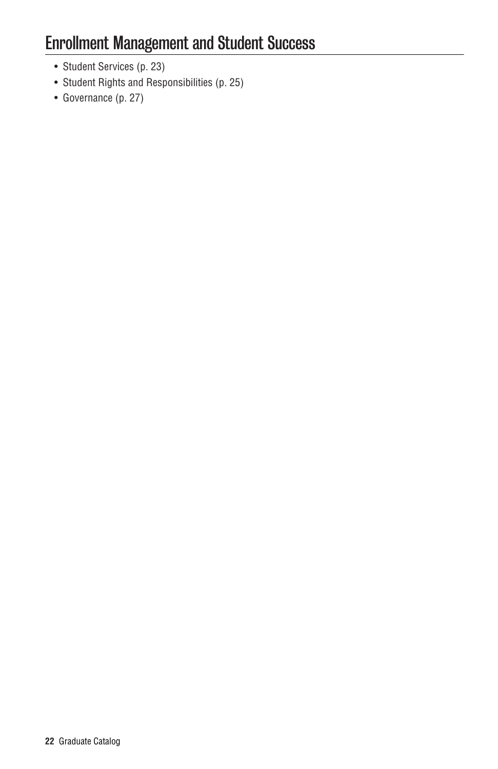# Enrollment Management and Student Success

- Student Services (p. 23)
- Student Rights and Responsibilities (p. 25)
- Governance (p. 27)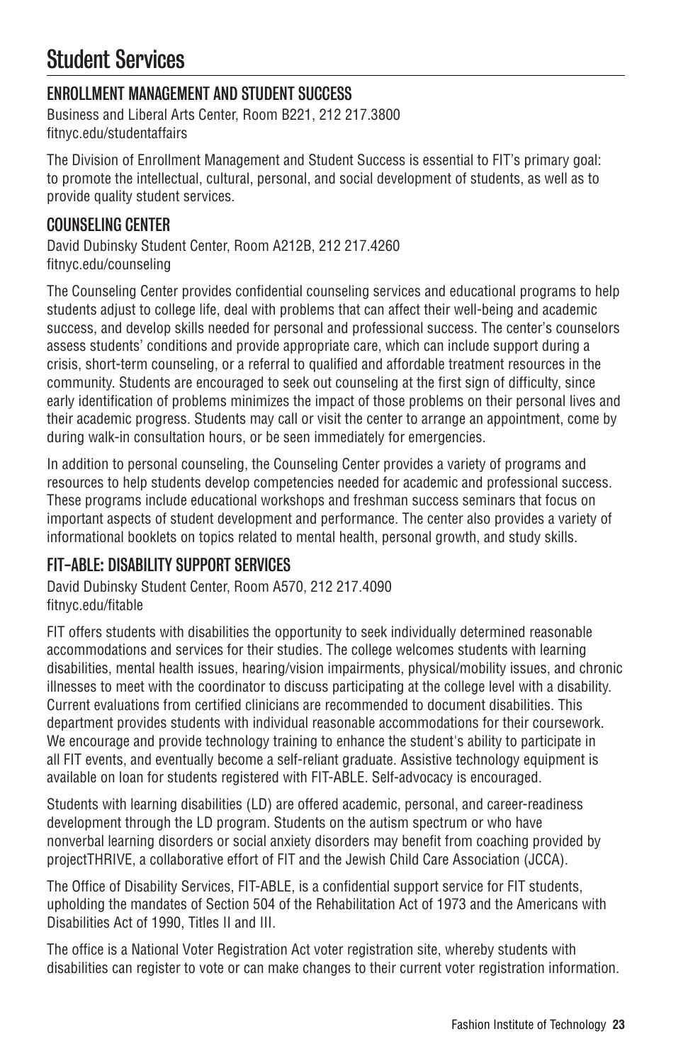# Student Services

## ENROLLMENT MANAGEMENT AND STUDENT SUCCESS

Business and Liberal Arts Center, Room B221, 212 217.3800
fitnyc.edu/studentaffairs

The Division of Enrollment Management and Student Success is essential to FIT's primary goal: to promote the intellectual, cultural, personal, and social development of students, as well as to provide quality student services.

## COUNSELING CENTER

David Dubinsky Student Center, Room A212B, 212 217.4260
fitnyc.edu/counseling

The Counseling Center provides confidential counseling services and educational programs to help students adjust to college life, deal with problems that can affect their well-being and academic success, and develop skills needed for personal and professional success. The center's counselors assess students' conditions and provide appropriate care, which can include support during a crisis, short-term counseling, or a referral to qualified and affordable treatment resources in the community. Students are encouraged to seek out counseling at the first sign of difficulty, since early identification of problems minimizes the impact of those problems on their personal lives and their academic progress. Students may call or visit the center to arrange an appointment, come by during walk-in consultation hours, or be seen immediately for emergencies.

In addition to personal counseling, the Counseling Center provides a variety of programs and resources to help students develop competencies needed for academic and professional success. These programs include educational workshops and freshman success seminars that focus on important aspects of student development and performance. The center also provides a variety of informational booklets on topics related to mental health, personal growth, and study skills.

## FIT-ABLE: DISABILITY SUPPORT SERVICES

David Dubinsky Student Center, Room A570, 212 217.4090
fitnyc.edu/fitable

FIT offers students with disabilities the opportunity to seek individually determined reasonable accommodations and services for their studies. The college welcomes students with learning disabilities, mental health issues, hearing/vision impairments, physical/mobility issues, and chronic illnesses to meet with the coordinator to discuss participating at the college level with a disability. Current evaluations from certified clinicians are recommended to document disabilities. This department provides students with individual reasonable accommodations for their coursework. We encourage and provide technology training to enhance the student's ability to participate in all FIT events, and eventually become a self-reliant graduate. Assistive technology equipment is available on loan for students registered with FIT-ABLE. Self-advocacy is encouraged.

Students with learning disabilities (LD) are offered academic, personal, and career-readiness development through the LD program. Students on the autism spectrum or who have nonverbal learning disorders or social anxiety disorders may benefit from coaching provided by projectTHRIVE, a collaborative effort of FIT and the Jewish Child Care Association (JCCA).

The Office of Disability Services, FIT-ABLE, is a confidential support service for FIT students, upholding the mandates of Section 504 of the Rehabilitation Act of 1973 and the Americans with Disabilities Act of 1990, Titles II and III.

The office is a National Voter Registration Act voter registration site, whereby students with disabilities can register to vote or can make changes to their current voter registration information.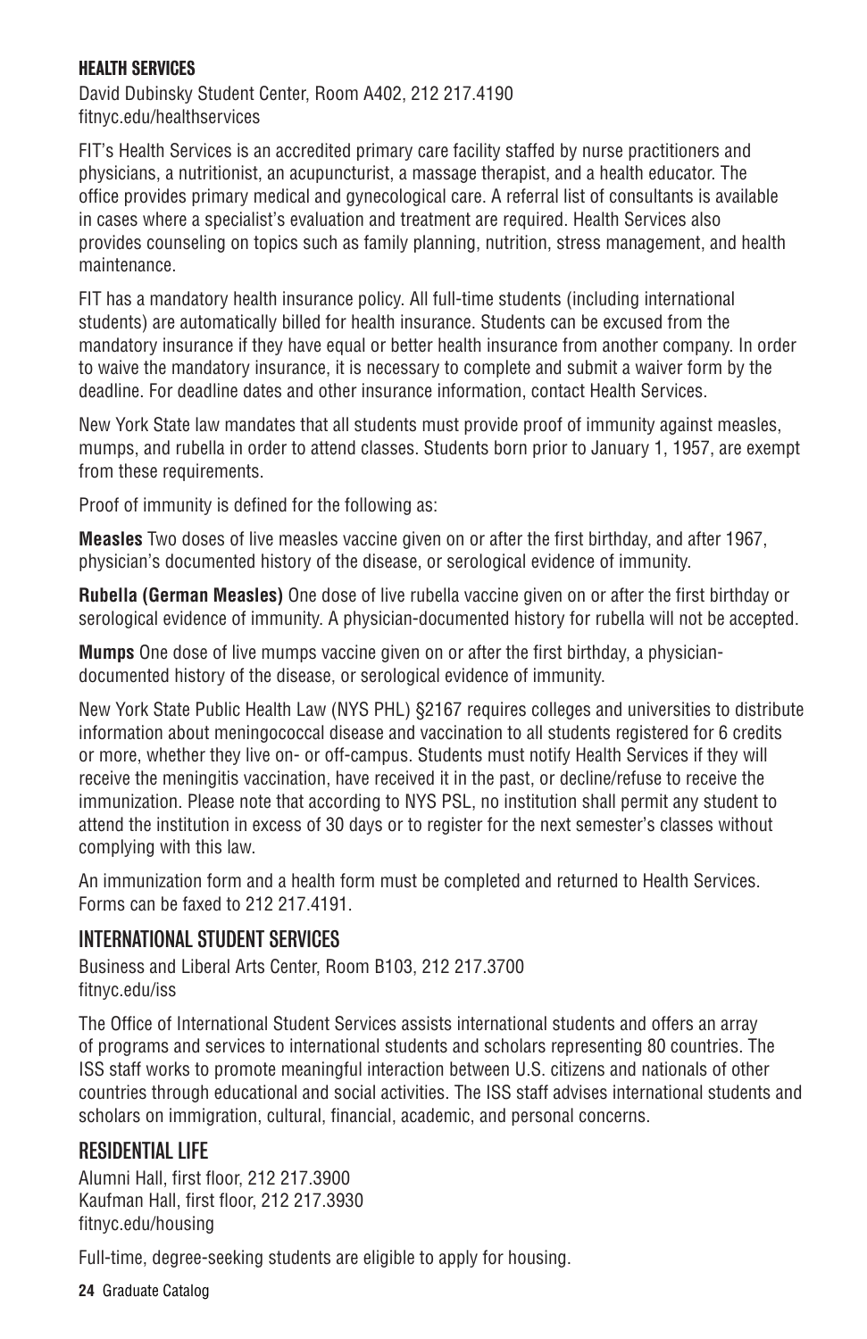### HEALTH SERVICES

David Dubinsky Student Center, Room A402, 212 217.4190
fitnyc.edu/healthservices

FIT's Health Services is an accredited primary care facility staffed by nurse practitioners and physicians, a nutritionist, an acupuncturist, a massage therapist, and a health educator. The office provides primary medical and gynecological care. A referral list of consultants is available in cases where a specialist's evaluation and treatment are required. Health Services also provides counseling on topics such as family planning, nutrition, stress management, and health maintenance.

FIT has a mandatory health insurance policy. All full-time students (including international students) are automatically billed for health insurance. Students can be excused from the mandatory insurance if they have equal or better health insurance from another company. In order to waive the mandatory insurance, it is necessary to complete and submit a waiver form by the deadline. For deadline dates and other insurance information, contact Health Services.

New York State law mandates that all students must provide proof of immunity against measles, mumps, and rubella in order to attend classes. Students born prior to January 1, 1957, are exempt from these requirements.

Proof of immunity is defined for the following as:

**Measles** Two doses of live measles vaccine given on or after the first birthday, and after 1967, physician's documented history of the disease, or serological evidence of immunity.

**Rubella (German Measles)** One dose of live rubella vaccine given on or after the first birthday or serological evidence of immunity. A physician-documented history for rubella will not be accepted.

**Mumps** One dose of live mumps vaccine given on or after the first birthday, a physician-documented history of the disease, or serological evidence of immunity.

New York State Public Health Law (NYS PHL) §2167 requires colleges and universities to distribute information about meningococcal disease and vaccination to all students registered for 6 credits or more, whether they live on- or off-campus. Students must notify Health Services if they will receive the meningitis vaccination, have received it in the past, or decline/refuse to receive the immunization. Please note that according to NYS PSL, no institution shall permit any student to attend the institution in excess of 30 days or to register for the next semester's classes without complying with this law.

An immunization form and a health form must be completed and returned to Health Services. Forms can be faxed to 212 217.4191.

## INTERNATIONAL STUDENT SERVICES

Business and Liberal Arts Center, Room B103, 212 217.3700
fitnyc.edu/iss

The Office of International Student Services assists international students and offers an array of programs and services to international students and scholars representing 80 countries. The ISS staff works to promote meaningful interaction between U.S. citizens and nationals of other countries through educational and social activities. The ISS staff advises international students and scholars on immigration, cultural, financial, academic, and personal concerns.

## RESIDENTIAL LIFE

Alumni Hall, first floor, 212 217.3900
Kaufman Hall, first floor, 212 217.3930
fitnyc.edu/housing

Full-time, degree-seeking students are eligible to apply for housing.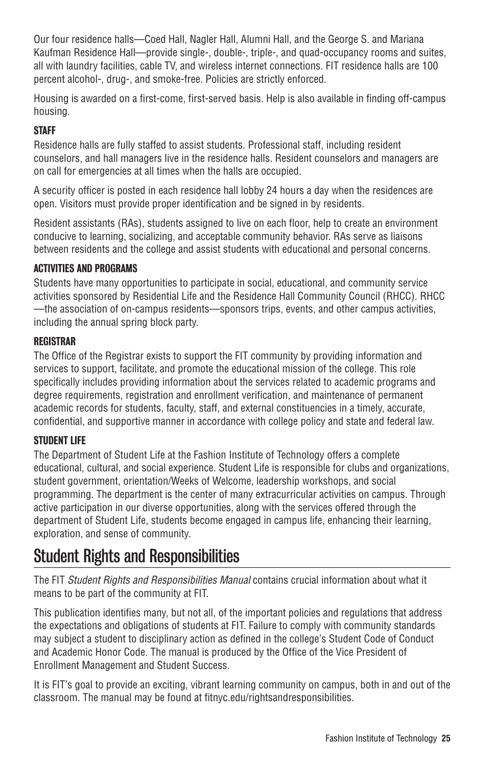Our four residence halls—Coed Hall, Nagler Hall, Alumni Hall, and the George S. and Mariana Kaufman Residence Hall—provide single-, double-, triple-, and quad-occupancy rooms and suites, all with laundry facilities, cable TV, and wireless internet connections. FIT residence halls are 100 percent alcohol-, drug-, and smoke-free. Policies are strictly enforced.

Housing is awarded on a first-come, first-served basis. Help is also available in finding off-campus housing.

#### STAFF

Residence halls are fully staffed to assist students. Professional staff, including resident counselors, and hall managers live in the residence halls. Resident counselors and managers are on call for emergencies at all times when the halls are occupied.

A security officer is posted in each residence hall lobby 24 hours a day when the residences are open. Visitors must provide proper identification and be signed in by residents.

Resident assistants (RAs), students assigned to live on each floor, help to create an environment conducive to learning, socializing, and acceptable community behavior. RAs serve as liaisons between residents and the college and assist students with educational and personal concerns.

#### ACTIVITIES AND PROGRAMS

Students have many opportunities to participate in social, educational, and community service activities sponsored by Residential Life and the Residence Hall Community Council (RHCC). RHCC—the association of on-campus residents—sponsors trips, events, and other campus activities, including the annual spring block party.

### REGISTRAR

The Office of the Registrar exists to support the FIT community by providing information and services to support, facilitate, and promote the educational mission of the college. This role specifically includes providing information about the services related to academic programs and degree requirements, registration and enrollment verification, and maintenance of permanent academic records for students, faculty, staff, and external constituencies in a timely, accurate, confidential, and supportive manner in accordance with college policy and state and federal law.

### STUDENT LIFE

The Department of Student Life at the Fashion Institute of Technology offers a complete educational, cultural, and social experience. Student Life is responsible for clubs and organizations, student government, orientation/Weeks of Welcome, leadership workshops, and social programming. The department is the center of many extracurricular activities on campus. Through active participation in our diverse opportunities, along with the services offered through the department of Student Life, students become engaged in campus life, enhancing their learning, exploration, and sense of community.

## Student Rights and Responsibilities

The FIT *Student Rights and Responsibilities Manual* contains crucial information about what it means to be part of the community at FIT.

This publication identifies many, but not all, of the important policies and regulations that address the expectations and obligations of students at FIT. Failure to comply with community standards may subject a student to disciplinary action as defined in the college's Student Code of Conduct and Academic Honor Code. The manual is produced by the Office of the Vice President of Enrollment Management and Student Success.

It is FIT's goal to provide an exciting, vibrant learning community on campus, both in and out of the classroom. The manual may be found at fitnyc.edu/rightsandresponsibilities.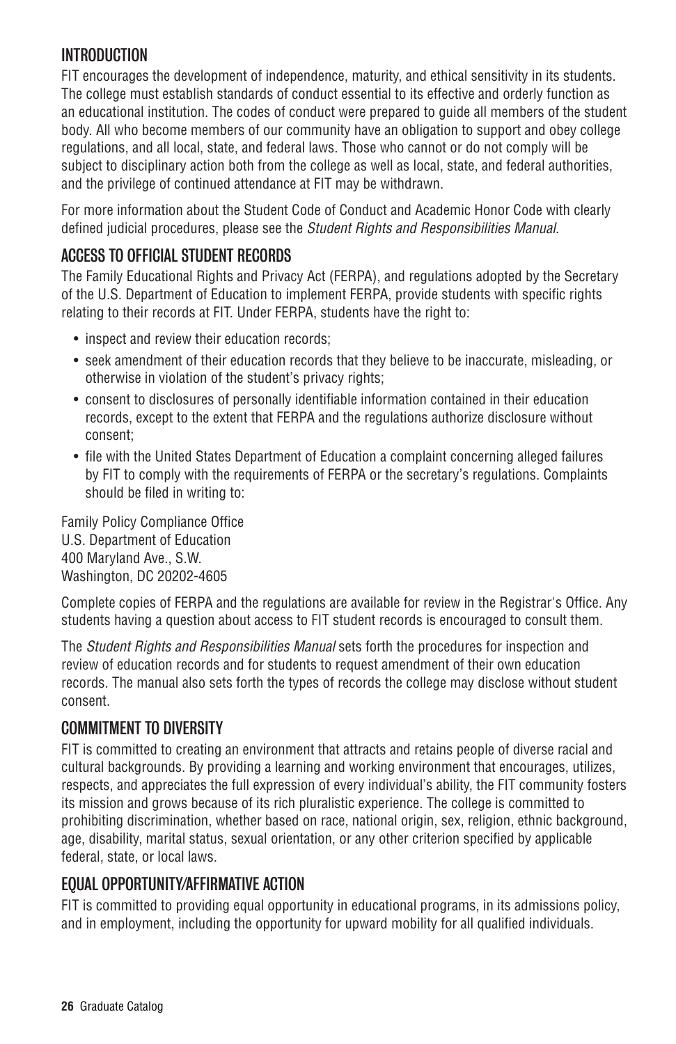## INTRODUCTION

FIT encourages the development of independence, maturity, and ethical sensitivity in its students. The college must establish standards of conduct essential to its effective and orderly function as an educational institution. The codes of conduct were prepared to guide all members of the student body. All who become members of our community have an obligation to support and obey college regulations, and all local, state, and federal laws. Those who cannot or do not comply will be subject to disciplinary action both from the college as well as local, state, and federal authorities, and the privilege of continued attendance at FIT may be withdrawn.

For more information about the Student Code of Conduct and Academic Honor Code with clearly defined judicial procedures, please see the *Student Rights and Responsibilities Manual*.

## ACCESS TO OFFICIAL STUDENT RECORDS

The Family Educational Rights and Privacy Act (FERPA), and regulations adopted by the Secretary of the U.S. Department of Education to implement FERPA, provide students with specific rights relating to their records at FIT. Under FERPA, students have the right to:

- inspect and review their education records;
- seek amendment of their education records that they believe to be inaccurate, misleading, or otherwise in violation of the student's privacy rights;
- consent to disclosures of personally identifiable information contained in their education records, except to the extent that FERPA and the regulations authorize disclosure without consent;
- file with the United States Department of Education a complaint concerning alleged failures by FIT to comply with the requirements of FERPA or the secretary's regulations. Complaints should be filed in writing to:

Family Policy Compliance Office
U.S. Department of Education
400 Maryland Ave., S.W.
Washington, DC 20202-4605

Complete copies of FERPA and the regulations are available for review in the Registrar's Office. Any students having a question about access to FIT student records is encouraged to consult them.

The *Student Rights and Responsibilities Manual* sets forth the procedures for inspection and review of education records and for students to request amendment of their own education records. The manual also sets forth the types of records the college may disclose without student consent.

## COMMITMENT TO DIVERSITY

FIT is committed to creating an environment that attracts and retains people of diverse racial and cultural backgrounds. By providing a learning and working environment that encourages, utilizes, respects, and appreciates the full expression of every individual's ability, the FIT community fosters its mission and grows because of its rich pluralistic experience. The college is committed to prohibiting discrimination, whether based on race, national origin, sex, religion, ethnic background, age, disability, marital status, sexual orientation, or any other criterion specified by applicable federal, state, or local laws.

## EQUAL OPPORTUNITY/AFFIRMATIVE ACTION

FIT is committed to providing equal opportunity in educational programs, in its admissions policy, and in employment, including the opportunity for upward mobility for all qualified individuals.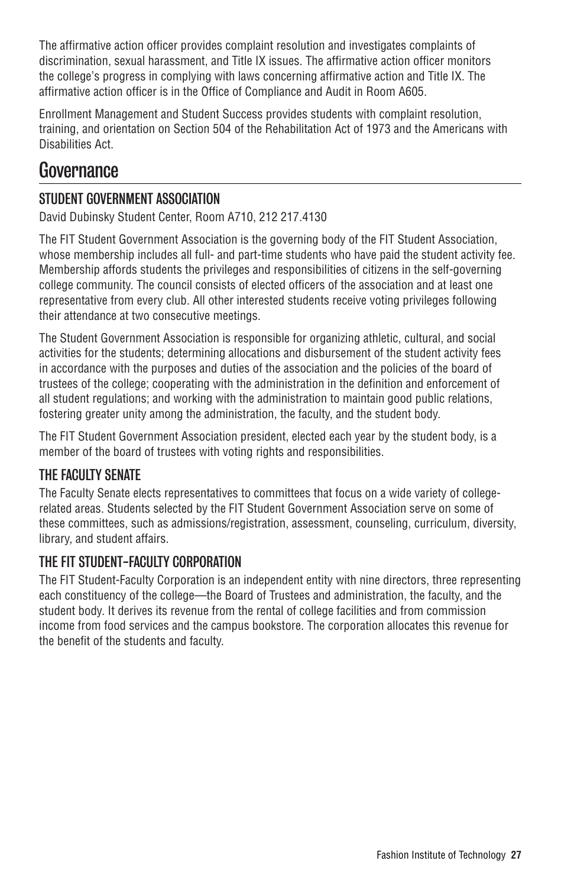The affirmative action officer provides complaint resolution and investigates complaints of discrimination, sexual harassment, and Title IX issues. The affirmative action officer monitors the college's progress in complying with laws concerning affirmative action and Title IX. The affirmative action officer is in the Office of Compliance and Audit in Room A605.

Enrollment Management and Student Success provides students with complaint resolution, training, and orientation on Section 504 of the Rehabilitation Act of 1973 and the Americans with Disabilities Act.

## Governance

### STUDENT GOVERNMENT ASSOCIATION

David Dubinsky Student Center, Room A710, 212 217.4130

The FIT Student Government Association is the governing body of the FIT Student Association, whose membership includes all full- and part-time students who have paid the student activity fee. Membership affords students the privileges and responsibilities of citizens in the self-governing college community. The council consists of elected officers of the association and at least one representative from every club. All other interested students receive voting privileges following their attendance at two consecutive meetings.

The Student Government Association is responsible for organizing athletic, cultural, and social activities for the students; determining allocations and disbursement of the student activity fees in accordance with the purposes and duties of the association and the policies of the board of trustees of the college; cooperating with the administration in the definition and enforcement of all student regulations; and working with the administration to maintain good public relations, fostering greater unity among the administration, the faculty, and the student body.

The FIT Student Government Association president, elected each year by the student body, is a member of the board of trustees with voting rights and responsibilities.

### THE FACULTY SENATE

The Faculty Senate elects representatives to committees that focus on a wide variety of college-related areas. Students selected by the FIT Student Government Association serve on some of these committees, such as admissions/registration, assessment, counseling, curriculum, diversity, library, and student affairs.

### THE FIT STUDENT-FACULTY CORPORATION

The FIT Student-Faculty Corporation is an independent entity with nine directors, three representing each constituency of the college—the Board of Trustees and administration, the faculty, and the student body. It derives its revenue from the rental of college facilities and from commission income from food services and the campus bookstore. The corporation allocates this revenue for the benefit of the students and faculty.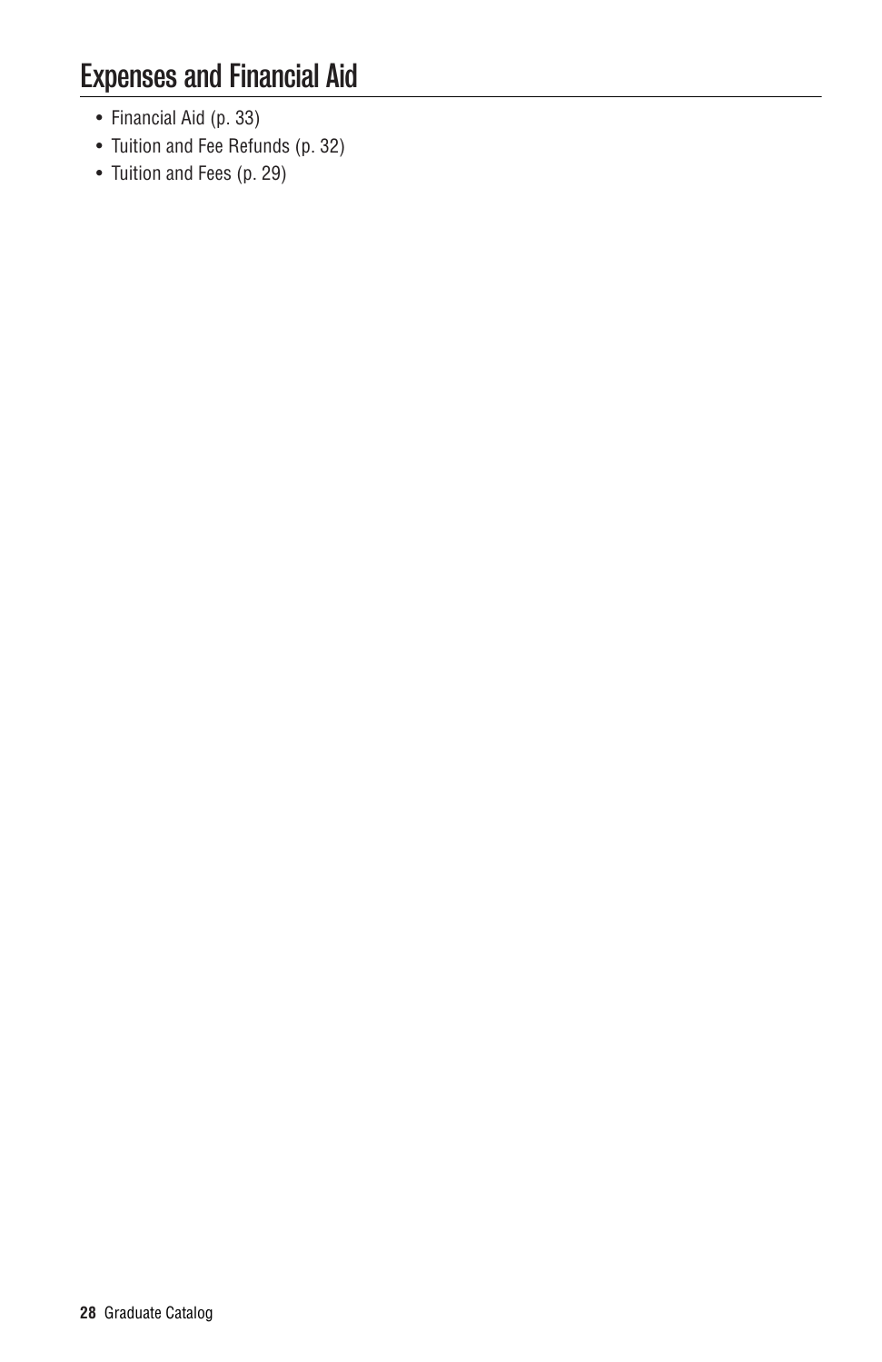# Expenses and Financial Aid

- Financial Aid (p. 33)
- Tuition and Fee Refunds (p. 32)
- Tuition and Fees (p. 29)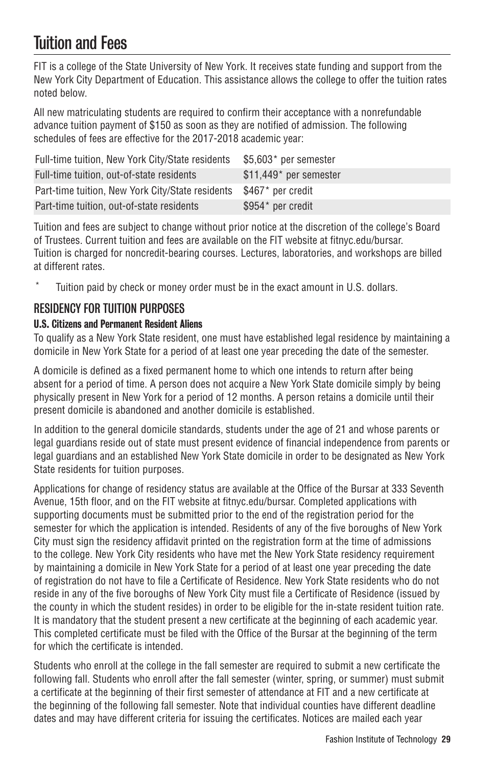# Tuition and Fees

FIT is a college of the State University of New York. It receives state funding and support from the New York City Department of Education. This assistance allows the college to offer the tuition rates noted below.

All new matriculating students are required to confirm their acceptance with a nonrefundable advance tuition payment of $150 as soon as they are notified of admission. The following schedules of fees are effective for the 2017-2018 academic year:

| | |
|---|---|
| Full-time tuition, New York City/State residents | $5,603* per semester |
| Full-time tuition, out-of-state residents | $11,449* per semester |
| Part-time tuition, New York City/State residents | $467* per credit |
| Part-time tuition, out-of-state residents | $954* per credit |

Tuition and fees are subject to change without prior notice at the discretion of the college's Board of Trustees. Current tuition and fees are available on the FIT website at fitnyc.edu/bursar. Tuition is charged for noncredit-bearing courses. Lectures, laboratories, and workshops are billed at different rates.

\* Tuition paid by check or money order must be in the exact amount in U.S. dollars.

## RESIDENCY FOR TUITION PURPOSES

### U.S. Citizens and Permanent Resident Aliens

To qualify as a New York State resident, one must have established legal residence by maintaining a domicile in New York State for a period of at least one year preceding the date of the semester.

A domicile is defined as a fixed permanent home to which one intends to return after being absent for a period of time. A person does not acquire a New York State domicile simply by being physically present in New York for a period of 12 months. A person retains a domicile until their present domicile is abandoned and another domicile is established.

In addition to the general domicile standards, students under the age of 21 and whose parents or legal guardians reside out of state must present evidence of financial independence from parents or legal guardians and an established New York State domicile in order to be designated as New York State residents for tuition purposes.

Applications for change of residency status are available at the Office of the Bursar at 333 Seventh Avenue, 15th floor, and on the FIT website at fitnyc.edu/bursar. Completed applications with supporting documents must be submitted prior to the end of the registration period for the semester for which the application is intended. Residents of any of the five boroughs of New York City must sign the residency affidavit printed on the registration form at the time of admissions to the college. New York City residents who have met the New York State residency requirement by maintaining a domicile in New York State for a period of at least one year preceding the date of registration do not have to file a Certificate of Residence. New York State residents who do not reside in any of the five boroughs of New York City must file a Certificate of Residence (issued by the county in which the student resides) in order to be eligible for the in-state resident tuition rate. It is mandatory that the student present a new certificate at the beginning of each academic year. This completed certificate must be filed with the Office of the Bursar at the beginning of the term for which the certificate is intended.

Students who enroll at the college in the fall semester are required to submit a new certificate the following fall. Students who enroll after the fall semester (winter, spring, or summer) must submit a certificate at the beginning of their first semester of attendance at FIT and a new certificate at the beginning of the following fall semester. Note that individual counties have different deadline dates and may have different criteria for issuing the certificates. Notices are mailed each year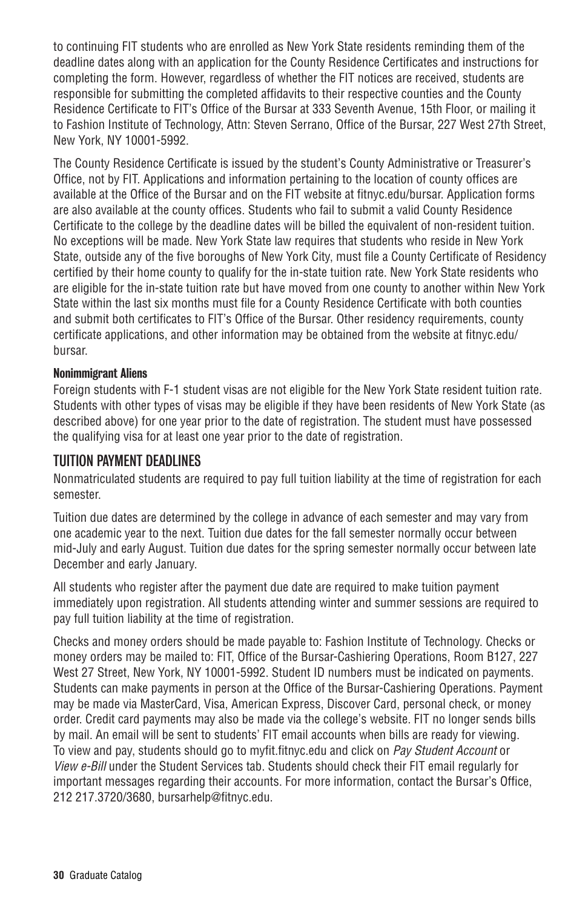to continuing FIT students who are enrolled as New York State residents reminding them of the deadline dates along with an application for the County Residence Certificates and instructions for completing the form. However, regardless of whether the FIT notices are received, students are responsible for submitting the completed affidavits to their respective counties and the County Residence Certificate to FIT's Office of the Bursar at 333 Seventh Avenue, 15th Floor, or mailing it to Fashion Institute of Technology, Attn: Steven Serrano, Office of the Bursar, 227 West 27th Street, New York, NY 10001-5992.

The County Residence Certificate is issued by the student's County Administrative or Treasurer's Office, not by FIT. Applications and information pertaining to the location of county offices are available at the Office of the Bursar and on the FIT website at fitnyc.edu/bursar. Application forms are also available at the county offices. Students who fail to submit a valid County Residence Certificate to the college by the deadline dates will be billed the equivalent of non-resident tuition. No exceptions will be made. New York State law requires that students who reside in New York State, outside any of the five boroughs of New York City, must file a County Certificate of Residency certified by their home county to qualify for the in-state tuition rate. New York State residents who are eligible for the in-state tuition rate but have moved from one county to another within New York State within the last six months must file for a County Residence Certificate with both counties and submit both certificates to FIT's Office of the Bursar. Other residency requirements, county certificate applications, and other information may be obtained from the website at fitnyc.edu/bursar.

**Nonimmigrant Aliens**

Foreign students with F-1 student visas are not eligible for the New York State resident tuition rate. Students with other types of visas may be eligible if they have been residents of New York State (as described above) for one year prior to the date of registration. The student must have possessed the qualifying visa for at least one year prior to the date of registration.

## TUITION PAYMENT DEADLINES

Nonmatriculated students are required to pay full tuition liability at the time of registration for each semester.

Tuition due dates are determined by the college in advance of each semester and may vary from one academic year to the next. Tuition due dates for the fall semester normally occur between mid-July and early August. Tuition due dates for the spring semester normally occur between late December and early January.

All students who register after the payment due date are required to make tuition payment immediately upon registration. All students attending winter and summer sessions are required to pay full tuition liability at the time of registration.

Checks and money orders should be made payable to: Fashion Institute of Technology. Checks or money orders may be mailed to: FIT, Office of the Bursar-Cashiering Operations, Room B127, 227 West 27 Street, New York, NY 10001-5992. Student ID numbers must be indicated on payments. Students can make payments in person at the Office of the Bursar-Cashiering Operations. Payment may be made via MasterCard, Visa, American Express, Discover Card, personal check, or money order. Credit card payments may also be made via the college's website. FIT no longer sends bills by mail. An email will be sent to students' FIT email accounts when bills are ready for viewing. To view and pay, students should go to myfit.fitnyc.edu and click on *Pay Student Account* or *View e-Bill* under the Student Services tab. Students should check their FIT email regularly for important messages regarding their accounts. For more information, contact the Bursar's Office, 212 217.3720/3680, bursarhelp@fitnyc.edu.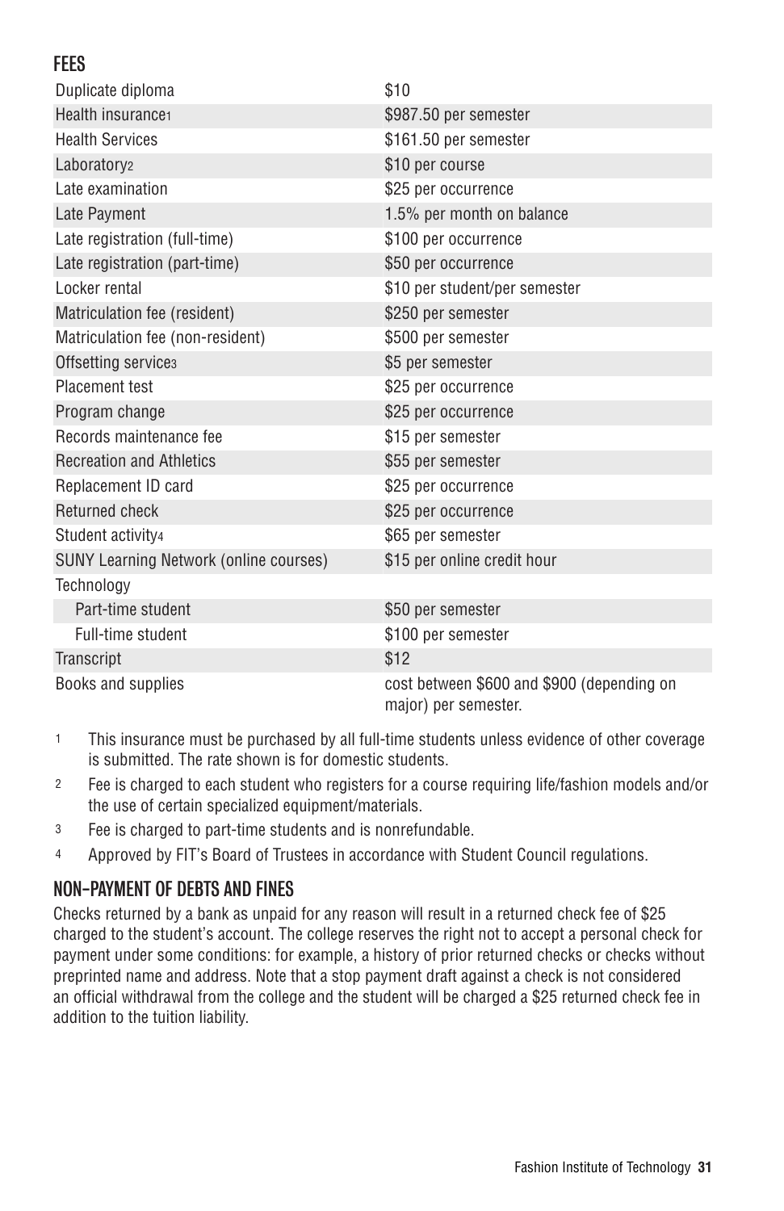## FEES

| | |
|---|---|
| Duplicate diploma | $10 |
| Health insurance[1] | $987.50 per semester |
| Health Services | $161.50 per semester |
| Laboratory[2] | $10 per course |
| Late examination | $25 per occurrence |
| Late Payment | 1.5% per month on balance |
| Late registration (full-time) | $100 per occurrence |
| Late registration (part-time) | $50 per occurrence |
| Locker rental | $10 per student/per semester |
| Matriculation fee (resident) | $250 per semester |
| Matriculation fee (non-resident) | $500 per semester |
| Offsetting service[3] | $5 per semester |
| Placement test | $25 per occurrence |
| Program change | $25 per occurrence |
| Records maintenance fee | $15 per semester |
| Recreation and Athletics | $55 per semester |
| Replacement ID card | $25 per occurrence |
| Returned check | $25 per occurrence |
| Student activity[4] | $65 per semester |
| SUNY Learning Network (online courses) | $15 per online credit hour |
| Technology | |
| Part-time student | $50 per semester |
| Full-time student | $100 per semester |
| Transcript | $12 |
| Books and supplies | cost between $600 and $900 (depending on major) per semester. |

1 This insurance must be purchased by all full-time students unless evidence of other coverage is submitted. The rate shown is for domestic students.

2 Fee is charged to each student who registers for a course requiring life/fashion models and/or the use of certain specialized equipment/materials.

3 Fee is charged to part-time students and is nonrefundable.

4 Approved by FIT's Board of Trustees in accordance with Student Council regulations.

## NON-PAYMENT OF DEBTS AND FINES

Checks returned by a bank as unpaid for any reason will result in a returned check fee of $25 charged to the student's account. The college reserves the right not to accept a personal check for payment under some conditions: for example, a history of prior returned checks or checks without preprinted name and address. Note that a stop payment draft against a check is not considered an official withdrawal from the college and the student will be charged a $25 returned check fee in addition to the tuition liability.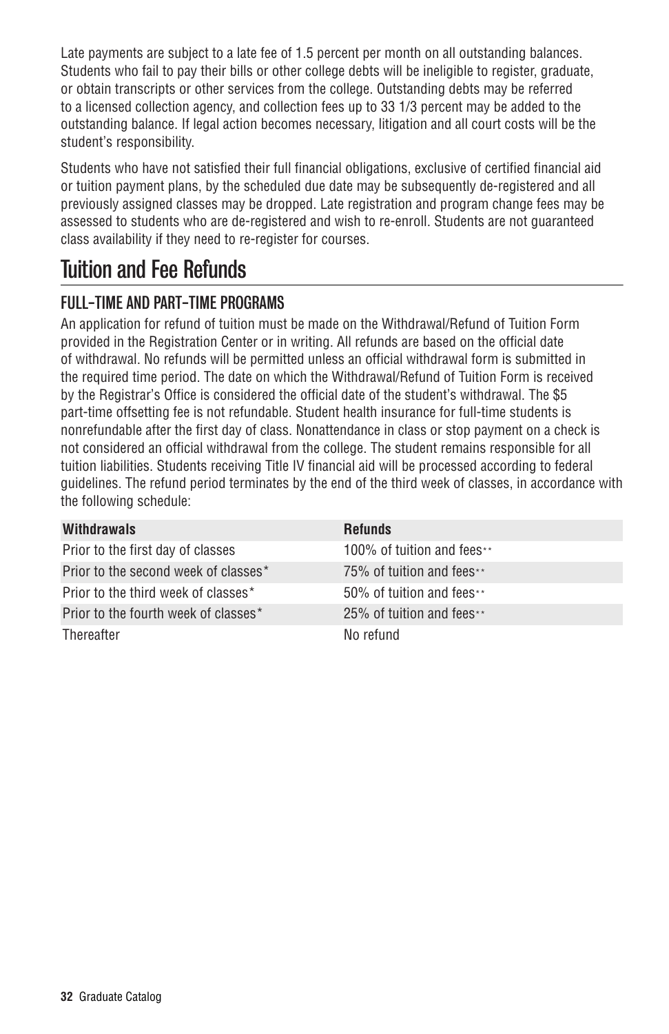Late payments are subject to a late fee of 1.5 percent per month on all outstanding balances. Students who fail to pay their bills or other college debts will be ineligible to register, graduate, or obtain transcripts or other services from the college. Outstanding debts may be referred to a licensed collection agency, and collection fees up to 33 1/3 percent may be added to the outstanding balance. If legal action becomes necessary, litigation and all court costs will be the student's responsibility.

Students who have not satisfied their full financial obligations, exclusive of certified financial aid or tuition payment plans, by the scheduled due date may be subsequently de-registered and all previously assigned classes may be dropped. Late registration and program change fees may be assessed to students who are de-registered and wish to re-enroll. Students are not guaranteed class availability if they need to re-register for courses.

# Tuition and Fee Refunds

## FULL-TIME AND PART-TIME PROGRAMS

An application for refund of tuition must be made on the Withdrawal/Refund of Tuition Form provided in the Registration Center or in writing. All refunds are based on the official date of withdrawal. No refunds will be permitted unless an official withdrawal form is submitted in the required time period. The date on which the Withdrawal/Refund of Tuition Form is received by the Registrar's Office is considered the official date of the student's withdrawal. The $5 part-time offsetting fee is not refundable. Student health insurance for full-time students is nonrefundable after the first day of class. Nonattendance in class or stop payment on a check is not considered an official withdrawal from the college. The student remains responsible for all tuition liabilities. Students receiving Title IV financial aid will be processed according to federal guidelines. The refund period terminates by the end of the third week of classes, in accordance with the following schedule:

| Withdrawals | Refunds |
| --- | --- |
| Prior to the first day of classes | 100% of tuition and fees** |
| Prior to the second week of classes* | 75% of tuition and fees** |
| Prior to the third week of classes* | 50% of tuition and fees** |
| Prior to the fourth week of classes* | 25% of tuition and fees** |
| Thereafter | No refund |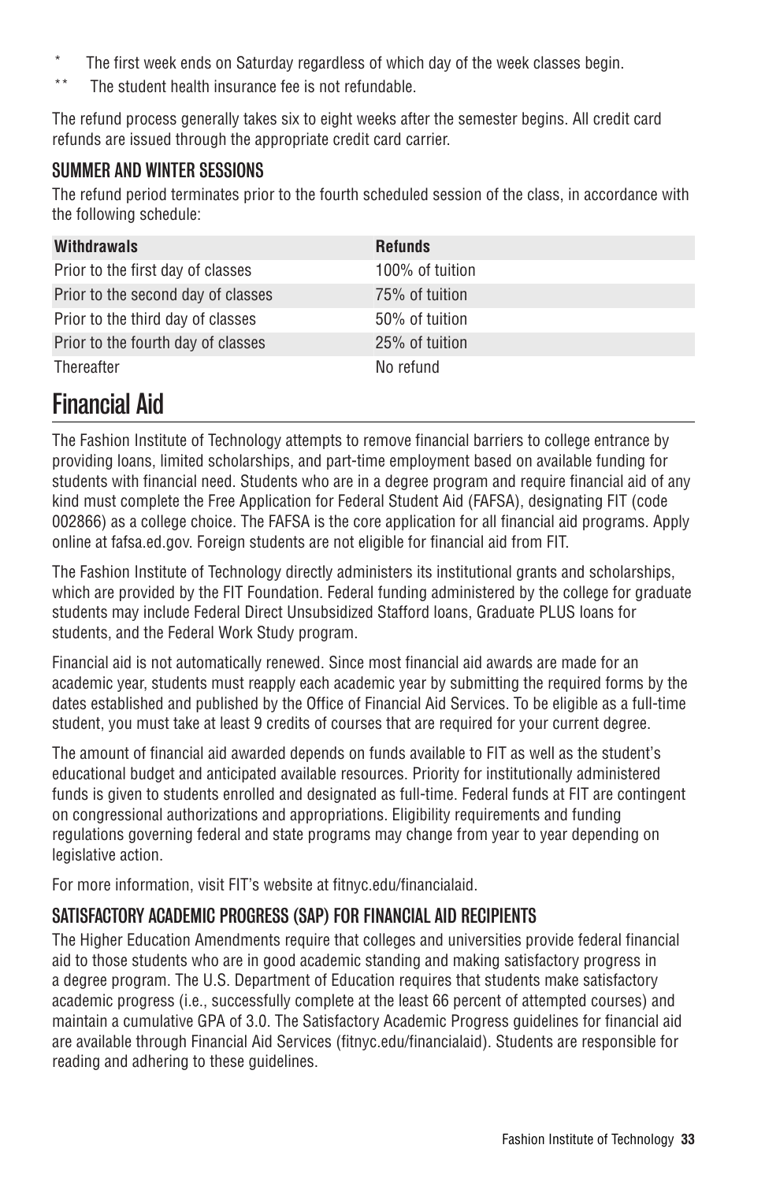\* The first week ends on Saturday regardless of which day of the week classes begin.

\*\* The student health insurance fee is not refundable.

The refund process generally takes six to eight weeks after the semester begins. All credit card refunds are issued through the appropriate credit card carrier.

### SUMMER AND WINTER SESSIONS

The refund period terminates prior to the fourth scheduled session of the class, in accordance with the following schedule:

| Withdrawals | Refunds |
|---|---|
| Prior to the first day of classes | 100% of tuition |
| Prior to the second day of classes | 75% of tuition |
| Prior to the third day of classes | 50% of tuition |
| Prior to the fourth day of classes | 25% of tuition |
| Thereafter | No refund |

## Financial Aid

The Fashion Institute of Technology attempts to remove financial barriers to college entrance by providing loans, limited scholarships, and part-time employment based on available funding for students with financial need. Students who are in a degree program and require financial aid of any kind must complete the Free Application for Federal Student Aid (FAFSA), designating FIT (code 002866) as a college choice. The FAFSA is the core application for all financial aid programs. Apply online at fafsa.ed.gov. Foreign students are not eligible for financial aid from FIT.

The Fashion Institute of Technology directly administers its institutional grants and scholarships, which are provided by the FIT Foundation. Federal funding administered by the college for graduate students may include Federal Direct Unsubsidized Stafford loans, Graduate PLUS loans for students, and the Federal Work Study program.

Financial aid is not automatically renewed. Since most financial aid awards are made for an academic year, students must reapply each academic year by submitting the required forms by the dates established and published by the Office of Financial Aid Services. To be eligible as a full-time student, you must take at least 9 credits of courses that are required for your current degree.

The amount of financial aid awarded depends on funds available to FIT as well as the student's educational budget and anticipated available resources. Priority for institutionally administered funds is given to students enrolled and designated as full-time. Federal funds at FIT are contingent on congressional authorizations and appropriations. Eligibility requirements and funding regulations governing federal and state programs may change from year to year depending on legislative action.

For more information, visit FIT's website at fitnyc.edu/financialaid.

### SATISFACTORY ACADEMIC PROGRESS (SAP) FOR FINANCIAL AID RECIPIENTS

The Higher Education Amendments require that colleges and universities provide federal financial aid to those students who are in good academic standing and making satisfactory progress in a degree program. The U.S. Department of Education requires that students make satisfactory academic progress (i.e., successfully complete at the least 66 percent of attempted courses) and maintain a cumulative GPA of 3.0. The Satisfactory Academic Progress guidelines for financial aid are available through Financial Aid Services (fitnyc.edu/financialaid). Students are responsible for reading and adhering to these guidelines.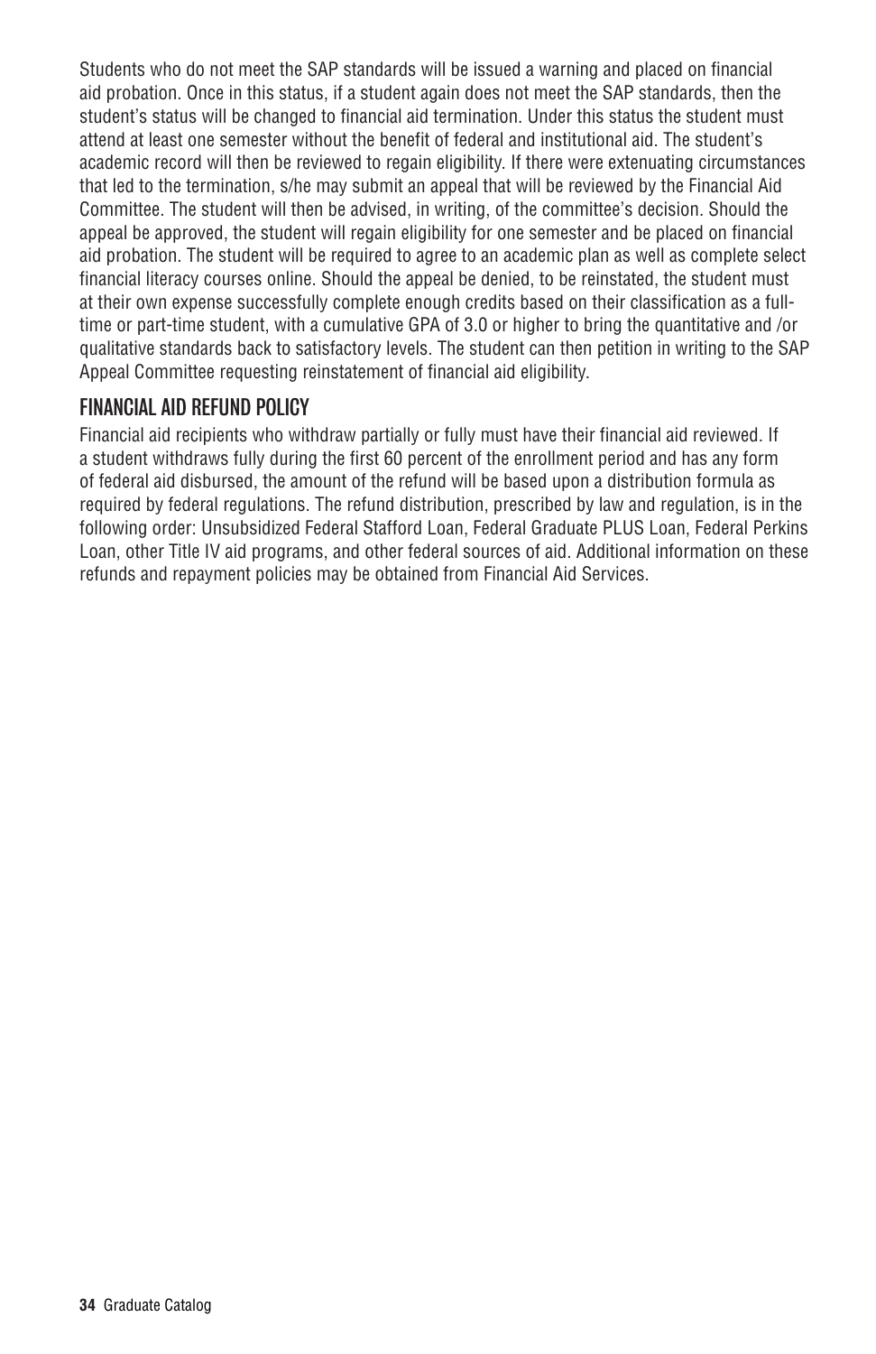Students who do not meet the SAP standards will be issued a warning and placed on financial aid probation. Once in this status, if a student again does not meet the SAP standards, then the student's status will be changed to financial aid termination. Under this status the student must attend at least one semester without the benefit of federal and institutional aid. The student's academic record will then be reviewed to regain eligibility. If there were extenuating circumstances that led to the termination, s/he may submit an appeal that will be reviewed by the Financial Aid Committee. The student will then be advised, in writing, of the committee's decision. Should the appeal be approved, the student will regain eligibility for one semester and be placed on financial aid probation. The student will be required to agree to an academic plan as well as complete select financial literacy courses online. Should the appeal be denied, to be reinstated, the student must at their own expense successfully complete enough credits based on their classification as a full-time or part-time student, with a cumulative GPA of 3.0 or higher to bring the quantitative and /or qualitative standards back to satisfactory levels. The student can then petition in writing to the SAP Appeal Committee requesting reinstatement of financial aid eligibility.

## FINANCIAL AID REFUND POLICY

Financial aid recipients who withdraw partially or fully must have their financial aid reviewed. If a student withdraws fully during the first 60 percent of the enrollment period and has any form of federal aid disbursed, the amount of the refund will be based upon a distribution formula as required by federal regulations. The refund distribution, prescribed by law and regulation, is in the following order: Unsubsidized Federal Stafford Loan, Federal Graduate PLUS Loan, Federal Perkins Loan, other Title IV aid programs, and other federal sources of aid. Additional information on these refunds and repayment policies may be obtained from Financial Aid Services.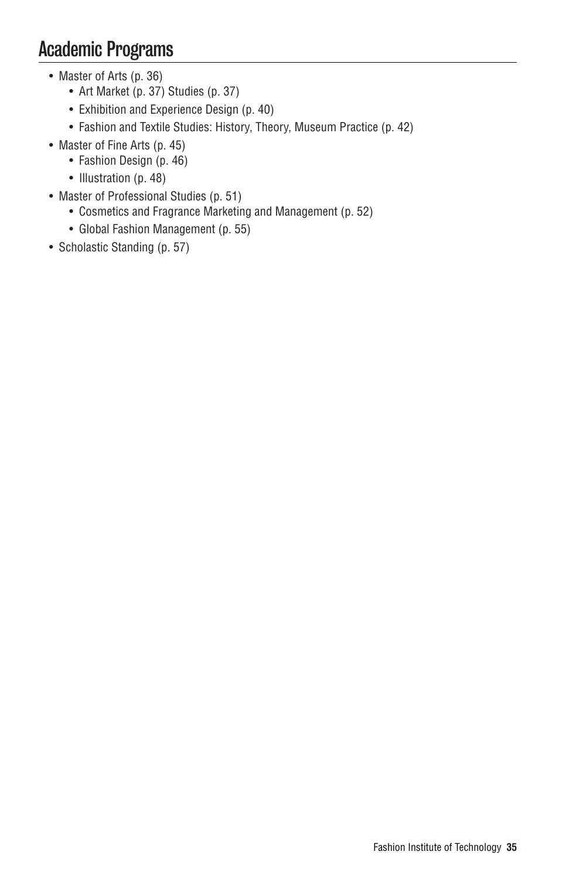# Academic Programs

- Master of Arts (p. 36)
  - Art Market (p. 37) Studies (p. 37)
  - Exhibition and Experience Design (p. 40)
  - Fashion and Textile Studies: History, Theory, Museum Practice (p. 42)
- Master of Fine Arts (p. 45)
  - Fashion Design (p. 46)
  - Illustration (p. 48)
- Master of Professional Studies (p. 51)
  - Cosmetics and Fragrance Marketing and Management (p. 52)
  - Global Fashion Management (p. 55)
- Scholastic Standing (p. 57)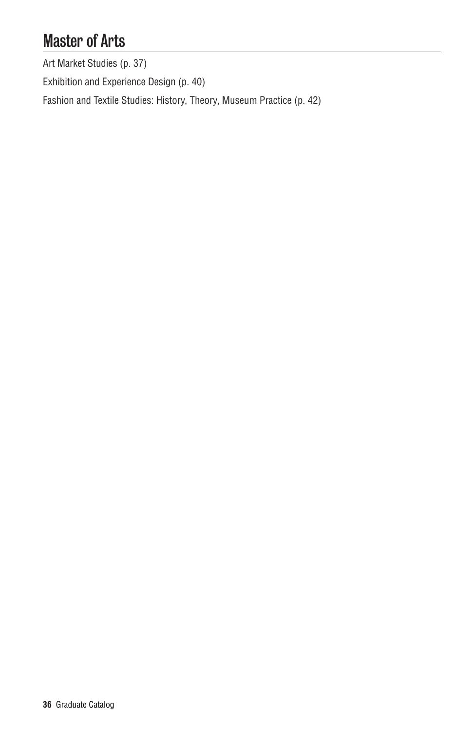# Master of Arts

Art Market Studies (p. 37)

Exhibition and Experience Design (p. 40)

Fashion and Textile Studies: History, Theory, Museum Practice (p. 42)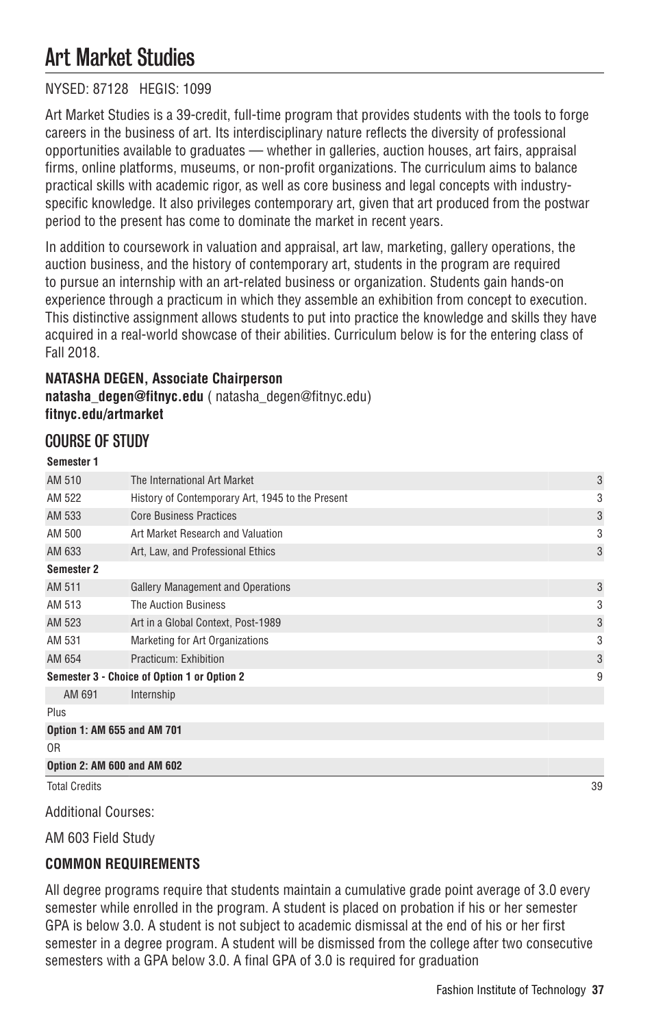# Art Market Studies

NYSED: 87128 HEGIS: 1099

Art Market Studies is a 39-credit, full-time program that provides students with the tools to forge careers in the business of art. Its interdisciplinary nature reflects the diversity of professional opportunities available to graduates — whether in galleries, auction houses, art fairs, appraisal firms, online platforms, museums, or non-profit organizations. The curriculum aims to balance practical skills with academic rigor, as well as core business and legal concepts with industry-specific knowledge. It also privileges contemporary art, given that art produced from the postwar period to the present has come to dominate the market in recent years.

In addition to coursework in valuation and appraisal, art law, marketing, gallery operations, the auction business, and the history of contemporary art, students in the program are required to pursue an internship with an art-related business or organization. Students gain hands-on experience through a practicum in which they assemble an exhibition from concept to execution. This distinctive assignment allows students to put into practice the knowledge and skills they have acquired in a real-world showcase of their abilities. Curriculum below is for the entering class of Fall 2018.

**NATASHA DEGEN, Associate Chairperson**
**natasha_degen@fitnyc.edu** ( natasha_degen@fitnyc.edu)
**fitnyc.edu/artmarket**

## COURSE OF STUDY

| | | |
|---|---|---|
| **Semester 1** | | |
| AM 510 | The International Art Market | 3 |
| AM 522 | History of Contemporary Art, 1945 to the Present | 3 |
| AM 533 | Core Business Practices | 3 |
| AM 500 | Art Market Research and Valuation | 3 |
| AM 633 | Art, Law, and Professional Ethics | 3 |
| **Semester 2** | | |
| AM 511 | Gallery Management and Operations | 3 |
| AM 513 | The Auction Business | 3 |
| AM 523 | Art in a Global Context, Post-1989 | 3 |
| AM 531 | Marketing for Art Organizations | 3 |
| AM 654 | Practicum: Exhibition | 3 |
| **Semester 3 - Choice of Option 1 or Option 2** | | 9 |
| AM 691 | Internship | |
| Plus | | |
| **Option 1: AM 655 and AM 701** | | |
| OR | | |
| **Option 2: AM 600 and AM 602** | | |
| Total Credits | | 39 |

Additional Courses:

AM 603 Field Study

**COMMON REQUIREMENTS**

All degree programs require that students maintain a cumulative grade point average of 3.0 every semester while enrolled in the program. A student is placed on probation if his or her semester GPA is below 3.0. A student is not subject to academic dismissal at the end of his or her first semester in a degree program. A student will be dismissed from the college after two consecutive semesters with a GPA below 3.0. A final GPA of 3.0 is required for graduation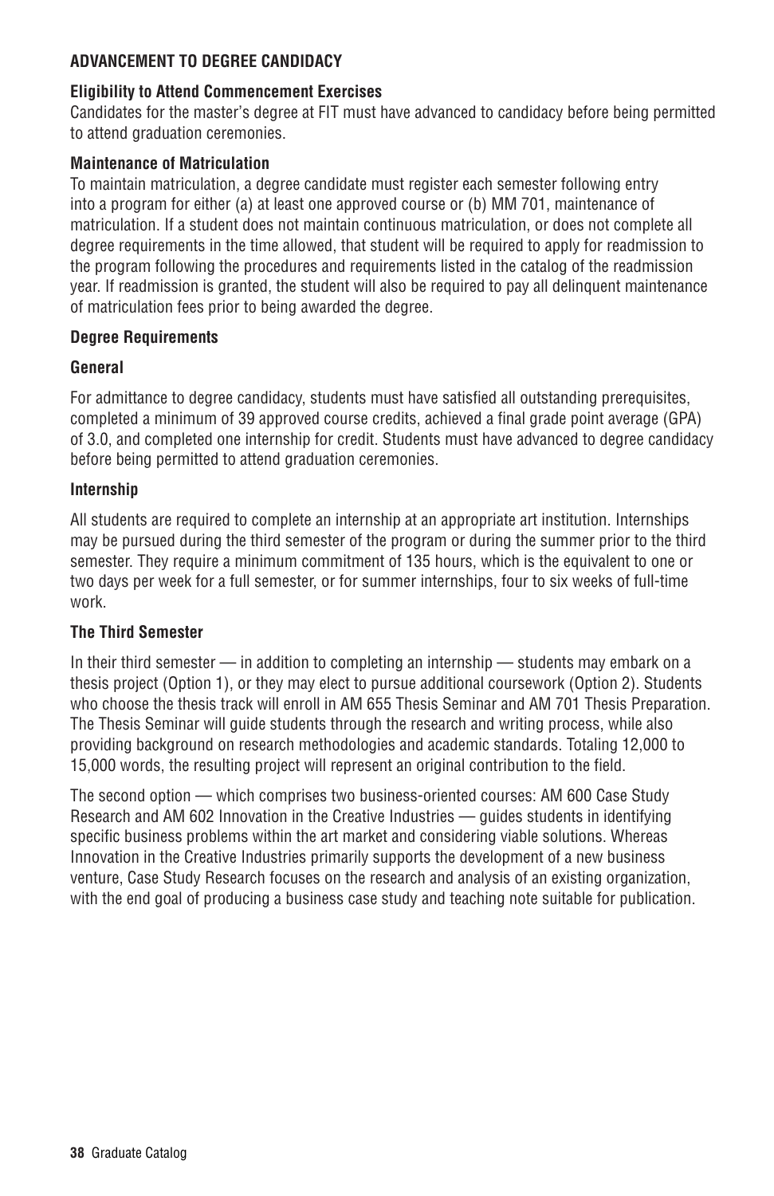## ADVANCEMENT TO DEGREE CANDIDACY

### Eligibility to Attend Commencement Exercises

Candidates for the master's degree at FIT must have advanced to candidacy before being permitted to attend graduation ceremonies.

### Maintenance of Matriculation

To maintain matriculation, a degree candidate must register each semester following entry into a program for either (a) at least one approved course or (b) MM 701, maintenance of matriculation. If a student does not maintain continuous matriculation, or does not complete all degree requirements in the time allowed, that student will be required to apply for readmission to the program following the procedures and requirements listed in the catalog of the readmission year. If readmission is granted, the student will also be required to pay all delinquent maintenance of matriculation fees prior to being awarded the degree.

### Degree Requirements

#### General

For admittance to degree candidacy, students must have satisfied all outstanding prerequisites, completed a minimum of 39 approved course credits, achieved a final grade point average (GPA) of 3.0, and completed one internship for credit. Students must have advanced to degree candidacy before being permitted to attend graduation ceremonies.

#### Internship

All students are required to complete an internship at an appropriate art institution. Internships may be pursued during the third semester of the program or during the summer prior to the third semester. They require a minimum commitment of 135 hours, which is the equivalent to one or two days per week for a full semester, or for summer internships, four to six weeks of full-time work.

#### The Third Semester

In their third semester — in addition to completing an internship — students may embark on a thesis project (Option 1), or they may elect to pursue additional coursework (Option 2). Students who choose the thesis track will enroll in AM 655 Thesis Seminar and AM 701 Thesis Preparation. The Thesis Seminar will guide students through the research and writing process, while also providing background on research methodologies and academic standards. Totaling 12,000 to 15,000 words, the resulting project will represent an original contribution to the field.

The second option — which comprises two business-oriented courses: AM 600 Case Study Research and AM 602 Innovation in the Creative Industries — guides students in identifying specific business problems within the art market and considering viable solutions. Whereas Innovation in the Creative Industries primarily supports the development of a new business venture, Case Study Research focuses on the research and analysis of an existing organization, with the end goal of producing a business case study and teaching note suitable for publication.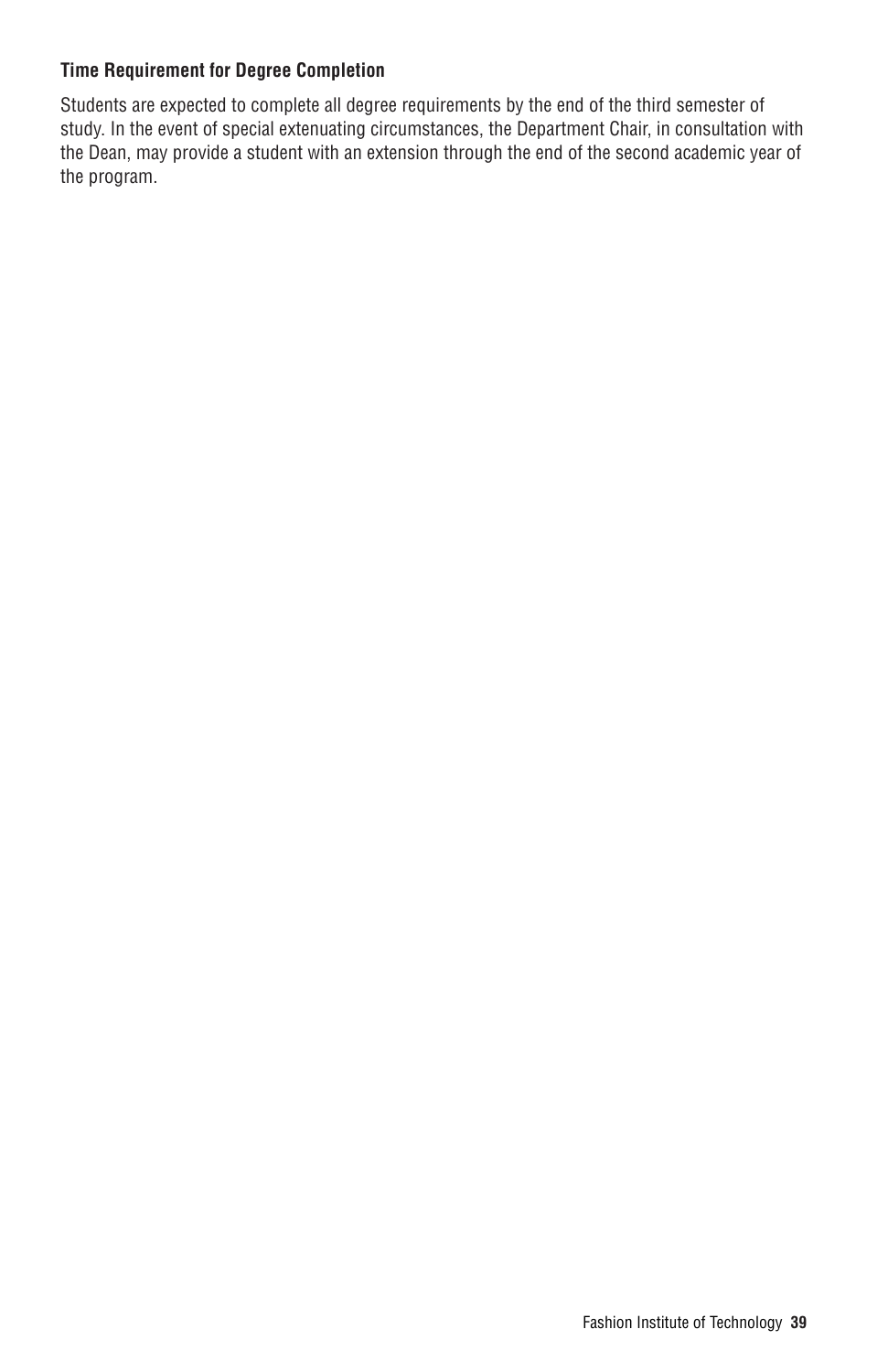### Time Requirement for Degree Completion

Students are expected to complete all degree requirements by the end of the third semester of study. In the event of special extenuating circumstances, the Department Chair, in consultation with the Dean, may provide a student with an extension through the end of the second academic year of the program.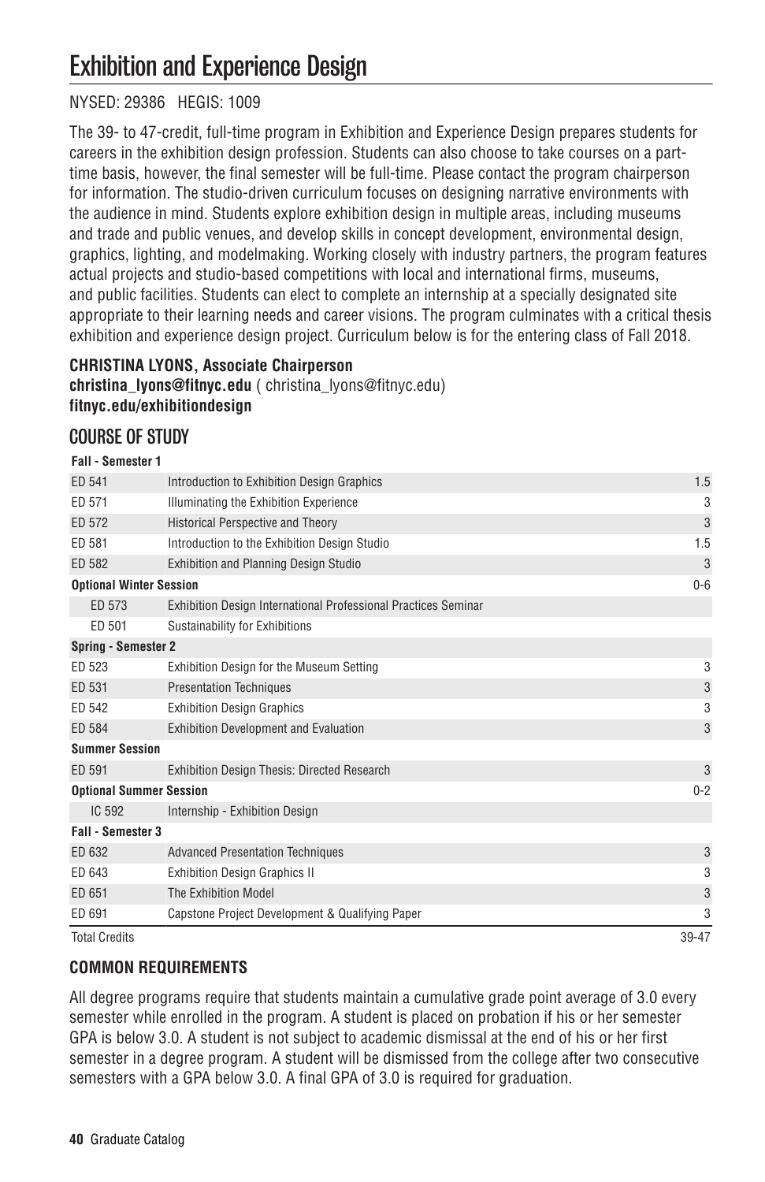# Exhibition and Experience Design

NYSED: 29386 HEGIS: 1009

The 39- to 47-credit, full-time program in Exhibition and Experience Design prepares students for careers in the exhibition design profession. Students can also choose to take courses on a part-time basis, however, the final semester will be full-time. Please contact the program chairperson for information. The studio-driven curriculum focuses on designing narrative environments with the audience in mind. Students explore exhibition design in multiple areas, including museums and trade and public venues, and develop skills in concept development, environmental design, graphics, lighting, and modelmaking. Working closely with industry partners, the program features actual projects and studio-based competitions with local and international firms, museums, and public facilities. Students can elect to complete an internship at a specially designated site appropriate to their learning needs and career visions. The program culminates with a critical thesis exhibition and experience design project. Curriculum below is for the entering class of Fall 2018.

**CHRISTINA LYONS, Associate Chairperson**
**christina_lyons@fitnyc.edu** ( christina_lyons@fitnyc.edu)
**fitnyc.edu/exhibitiondesign**

## COURSE OF STUDY

| | | |
|---|---|---|
| **Fall - Semester 1** | | |
| ED 541 | Introduction to Exhibition Design Graphics | 1.5 |
| ED 571 | Illuminating the Exhibition Experience | 3 |
| ED 572 | Historical Perspective and Theory | 3 |
| ED 581 | Introduction to the Exhibition Design Studio | 1.5 |
| ED 582 | Exhibition and Planning Design Studio | 3 |
| **Optional Winter Session** | | 0-6 |
| ED 573 | Exhibition Design International Professional Practices Seminar | |
| ED 501 | Sustainability for Exhibitions | |
| **Spring - Semester 2** | | |
| ED 523 | Exhibition Design for the Museum Setting | 3 |
| ED 531 | Presentation Techniques | 3 |
| ED 542 | Exhibition Design Graphics | 3 |
| ED 584 | Exhibition Development and Evaluation | 3 |
| **Summer Session** | | |
| ED 591 | Exhibition Design Thesis: Directed Research | 3 |
| **Optional Summer Session** | | 0-2 |
| IC 592 | Internship - Exhibition Design | |
| **Fall - Semester 3** | | |
| ED 632 | Advanced Presentation Techniques | 3 |
| ED 643 | Exhibition Design Graphics II | 3 |
| ED 651 | The Exhibition Model | 3 |
| ED 691 | Capstone Project Development & Qualifying Paper | 3 |
| Total Credits | | 39-47 |

### COMMON REQUIREMENTS

All degree programs require that students maintain a cumulative grade point average of 3.0 every semester while enrolled in the program. A student is placed on probation if his or her semester GPA is below 3.0. A student is not subject to academic dismissal at the end of his or her first semester in a degree program. A student will be dismissed from the college after two consecutive semesters with a GPA below 3.0. A final GPA of 3.0 is required for graduation.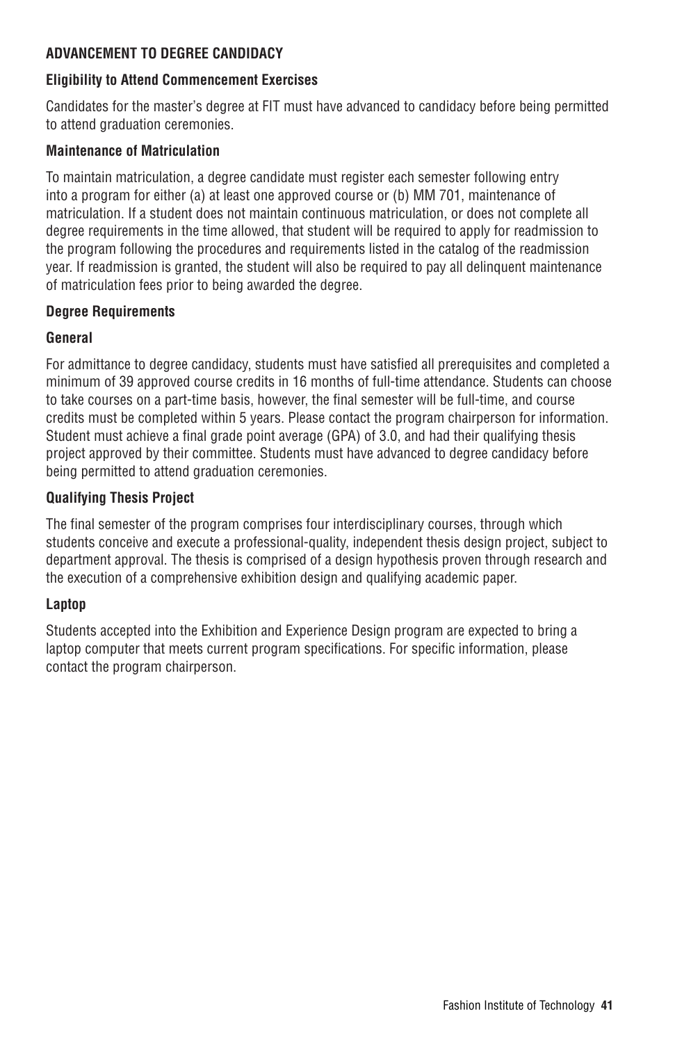## ADVANCEMENT TO DEGREE CANDIDACY

### Eligibility to Attend Commencement Exercises

Candidates for the master's degree at FIT must have advanced to candidacy before being permitted to attend graduation ceremonies.

### Maintenance of Matriculation

To maintain matriculation, a degree candidate must register each semester following entry into a program for either (a) at least one approved course or (b) MM 701, maintenance of matriculation. If a student does not maintain continuous matriculation, or does not complete all degree requirements in the time allowed, that student will be required to apply for readmission to the program following the procedures and requirements listed in the catalog of the readmission year. If readmission is granted, the student will also be required to pay all delinquent maintenance of matriculation fees prior to being awarded the degree.

### Degree Requirements

### General

For admittance to degree candidacy, students must have satisfied all prerequisites and completed a minimum of 39 approved course credits in 16 months of full-time attendance. Students can choose to take courses on a part-time basis, however, the final semester will be full-time, and course credits must be completed within 5 years. Please contact the program chairperson for information. Student must achieve a final grade point average (GPA) of 3.0, and had their qualifying thesis project approved by their committee. Students must have advanced to degree candidacy before being permitted to attend graduation ceremonies.

### Qualifying Thesis Project

The final semester of the program comprises four interdisciplinary courses, through which students conceive and execute a professional-quality, independent thesis design project, subject to department approval. The thesis is comprised of a design hypothesis proven through research and the execution of a comprehensive exhibition design and qualifying academic paper.

### Laptop

Students accepted into the Exhibition and Experience Design program are expected to bring a laptop computer that meets current program specifications. For specific information, please contact the program chairperson.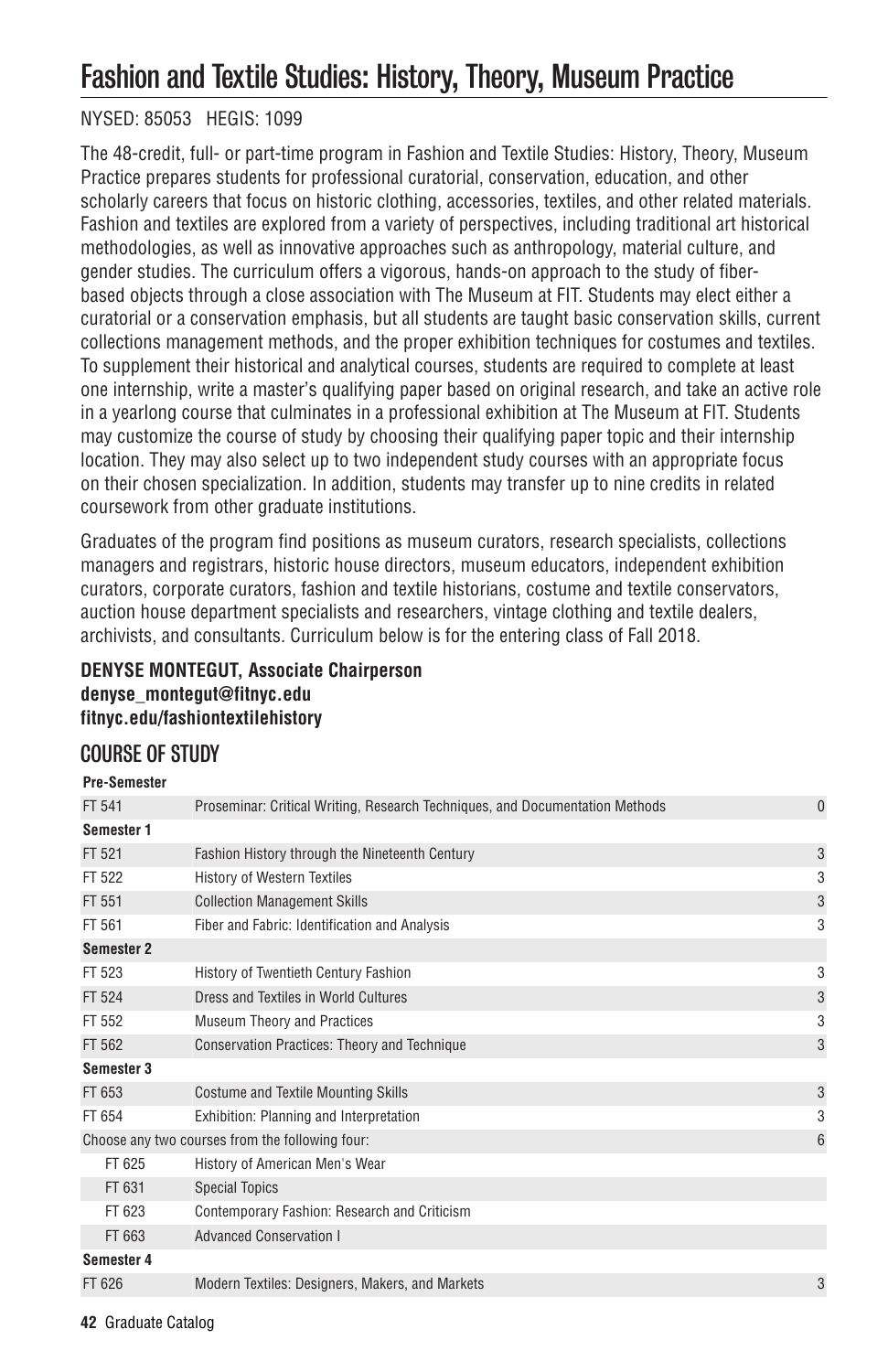# Fashion and Textile Studies: History, Theory, Museum Practice

NYSED: 85053 HEGIS: 1099

The 48-credit, full- or part-time program in Fashion and Textile Studies: History, Theory, Museum Practice prepares students for professional curatorial, conservation, education, and other scholarly careers that focus on historic clothing, accessories, textiles, and other related materials. Fashion and textiles are explored from a variety of perspectives, including traditional art historical methodologies, as well as innovative approaches such as anthropology, material culture, and gender studies. The curriculum offers a vigorous, hands-on approach to the study of fiber-based objects through a close association with The Museum at FIT. Students may elect either a curatorial or a conservation emphasis, but all students are taught basic conservation skills, current collections management methods, and the proper exhibition techniques for costumes and textiles. To supplement their historical and analytical courses, students are required to complete at least one internship, write a master's qualifying paper based on original research, and take an active role in a yearlong course that culminates in a professional exhibition at The Museum at FIT. Students may customize the course of study by choosing their qualifying paper topic and their internship location. They may also select up to two independent study courses with an appropriate focus on their chosen specialization. In addition, students may transfer up to nine credits in related coursework from other graduate institutions.

Graduates of the program find positions as museum curators, research specialists, collections managers and registrars, historic house directors, museum educators, independent exhibition curators, corporate curators, fashion and textile historians, costume and textile conservators, auction house department specialists and researchers, vintage clothing and textile dealers, archivists, and consultants. Curriculum below is for the entering class of Fall 2018.

**DENYSE MONTEGUT, Associate Chairperson**
**denyse_montegut@fitnyc.edu**
**fitnyc.edu/fashiontextilehistory**

## COURSE OF STUDY

| | | |
|---|---|---|
| **Pre-Semester** | | |
| FT 541 | Proseminar: Critical Writing, Research Techniques, and Documentation Methods | 0 |
| **Semester 1** | | |
| FT 521 | Fashion History through the Nineteenth Century | 3 |
| FT 522 | History of Western Textiles | 3 |
| FT 551 | Collection Management Skills | 3 |
| FT 561 | Fiber and Fabric: Identification and Analysis | 3 |
| **Semester 2** | | |
| FT 523 | History of Twentieth Century Fashion | 3 |
| FT 524 | Dress and Textiles in World Cultures | 3 |
| FT 552 | Museum Theory and Practices | 3 |
| FT 562 | Conservation Practices: Theory and Technique | 3 |
| **Semester 3** | | |
| FT 653 | Costume and Textile Mounting Skills | 3 |
| FT 654 | Exhibition: Planning and Interpretation | 3 |
| Choose any two courses from the following four: | | 6 |
| FT 625 | History of American Men's Wear | |
| FT 631 | Special Topics | |
| FT 623 | Contemporary Fashion: Research and Criticism | |
| FT 663 | Advanced Conservation I | |
| **Semester 4** | | |
| FT 626 | Modern Textiles: Designers, Makers, and Markets | 3 |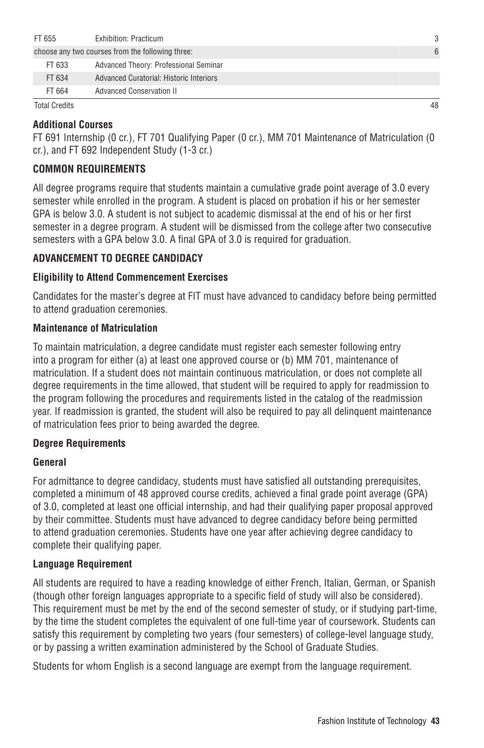| | | |
|---|---|---|
| FT 655 | Exhibition: Practicum | 3 |
| choose any two courses from the following three: | | 6 |
| FT 633 | Advanced Theory: Professional Seminar | |
| FT 634 | Advanced Curatorial: Historic Interiors | |
| FT 664 | Advanced Conservation II | |
| Total Credits | | 48 |

**Additional Courses**

FT 691 Internship (0 cr.), FT 701 Qualifying Paper (0 cr.), MM 701 Maintenance of Matriculation (0 cr.), and FT 692 Independent Study (1-3 cr.)

**COMMON REQUIREMENTS**

All degree programs require that students maintain a cumulative grade point average of 3.0 every semester while enrolled in the program. A student is placed on probation if his or her semester GPA is below 3.0. A student is not subject to academic dismissal at the end of his or her first semester in a degree program. A student will be dismissed from the college after two consecutive semesters with a GPA below 3.0. A final GPA of 3.0 is required for graduation.

**ADVANCEMENT TO DEGREE CANDIDACY**

**Eligibility to Attend Commencement Exercises**

Candidates for the master's degree at FIT must have advanced to candidacy before being permitted to attend graduation ceremonies.

**Maintenance of Matriculation**

To maintain matriculation, a degree candidate must register each semester following entry into a program for either (a) at least one approved course or (b) MM 701, maintenance of matriculation. If a student does not maintain continuous matriculation, or does not complete all degree requirements in the time allowed, that student will be required to apply for readmission to the program following the procedures and requirements listed in the catalog of the readmission year. If readmission is granted, the student will also be required to pay all delinquent maintenance of matriculation fees prior to being awarded the degree.

**Degree Requirements**

**General**

For admittance to degree candidacy, students must have satisfied all outstanding prerequisites, completed a minimum of 48 approved course credits, achieved a final grade point average (GPA) of 3.0, completed at least one official internship, and had their qualifying paper proposal approved by their committee. Students must have advanced to degree candidacy before being permitted to attend graduation ceremonies. Students have one year after achieving degree candidacy to complete their qualifying paper.

**Language Requirement**

All students are required to have a reading knowledge of either French, Italian, German, or Spanish (though other foreign languages appropriate to a specific field of study will also be considered). This requirement must be met by the end of the second semester of study, or if studying part-time, by the time the student completes the equivalent of one full-time year of coursework. Students can satisfy this requirement by completing two years (four semesters) of college-level language study, or by passing a written examination administered by the School of Graduate Studies.

Students for whom English is a second language are exempt from the language requirement.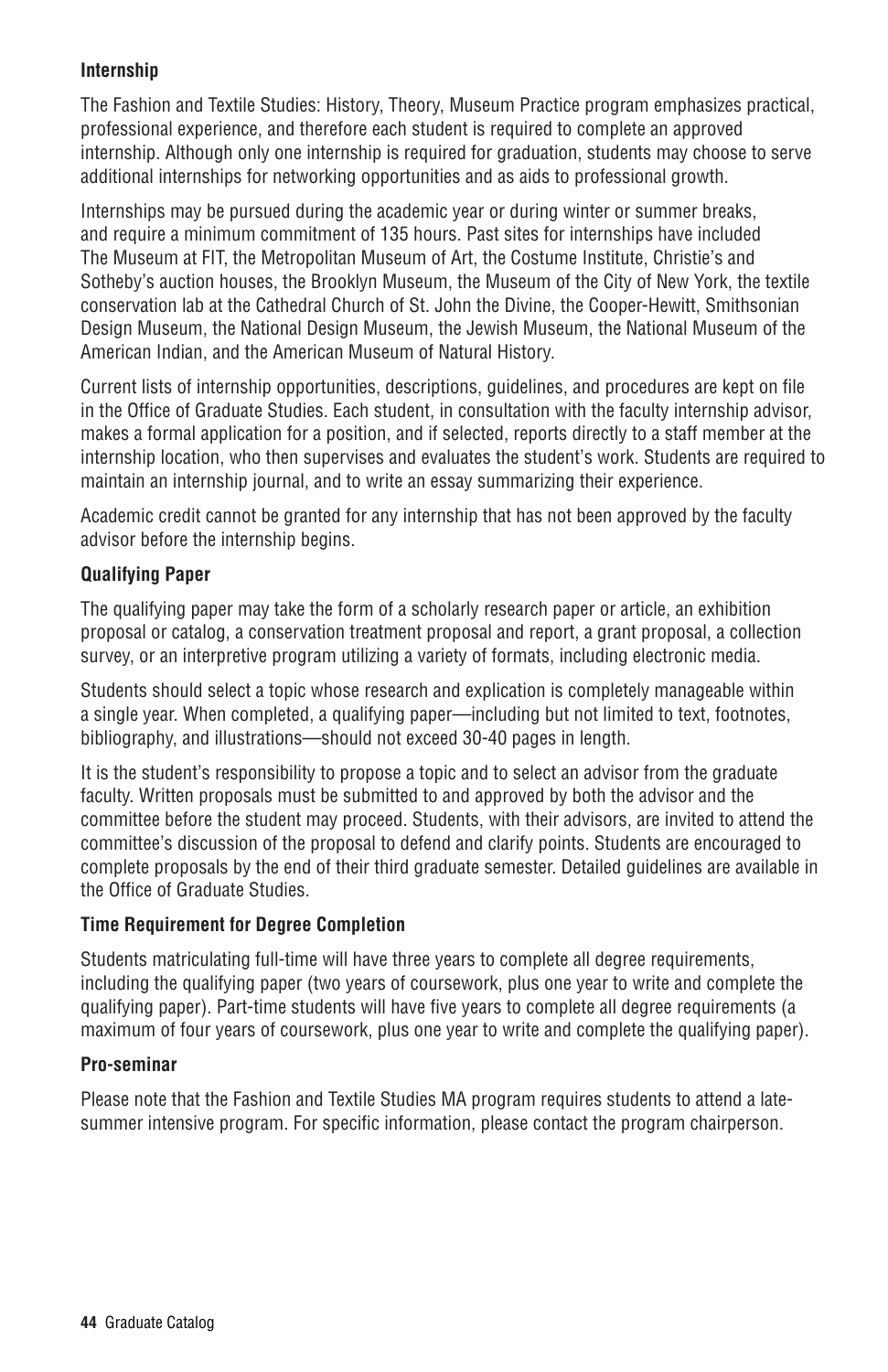### Internship

The Fashion and Textile Studies: History, Theory, Museum Practice program emphasizes practical, professional experience, and therefore each student is required to complete an approved internship. Although only one internship is required for graduation, students may choose to serve additional internships for networking opportunities and as aids to professional growth.

Internships may be pursued during the academic year or during winter or summer breaks, and require a minimum commitment of 135 hours. Past sites for internships have included The Museum at FIT, the Metropolitan Museum of Art, the Costume Institute, Christie's and Sotheby's auction houses, the Brooklyn Museum, the Museum of the City of New York, the textile conservation lab at the Cathedral Church of St. John the Divine, the Cooper-Hewitt, Smithsonian Design Museum, the National Design Museum, the Jewish Museum, the National Museum of the American Indian, and the American Museum of Natural History.

Current lists of internship opportunities, descriptions, guidelines, and procedures are kept on file in the Office of Graduate Studies. Each student, in consultation with the faculty internship advisor, makes a formal application for a position, and if selected, reports directly to a staff member at the internship location, who then supervises and evaluates the student's work. Students are required to maintain an internship journal, and to write an essay summarizing their experience.

Academic credit cannot be granted for any internship that has not been approved by the faculty advisor before the internship begins.

### Qualifying Paper

The qualifying paper may take the form of a scholarly research paper or article, an exhibition proposal or catalog, a conservation treatment proposal and report, a grant proposal, a collection survey, or an interpretive program utilizing a variety of formats, including electronic media.

Students should select a topic whose research and explication is completely manageable within a single year. When completed, a qualifying paper—including but not limited to text, footnotes, bibliography, and illustrations—should not exceed 30-40 pages in length.

It is the student's responsibility to propose a topic and to select an advisor from the graduate faculty. Written proposals must be submitted to and approved by both the advisor and the committee before the student may proceed. Students, with their advisors, are invited to attend the committee's discussion of the proposal to defend and clarify points. Students are encouraged to complete proposals by the end of their third graduate semester. Detailed guidelines are available in the Office of Graduate Studies.

### Time Requirement for Degree Completion

Students matriculating full-time will have three years to complete all degree requirements, including the qualifying paper (two years of coursework, plus one year to write and complete the qualifying paper). Part-time students will have five years to complete all degree requirements (a maximum of four years of coursework, plus one year to write and complete the qualifying paper).

### Pro-seminar

Please note that the Fashion and Textile Studies MA program requires students to attend a late-summer intensive program. For specific information, please contact the program chairperson.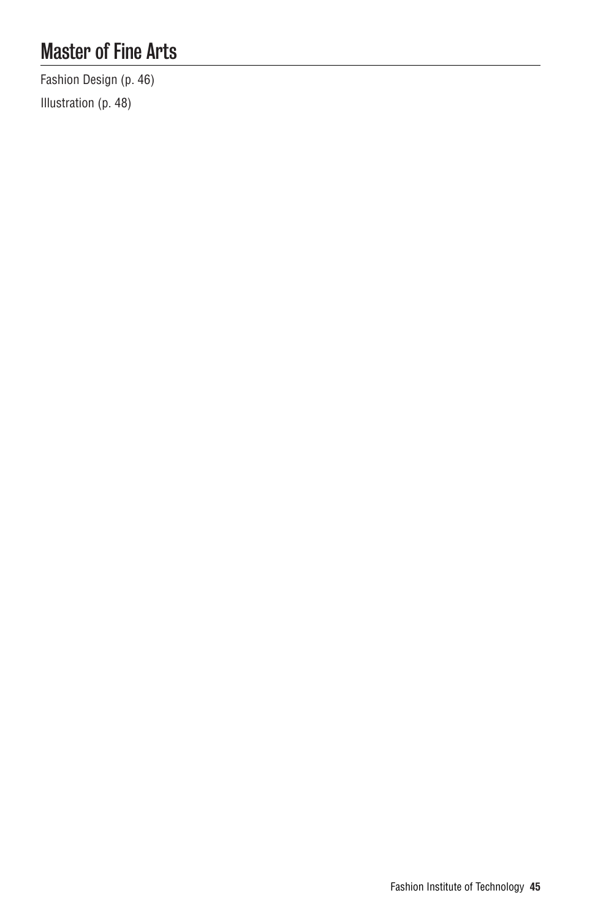# Master of Fine Arts

Fashion Design (p. 46)

Illustration (p. 48)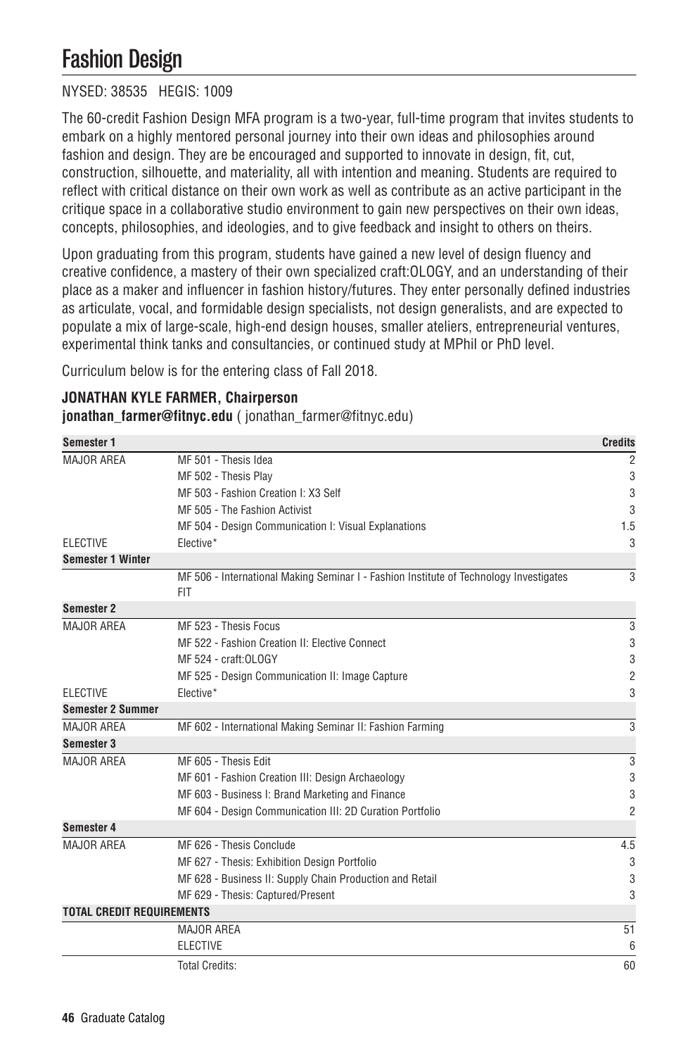# Fashion Design

NYSED: 38535 HEGIS: 1009

The 60-credit Fashion Design MFA program is a two-year, full-time program that invites students to embark on a highly mentored personal journey into their own ideas and philosophies around fashion and design. They are be encouraged and supported to innovate in design, fit, cut, construction, silhouette, and materiality, all with intention and meaning. Students are required to reflect with critical distance on their own work as well as contribute as an active participant in the critique space in a collaborative studio environment to gain new perspectives on their own ideas, concepts, philosophies, and ideologies, and to give feedback and insight to others on theirs.

Upon graduating from this program, students have gained a new level of design fluency and creative confidence, a mastery of their own specialized craft:OLOGY, and an understanding of their place as a maker and influencer in fashion history/futures. They enter personally defined industries as articulate, vocal, and formidable design specialists, not design generalists, and are expected to populate a mix of large-scale, high-end design houses, smaller ateliers, entrepreneurial ventures, experimental think tanks and consultancies, or continued study at MPhil or PhD level.

Curriculum below is for the entering class of Fall 2018.

**JONATHAN KYLE FARMER, Chairperson**
**jonathan_farmer@fitnyc.edu** ( jonathan_farmer@fitnyc.edu)

| Semester 1 | | Credits |
|---|---|---|
| MAJOR AREA | MF 501 - Thesis Idea | 2 |
| | MF 502 - Thesis Play | 3 |
| | MF 503 - Fashion Creation I: X3 Self | 3 |
| | MF 505 - The Fashion Activist | 3 |
| | MF 504 - Design Communication I: Visual Explanations | 1.5 |
| ELECTIVE | Elective* | 3 |
| **Semester 1 Winter** | | |
| | MF 506 - International Making Seminar I - Fashion Institute of Technology Investigates FIT | 3 |
| **Semester 2** | | |
| MAJOR AREA | MF 523 - Thesis Focus | 3 |
| | MF 522 - Fashion Creation II: Elective Connect | 3 |
| | MF 524 - craft:OLOGY | 3 |
| | MF 525 - Design Communication II: Image Capture | 2 |
| ELECTIVE | Elective* | 3 |
| **Semester 2 Summer** | | |
| MAJOR AREA | MF 602 - International Making Seminar II: Fashion Farming | 3 |
| **Semester 3** | | |
| MAJOR AREA | MF 605 - Thesis Edit | 3 |
| | MF 601 - Fashion Creation III: Design Archaeology | 3 |
| | MF 603 - Business I: Brand Marketing and Finance | 3 |
| | MF 604 - Design Communication III: 2D Curation Portfolio | 2 |
| **Semester 4** | | |
| MAJOR AREA | MF 626 - Thesis Conclude | 4.5 |
| | MF 627 - Thesis: Exhibition Design Portfolio | 3 |
| | MF 628 - Business II: Supply Chain Production and Retail | 3 |
| | MF 629 - Thesis: Captured/Present | 3 |
| **TOTAL CREDIT REQUIREMENTS** | | |
| | MAJOR AREA | 51 |
| | ELECTIVE | 6 |
| | Total Credits: | 60 |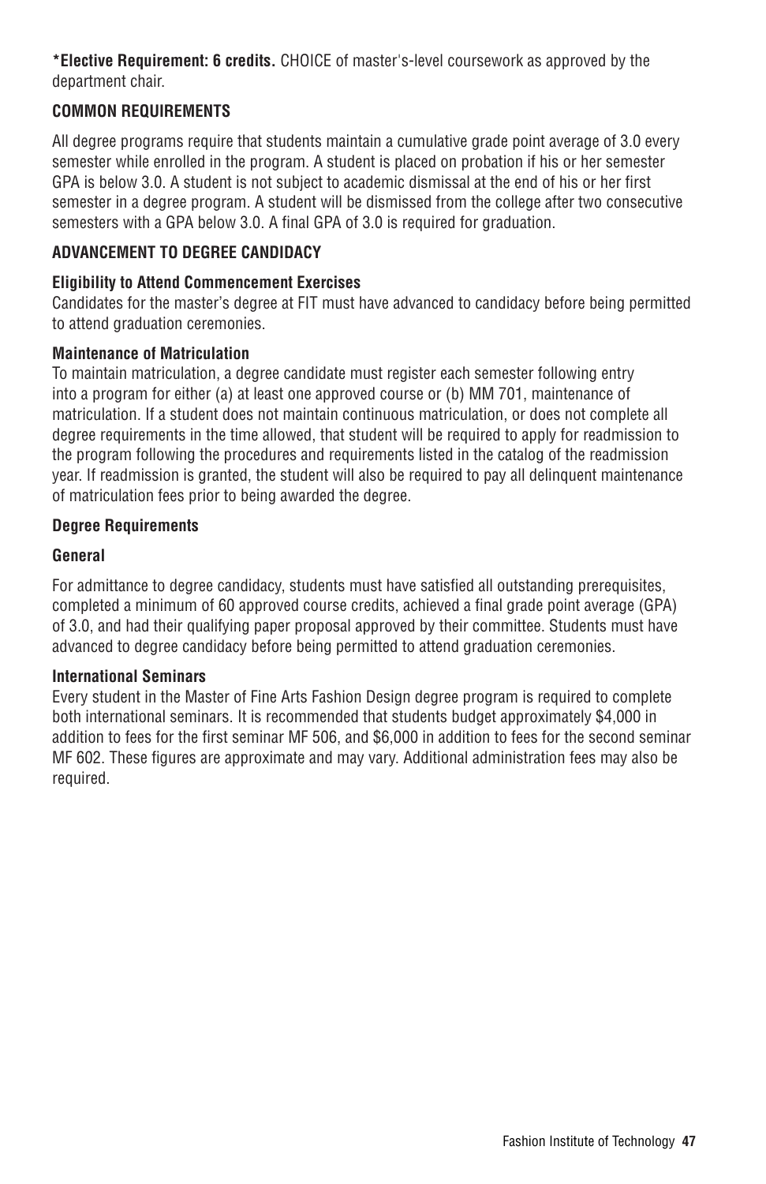**\*Elective Requirement: 6 credits.** CHOICE of master's-level coursework as approved by the department chair.

## COMMON REQUIREMENTS

All degree programs require that students maintain a cumulative grade point average of 3.0 every semester while enrolled in the program. A student is placed on probation if his or her semester GPA is below 3.0. A student is not subject to academic dismissal at the end of his or her first semester in a degree program. A student will be dismissed from the college after two consecutive semesters with a GPA below 3.0. A final GPA of 3.0 is required for graduation.

## ADVANCEMENT TO DEGREE CANDIDACY

### Eligibility to Attend Commencement Exercises

Candidates for the master's degree at FIT must have advanced to candidacy before being permitted to attend graduation ceremonies.

### Maintenance of Matriculation

To maintain matriculation, a degree candidate must register each semester following entry into a program for either (a) at least one approved course or (b) MM 701, maintenance of matriculation. If a student does not maintain continuous matriculation, or does not complete all degree requirements in the time allowed, that student will be required to apply for readmission to the program following the procedures and requirements listed in the catalog of the readmission year. If readmission is granted, the student will also be required to pay all delinquent maintenance of matriculation fees prior to being awarded the degree.

### Degree Requirements

### General

For admittance to degree candidacy, students must have satisfied all outstanding prerequisites, completed a minimum of 60 approved course credits, achieved a final grade point average (GPA) of 3.0, and had their qualifying paper proposal approved by their committee. Students must have advanced to degree candidacy before being permitted to attend graduation ceremonies.

### International Seminars

Every student in the Master of Fine Arts Fashion Design degree program is required to complete both international seminars. It is recommended that students budget approximately $4,000 in addition to fees for the first seminar MF 506, and $6,000 in addition to fees for the second seminar MF 602. These figures are approximate and may vary. Additional administration fees may also be required.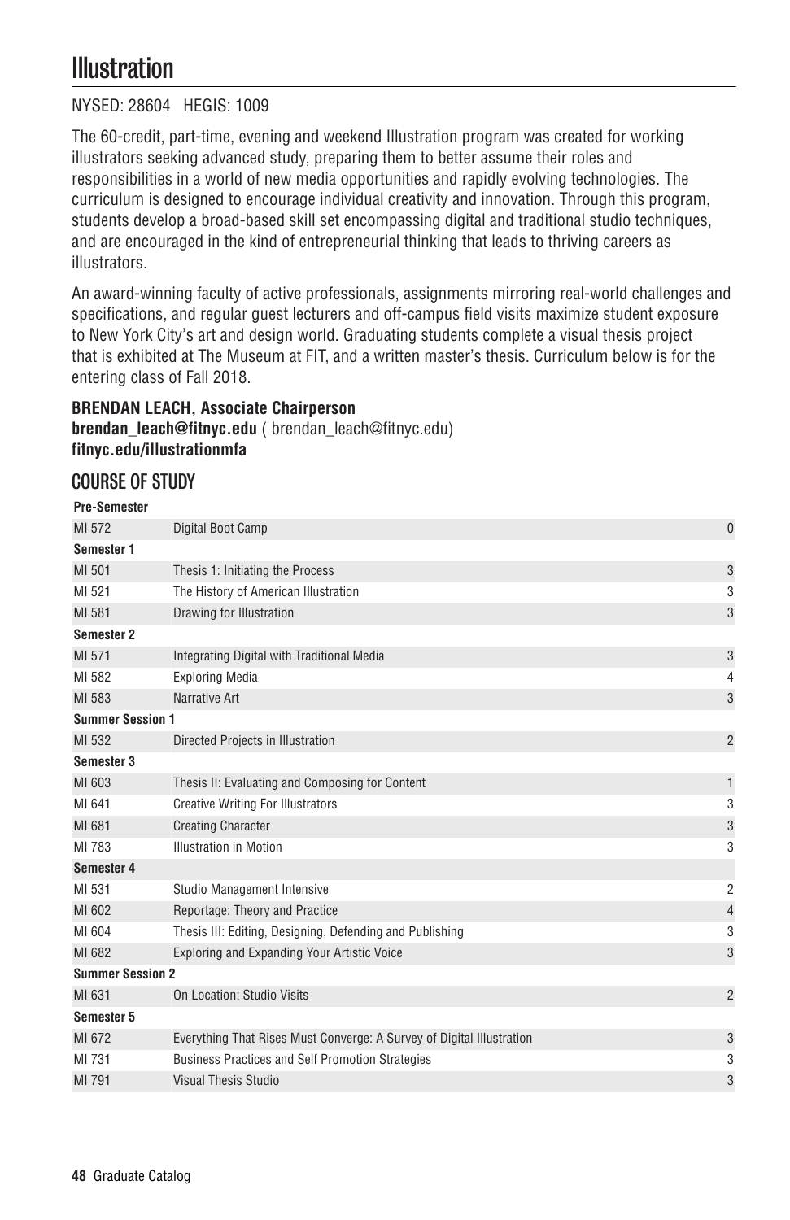# Illustration

NYSED: 28604 HEGIS: 1009

The 60-credit, part-time, evening and weekend Illustration program was created for working illustrators seeking advanced study, preparing them to better assume their roles and responsibilities in a world of new media opportunities and rapidly evolving technologies. The curriculum is designed to encourage individual creativity and innovation. Through this program, students develop a broad-based skill set encompassing digital and traditional studio techniques, and are encouraged in the kind of entrepreneurial thinking that leads to thriving careers as illustrators.

An award-winning faculty of active professionals, assignments mirroring real-world challenges and specifications, and regular guest lecturers and off-campus field visits maximize student exposure to New York City's art and design world. Graduating students complete a visual thesis project that is exhibited at The Museum at FIT, and a written master's thesis. Curriculum below is for the entering class of Fall 2018.

**BRENDAN LEACH, Associate Chairperson**
**brendan_leach@fitnyc.edu** ( brendan_leach@fitnyc.edu)
**fitnyc.edu/illustrationmfa**

## COURSE OF STUDY

| | | |
|---|---|---|
| **Pre-Semester** | | |
| MI 572 | Digital Boot Camp | 0 |
| **Semester 1** | | |
| MI 501 | Thesis 1: Initiating the Process | 3 |
| MI 521 | The History of American Illustration | 3 |
| MI 581 | Drawing for Illustration | 3 |
| **Semester 2** | | |
| MI 571 | Integrating Digital with Traditional Media | 3 |
| MI 582 | Exploring Media | 4 |
| MI 583 | Narrative Art | 3 |
| **Summer Session 1** | | |
| MI 532 | Directed Projects in Illustration | 2 |
| **Semester 3** | | |
| MI 603 | Thesis II: Evaluating and Composing for Content | 1 |
| MI 641 | Creative Writing For Illustrators | 3 |
| MI 681 | Creating Character | 3 |
| MI 783 | Illustration in Motion | 3 |
| **Semester 4** | | |
| MI 531 | Studio Management Intensive | 2 |
| MI 602 | Reportage: Theory and Practice | 4 |
| MI 604 | Thesis III: Editing, Designing, Defending and Publishing | 3 |
| MI 682 | Exploring and Expanding Your Artistic Voice | 3 |
| **Summer Session 2** | | |
| MI 631 | On Location: Studio Visits | 2 |
| **Semester 5** | | |
| MI 672 | Everything That Rises Must Converge: A Survey of Digital Illustration | 3 |
| MI 731 | Business Practices and Self Promotion Strategies | 3 |
| MI 791 | Visual Thesis Studio | 3 |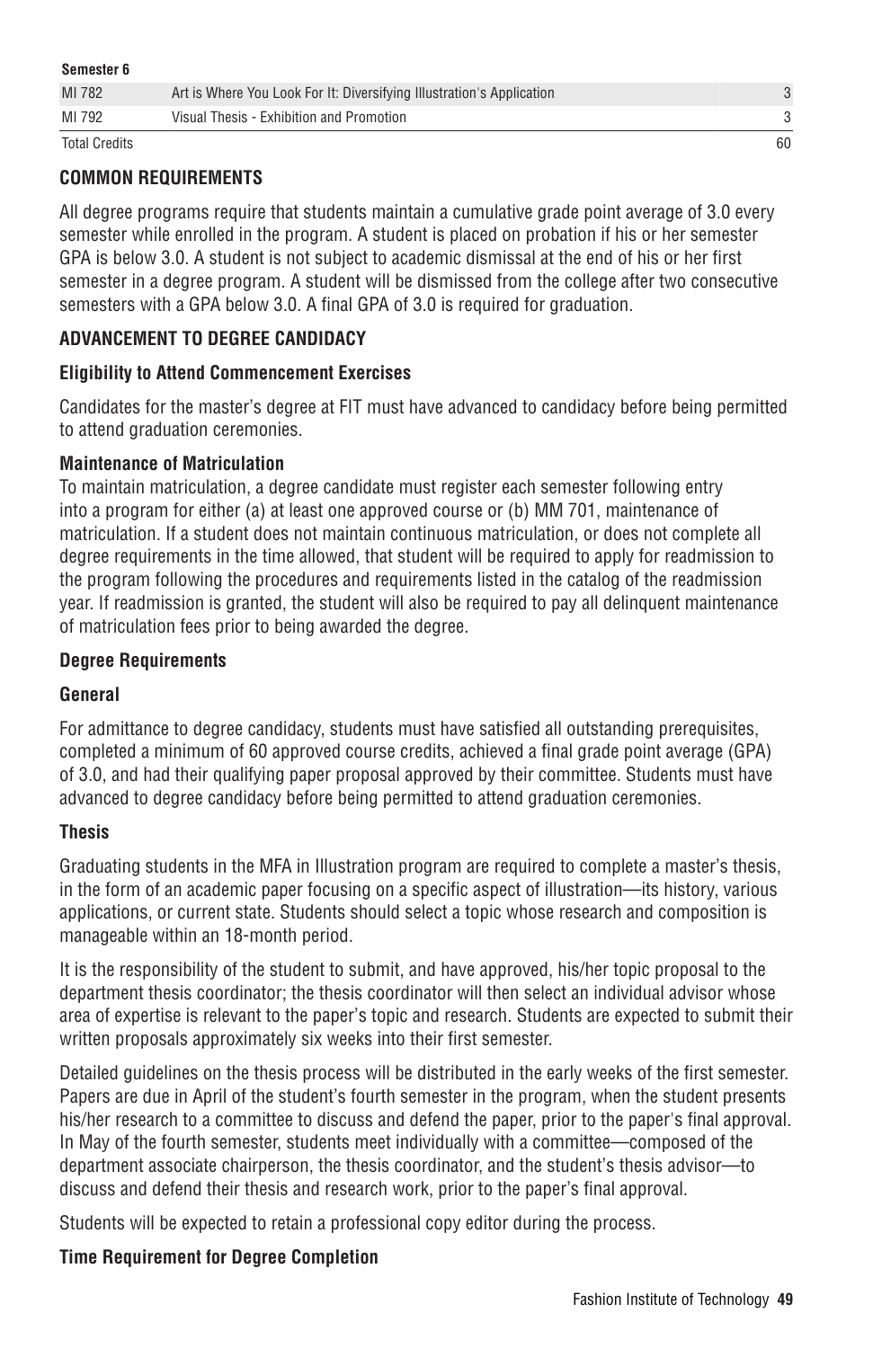**Semester 6**

| | | |
|---|---|---|
| MI 782 | Art is Where You Look For It: Diversifying Illustration's Application | 3 |
| MI 792 | Visual Thesis - Exhibition and Promotion | 3 |
| Total Credits | | 60 |

### COMMON REQUIREMENTS

All degree programs require that students maintain a cumulative grade point average of 3.0 every semester while enrolled in the program. A student is placed on probation if his or her semester GPA is below 3.0. A student is not subject to academic dismissal at the end of his or her first semester in a degree program. A student will be dismissed from the college after two consecutive semesters with a GPA below 3.0. A final GPA of 3.0 is required for graduation.

### ADVANCEMENT TO DEGREE CANDIDACY

#### Eligibility to Attend Commencement Exercises

Candidates for the master's degree at FIT must have advanced to candidacy before being permitted to attend graduation ceremonies.

#### Maintenance of Matriculation

To maintain matriculation, a degree candidate must register each semester following entry into a program for either (a) at least one approved course or (b) MM 701, maintenance of matriculation. If a student does not maintain continuous matriculation, or does not complete all degree requirements in the time allowed, that student will be required to apply for readmission to the program following the procedures and requirements listed in the catalog of the readmission year. If readmission is granted, the student will also be required to pay all delinquent maintenance of matriculation fees prior to being awarded the degree.

#### Degree Requirements

#### General

For admittance to degree candidacy, students must have satisfied all outstanding prerequisites, completed a minimum of 60 approved course credits, achieved a final grade point average (GPA) of 3.0, and had their qualifying paper proposal approved by their committee. Students must have advanced to degree candidacy before being permitted to attend graduation ceremonies.

#### Thesis

Graduating students in the MFA in Illustration program are required to complete a master's thesis, in the form of an academic paper focusing on a specific aspect of illustration—its history, various applications, or current state. Students should select a topic whose research and composition is manageable within an 18-month period.

It is the responsibility of the student to submit, and have approved, his/her topic proposal to the department thesis coordinator; the thesis coordinator will then select an individual advisor whose area of expertise is relevant to the paper's topic and research. Students are expected to submit their written proposals approximately six weeks into their first semester.

Detailed guidelines on the thesis process will be distributed in the early weeks of the first semester. Papers are due in April of the student's fourth semester in the program, when the student presents his/her research to a committee to discuss and defend the paper, prior to the paper's final approval. In May of the fourth semester, students meet individually with a committee—composed of the department associate chairperson, the thesis coordinator, and the student's thesis advisor—to discuss and defend their thesis and research work, prior to the paper's final approval.

Students will be expected to retain a professional copy editor during the process.

#### Time Requirement for Degree Completion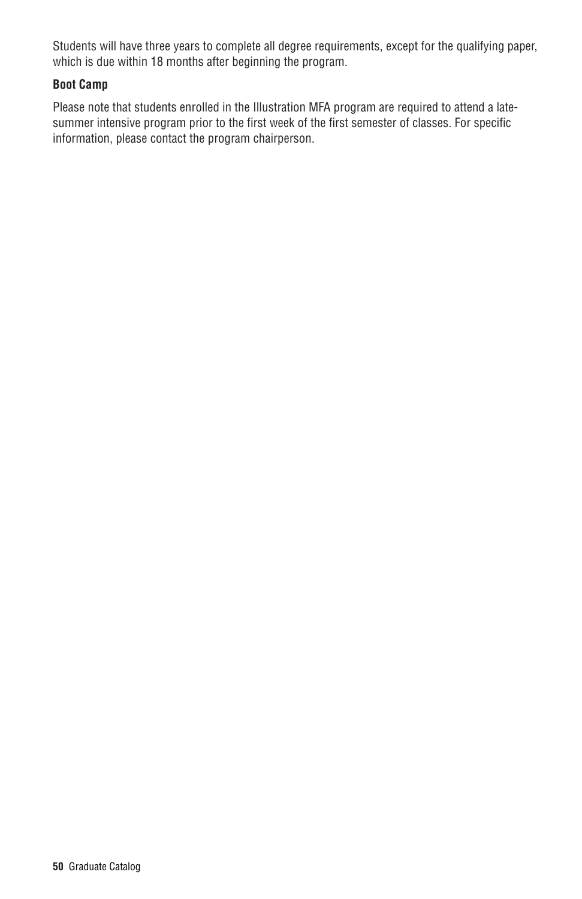Students will have three years to complete all degree requirements, except for the qualifying paper, which is due within 18 months after beginning the program.

**Boot Camp**

Please note that students enrolled in the Illustration MFA program are required to attend a late-summer intensive program prior to the first week of the first semester of classes. For specific information, please contact the program chairperson.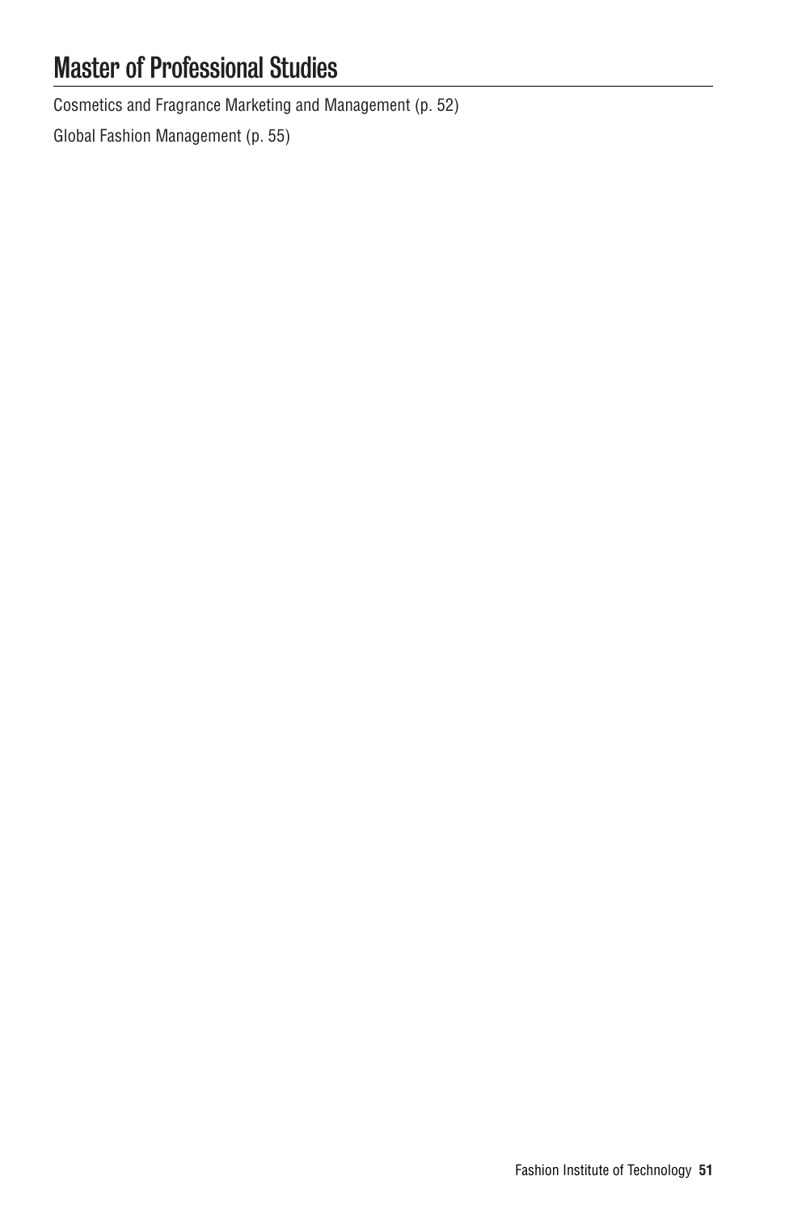# Master of Professional Studies

Cosmetics and Fragrance Marketing and Management (p. 52)

Global Fashion Management (p. 55)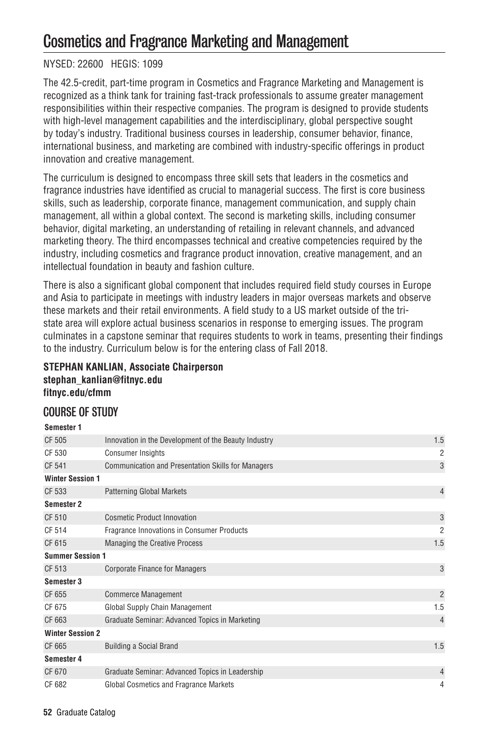# Cosmetics and Fragrance Marketing and Management

NYSED: 22600 HEGIS: 1099

The 42.5-credit, part-time program in Cosmetics and Fragrance Marketing and Management is recognized as a think tank for training fast-track professionals to assume greater management responsibilities within their respective companies. The program is designed to provide students with high-level management capabilities and the interdisciplinary, global perspective sought by today's industry. Traditional business courses in leadership, consumer behavior, finance, international business, and marketing are combined with industry-specific offerings in product innovation and creative management.

The curriculum is designed to encompass three skill sets that leaders in the cosmetics and fragrance industries have identified as crucial to managerial success. The first is core business skills, such as leadership, corporate finance, management communication, and supply chain management, all within a global context. The second is marketing skills, including consumer behavior, digital marketing, an understanding of retailing in relevant channels, and advanced marketing theory. The third encompasses technical and creative competencies required by the industry, including cosmetics and fragrance product innovation, creative management, and an intellectual foundation in beauty and fashion culture.

There is also a significant global component that includes required field study courses in Europe and Asia to participate in meetings with industry leaders in major overseas markets and observe these markets and their retail environments. A field study to a US market outside of the tri-state area will explore actual business scenarios in response to emerging issues. The program culminates in a capstone seminar that requires students to work in teams, presenting their findings to the industry. Curriculum below is for the entering class of Fall 2018.

**STEPHAN KANLIAN, Associate Chairperson**
**stephan_kanlian@fitnyc.edu**
**fitnyc.edu/cfmm**

## COURSE OF STUDY

| | | |
|---|---|---|
| **Semester 1** | | |
| CF 505 | Innovation in the Development of the Beauty Industry | 1.5 |
| CF 530 | Consumer Insights | 2 |
| CF 541 | Communication and Presentation Skills for Managers | 3 |
| **Winter Session 1** | | |
| CF 533 | Patterning Global Markets | 4 |
| **Semester 2** | | |
| CF 510 | Cosmetic Product Innovation | 3 |
| CF 514 | Fragrance Innovations in Consumer Products | 2 |
| CF 615 | Managing the Creative Process | 1.5 |
| **Summer Session 1** | | |
| CF 513 | Corporate Finance for Managers | 3 |
| **Semester 3** | | |
| CF 655 | Commerce Management | 2 |
| CF 675 | Global Supply Chain Management | 1.5 |
| CF 663 | Graduate Seminar: Advanced Topics in Marketing | 4 |
| **Winter Session 2** | | |
| CF 665 | Building a Social Brand | 1.5 |
| **Semester 4** | | |
| CF 670 | Graduate Seminar: Advanced Topics in Leadership | 4 |
| CF 682 | Global Cosmetics and Fragrance Markets | 4 |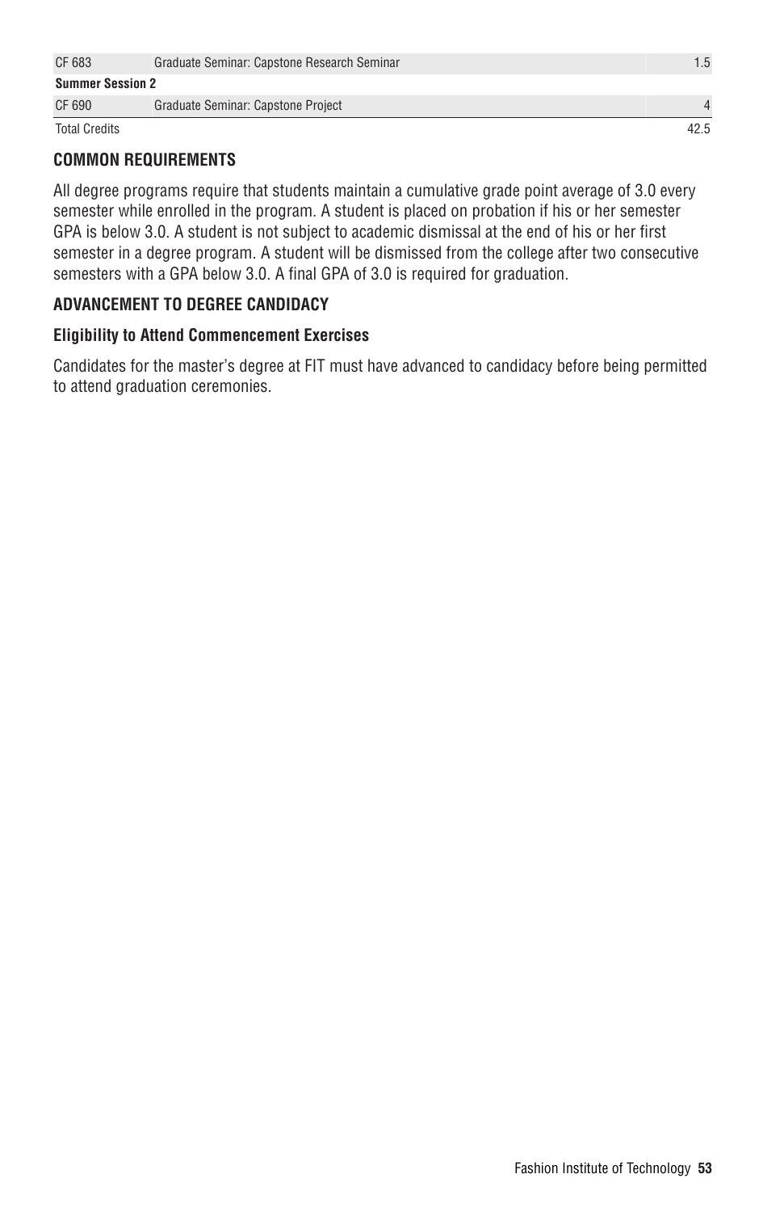| | | |
|---|---|---|
| CF 683 | Graduate Seminar: Capstone Research Seminar | 1.5 |
| **Summer Session 2** | | |
| CF 690 | Graduate Seminar: Capstone Project | 4 |
| Total Credits | | 42.5 |

## COMMON REQUIREMENTS

All degree programs require that students maintain a cumulative grade point average of 3.0 every semester while enrolled in the program. A student is placed on probation if his or her semester GPA is below 3.0. A student is not subject to academic dismissal at the end of his or her first semester in a degree program. A student will be dismissed from the college after two consecutive semesters with a GPA below 3.0. A final GPA of 3.0 is required for graduation.

## ADVANCEMENT TO DEGREE CANDIDACY

### Eligibility to Attend Commencement Exercises

Candidates for the master's degree at FIT must have advanced to candidacy before being permitted to attend graduation ceremonies.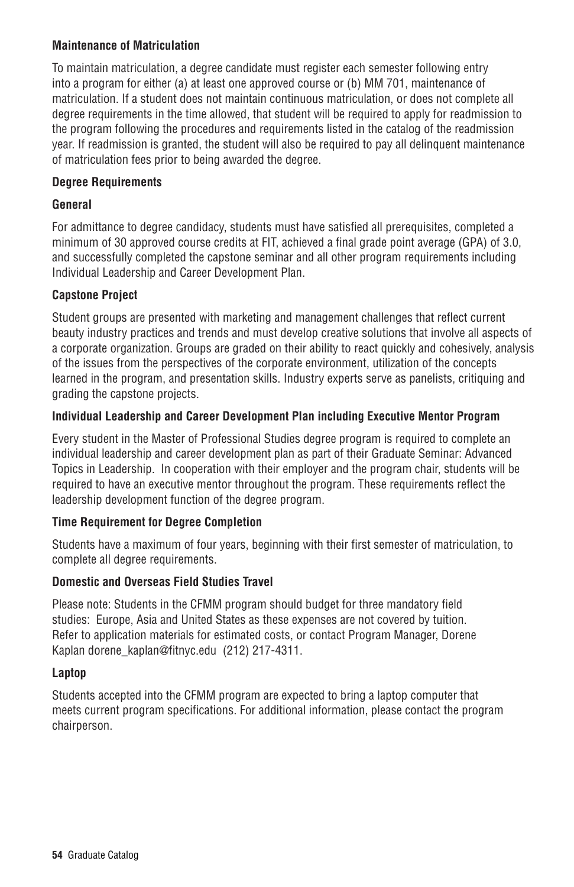**Maintenance of Matriculation**

To maintain matriculation, a degree candidate must register each semester following entry into a program for either (a) at least one approved course or (b) MM 701, maintenance of matriculation. If a student does not maintain continuous matriculation, or does not complete all degree requirements in the time allowed, that student will be required to apply for readmission to the program following the procedures and requirements listed in the catalog of the readmission year. If readmission is granted, the student will also be required to pay all delinquent maintenance of matriculation fees prior to being awarded the degree.

**Degree Requirements**

**General**

For admittance to degree candidacy, students must have satisfied all prerequisites, completed a minimum of 30 approved course credits at FIT, achieved a final grade point average (GPA) of 3.0, and successfully completed the capstone seminar and all other program requirements including Individual Leadership and Career Development Plan.

**Capstone Project**

Student groups are presented with marketing and management challenges that reflect current beauty industry practices and trends and must develop creative solutions that involve all aspects of a corporate organization. Groups are graded on their ability to react quickly and cohesively, analysis of the issues from the perspectives of the corporate environment, utilization of the concepts learned in the program, and presentation skills. Industry experts serve as panelists, critiquing and grading the capstone projects.

**Individual Leadership and Career Development Plan including Executive Mentor Program**

Every student in the Master of Professional Studies degree program is required to complete an individual leadership and career development plan as part of their Graduate Seminar: Advanced Topics in Leadership. In cooperation with their employer and the program chair, students will be required to have an executive mentor throughout the program. These requirements reflect the leadership development function of the degree program.

**Time Requirement for Degree Completion**

Students have a maximum of four years, beginning with their first semester of matriculation, to complete all degree requirements.

**Domestic and Overseas Field Studies Travel**

Please note: Students in the CFMM program should budget for three mandatory field studies: Europe, Asia and United States as these expenses are not covered by tuition. Refer to application materials for estimated costs, or contact Program Manager, Dorene Kaplan dorene_kaplan@fitnyc.edu (212) 217-4311.

**Laptop**

Students accepted into the CFMM program are expected to bring a laptop computer that meets current program specifications. For additional information, please contact the program chairperson.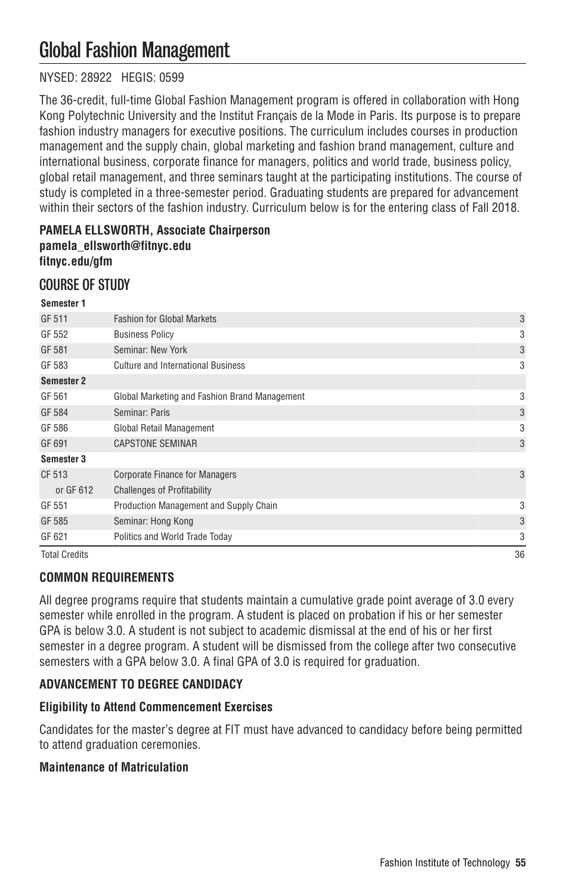# Global Fashion Management

NYSED: 28922 HEGIS: 0599

The 36-credit, full-time Global Fashion Management program is offered in collaboration with Hong Kong Polytechnic University and the Institut Français de la Mode in Paris. Its purpose is to prepare fashion industry managers for executive positions. The curriculum includes courses in production management and the supply chain, global marketing and fashion brand management, culture and international business, corporate finance for managers, politics and world trade, business policy, global retail management, and three seminars taught at the participating institutions. The course of study is completed in a three-semester period. Graduating students are prepared for advancement within their sectors of the fashion industry. Curriculum below is for the entering class of Fall 2018.

**PAMELA ELLSWORTH, Associate Chairperson**
**pamela_ellsworth@fitnyc.edu**
**fitnyc.edu/gfm**

## COURSE OF STUDY

| | | |
|---|---|---|
| **Semester 1** | | |
| GF 511 | Fashion for Global Markets | 3 |
| GF 552 | Business Policy | 3 |
| GF 581 | Seminar: New York | 3 |
| GF 583 | Culture and International Business | 3 |
| **Semester 2** | | |
| GF 561 | Global Marketing and Fashion Brand Management | 3 |
| GF 584 | Seminar: Paris | 3 |
| GF 586 | Global Retail Management | 3 |
| GF 691 | CAPSTONE SEMINAR | 3 |
| **Semester 3** | | |
| CF 513 | Corporate Finance for Managers | 3 |
| or GF 612 | Challenges of Profitability | |
| GF 551 | Production Management and Supply Chain | 3 |
| GF 585 | Seminar: Hong Kong | 3 |
| GF 621 | Politics and World Trade Today | 3 |
| Total Credits | | 36 |

### COMMON REQUIREMENTS

All degree programs require that students maintain a cumulative grade point average of 3.0 every semester while enrolled in the program. A student is placed on probation if his or her semester GPA is below 3.0. A student is not subject to academic dismissal at the end of his or her first semester in a degree program. A student will be dismissed from the college after two consecutive semesters with a GPA below 3.0. A final GPA of 3.0 is required for graduation.

### ADVANCEMENT TO DEGREE CANDIDACY

#### Eligibility to Attend Commencement Exercises

Candidates for the master's degree at FIT must have advanced to candidacy before being permitted to attend graduation ceremonies.

#### Maintenance of Matriculation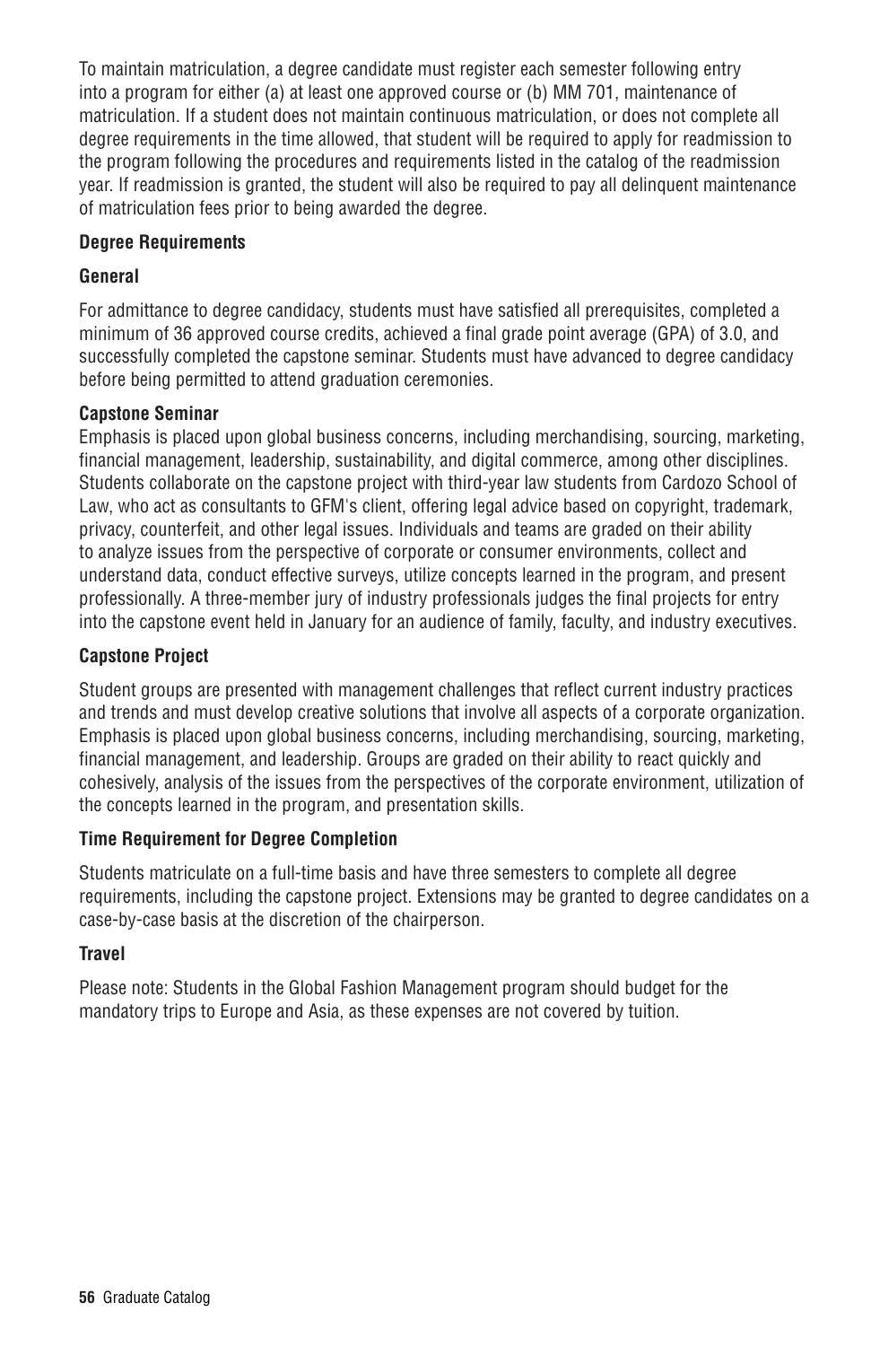To maintain matriculation, a degree candidate must register each semester following entry into a program for either (a) at least one approved course or (b) MM 701, maintenance of matriculation. If a student does not maintain continuous matriculation, or does not complete all degree requirements in the time allowed, that student will be required to apply for readmission to the program following the procedures and requirements listed in the catalog of the readmission year. If readmission is granted, the student will also be required to pay all delinquent maintenance of matriculation fees prior to being awarded the degree.

**Degree Requirements**

**General**

For admittance to degree candidacy, students must have satisfied all prerequisites, completed a minimum of 36 approved course credits, achieved a final grade point average (GPA) of 3.0, and successfully completed the capstone seminar. Students must have advanced to degree candidacy before being permitted to attend graduation ceremonies.

**Capstone Seminar**
Emphasis is placed upon global business concerns, including merchandising, sourcing, marketing, financial management, leadership, sustainability, and digital commerce, among other disciplines. Students collaborate on the capstone project with third-year law students from Cardozo School of Law, who act as consultants to GFM's client, offering legal advice based on copyright, trademark, privacy, counterfeit, and other legal issues. Individuals and teams are graded on their ability to analyze issues from the perspective of corporate or consumer environments, collect and understand data, conduct effective surveys, utilize concepts learned in the program, and present professionally. A three-member jury of industry professionals judges the final projects for entry into the capstone event held in January for an audience of family, faculty, and industry executives.

**Capstone Project**

Student groups are presented with management challenges that reflect current industry practices and trends and must develop creative solutions that involve all aspects of a corporate organization. Emphasis is placed upon global business concerns, including merchandising, sourcing, marketing, financial management, and leadership. Groups are graded on their ability to react quickly and cohesively, analysis of the issues from the perspectives of the corporate environment, utilization of the concepts learned in the program, and presentation skills.

**Time Requirement for Degree Completion**

Students matriculate on a full-time basis and have three semesters to complete all degree requirements, including the capstone project. Extensions may be granted to degree candidates on a case-by-case basis at the discretion of the chairperson.

**Travel**

Please note: Students in the Global Fashion Management program should budget for the mandatory trips to Europe and Asia, as these expenses are not covered by tuition.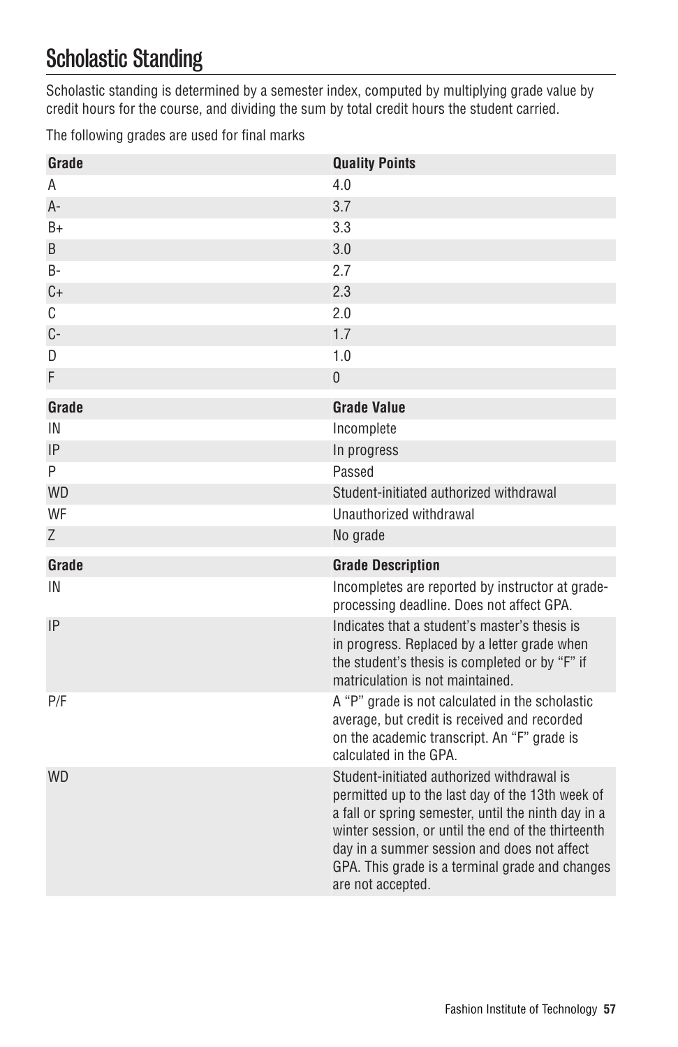# Scholastic Standing

Scholastic standing is determined by a semester index, computed by multiplying grade value by credit hours for the course, and dividing the sum by total credit hours the student carried.

The following grades are used for final marks

| Grade | Quality Points |
|---|---|
| A | 4.0 |
| A- | 3.7 |
| B+ | 3.3 |
| B | 3.0 |
| B- | 2.7 |
| C+ | 2.3 |
| C | 2.0 |
| C- | 1.7 |
| D | 1.0 |
| F | 0 |

| Grade | Grade Value |
|---|---|
| IN | Incomplete |
| IP | In progress |
| P | Passed |
| WD | Student-initiated authorized withdrawal |
| WF | Unauthorized withdrawal |
| Z | No grade |

| Grade | Grade Description |
|---|---|
| IN | Incompletes are reported by instructor at grade-processing deadline. Does not affect GPA. |
| IP | Indicates that a student's master's thesis is in progress. Replaced by a letter grade when the student's thesis is completed or by "F" if matriculation is not maintained. |
| P/F | A "P" grade is not calculated in the scholastic average, but credit is received and recorded on the academic transcript. An "F" grade is calculated in the GPA. |
| WD | Student-initiated authorized withdrawal is permitted up to the last day of the 13th week of a fall or spring semester, until the ninth day in a winter session, or until the end of the thirteenth day in a summer session and does not affect GPA. This grade is a terminal grade and changes are not accepted. |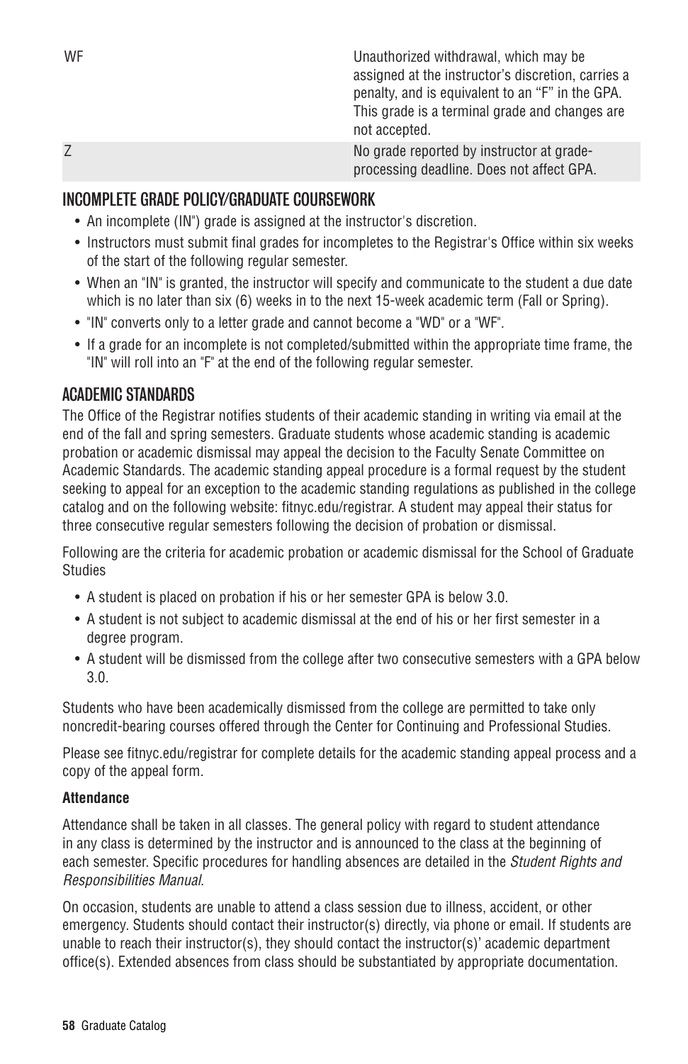| | |
|---|---|
| WF | Unauthorized withdrawal, which may be assigned at the instructor's discretion, carries a penalty, and is equivalent to an "F" in the GPA. This grade is a terminal grade and changes are not accepted. |
| Z | No grade reported by instructor at grade-processing deadline. Does not affect GPA. |

## INCOMPLETE GRADE POLICY/GRADUATE COURSEWORK

- An incomplete (IN") grade is assigned at the instructor's discretion.
- Instructors must submit final grades for incompletes to the Registrar's Office within six weeks of the start of the following regular semester.
- When an "IN" is granted, the instructor will specify and communicate to the student a due date which is no later than six (6) weeks in to the next 15-week academic term (Fall or Spring).
- "IN" converts only to a letter grade and cannot become a "WD" or a "WF".
- If a grade for an incomplete is not completed/submitted within the appropriate time frame, the "IN" will roll into an "F" at the end of the following regular semester.

## ACADEMIC STANDARDS

The Office of the Registrar notifies students of their academic standing in writing via email at the end of the fall and spring semesters. Graduate students whose academic standing is academic probation or academic dismissal may appeal the decision to the Faculty Senate Committee on Academic Standards. The academic standing appeal procedure is a formal request by the student seeking to appeal for an exception to the academic standing regulations as published in the college catalog and on the following website: fitnyc.edu/registrar. A student may appeal their status for three consecutive regular semesters following the decision of probation or dismissal.

Following are the criteria for academic probation or academic dismissal for the School of Graduate Studies

- A student is placed on probation if his or her semester GPA is below 3.0.
- A student is not subject to academic dismissal at the end of his or her first semester in a degree program.
- A student will be dismissed from the college after two consecutive semesters with a GPA below 3.0.

Students who have been academically dismissed from the college are permitted to take only noncredit-bearing courses offered through the Center for Continuing and Professional Studies.

Please see fitnyc.edu/registrar for complete details for the academic standing appeal process and a copy of the appeal form.

**Attendance**

Attendance shall be taken in all classes. The general policy with regard to student attendance in any class is determined by the instructor and is announced to the class at the beginning of each semester. Specific procedures for handling absences are detailed in the *Student Rights and Responsibilities Manual*.

On occasion, students are unable to attend a class session due to illness, accident, or other emergency. Students should contact their instructor(s) directly, via phone or email. If students are unable to reach their instructor(s), they should contact the instructor(s)' academic department office(s). Extended absences from class should be substantiated by appropriate documentation.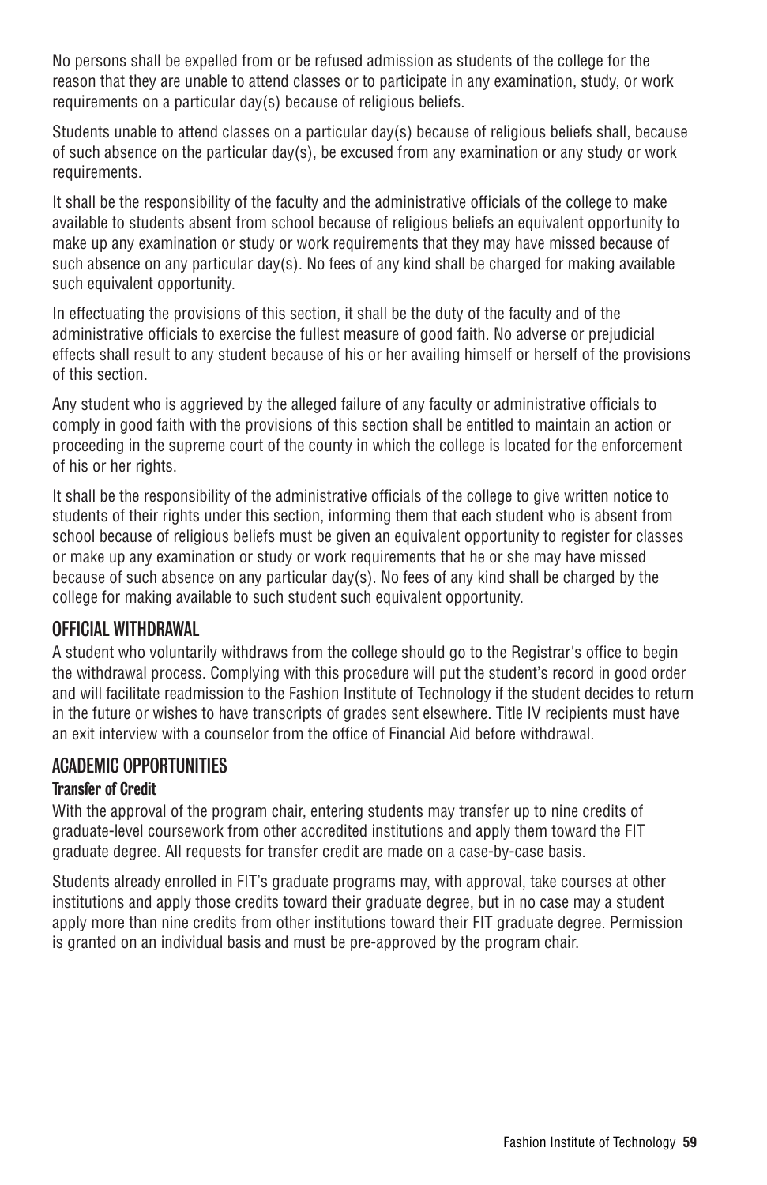No persons shall be expelled from or be refused admission as students of the college for the reason that they are unable to attend classes or to participate in any examination, study, or work requirements on a particular day(s) because of religious beliefs.

Students unable to attend classes on a particular day(s) because of religious beliefs shall, because of such absence on the particular day(s), be excused from any examination or any study or work requirements.

It shall be the responsibility of the faculty and the administrative officials of the college to make available to students absent from school because of religious beliefs an equivalent opportunity to make up any examination or study or work requirements that they may have missed because of such absence on any particular day(s). No fees of any kind shall be charged for making available such equivalent opportunity.

In effectuating the provisions of this section, it shall be the duty of the faculty and of the administrative officials to exercise the fullest measure of good faith. No adverse or prejudicial effects shall result to any student because of his or her availing himself or herself of the provisions of this section.

Any student who is aggrieved by the alleged failure of any faculty or administrative officials to comply in good faith with the provisions of this section shall be entitled to maintain an action or proceeding in the supreme court of the county in which the college is located for the enforcement of his or her rights.

It shall be the responsibility of the administrative officials of the college to give written notice to students of their rights under this section, informing them that each student who is absent from school because of religious beliefs must be given an equivalent opportunity to register for classes or make up any examination or study or work requirements that he or she may have missed because of such absence on any particular day(s). No fees of any kind shall be charged by the college for making available to such student such equivalent opportunity.

## OFFICIAL WITHDRAWAL

A student who voluntarily withdraws from the college should go to the Registrar's office to begin the withdrawal process. Complying with this procedure will put the student's record in good order and will facilitate readmission to the Fashion Institute of Technology if the student decides to return in the future or wishes to have transcripts of grades sent elsewhere. Title IV recipients must have an exit interview with a counselor from the office of Financial Aid before withdrawal.

## ACADEMIC OPPORTUNITIES

### Transfer of Credit

With the approval of the program chair, entering students may transfer up to nine credits of graduate-level coursework from other accredited institutions and apply them toward the FIT graduate degree. All requests for transfer credit are made on a case-by-case basis.

Students already enrolled in FIT's graduate programs may, with approval, take courses at other institutions and apply those credits toward their graduate degree, but in no case may a student apply more than nine credits from other institutions toward their FIT graduate degree. Permission is granted on an individual basis and must be pre-approved by the program chair.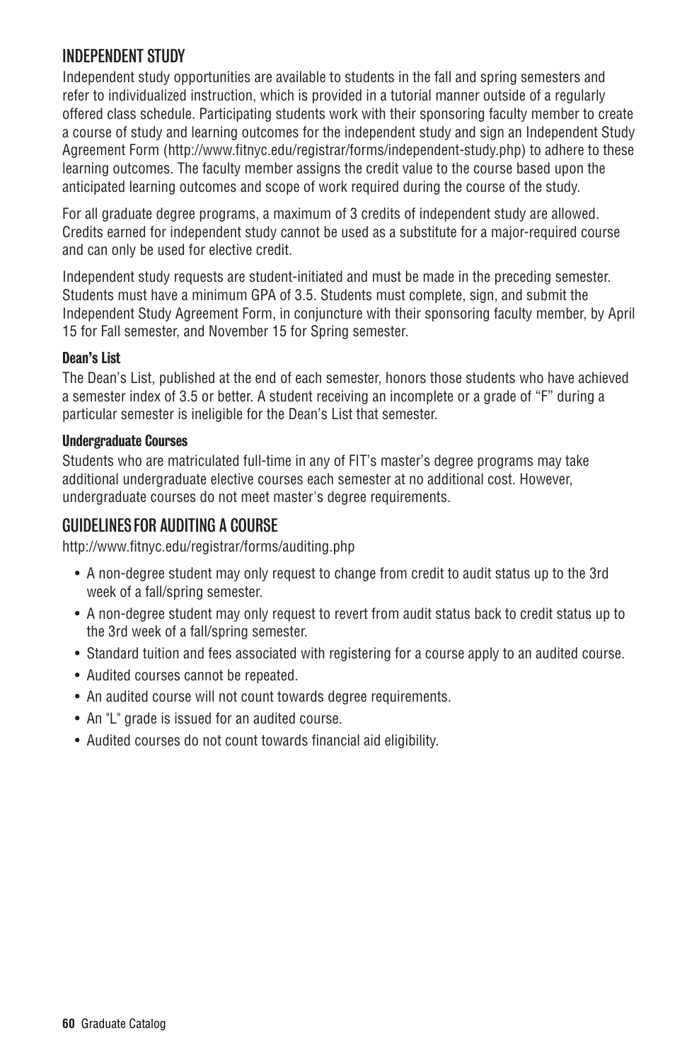## INDEPENDENT STUDY

Independent study opportunities are available to students in the fall and spring semesters and refer to individualized instruction, which is provided in a tutorial manner outside of a regularly offered class schedule. Participating students work with their sponsoring faculty member to create a course of study and learning outcomes for the independent study and sign an Independent Study Agreement Form (http://www.fitnyc.edu/registrar/forms/independent-study.php) to adhere to these learning outcomes. The faculty member assigns the credit value to the course based upon the anticipated learning outcomes and scope of work required during the course of the study.

For all graduate degree programs, a maximum of 3 credits of independent study are allowed. Credits earned for independent study cannot be used as a substitute for a major-required course and can only be used for elective credit.

Independent study requests are student-initiated and must be made in the preceding semester. Students must have a minimum GPA of 3.5. Students must complete, sign, and submit the Independent Study Agreement Form, in conjuncture with their sponsoring faculty member, by April 15 for Fall semester, and November 15 for Spring semester.

### Dean's List

The Dean's List, published at the end of each semester, honors those students who have achieved a semester index of 3.5 or better. A student receiving an incomplete or a grade of "F" during a particular semester is ineligible for the Dean's List that semester.

### Undergraduate Courses

Students who are matriculated full-time in any of FIT's master's degree programs may take additional undergraduate elective courses each semester at no additional cost. However, undergraduate courses do not meet master's degree requirements.

## GUIDELINES FOR AUDITING A COURSE

http://www.fitnyc.edu/registrar/forms/auditing.php

- A non-degree student may only request to change from credit to audit status up to the 3rd week of a fall/spring semester.
- A non-degree student may only request to revert from audit status back to credit status up to the 3rd week of a fall/spring semester.
- Standard tuition and fees associated with registering for a course apply to an audited course.
- Audited courses cannot be repeated.
- An audited course will not count towards degree requirements.
- An "L" grade is issued for an audited course.
- Audited courses do not count towards financial aid eligibility.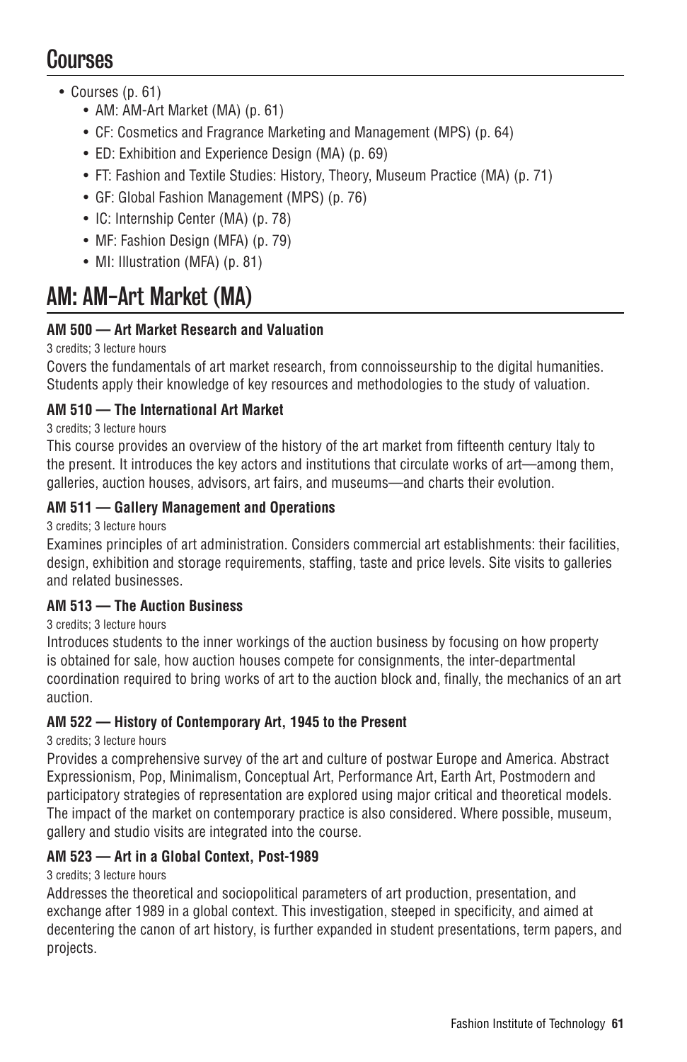# Courses

- Courses (p. 61)
  - AM: AM-Art Market (MA) (p. 61)
  - CF: Cosmetics and Fragrance Marketing and Management (MPS) (p. 64)
  - ED: Exhibition and Experience Design (MA) (p. 69)
  - FT: Fashion and Textile Studies: History, Theory, Museum Practice (MA) (p. 71)
  - GF: Global Fashion Management (MPS) (p. 76)
  - IC: Internship Center (MA) (p. 78)
  - MF: Fashion Design (MFA) (p. 79)
  - MI: Illustration (MFA) (p. 81)

# AM: AM-Art Market (MA)

**AM 500 — Art Market Research and Valuation**

3 credits; 3 lecture hours

Covers the fundamentals of art market research, from connoisseurship to the digital humanities. Students apply their knowledge of key resources and methodologies to the study of valuation.

**AM 510 — The International Art Market**

3 credits; 3 lecture hours

This course provides an overview of the history of the art market from fifteenth century Italy to the present. It introduces the key actors and institutions that circulate works of art—among them, galleries, auction houses, advisors, art fairs, and museums—and charts their evolution.

**AM 511 — Gallery Management and Operations**

3 credits; 3 lecture hours

Examines principles of art administration. Considers commercial art establishments: their facilities, design, exhibition and storage requirements, staffing, taste and price levels. Site visits to galleries and related businesses.

**AM 513 — The Auction Business**

3 credits; 3 lecture hours

Introduces students to the inner workings of the auction business by focusing on how property is obtained for sale, how auction houses compete for consignments, the inter-departmental coordination required to bring works of art to the auction block and, finally, the mechanics of an art auction.

**AM 522 — History of Contemporary Art, 1945 to the Present**

3 credits; 3 lecture hours

Provides a comprehensive survey of the art and culture of postwar Europe and America. Abstract Expressionism, Pop, Minimalism, Conceptual Art, Performance Art, Earth Art, Postmodern and participatory strategies of representation are explored using major critical and theoretical models. The impact of the market on contemporary practice is also considered. Where possible, museum, gallery and studio visits are integrated into the course.

**AM 523 — Art in a Global Context, Post-1989**

3 credits; 3 lecture hours

Addresses the theoretical and sociopolitical parameters of art production, presentation, and exchange after 1989 in a global context. This investigation, steeped in specificity, and aimed at decentering the canon of art history, is further expanded in student presentations, term papers, and projects.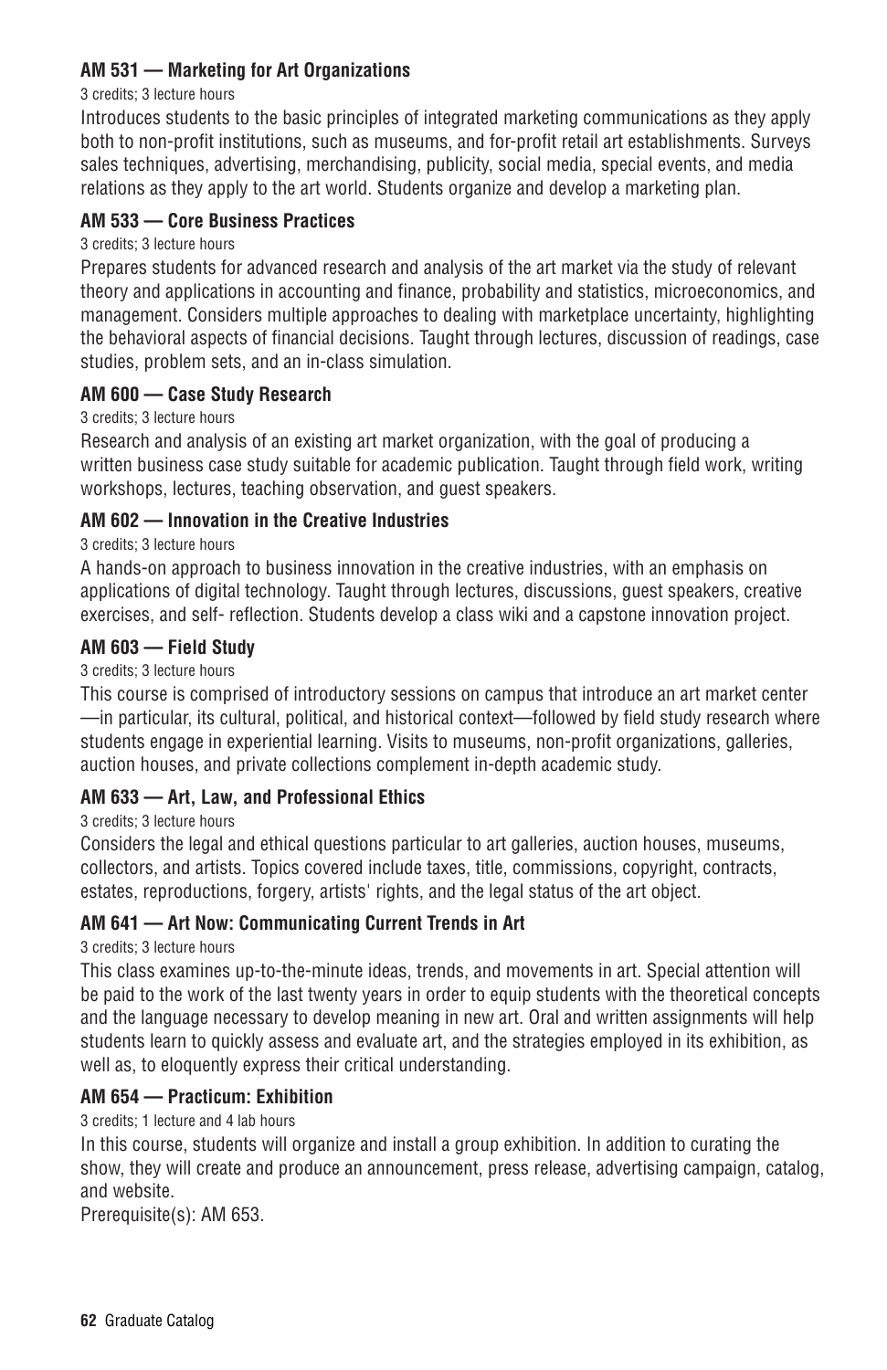**AM 531 — Marketing for Art Organizations**

3 credits; 3 lecture hours

Introduces students to the basic principles of integrated marketing communications as they apply both to non-profit institutions, such as museums, and for-profit retail art establishments. Surveys sales techniques, advertising, merchandising, publicity, social media, special events, and media relations as they apply to the art world. Students organize and develop a marketing plan.

**AM 533 — Core Business Practices**

3 credits; 3 lecture hours

Prepares students for advanced research and analysis of the art market via the study of relevant theory and applications in accounting and finance, probability and statistics, microeconomics, and management. Considers multiple approaches to dealing with marketplace uncertainty, highlighting the behavioral aspects of financial decisions. Taught through lectures, discussion of readings, case studies, problem sets, and an in-class simulation.

**AM 600 — Case Study Research**

3 credits; 3 lecture hours

Research and analysis of an existing art market organization, with the goal of producing a written business case study suitable for academic publication. Taught through field work, writing workshops, lectures, teaching observation, and guest speakers.

**AM 602 — Innovation in the Creative Industries**

3 credits; 3 lecture hours

A hands-on approach to business innovation in the creative industries, with an emphasis on applications of digital technology. Taught through lectures, discussions, guest speakers, creative exercises, and self- reflection. Students develop a class wiki and a capstone innovation project.

**AM 603 — Field Study**

3 credits; 3 lecture hours

This course is comprised of introductory sessions on campus that introduce an art market center —in particular, its cultural, political, and historical context—followed by field study research where students engage in experiential learning. Visits to museums, non-profit organizations, galleries, auction houses, and private collections complement in-depth academic study.

**AM 633 — Art, Law, and Professional Ethics**

3 credits; 3 lecture hours

Considers the legal and ethical questions particular to art galleries, auction houses, museums, collectors, and artists. Topics covered include taxes, title, commissions, copyright, contracts, estates, reproductions, forgery, artists' rights, and the legal status of the art object.

**AM 641 — Art Now: Communicating Current Trends in Art**

3 credits; 3 lecture hours

This class examines up-to-the-minute ideas, trends, and movements in art. Special attention will be paid to the work of the last twenty years in order to equip students with the theoretical concepts and the language necessary to develop meaning in new art. Oral and written assignments will help students learn to quickly assess and evaluate art, and the strategies employed in its exhibition, as well as, to eloquently express their critical understanding.

**AM 654 — Practicum: Exhibition**

3 credits; 1 lecture and 4 lab hours

In this course, students will organize and install a group exhibition. In addition to curating the show, they will create and produce an announcement, press release, advertising campaign, catalog, and website.

Prerequisite(s): AM 653.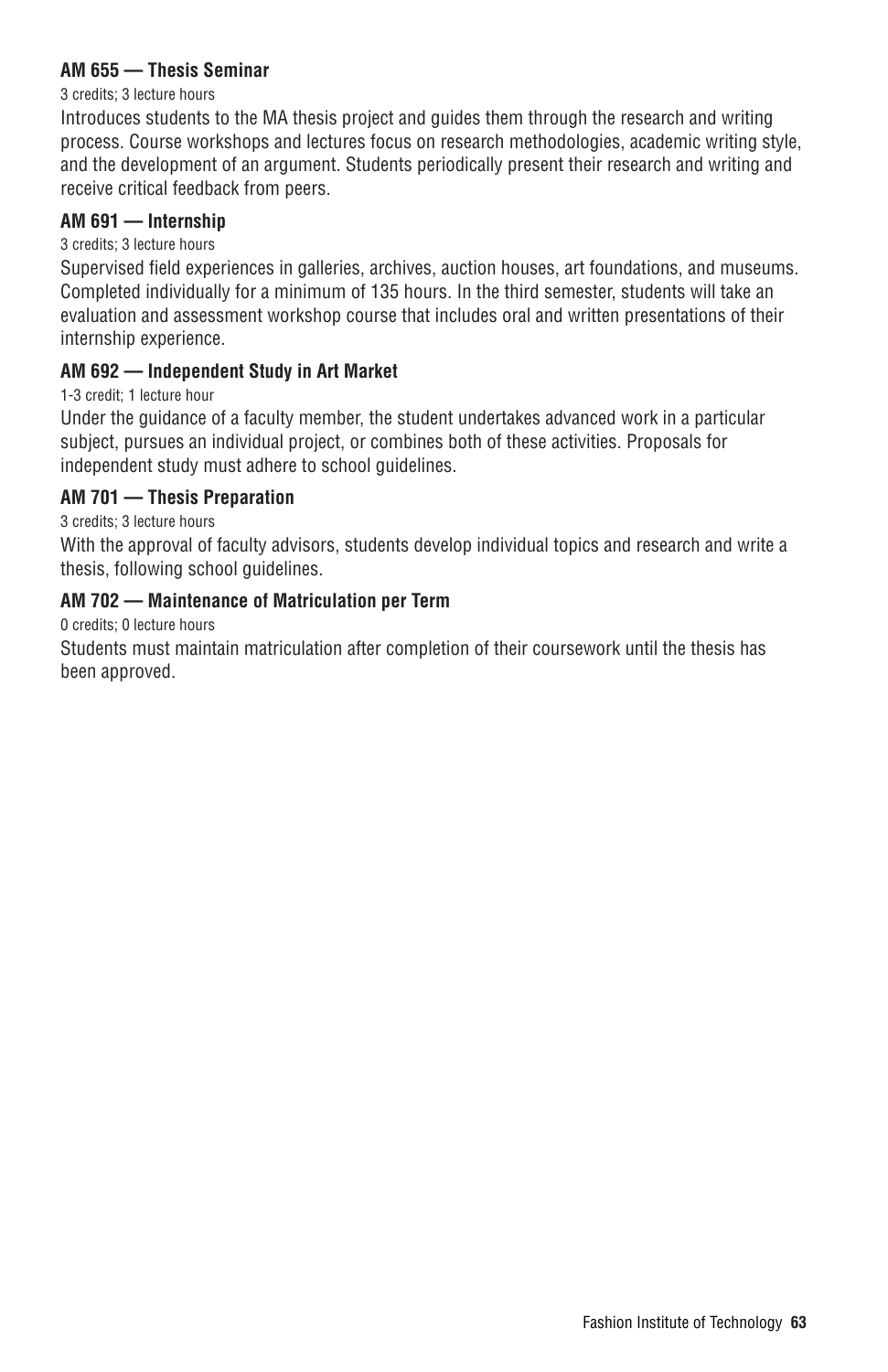**AM 655 — Thesis Seminar**

3 credits; 3 lecture hours

Introduces students to the MA thesis project and guides them through the research and writing process. Course workshops and lectures focus on research methodologies, academic writing style, and the development of an argument. Students periodically present their research and writing and receive critical feedback from peers.

**AM 691 — Internship**

3 credits; 3 lecture hours

Supervised field experiences in galleries, archives, auction houses, art foundations, and museums. Completed individually for a minimum of 135 hours. In the third semester, students will take an evaluation and assessment workshop course that includes oral and written presentations of their internship experience.

**AM 692 — Independent Study in Art Market**

1-3 credit; 1 lecture hour

Under the guidance of a faculty member, the student undertakes advanced work in a particular subject, pursues an individual project, or combines both of these activities. Proposals for independent study must adhere to school guidelines.

**AM 701 — Thesis Preparation**

3 credits; 3 lecture hours

With the approval of faculty advisors, students develop individual topics and research and write a thesis, following school guidelines.

**AM 702 — Maintenance of Matriculation per Term**

0 credits; 0 lecture hours

Students must maintain matriculation after completion of their coursework until the thesis has been approved.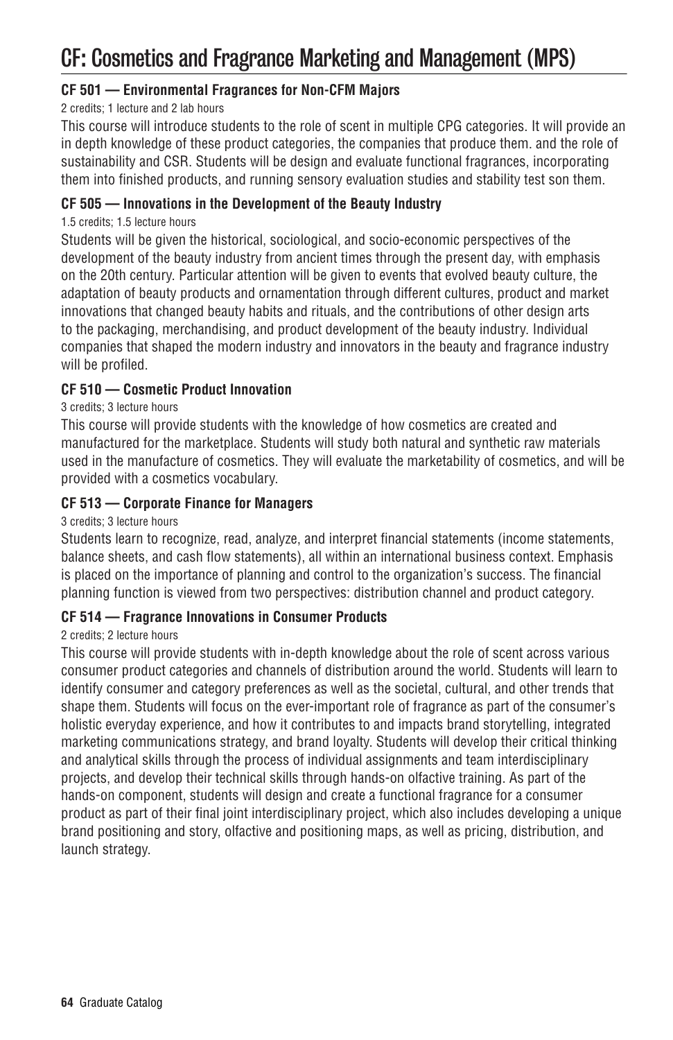# CF: Cosmetics and Fragrance Marketing and Management (MPS)

### CF 501 — Environmental Fragrances for Non-CFM Majors

2 credits; 1 lecture and 2 lab hours

This course will introduce students to the role of scent in multiple CPG categories. It will provide an in depth knowledge of these product categories, the companies that produce them. and the role of sustainability and CSR. Students will be design and evaluate functional fragrances, incorporating them into finished products, and running sensory evaluation studies and stability test son them.

### CF 505 — Innovations in the Development of the Beauty Industry

1.5 credits; 1.5 lecture hours

Students will be given the historical, sociological, and socio-economic perspectives of the development of the beauty industry from ancient times through the present day, with emphasis on the 20th century. Particular attention will be given to events that evolved beauty culture, the adaptation of beauty products and ornamentation through different cultures, product and market innovations that changed beauty habits and rituals, and the contributions of other design arts to the packaging, merchandising, and product development of the beauty industry. Individual companies that shaped the modern industry and innovators in the beauty and fragrance industry will be profiled.

### CF 510 — Cosmetic Product Innovation

3 credits; 3 lecture hours

This course will provide students with the knowledge of how cosmetics are created and manufactured for the marketplace. Students will study both natural and synthetic raw materials used in the manufacture of cosmetics. They will evaluate the marketability of cosmetics, and will be provided with a cosmetics vocabulary.

### CF 513 — Corporate Finance for Managers

3 credits; 3 lecture hours

Students learn to recognize, read, analyze, and interpret financial statements (income statements, balance sheets, and cash flow statements), all within an international business context. Emphasis is placed on the importance of planning and control to the organization's success. The financial planning function is viewed from two perspectives: distribution channel and product category.

### CF 514 — Fragrance Innovations in Consumer Products

2 credits; 2 lecture hours

This course will provide students with in-depth knowledge about the role of scent across various consumer product categories and channels of distribution around the world. Students will learn to identify consumer and category preferences as well as the societal, cultural, and other trends that shape them. Students will focus on the ever-important role of fragrance as part of the consumer's holistic everyday experience, and how it contributes to and impacts brand storytelling, integrated marketing communications strategy, and brand loyalty. Students will develop their critical thinking and analytical skills through the process of individual assignments and team interdisciplinary projects, and develop their technical skills through hands-on olfactive training. As part of the hands-on component, students will design and create a functional fragrance for a consumer product as part of their final joint interdisciplinary project, which also includes developing a unique brand positioning and story, olfactive and positioning maps, as well as pricing, distribution, and launch strategy.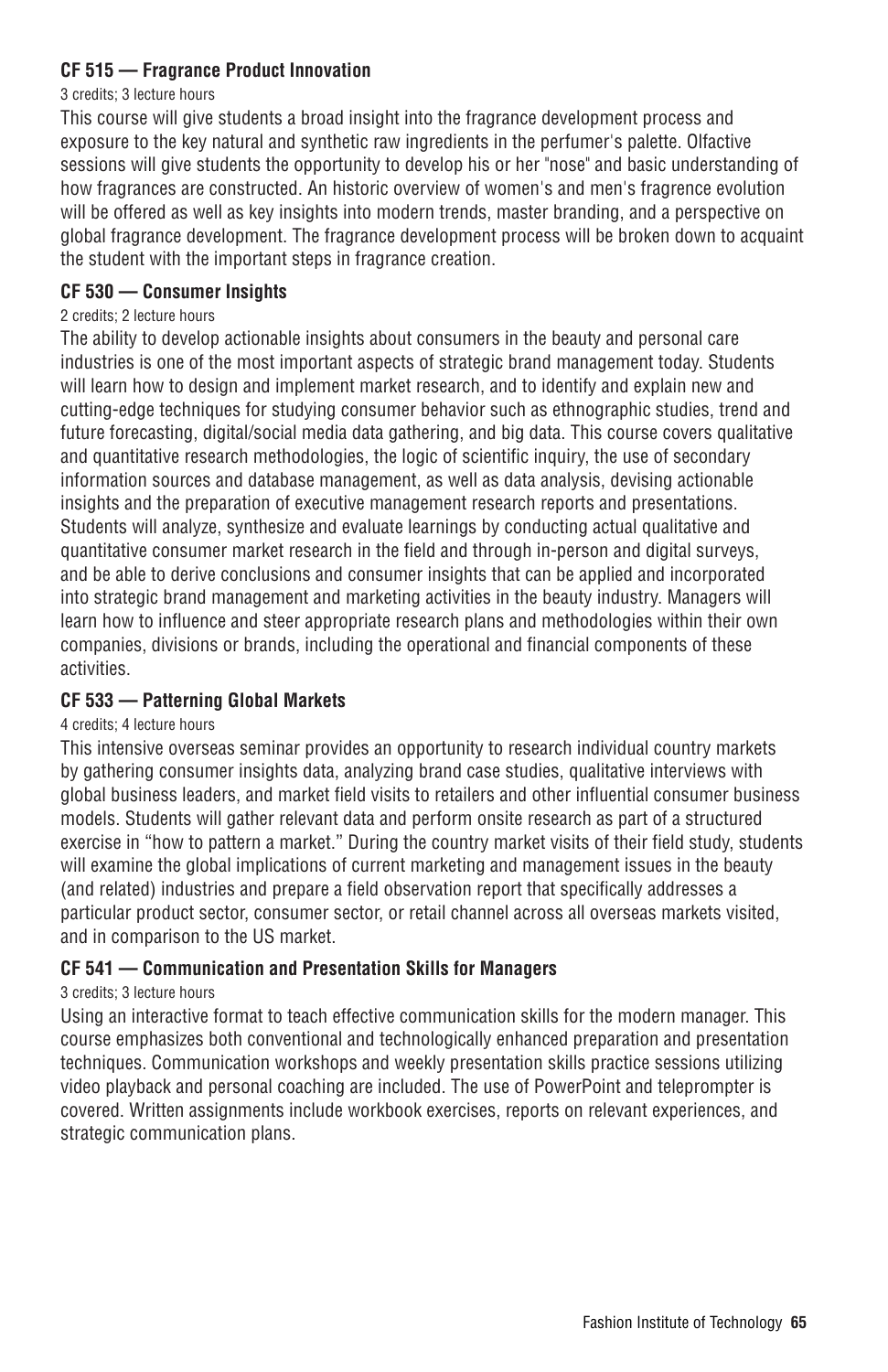**CF 515 — Fragrance Product Innovation**

3 credits; 3 lecture hours

This course will give students a broad insight into the fragrance development process and exposure to the key natural and synthetic raw ingredients in the perfumer's palette. Olfactive sessions will give students the opportunity to develop his or her "nose" and basic understanding of how fragrances are constructed. An historic overview of women's and men's fragrence evolution will be offered as well as key insights into modern trends, master branding, and a perspective on global fragrance development. The fragrance development process will be broken down to acquaint the student with the important steps in fragrance creation.

**CF 530 — Consumer Insights**

2 credits; 2 lecture hours

The ability to develop actionable insights about consumers in the beauty and personal care industries is one of the most important aspects of strategic brand management today. Students will learn how to design and implement market research, and to identify and explain new and cutting-edge techniques for studying consumer behavior such as ethnographic studies, trend and future forecasting, digital/social media data gathering, and big data. This course covers qualitative and quantitative research methodologies, the logic of scientific inquiry, the use of secondary information sources and database management, as well as data analysis, devising actionable insights and the preparation of executive management research reports and presentations. Students will analyze, synthesize and evaluate learnings by conducting actual qualitative and quantitative consumer market research in the field and through in-person and digital surveys, and be able to derive conclusions and consumer insights that can be applied and incorporated into strategic brand management and marketing activities in the beauty industry. Managers will learn how to influence and steer appropriate research plans and methodologies within their own companies, divisions or brands, including the operational and financial components of these activities.

**CF 533 — Patterning Global Markets**

4 credits; 4 lecture hours

This intensive overseas seminar provides an opportunity to research individual country markets by gathering consumer insights data, analyzing brand case studies, qualitative interviews with global business leaders, and market field visits to retailers and other influential consumer business models. Students will gather relevant data and perform onsite research as part of a structured exercise in "how to pattern a market." During the country market visits of their field study, students will examine the global implications of current marketing and management issues in the beauty (and related) industries and prepare a field observation report that specifically addresses a particular product sector, consumer sector, or retail channel across all overseas markets visited, and in comparison to the US market.

**CF 541 — Communication and Presentation Skills for Managers**

3 credits; 3 lecture hours

Using an interactive format to teach effective communication skills for the modern manager. This course emphasizes both conventional and technologically enhanced preparation and presentation techniques. Communication workshops and weekly presentation skills practice sessions utilizing video playback and personal coaching are included. The use of PowerPoint and teleprompter is covered. Written assignments include workbook exercises, reports on relevant experiences, and strategic communication plans.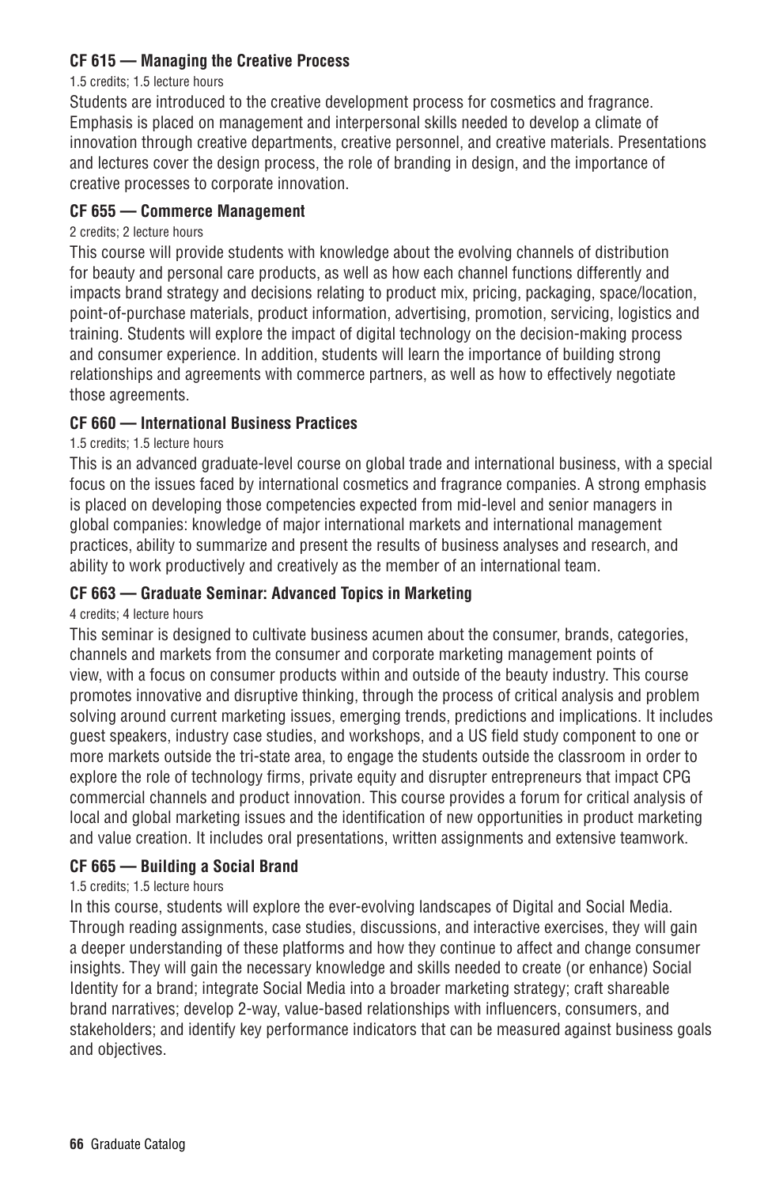#### CF 615 — Managing the Creative Process

1.5 credits; 1.5 lecture hours

Students are introduced to the creative development process for cosmetics and fragrance. Emphasis is placed on management and interpersonal skills needed to develop a climate of innovation through creative departments, creative personnel, and creative materials. Presentations and lectures cover the design process, the role of branding in design, and the importance of creative processes to corporate innovation.

#### CF 655 — Commerce Management

2 credits; 2 lecture hours

This course will provide students with knowledge about the evolving channels of distribution for beauty and personal care products, as well as how each channel functions differently and impacts brand strategy and decisions relating to product mix, pricing, packaging, space/location, point-of-purchase materials, product information, advertising, promotion, servicing, logistics and training. Students will explore the impact of digital technology on the decision-making process and consumer experience. In addition, students will learn the importance of building strong relationships and agreements with commerce partners, as well as how to effectively negotiate those agreements.

#### CF 660 — International Business Practices

1.5 credits; 1.5 lecture hours

This is an advanced graduate-level course on global trade and international business, with a special focus on the issues faced by international cosmetics and fragrance companies. A strong emphasis is placed on developing those competencies expected from mid-level and senior managers in global companies: knowledge of major international markets and international management practices, ability to summarize and present the results of business analyses and research, and ability to work productively and creatively as the member of an international team.

#### CF 663 — Graduate Seminar: Advanced Topics in Marketing

4 credits; 4 lecture hours

This seminar is designed to cultivate business acumen about the consumer, brands, categories, channels and markets from the consumer and corporate marketing management points of view, with a focus on consumer products within and outside of the beauty industry. This course promotes innovative and disruptive thinking, through the process of critical analysis and problem solving around current marketing issues, emerging trends, predictions and implications. It includes guest speakers, industry case studies, and workshops, and a US field study component to one or more markets outside the tri-state area, to engage the students outside the classroom in order to explore the role of technology firms, private equity and disrupter entrepreneurs that impact CPG commercial channels and product innovation. This course provides a forum for critical analysis of local and global marketing issues and the identification of new opportunities in product marketing and value creation. It includes oral presentations, written assignments and extensive teamwork.

#### CF 665 — Building a Social Brand

1.5 credits; 1.5 lecture hours

In this course, students will explore the ever-evolving landscapes of Digital and Social Media. Through reading assignments, case studies, discussions, and interactive exercises, they will gain a deeper understanding of these platforms and how they continue to affect and change consumer insights. They will gain the necessary knowledge and skills needed to create (or enhance) Social Identity for a brand; integrate Social Media into a broader marketing strategy; craft shareable brand narratives; develop 2-way, value-based relationships with influencers, consumers, and stakeholders; and identify key performance indicators that can be measured against business goals and objectives.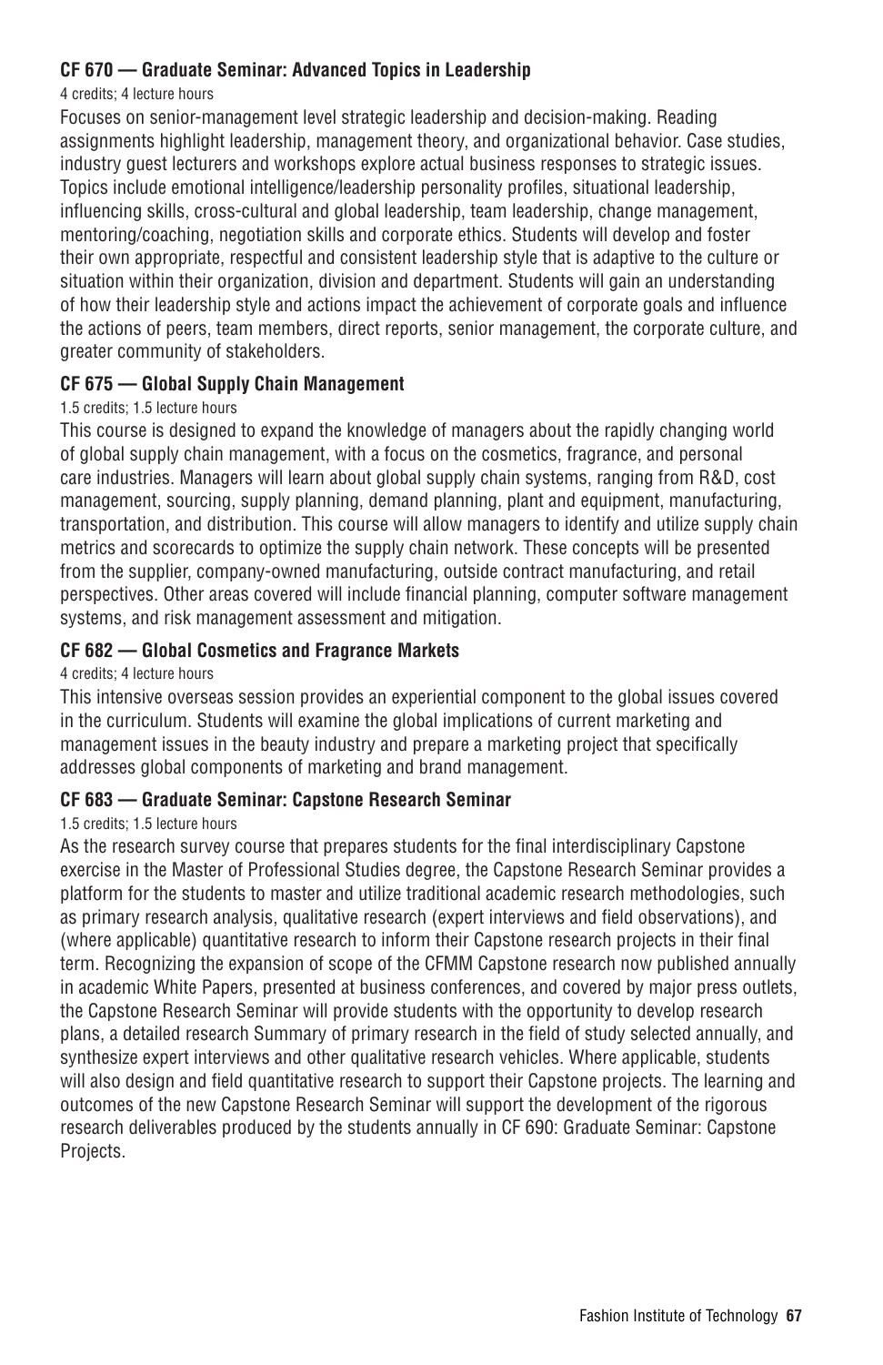**CF 670 — Graduate Seminar: Advanced Topics in Leadership**

4 credits; 4 lecture hours

Focuses on senior-management level strategic leadership and decision-making. Reading assignments highlight leadership, management theory, and organizational behavior. Case studies, industry guest lecturers and workshops explore actual business responses to strategic issues. Topics include emotional intelligence/leadership personality profiles, situational leadership, influencing skills, cross-cultural and global leadership, team leadership, change management, mentoring/coaching, negotiation skills and corporate ethics. Students will develop and foster their own appropriate, respectful and consistent leadership style that is adaptive to the culture or situation within their organization, division and department. Students will gain an understanding of how their leadership style and actions impact the achievement of corporate goals and influence the actions of peers, team members, direct reports, senior management, the corporate culture, and greater community of stakeholders.

**CF 675 — Global Supply Chain Management**

1.5 credits; 1.5 lecture hours

This course is designed to expand the knowledge of managers about the rapidly changing world of global supply chain management, with a focus on the cosmetics, fragrance, and personal care industries. Managers will learn about global supply chain systems, ranging from R&D, cost management, sourcing, supply planning, demand planning, plant and equipment, manufacturing, transportation, and distribution. This course will allow managers to identify and utilize supply chain metrics and scorecards to optimize the supply chain network. These concepts will be presented from the supplier, company-owned manufacturing, outside contract manufacturing, and retail perspectives. Other areas covered will include financial planning, computer software management systems, and risk management assessment and mitigation.

**CF 682 — Global Cosmetics and Fragrance Markets**

4 credits; 4 lecture hours

This intensive overseas session provides an experiential component to the global issues covered in the curriculum. Students will examine the global implications of current marketing and management issues in the beauty industry and prepare a marketing project that specifically addresses global components of marketing and brand management.

**CF 683 — Graduate Seminar: Capstone Research Seminar**

1.5 credits; 1.5 lecture hours

As the research survey course that prepares students for the final interdisciplinary Capstone exercise in the Master of Professional Studies degree, the Capstone Research Seminar provides a platform for the students to master and utilize traditional academic research methodologies, such as primary research analysis, qualitative research (expert interviews and field observations), and (where applicable) quantitative research to inform their Capstone research projects in their final term. Recognizing the expansion of scope of the CFMM Capstone research now published annually in academic White Papers, presented at business conferences, and covered by major press outlets, the Capstone Research Seminar will provide students with the opportunity to develop research plans, a detailed research Summary of primary research in the field of study selected annually, and synthesize expert interviews and other qualitative research vehicles. Where applicable, students will also design and field quantitative research to support their Capstone projects. The learning and outcomes of the new Capstone Research Seminar will support the development of the rigorous research deliverables produced by the students annually in CF 690: Graduate Seminar: Capstone Projects.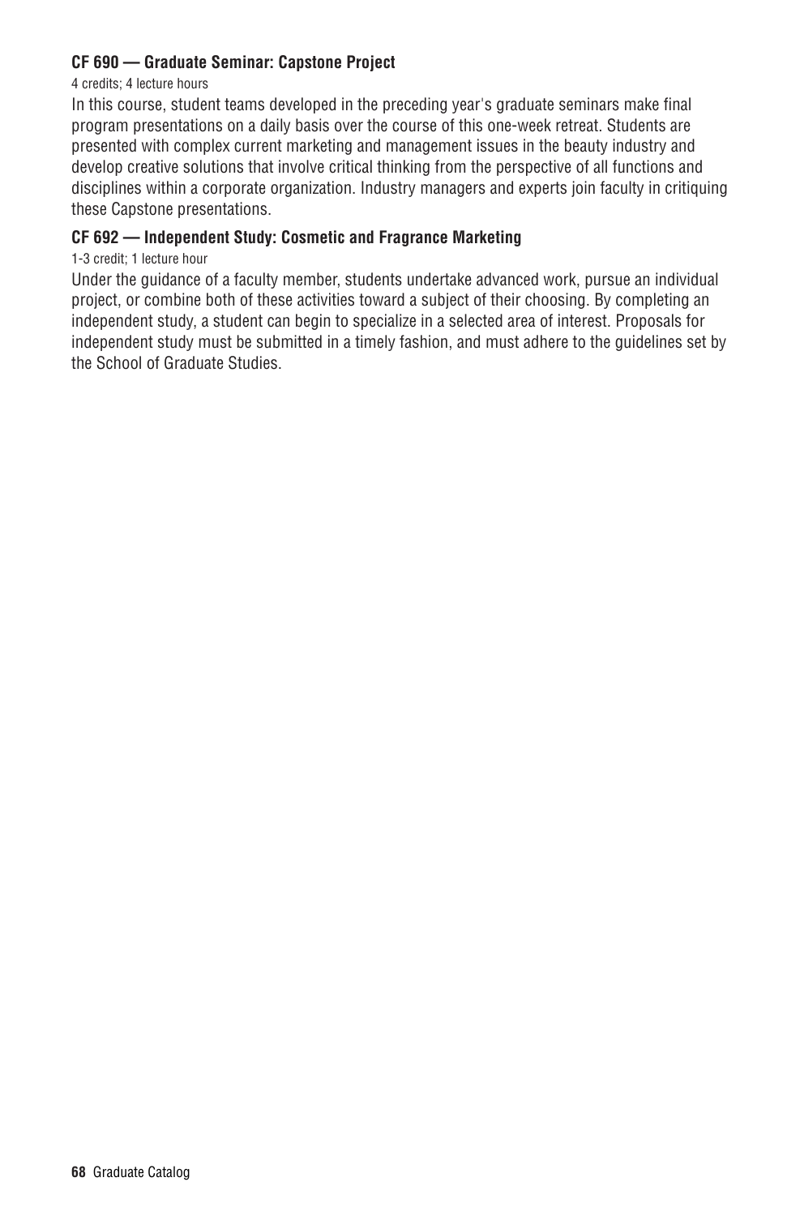**CF 690 — Graduate Seminar: Capstone Project**

4 credits; 4 lecture hours

In this course, student teams developed in the preceding year's graduate seminars make final program presentations on a daily basis over the course of this one-week retreat. Students are presented with complex current marketing and management issues in the beauty industry and develop creative solutions that involve critical thinking from the perspective of all functions and disciplines within a corporate organization. Industry managers and experts join faculty in critiquing these Capstone presentations.

**CF 692 — Independent Study: Cosmetic and Fragrance Marketing**

1-3 credit; 1 lecture hour

Under the guidance of a faculty member, students undertake advanced work, pursue an individual project, or combine both of these activities toward a subject of their choosing. By completing an independent study, a student can begin to specialize in a selected area of interest. Proposals for independent study must be submitted in a timely fashion, and must adhere to the guidelines set by the School of Graduate Studies.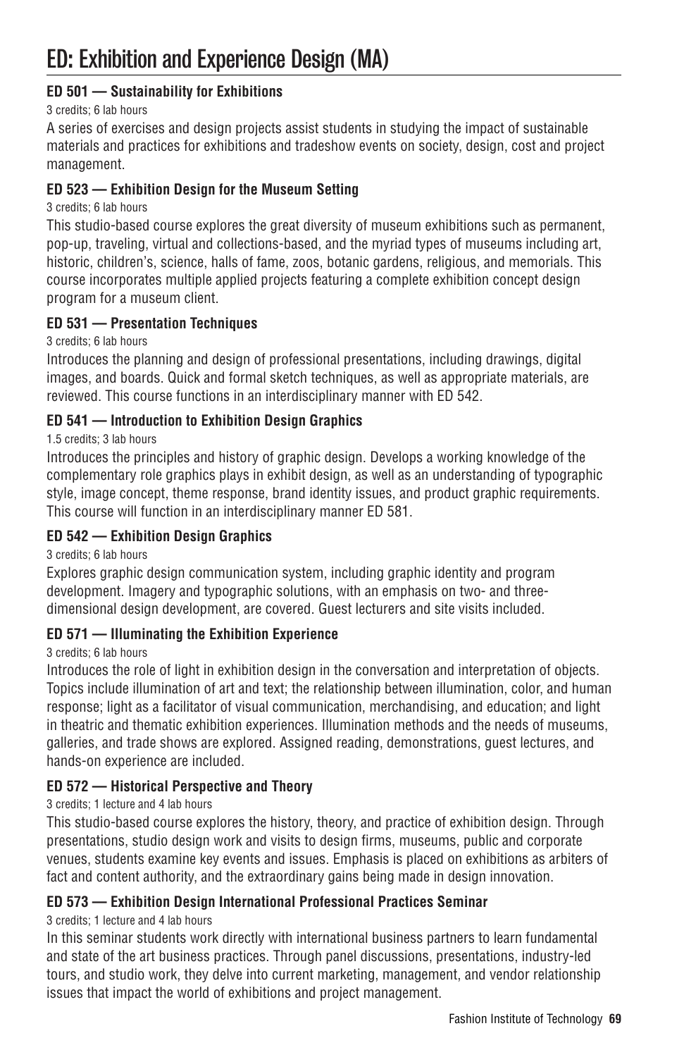# ED: Exhibition and Experience Design (MA)

**ED 501 — Sustainability for Exhibitions**

3 credits; 6 lab hours

A series of exercises and design projects assist students in studying the impact of sustainable materials and practices for exhibitions and tradeshow events on society, design, cost and project management.

**ED 523 — Exhibition Design for the Museum Setting**

3 credits; 6 lab hours

This studio-based course explores the great diversity of museum exhibitions such as permanent, pop-up, traveling, virtual and collections-based, and the myriad types of museums including art, historic, children's, science, halls of fame, zoos, botanic gardens, religious, and memorials. This course incorporates multiple applied projects featuring a complete exhibition concept design program for a museum client.

**ED 531 — Presentation Techniques**

3 credits; 6 lab hours

Introduces the planning and design of professional presentations, including drawings, digital images, and boards. Quick and formal sketch techniques, as well as appropriate materials, are reviewed. This course functions in an interdisciplinary manner with ED 542.

**ED 541 — Introduction to Exhibition Design Graphics**

1.5 credits; 3 lab hours

Introduces the principles and history of graphic design. Develops a working knowledge of the complementary role graphics plays in exhibit design, as well as an understanding of typographic style, image concept, theme response, brand identity issues, and product graphic requirements. This course will function in an interdisciplinary manner ED 581.

**ED 542 — Exhibition Design Graphics**

3 credits; 6 lab hours

Explores graphic design communication system, including graphic identity and program development. Imagery and typographic solutions, with an emphasis on two- and three-dimensional design development, are covered. Guest lecturers and site visits included.

**ED 571 — Illuminating the Exhibition Experience**

3 credits; 6 lab hours

Introduces the role of light in exhibition design in the conversation and interpretation of objects. Topics include illumination of art and text; the relationship between illumination, color, and human response; light as a facilitator of visual communication, merchandising, and education; and light in theatric and thematic exhibition experiences. Illumination methods and the needs of museums, galleries, and trade shows are explored. Assigned reading, demonstrations, guest lectures, and hands-on experience are included.

**ED 572 — Historical Perspective and Theory**

3 credits; 1 lecture and 4 lab hours

This studio-based course explores the history, theory, and practice of exhibition design. Through presentations, studio design work and visits to design firms, museums, public and corporate venues, students examine key events and issues. Emphasis is placed on exhibitions as arbiters of fact and content authority, and the extraordinary gains being made in design innovation.

**ED 573 — Exhibition Design International Professional Practices Seminar**

3 credits; 1 lecture and 4 lab hours

In this seminar students work directly with international business partners to learn fundamental and state of the art business practices. Through panel discussions, presentations, industry-led tours, and studio work, they delve into current marketing, management, and vendor relationship issues that impact the world of exhibitions and project management.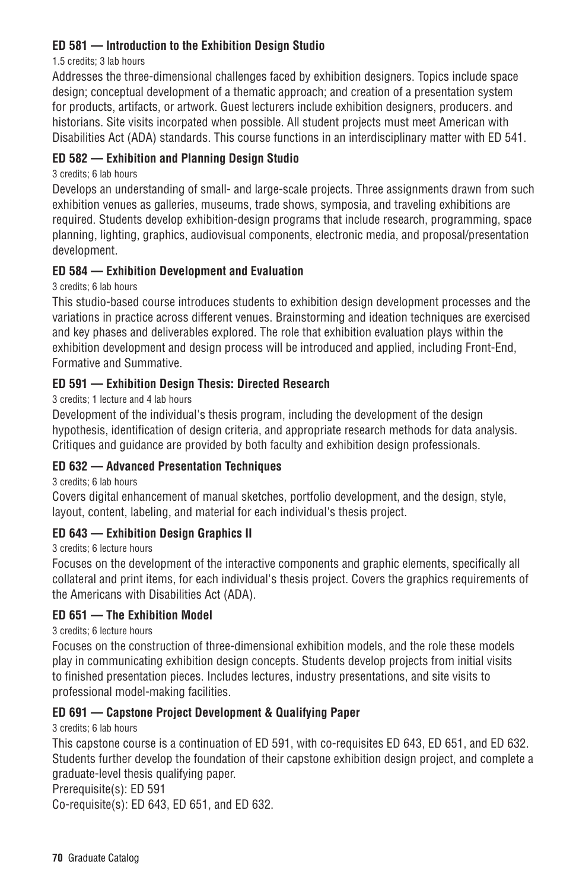**ED 581 — Introduction to the Exhibition Design Studio**

1.5 credits; 3 lab hours

Addresses the three-dimensional challenges faced by exhibition designers. Topics include space design; conceptual development of a thematic approach; and creation of a presentation system for products, artifacts, or artwork. Guest lecturers include exhibition designers, producers. and historians. Site visits incorpated when possible. All student projects must meet American with Disabilities Act (ADA) standards. This course functions in an interdisciplinary matter with ED 541.

**ED 582 — Exhibition and Planning Design Studio**

3 credits; 6 lab hours

Develops an understanding of small- and large-scale projects. Three assignments drawn from such exhibition venues as galleries, museums, trade shows, symposia, and traveling exhibitions are required. Students develop exhibition-design programs that include research, programming, space planning, lighting, graphics, audiovisual components, electronic media, and proposal/presentation development.

**ED 584 — Exhibition Development and Evaluation**

3 credits; 6 lab hours

This studio-based course introduces students to exhibition design development processes and the variations in practice across different venues. Brainstorming and ideation techniques are exercised and key phases and deliverables explored. The role that exhibition evaluation plays within the exhibition development and design process will be introduced and applied, including Front-End, Formative and Summative.

**ED 591 — Exhibition Design Thesis: Directed Research**

3 credits; 1 lecture and 4 lab hours

Development of the individual's thesis program, including the development of the design hypothesis, identification of design criteria, and appropriate research methods for data analysis. Critiques and guidance are provided by both faculty and exhibition design professionals.

**ED 632 — Advanced Presentation Techniques**

3 credits; 6 lab hours

Covers digital enhancement of manual sketches, portfolio development, and the design, style, layout, content, labeling, and material for each individual's thesis project.

**ED 643 — Exhibition Design Graphics II**

3 credits; 6 lecture hours

Focuses on the development of the interactive components and graphic elements, specifically all collateral and print items, for each individual's thesis project. Covers the graphics requirements of the Americans with Disabilities Act (ADA).

**ED 651 — The Exhibition Model**

3 credits; 6 lecture hours

Focuses on the construction of three-dimensional exhibition models, and the role these models play in communicating exhibition design concepts. Students develop projects from initial visits to finished presentation pieces. Includes lectures, industry presentations, and site visits to professional model-making facilities.

**ED 691 — Capstone Project Development & Qualifying Paper**

3 credits; 6 lab hours

This capstone course is a continuation of ED 591, with co-requisites ED 643, ED 651, and ED 632. Students further develop the foundation of their capstone exhibition design project, and complete a graduate-level thesis qualifying paper.

Prerequisite(s): ED 591

Co-requisite(s): ED 643, ED 651, and ED 632.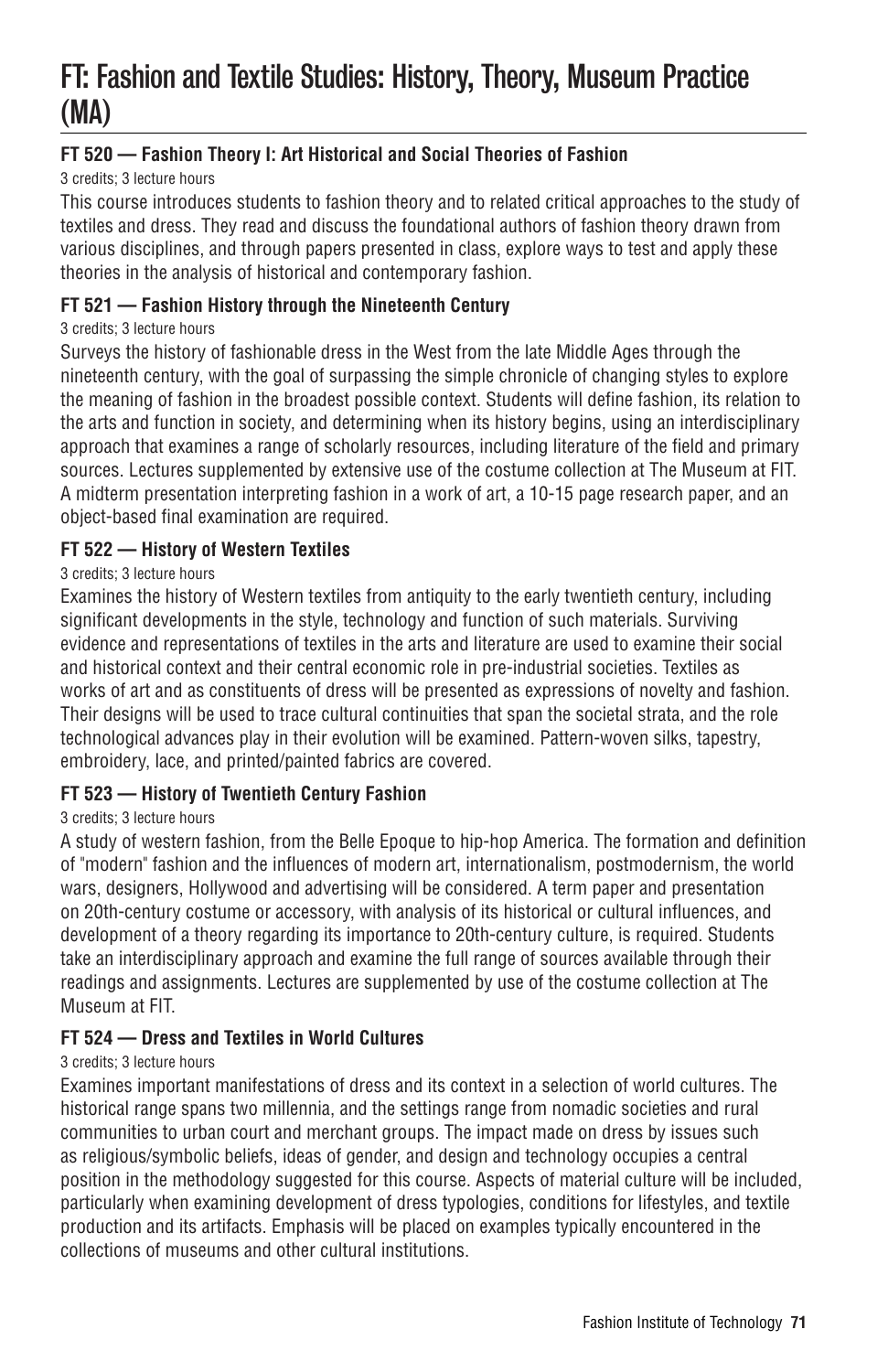# FT: Fashion and Textile Studies: History, Theory, Museum Practice (MA)

### FT 520 — Fashion Theory I: Art Historical and Social Theories of Fashion

3 credits; 3 lecture hours

This course introduces students to fashion theory and to related critical approaches to the study of textiles and dress. They read and discuss the foundational authors of fashion theory drawn from various disciplines, and through papers presented in class, explore ways to test and apply these theories in the analysis of historical and contemporary fashion.

### FT 521 — Fashion History through the Nineteenth Century

3 credits; 3 lecture hours

Surveys the history of fashionable dress in the West from the late Middle Ages through the nineteenth century, with the goal of surpassing the simple chronicle of changing styles to explore the meaning of fashion in the broadest possible context. Students will define fashion, its relation to the arts and function in society, and determining when its history begins, using an interdisciplinary approach that examines a range of scholarly resources, including literature of the field and primary sources. Lectures supplemented by extensive use of the costume collection at The Museum at FIT. A midterm presentation interpreting fashion in a work of art, a 10-15 page research paper, and an object-based final examination are required.

### FT 522 — History of Western Textiles

3 credits; 3 lecture hours

Examines the history of Western textiles from antiquity to the early twentieth century, including significant developments in the style, technology and function of such materials. Surviving evidence and representations of textiles in the arts and literature are used to examine their social and historical context and their central economic role in pre-industrial societies. Textiles as works of art and as constituents of dress will be presented as expressions of novelty and fashion. Their designs will be used to trace cultural continuities that span the societal strata, and the role technological advances play in their evolution will be examined. Pattern-woven silks, tapestry, embroidery, lace, and printed/painted fabrics are covered.

### FT 523 — History of Twentieth Century Fashion

3 credits; 3 lecture hours

A study of western fashion, from the Belle Epoque to hip-hop America. The formation and definition of "modern" fashion and the influences of modern art, internationalism, postmodernism, the world wars, designers, Hollywood and advertising will be considered. A term paper and presentation on 20th-century costume or accessory, with analysis of its historical or cultural influences, and development of a theory regarding its importance to 20th-century culture, is required. Students take an interdisciplinary approach and examine the full range of sources available through their readings and assignments. Lectures are supplemented by use of the costume collection at The Museum at FIT.

### FT 524 — Dress and Textiles in World Cultures

3 credits; 3 lecture hours

Examines important manifestations of dress and its context in a selection of world cultures. The historical range spans two millennia, and the settings range from nomadic societies and rural communities to urban court and merchant groups. The impact made on dress by issues such as religious/symbolic beliefs, ideas of gender, and design and technology occupies a central position in the methodology suggested for this course. Aspects of material culture will be included, particularly when examining development of dress typologies, conditions for lifestyles, and textile production and its artifacts. Emphasis will be placed on examples typically encountered in the collections of museums and other cultural institutions.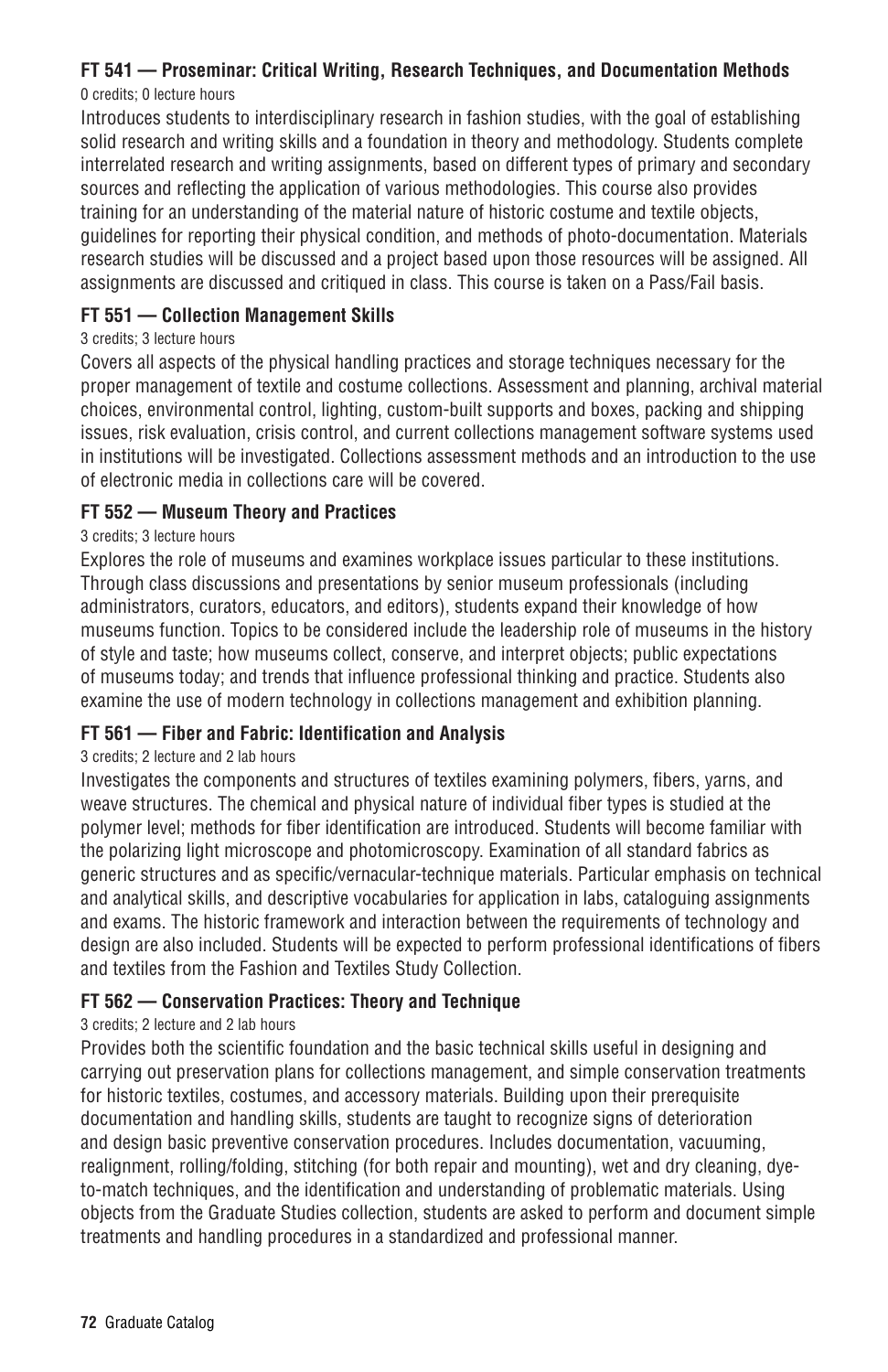### FT 541 — Proseminar: Critical Writing, Research Techniques, and Documentation Methods

0 credits; 0 lecture hours

Introduces students to interdisciplinary research in fashion studies, with the goal of establishing solid research and writing skills and a foundation in theory and methodology. Students complete interrelated research and writing assignments, based on different types of primary and secondary sources and reflecting the application of various methodologies. This course also provides training for an understanding of the material nature of historic costume and textile objects, guidelines for reporting their physical condition, and methods of photo-documentation. Materials research studies will be discussed and a project based upon those resources will be assigned. All assignments are discussed and critiqued in class. This course is taken on a Pass/Fail basis.

### FT 551 — Collection Management Skills

3 credits; 3 lecture hours

Covers all aspects of the physical handling practices and storage techniques necessary for the proper management of textile and costume collections. Assessment and planning, archival material choices, environmental control, lighting, custom-built supports and boxes, packing and shipping issues, risk evaluation, crisis control, and current collections management software systems used in institutions will be investigated. Collections assessment methods and an introduction to the use of electronic media in collections care will be covered.

### FT 552 — Museum Theory and Practices

3 credits; 3 lecture hours

Explores the role of museums and examines workplace issues particular to these institutions. Through class discussions and presentations by senior museum professionals (including administrators, curators, educators, and editors), students expand their knowledge of how museums function. Topics to be considered include the leadership role of museums in the history of style and taste; how museums collect, conserve, and interpret objects; public expectations of museums today; and trends that influence professional thinking and practice. Students also examine the use of modern technology in collections management and exhibition planning.

### FT 561 — Fiber and Fabric: Identification and Analysis

3 credits; 2 lecture and 2 lab hours

Investigates the components and structures of textiles examining polymers, fibers, yarns, and weave structures. The chemical and physical nature of individual fiber types is studied at the polymer level; methods for fiber identification are introduced. Students will become familiar with the polarizing light microscope and photomicroscopy. Examination of all standard fabrics as generic structures and as specific/vernacular-technique materials. Particular emphasis on technical and analytical skills, and descriptive vocabularies for application in labs, cataloguing assignments and exams. The historic framework and interaction between the requirements of technology and design are also included. Students will be expected to perform professional identifications of fibers and textiles from the Fashion and Textiles Study Collection.

### FT 562 — Conservation Practices: Theory and Technique

3 credits; 2 lecture and 2 lab hours

Provides both the scientific foundation and the basic technical skills useful in designing and carrying out preservation plans for collections management, and simple conservation treatments for historic textiles, costumes, and accessory materials. Building upon their prerequisite documentation and handling skills, students are taught to recognize signs of deterioration and design basic preventive conservation procedures. Includes documentation, vacuuming, realignment, rolling/folding, stitching (for both repair and mounting), wet and dry cleaning, dye-to-match techniques, and the identification and understanding of problematic materials. Using objects from the Graduate Studies collection, students are asked to perform and document simple treatments and handling procedures in a standardized and professional manner.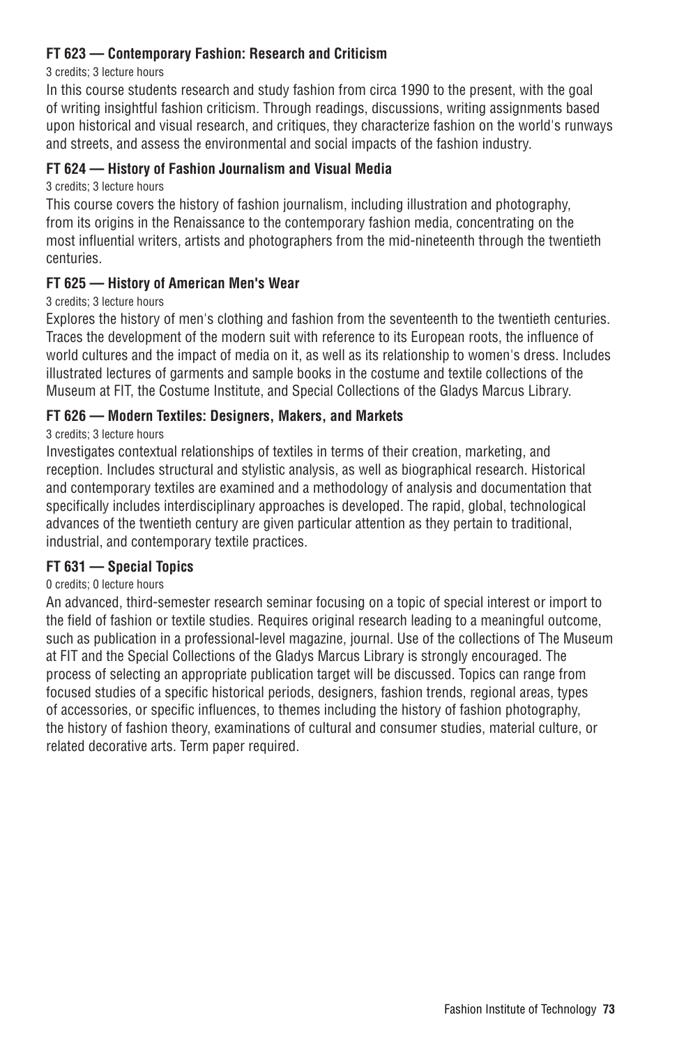**FT 623 — Contemporary Fashion: Research and Criticism**

3 credits; 3 lecture hours

In this course students research and study fashion from circa 1990 to the present, with the goal of writing insightful fashion criticism. Through readings, discussions, writing assignments based upon historical and visual research, and critiques, they characterize fashion on the world's runways and streets, and assess the environmental and social impacts of the fashion industry.

**FT 624 — History of Fashion Journalism and Visual Media**

3 credits; 3 lecture hours

This course covers the history of fashion journalism, including illustration and photography, from its origins in the Renaissance to the contemporary fashion media, concentrating on the most influential writers, artists and photographers from the mid-nineteenth through the twentieth centuries.

**FT 625 — History of American Men's Wear**

3 credits; 3 lecture hours

Explores the history of men's clothing and fashion from the seventeenth to the twentieth centuries. Traces the development of the modern suit with reference to its European roots, the influence of world cultures and the impact of media on it, as well as its relationship to women's dress. Includes illustrated lectures of garments and sample books in the costume and textile collections of the Museum at FIT, the Costume Institute, and Special Collections of the Gladys Marcus Library.

**FT 626 — Modern Textiles: Designers, Makers, and Markets**

3 credits; 3 lecture hours

Investigates contextual relationships of textiles in terms of their creation, marketing, and reception. Includes structural and stylistic analysis, as well as biographical research. Historical and contemporary textiles are examined and a methodology of analysis and documentation that specifically includes interdisciplinary approaches is developed. The rapid, global, technological advances of the twentieth century are given particular attention as they pertain to traditional, industrial, and contemporary textile practices.

**FT 631 — Special Topics**

0 credits; 0 lecture hours

An advanced, third-semester research seminar focusing on a topic of special interest or import to the field of fashion or textile studies. Requires original research leading to a meaningful outcome, such as publication in a professional-level magazine, journal. Use of the collections of The Museum at FIT and the Special Collections of the Gladys Marcus Library is strongly encouraged. The process of selecting an appropriate publication target will be discussed. Topics can range from focused studies of a specific historical periods, designers, fashion trends, regional areas, types of accessories, or specific influences, to themes including the history of fashion photography, the history of fashion theory, examinations of cultural and consumer studies, material culture, or related decorative arts. Term paper required.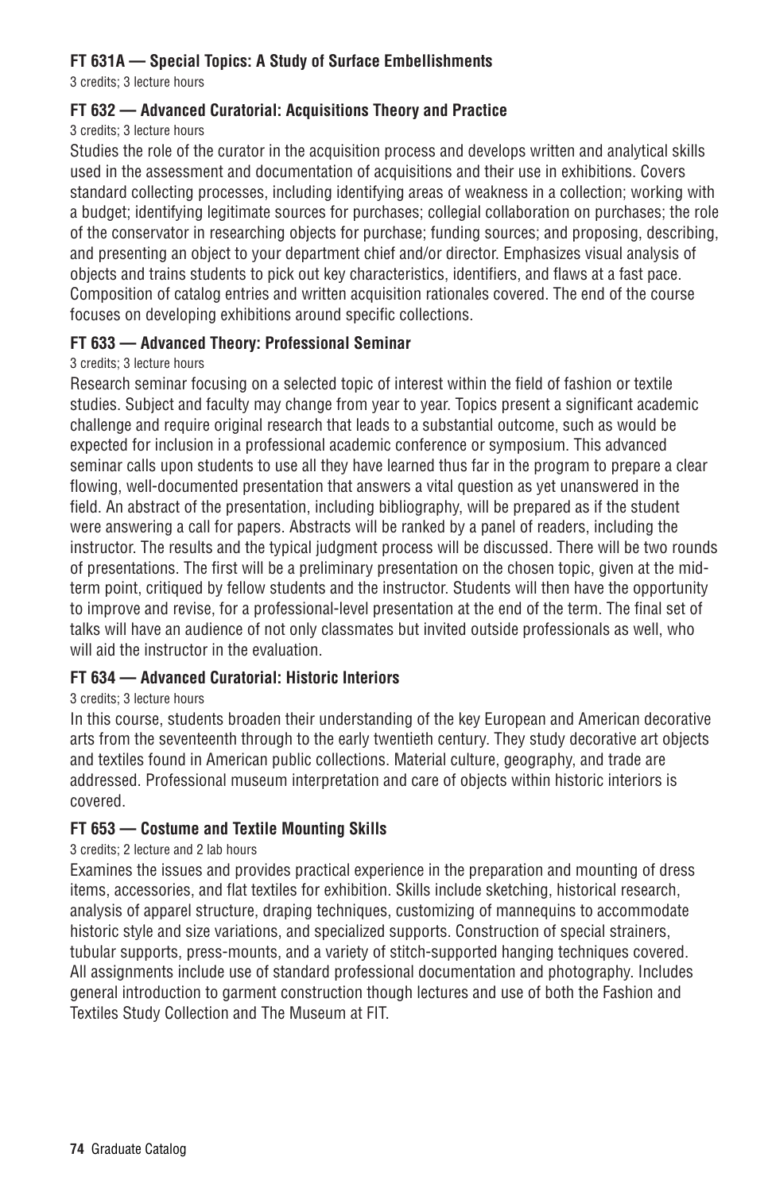**FT 631A — Special Topics: A Study of Surface Embellishments**

3 credits; 3 lecture hours

**FT 632 — Advanced Curatorial: Acquisitions Theory and Practice**

3 credits; 3 lecture hours

Studies the role of the curator in the acquisition process and develops written and analytical skills used in the assessment and documentation of acquisitions and their use in exhibitions. Covers standard collecting processes, including identifying areas of weakness in a collection; working with a budget; identifying legitimate sources for purchases; collegial collaboration on purchases; the role of the conservator in researching objects for purchase; funding sources; and proposing, describing, and presenting an object to your department chief and/or director. Emphasizes visual analysis of objects and trains students to pick out key characteristics, identifiers, and flaws at a fast pace. Composition of catalog entries and written acquisition rationales covered. The end of the course focuses on developing exhibitions around specific collections.

**FT 633 — Advanced Theory: Professional Seminar**

3 credits; 3 lecture hours

Research seminar focusing on a selected topic of interest within the field of fashion or textile studies. Subject and faculty may change from year to year. Topics present a significant academic challenge and require original research that leads to a substantial outcome, such as would be expected for inclusion in a professional academic conference or symposium. This advanced seminar calls upon students to use all they have learned thus far in the program to prepare a clear flowing, well-documented presentation that answers a vital question as yet unanswered in the field. An abstract of the presentation, including bibliography, will be prepared as if the student were answering a call for papers. Abstracts will be ranked by a panel of readers, including the instructor. The results and the typical judgment process will be discussed. There will be two rounds of presentations. The first will be a preliminary presentation on the chosen topic, given at the mid-term point, critiqued by fellow students and the instructor. Students will then have the opportunity to improve and revise, for a professional-level presentation at the end of the term. The final set of talks will have an audience of not only classmates but invited outside professionals as well, who will aid the instructor in the evaluation.

**FT 634 — Advanced Curatorial: Historic Interiors**

3 credits; 3 lecture hours

In this course, students broaden their understanding of the key European and American decorative arts from the seventeenth through to the early twentieth century. They study decorative art objects and textiles found in American public collections. Material culture, geography, and trade are addressed. Professional museum interpretation and care of objects within historic interiors is covered.

**FT 653 — Costume and Textile Mounting Skills**

3 credits; 2 lecture and 2 lab hours

Examines the issues and provides practical experience in the preparation and mounting of dress items, accessories, and flat textiles for exhibition. Skills include sketching, historical research, analysis of apparel structure, draping techniques, customizing of mannequins to accommodate historic style and size variations, and specialized supports. Construction of special strainers, tubular supports, press-mounts, and a variety of stitch-supported hanging techniques covered. All assignments include use of standard professional documentation and photography. Includes general introduction to garment construction though lectures and use of both the Fashion and Textiles Study Collection and The Museum at FIT.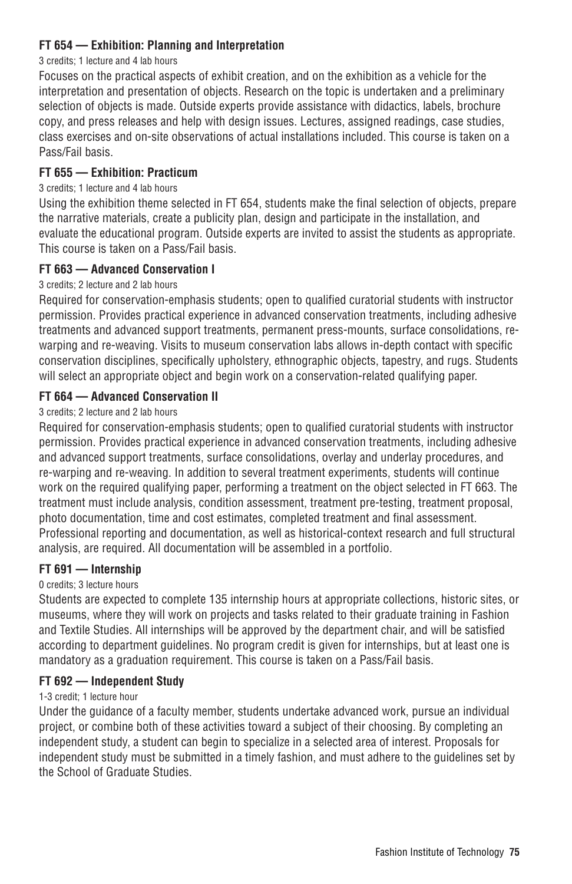**FT 654 — Exhibition: Planning and Interpretation**

3 credits; 1 lecture and 4 lab hours

Focuses on the practical aspects of exhibit creation, and on the exhibition as a vehicle for the interpretation and presentation of objects. Research on the topic is undertaken and a preliminary selection of objects is made. Outside experts provide assistance with didactics, labels, brochure copy, and press releases and help with design issues. Lectures, assigned readings, case studies, class exercises and on-site observations of actual installations included. This course is taken on a Pass/Fail basis.

**FT 655 — Exhibition: Practicum**

3 credits; 1 lecture and 4 lab hours

Using the exhibition theme selected in FT 654, students make the final selection of objects, prepare the narrative materials, create a publicity plan, design and participate in the installation, and evaluate the educational program. Outside experts are invited to assist the students as appropriate. This course is taken on a Pass/Fail basis.

**FT 663 — Advanced Conservation I**

3 credits; 2 lecture and 2 lab hours

Required for conservation-emphasis students; open to qualified curatorial students with instructor permission. Provides practical experience in advanced conservation treatments, including adhesive treatments and advanced support treatments, permanent press-mounts, surface consolidations, re-warping and re-weaving. Visits to museum conservation labs allows in-depth contact with specific conservation disciplines, specifically upholstery, ethnographic objects, tapestry, and rugs. Students will select an appropriate object and begin work on a conservation-related qualifying paper.

**FT 664 — Advanced Conservation II**

3 credits; 2 lecture and 2 lab hours

Required for conservation-emphasis students; open to qualified curatorial students with instructor permission. Provides practical experience in advanced conservation treatments, including adhesive and advanced support treatments, surface consolidations, overlay and underlay procedures, and re-warping and re-weaving. In addition to several treatment experiments, students will continue work on the required qualifying paper, performing a treatment on the object selected in FT 663. The treatment must include analysis, condition assessment, treatment pre-testing, treatment proposal, photo documentation, time and cost estimates, completed treatment and final assessment. Professional reporting and documentation, as well as historical-context research and full structural analysis, are required. All documentation will be assembled in a portfolio.

**FT 691 — Internship**

0 credits; 3 lecture hours

Students are expected to complete 135 internship hours at appropriate collections, historic sites, or museums, where they will work on projects and tasks related to their graduate training in Fashion and Textile Studies. All internships will be approved by the department chair, and will be satisfied according to department guidelines. No program credit is given for internships, but at least one is mandatory as a graduation requirement. This course is taken on a Pass/Fail basis.

**FT 692 — Independent Study**

1-3 credit; 1 lecture hour

Under the guidance of a faculty member, students undertake advanced work, pursue an individual project, or combine both of these activities toward a subject of their choosing. By completing an independent study, a student can begin to specialize in a selected area of interest. Proposals for independent study must be submitted in a timely fashion, and must adhere to the guidelines set by the School of Graduate Studies.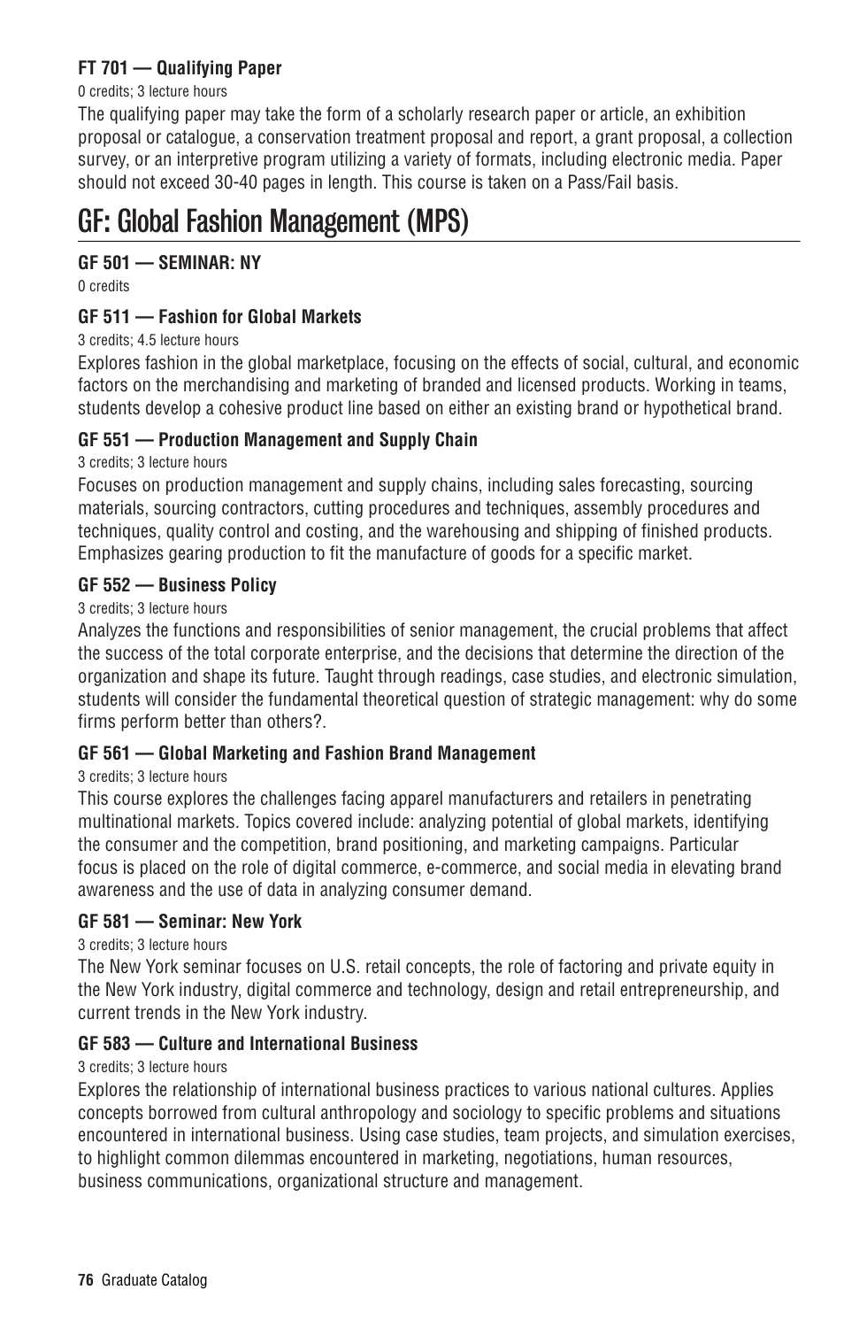**FT 701 — Qualifying Paper**

0 credits; 3 lecture hours

The qualifying paper may take the form of a scholarly research paper or article, an exhibition proposal or catalogue, a conservation treatment proposal and report, a grant proposal, a collection survey, or an interpretive program utilizing a variety of formats, including electronic media. Paper should not exceed 30-40 pages in length. This course is taken on a Pass/Fail basis.

# GF: Global Fashion Management (MPS)

**GF 501 — SEMINAR: NY**

0 credits

**GF 511 — Fashion for Global Markets**

3 credits; 4.5 lecture hours

Explores fashion in the global marketplace, focusing on the effects of social, cultural, and economic factors on the merchandising and marketing of branded and licensed products. Working in teams, students develop a cohesive product line based on either an existing brand or hypothetical brand.

**GF 551 — Production Management and Supply Chain**

3 credits; 3 lecture hours

Focuses on production management and supply chains, including sales forecasting, sourcing materials, sourcing contractors, cutting procedures and techniques, assembly procedures and techniques, quality control and costing, and the warehousing and shipping of finished products. Emphasizes gearing production to fit the manufacture of goods for a specific market.

**GF 552 — Business Policy**

3 credits; 3 lecture hours

Analyzes the functions and responsibilities of senior management, the crucial problems that affect the success of the total corporate enterprise, and the decisions that determine the direction of the organization and shape its future. Taught through readings, case studies, and electronic simulation, students will consider the fundamental theoretical question of strategic management: why do some firms perform better than others?.

**GF 561 — Global Marketing and Fashion Brand Management**

3 credits; 3 lecture hours

This course explores the challenges facing apparel manufacturers and retailers in penetrating multinational markets. Topics covered include: analyzing potential of global markets, identifying the consumer and the competition, brand positioning, and marketing campaigns. Particular focus is placed on the role of digital commerce, e-commerce, and social media in elevating brand awareness and the use of data in analyzing consumer demand.

**GF 581 — Seminar: New York**

3 credits; 3 lecture hours

The New York seminar focuses on U.S. retail concepts, the role of factoring and private equity in the New York industry, digital commerce and technology, design and retail entrepreneurship, and current trends in the New York industry.

**GF 583 — Culture and International Business**

3 credits; 3 lecture hours

Explores the relationship of international business practices to various national cultures. Applies concepts borrowed from cultural anthropology and sociology to specific problems and situations encountered in international business. Using case studies, team projects, and simulation exercises, to highlight common dilemmas encountered in marketing, negotiations, human resources, business communications, organizational structure and management.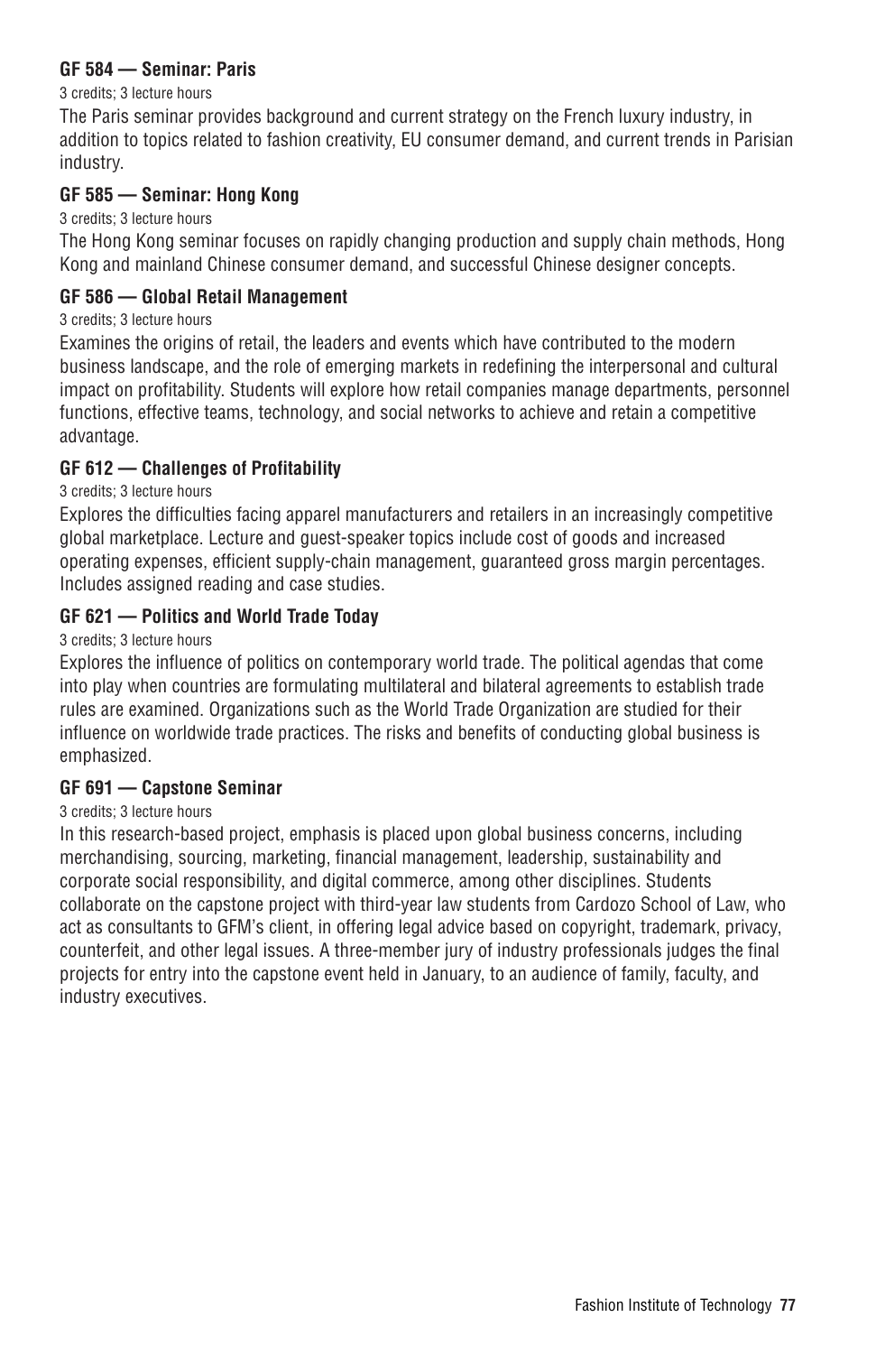**GF 584 — Seminar: Paris**

3 credits; 3 lecture hours

The Paris seminar provides background and current strategy on the French luxury industry, in addition to topics related to fashion creativity, EU consumer demand, and current trends in Parisian industry.

**GF 585 — Seminar: Hong Kong**

3 credits; 3 lecture hours

The Hong Kong seminar focuses on rapidly changing production and supply chain methods, Hong Kong and mainland Chinese consumer demand, and successful Chinese designer concepts.

**GF 586 — Global Retail Management**

3 credits; 3 lecture hours

Examines the origins of retail, the leaders and events which have contributed to the modern business landscape, and the role of emerging markets in redefining the interpersonal and cultural impact on profitability. Students will explore how retail companies manage departments, personnel functions, effective teams, technology, and social networks to achieve and retain a competitive advantage.

**GF 612 — Challenges of Profitability**

3 credits; 3 lecture hours

Explores the difficulties facing apparel manufacturers and retailers in an increasingly competitive global marketplace. Lecture and guest-speaker topics include cost of goods and increased operating expenses, efficient supply-chain management, guaranteed gross margin percentages. Includes assigned reading and case studies.

**GF 621 — Politics and World Trade Today**

3 credits; 3 lecture hours

Explores the influence of politics on contemporary world trade. The political agendas that come into play when countries are formulating multilateral and bilateral agreements to establish trade rules are examined. Organizations such as the World Trade Organization are studied for their influence on worldwide trade practices. The risks and benefits of conducting global business is emphasized.

**GF 691 — Capstone Seminar**

3 credits; 3 lecture hours

In this research-based project, emphasis is placed upon global business concerns, including merchandising, sourcing, marketing, financial management, leadership, sustainability and corporate social responsibility, and digital commerce, among other disciplines. Students collaborate on the capstone project with third-year law students from Cardozo School of Law, who act as consultants to GFM's client, in offering legal advice based on copyright, trademark, privacy, counterfeit, and other legal issues. A three-member jury of industry professionals judges the final projects for entry into the capstone event held in January, to an audience of family, faculty, and industry executives.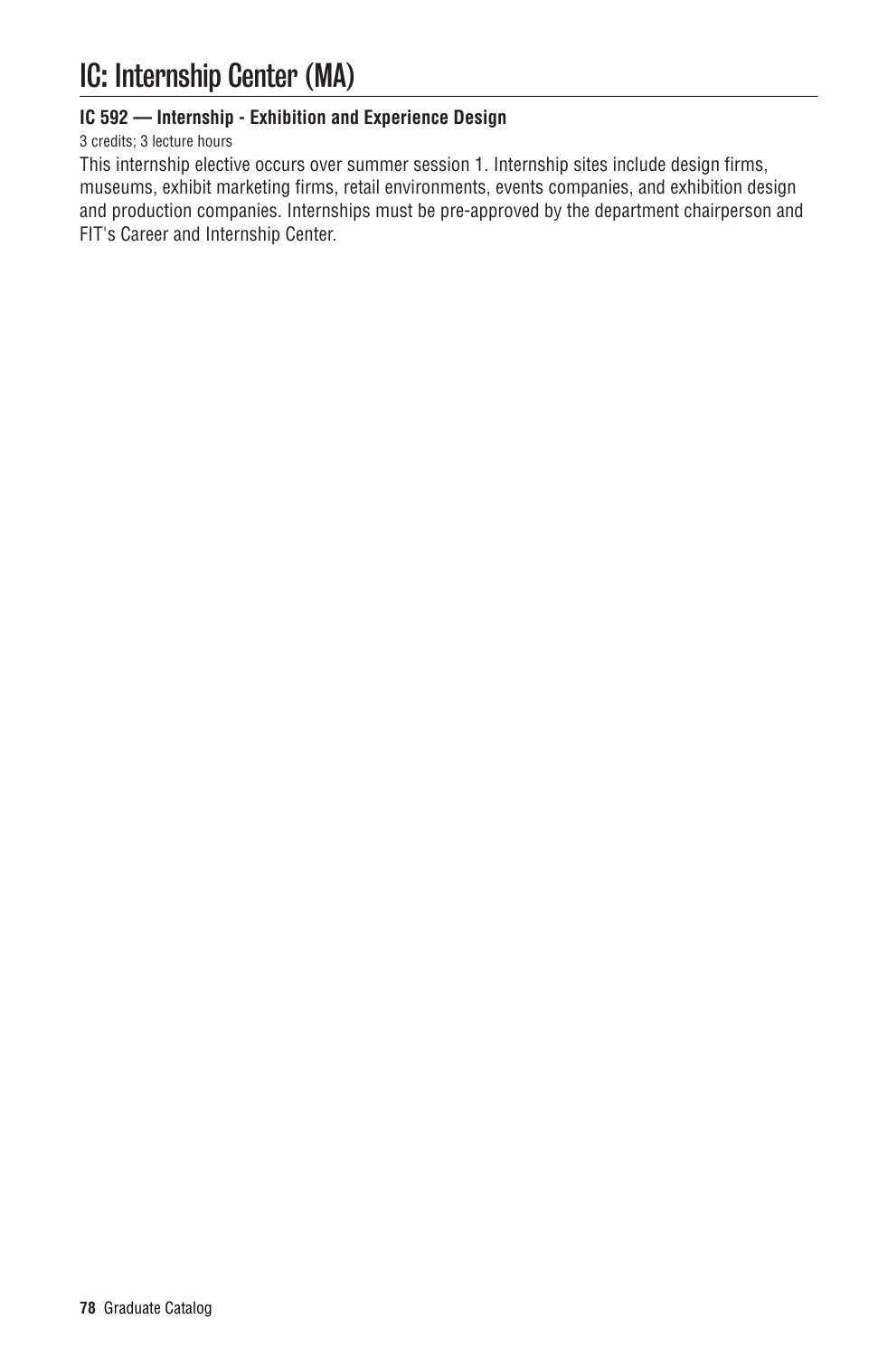# IC: Internship Center (MA)

**IC 592 — Internship - Exhibition and Experience Design**

3 credits; 3 lecture hours

This internship elective occurs over summer session 1. Internship sites include design firms, museums, exhibit marketing firms, retail environments, events companies, and exhibition design and production companies. Internships must be pre-approved by the department chairperson and FIT's Career and Internship Center.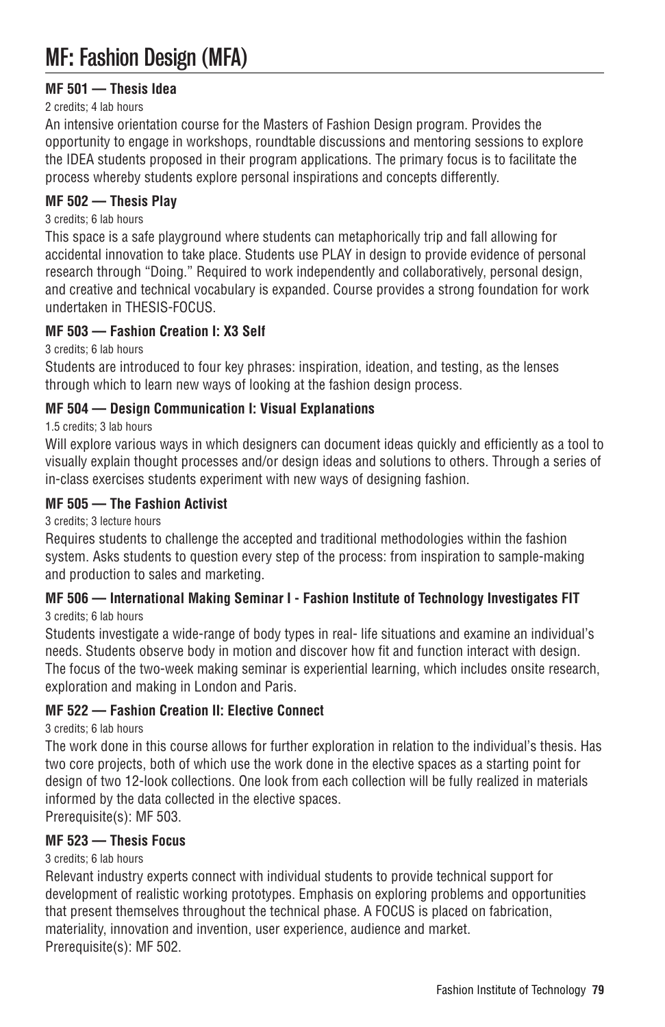# MF: Fashion Design (MFA)

**MF 501 — Thesis Idea**

2 credits; 4 lab hours

An intensive orientation course for the Masters of Fashion Design program. Provides the opportunity to engage in workshops, roundtable discussions and mentoring sessions to explore the IDEA students proposed in their program applications. The primary focus is to facilitate the process whereby students explore personal inspirations and concepts differently.

**MF 502 — Thesis Play**

3 credits; 6 lab hours

This space is a safe playground where students can metaphorically trip and fall allowing for accidental innovation to take place. Students use PLAY in design to provide evidence of personal research through "Doing." Required to work independently and collaboratively, personal design, and creative and technical vocabulary is expanded. Course provides a strong foundation for work undertaken in THESIS-FOCUS.

**MF 503 — Fashion Creation I: X3 Self**

3 credits; 6 lab hours

Students are introduced to four key phrases: inspiration, ideation, and testing, as the lenses through which to learn new ways of looking at the fashion design process.

**MF 504 — Design Communication I: Visual Explanations**

1.5 credits; 3 lab hours

Will explore various ways in which designers can document ideas quickly and efficiently as a tool to visually explain thought processes and/or design ideas and solutions to others. Through a series of in-class exercises students experiment with new ways of designing fashion.

**MF 505 — The Fashion Activist**

3 credits; 3 lecture hours

Requires students to challenge the accepted and traditional methodologies within the fashion system. Asks students to question every step of the process: from inspiration to sample-making and production to sales and marketing.

**MF 506 — International Making Seminar I - Fashion Institute of Technology Investigates FIT**

3 credits; 6 lab hours

Students investigate a wide-range of body types in real- life situations and examine an individual's needs. Students observe body in motion and discover how fit and function interact with design. The focus of the two-week making seminar is experiential learning, which includes onsite research, exploration and making in London and Paris.

**MF 522 — Fashion Creation II: Elective Connect**

3 credits; 6 lab hours

The work done in this course allows for further exploration in relation to the individual's thesis. Has two core projects, both of which use the work done in the elective spaces as a starting point for design of two 12-look collections. One look from each collection will be fully realized in materials informed by the data collected in the elective spaces.

Prerequisite(s): MF 503.

**MF 523 — Thesis Focus**

3 credits; 6 lab hours

Relevant industry experts connect with individual students to provide technical support for development of realistic working prototypes. Emphasis on exploring problems and opportunities that present themselves throughout the technical phase. A FOCUS is placed on fabrication, materiality, innovation and invention, user experience, audience and market.

Prerequisite(s): MF 502.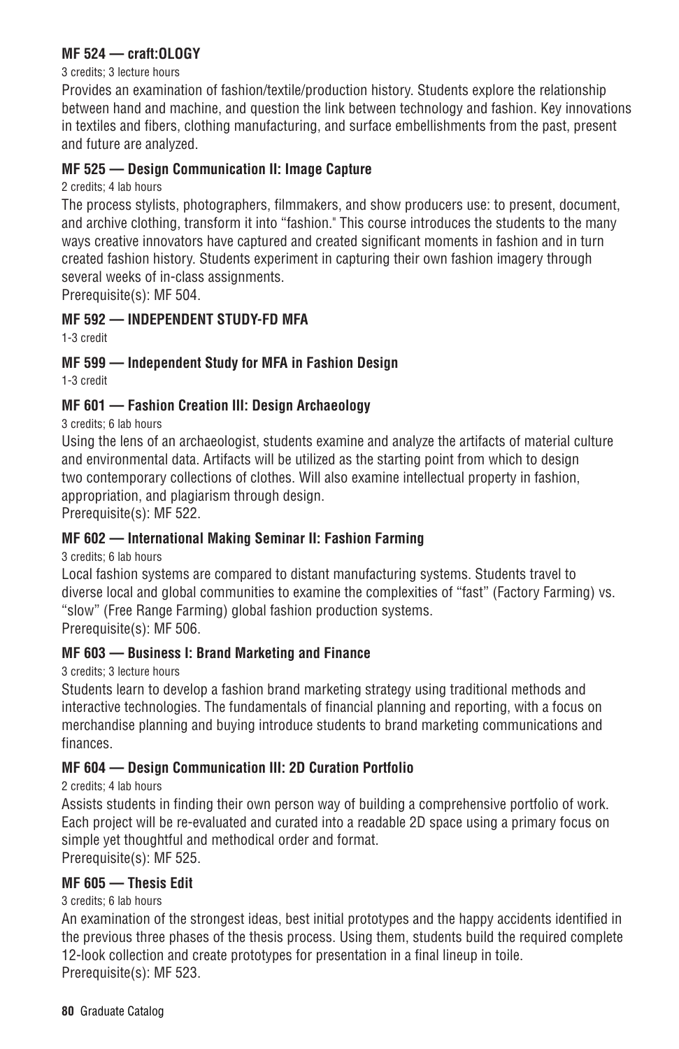**MF 524 — craft:OLOGY**

3 credits; 3 lecture hours

Provides an examination of fashion/textile/production history. Students explore the relationship between hand and machine, and question the link between technology and fashion. Key innovations in textiles and fibers, clothing manufacturing, and surface embellishments from the past, present and future are analyzed.

**MF 525 — Design Communication II: Image Capture**

2 credits; 4 lab hours

The process stylists, photographers, filmmakers, and show producers use: to present, document, and archive clothing, transform it into "fashion." This course introduces the students to the many ways creative innovators have captured and created significant moments in fashion and in turn created fashion history. Students experiment in capturing their own fashion imagery through several weeks of in-class assignments.

Prerequisite(s): MF 504.

**MF 592 — INDEPENDENT STUDY-FD MFA**

1-3 credit

**MF 599 — Independent Study for MFA in Fashion Design**

1-3 credit

**MF 601 — Fashion Creation III: Design Archaeology**

3 credits; 6 lab hours

Using the lens of an archaeologist, students examine and analyze the artifacts of material culture and environmental data. Artifacts will be utilized as the starting point from which to design two contemporary collections of clothes. Will also examine intellectual property in fashion, appropriation, and plagiarism through design.

Prerequisite(s): MF 522.

**MF 602 — International Making Seminar II: Fashion Farming**

3 credits; 6 lab hours

Local fashion systems are compared to distant manufacturing systems. Students travel to diverse local and global communities to examine the complexities of "fast" (Factory Farming) vs. "slow" (Free Range Farming) global fashion production systems.

Prerequisite(s): MF 506.

**MF 603 — Business I: Brand Marketing and Finance**

3 credits; 3 lecture hours

Students learn to develop a fashion brand marketing strategy using traditional methods and interactive technologies. The fundamentals of financial planning and reporting, with a focus on merchandise planning and buying introduce students to brand marketing communications and finances.

**MF 604 — Design Communication III: 2D Curation Portfolio**

2 credits; 4 lab hours

Assists students in finding their own person way of building a comprehensive portfolio of work. Each project will be re-evaluated and curated into a readable 2D space using a primary focus on simple yet thoughtful and methodical order and format.

Prerequisite(s): MF 525.

**MF 605 — Thesis Edit**

3 credits; 6 lab hours

An examination of the strongest ideas, best initial prototypes and the happy accidents identified in the previous three phases of the thesis process. Using them, students build the required complete 12-look collection and create prototypes for presentation in a final lineup in toile.

Prerequisite(s): MF 523.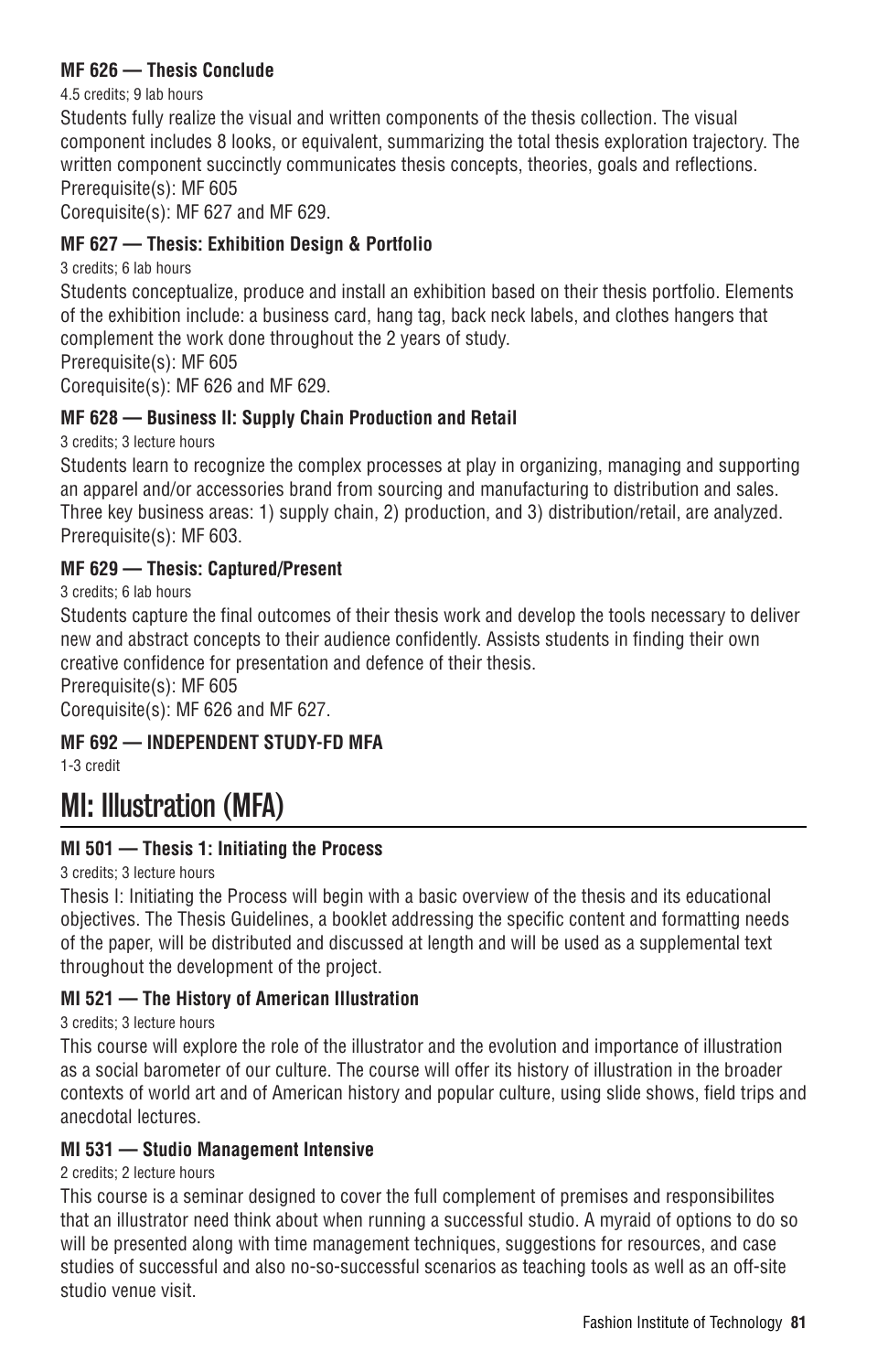**MF 626 — Thesis Conclude**

4.5 credits; 9 lab hours

Students fully realize the visual and written components of the thesis collection. The visual component includes 8 looks, or equivalent, summarizing the total thesis exploration trajectory. The written component succinctly communicates thesis concepts, theories, goals and reflections.
Prerequisite(s): MF 605
Corequisite(s): MF 627 and MF 629.

**MF 627 — Thesis: Exhibition Design & Portfolio**

3 credits; 6 lab hours

Students conceptualize, produce and install an exhibition based on their thesis portfolio. Elements of the exhibition include: a business card, hang tag, back neck labels, and clothes hangers that complement the work done throughout the 2 years of study.
Prerequisite(s): MF 605
Corequisite(s): MF 626 and MF 629.

**MF 628 — Business II: Supply Chain Production and Retail**

3 credits; 3 lecture hours

Students learn to recognize the complex processes at play in organizing, managing and supporting an apparel and/or accessories brand from sourcing and manufacturing to distribution and sales. Three key business areas: 1) supply chain, 2) production, and 3) distribution/retail, are analyzed.
Prerequisite(s): MF 603.

**MF 629 — Thesis: Captured/Present**

3 credits; 6 lab hours

Students capture the final outcomes of their thesis work and develop the tools necessary to deliver new and abstract concepts to their audience confidently. Assists students in finding their own creative confidence for presentation and defence of their thesis.
Prerequisite(s): MF 605
Corequisite(s): MF 626 and MF 627.

**MF 692 — INDEPENDENT STUDY-FD MFA**

1-3 credit

# MI: Illustration (MFA)

**MI 501 — Thesis 1: Initiating the Process**

3 credits; 3 lecture hours

Thesis I: Initiating the Process will begin with a basic overview of the thesis and its educational objectives. The Thesis Guidelines, a booklet addressing the specific content and formatting needs of the paper, will be distributed and discussed at length and will be used as a supplemental text throughout the development of the project.

**MI 521 — The History of American Illustration**

3 credits; 3 lecture hours

This course will explore the role of the illustrator and the evolution and importance of illustration as a social barometer of our culture. The course will offer its history of illustration in the broader contexts of world art and of American history and popular culture, using slide shows, field trips and anecdotal lectures.

**MI 531 — Studio Management Intensive**

2 credits; 2 lecture hours

This course is a seminar designed to cover the full complement of premises and responsibilites that an illustrator need think about when running a successful studio. A myraid of options to do so will be presented along with time management techniques, suggestions for resources, and case studies of successful and also no-so-successful scenarios as teaching tools as well as an off-site studio venue visit.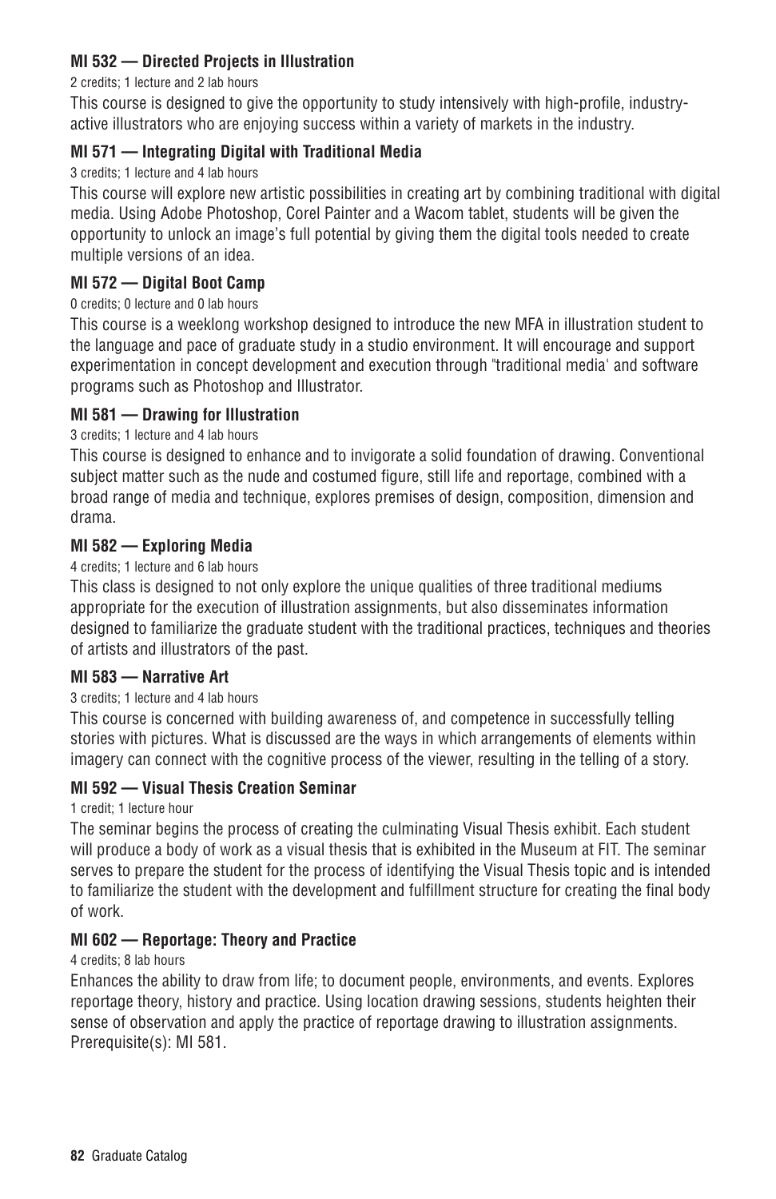**MI 532 — Directed Projects in Illustration**

2 credits; 1 lecture and 2 lab hours

This course is designed to give the opportunity to study intensively with high-profile, industry-active illustrators who are enjoying success within a variety of markets in the industry.

**MI 571 — Integrating Digital with Traditional Media**

3 credits; 1 lecture and 4 lab hours

This course will explore new artistic possibilities in creating art by combining traditional with digital media. Using Adobe Photoshop, Corel Painter and a Wacom tablet, students will be given the opportunity to unlock an image's full potential by giving them the digital tools needed to create multiple versions of an idea.

**MI 572 — Digital Boot Camp**

0 credits; 0 lecture and 0 lab hours

This course is a weeklong workshop designed to introduce the new MFA in illustration student to the language and pace of graduate study in a studio environment. It will encourage and support experimentation in concept development and execution through "traditional media' and software programs such as Photoshop and Illustrator.

**MI 581 — Drawing for Illustration**

3 credits; 1 lecture and 4 lab hours

This course is designed to enhance and to invigorate a solid foundation of drawing. Conventional subject matter such as the nude and costumed figure, still life and reportage, combined with a broad range of media and technique, explores premises of design, composition, dimension and drama.

**MI 582 — Exploring Media**

4 credits; 1 lecture and 6 lab hours

This class is designed to not only explore the unique qualities of three traditional mediums appropriate for the execution of illustration assignments, but also disseminates information designed to familiarize the graduate student with the traditional practices, techniques and theories of artists and illustrators of the past.

**MI 583 — Narrative Art**

3 credits; 1 lecture and 4 lab hours

This course is concerned with building awareness of, and competence in successfully telling stories with pictures. What is discussed are the ways in which arrangements of elements within imagery can connect with the cognitive process of the viewer, resulting in the telling of a story.

**MI 592 — Visual Thesis Creation Seminar**

1 credit; 1 lecture hour

The seminar begins the process of creating the culminating Visual Thesis exhibit. Each student will produce a body of work as a visual thesis that is exhibited in the Museum at FIT. The seminar serves to prepare the student for the process of identifying the Visual Thesis topic and is intended to familiarize the student with the development and fulfillment structure for creating the final body of work.

**MI 602 — Reportage: Theory and Practice**

4 credits; 8 lab hours

Enhances the ability to draw from life; to document people, environments, and events. Explores reportage theory, history and practice. Using location drawing sessions, students heighten their sense of observation and apply the practice of reportage drawing to illustration assignments. Prerequisite(s): MI 581.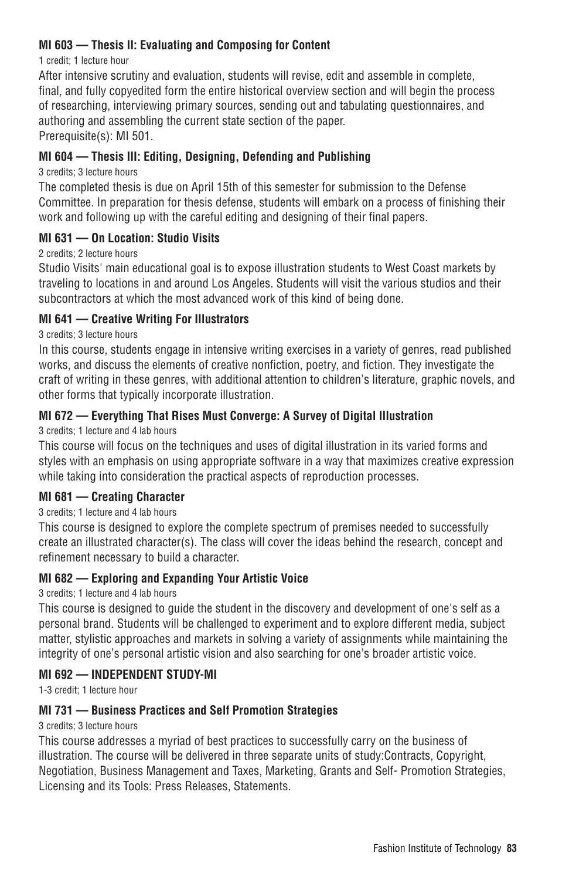**MI 603 — Thesis II: Evaluating and Composing for Content**

1 credit; 1 lecture hour

After intensive scrutiny and evaluation, students will revise, edit and assemble in complete, final, and fully copyedited form the entire historical overview section and will begin the process of researching, interviewing primary sources, sending out and tabulating questionnaires, and authoring and assembling the current state section of the paper.
Prerequisite(s): MI 501.

**MI 604 — Thesis III: Editing, Designing, Defending and Publishing**

3 credits; 3 lecture hours

The completed thesis is due on April 15th of this semester for submission to the Defense Committee. In preparation for thesis defense, students will embark on a process of finishing their work and following up with the careful editing and designing of their final papers.

**MI 631 — On Location: Studio Visits**

2 credits; 2 lecture hours

Studio Visits' main educational goal is to expose illustration students to West Coast markets by traveling to locations in and around Los Angeles. Students will visit the various studios and their subcontractors at which the most advanced work of this kind of being done.

**MI 641 — Creative Writing For Illustrators**

3 credits; 3 lecture hours

In this course, students engage in intensive writing exercises in a variety of genres, read published works, and discuss the elements of creative nonfiction, poetry, and fiction. They investigate the craft of writing in these genres, with additional attention to children's literature, graphic novels, and other forms that typically incorporate illustration.

**MI 672 — Everything That Rises Must Converge: A Survey of Digital Illustration**

3 credits; 1 lecture and 4 lab hours

This course will focus on the techniques and uses of digital illustration in its varied forms and styles with an emphasis on using appropriate software in a way that maximizes creative expression while taking into consideration the practical aspects of reproduction processes.

**MI 681 — Creating Character**

3 credits; 1 lecture and 4 lab hours

This course is designed to explore the complete spectrum of premises needed to successfully create an illustrated character(s). The class will cover the ideas behind the research, concept and refinement necessary to build a character.

**MI 682 — Exploring and Expanding Your Artistic Voice**

3 credits; 1 lecture and 4 lab hours

This course is designed to guide the student in the discovery and development of one's self as a personal brand. Students will be challenged to experiment and to explore different media, subject matter, stylistic approaches and markets in solving a variety of assignments while maintaining the integrity of one's personal artistic vision and also searching for one's broader artistic voice.

**MI 692 — INDEPENDENT STUDY-MI**

1-3 credit; 1 lecture hour

**MI 731 — Business Practices and Self Promotion Strategies**

3 credits; 3 lecture hours

This course addresses a myriad of best practices to successfully carry on the business of illustration. The course will be delivered in three separate units of study:Contracts, Copyright, Negotiation, Business Management and Taxes, Marketing, Grants and Self- Promotion Strategies, Licensing and its Tools: Press Releases, Statements.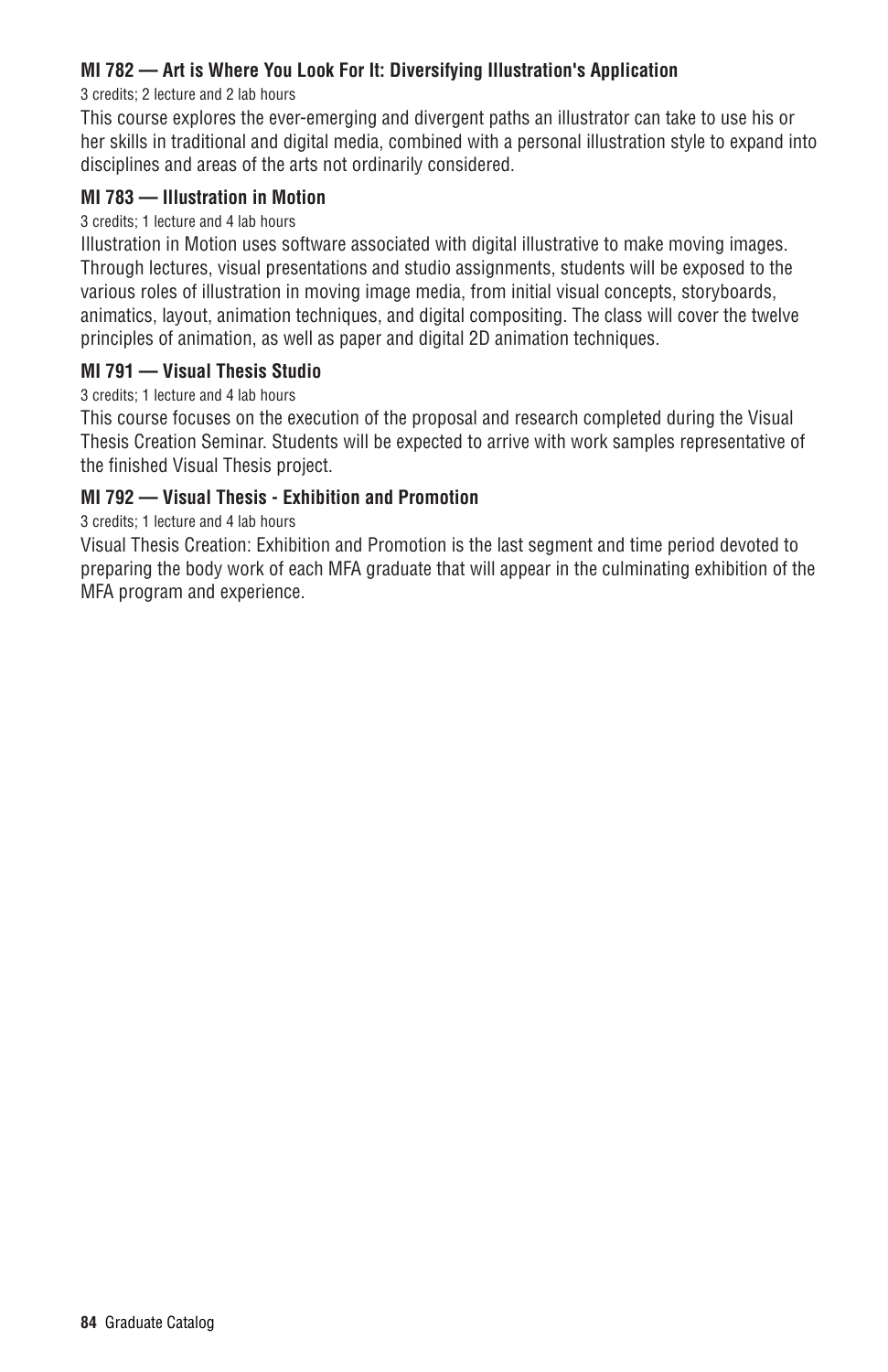**MI 782 — Art is Where You Look For It: Diversifying Illustration's Application**

3 credits; 2 lecture and 2 lab hours

This course explores the ever-emerging and divergent paths an illustrator can take to use his or her skills in traditional and digital media, combined with a personal illustration style to expand into disciplines and areas of the arts not ordinarily considered.

**MI 783 — Illustration in Motion**

3 credits; 1 lecture and 4 lab hours

Illustration in Motion uses software associated with digital illustrative to make moving images. Through lectures, visual presentations and studio assignments, students will be exposed to the various roles of illustration in moving image media, from initial visual concepts, storyboards, animatics, layout, animation techniques, and digital compositing. The class will cover the twelve principles of animation, as well as paper and digital 2D animation techniques.

**MI 791 — Visual Thesis Studio**

3 credits; 1 lecture and 4 lab hours

This course focuses on the execution of the proposal and research completed during the Visual Thesis Creation Seminar. Students will be expected to arrive with work samples representative of the finished Visual Thesis project.

**MI 792 — Visual Thesis - Exhibition and Promotion**

3 credits; 1 lecture and 4 lab hours

Visual Thesis Creation: Exhibition and Promotion is the last segment and time period devoted to preparing the body work of each MFA graduate that will appear in the culminating exhibition of the MFA program and experience.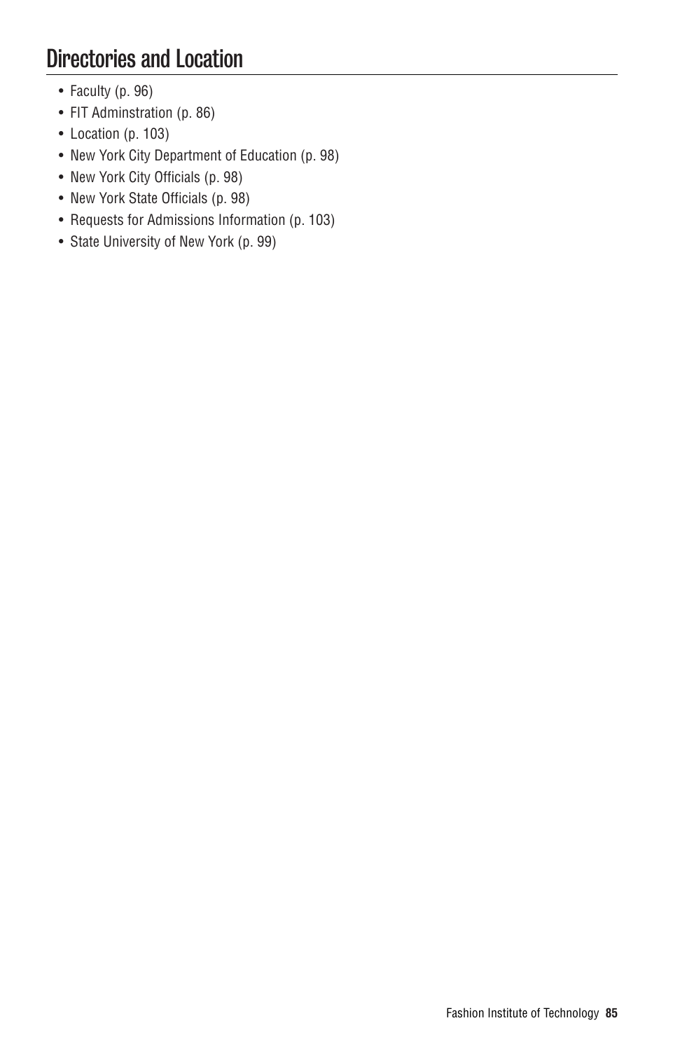# Directories and Location

- Faculty (p. 96)
- FIT Adminstration (p. 86)
- Location (p. 103)
- New York City Department of Education (p. 98)
- New York City Officials (p. 98)
- New York State Officials (p. 98)
- Requests for Admissions Information (p. 103)
- State University of New York (p. 99)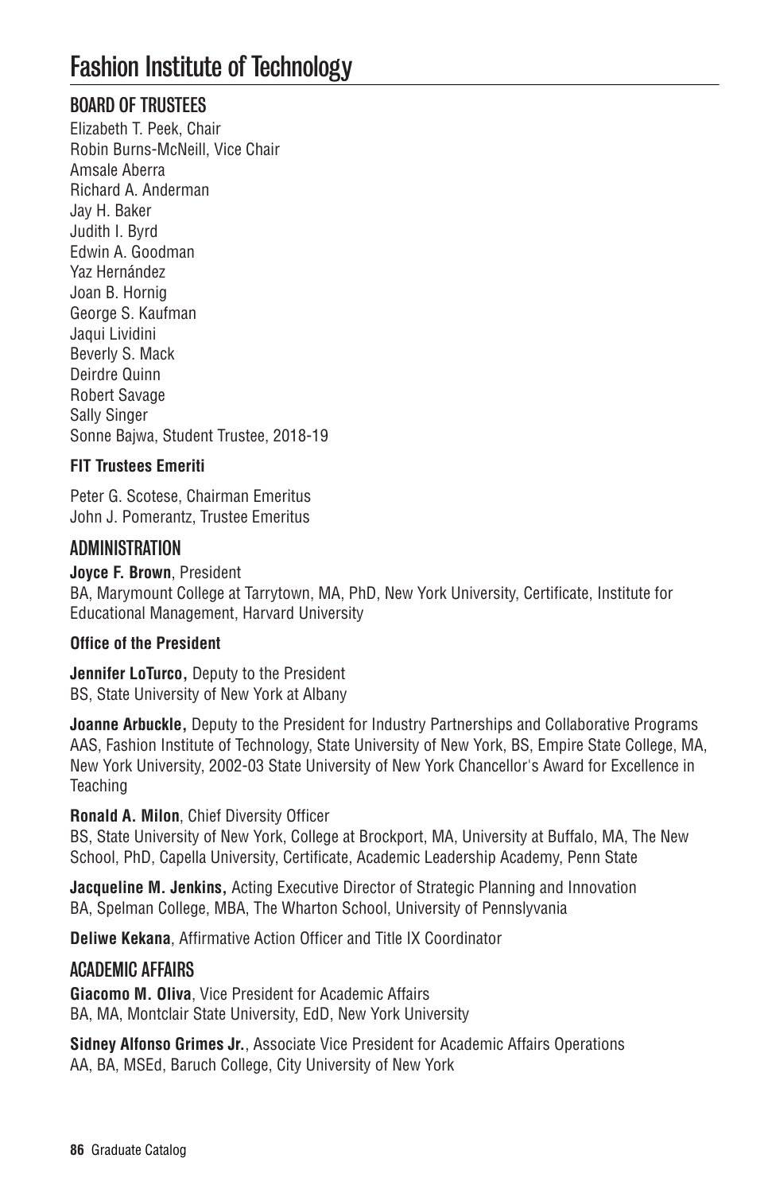# Fashion Institute of Technology

## BOARD OF TRUSTEES

Elizabeth T. Peek, Chair
Robin Burns-McNeill, Vice Chair
Amsale Aberra
Richard A. Anderman
Jay H. Baker
Judith I. Byrd
Edwin A. Goodman
Yaz Hernández
Joan B. Hornig
George S. Kaufman
Jaqui Lividini
Beverly S. Mack
Deirdre Quinn
Robert Savage
Sally Singer
Sonne Bajwa, Student Trustee, 2018-19

### FIT Trustees Emeriti

Peter G. Scotese, Chairman Emeritus
John J. Pomerantz, Trustee Emeritus

## ADMINISTRATION

**Joyce F. Brown**, President
BA, Marymount College at Tarrytown, MA, PhD, New York University, Certificate, Institute for Educational Management, Harvard University

### Office of the President

**Jennifer LoTurco,** Deputy to the President
BS, State University of New York at Albany

**Joanne Arbuckle,** Deputy to the President for Industry Partnerships and Collaborative Programs
AAS, Fashion Institute of Technology, State University of New York, BS, Empire State College, MA, New York University, 2002-03 State University of New York Chancellor's Award for Excellence in Teaching

**Ronald A. Milon**, Chief Diversity Officer
BS, State University of New York, College at Brockport, MA, University at Buffalo, MA, The New School, PhD, Capella University, Certificate, Academic Leadership Academy, Penn State

**Jacqueline M. Jenkins,** Acting Executive Director of Strategic Planning and Innovation
BA, Spelman College, MBA, The Wharton School, University of Pennsylvania

**Deliwe Kekana**, Affirmative Action Officer and Title IX Coordinator

## ACADEMIC AFFAIRS

**Giacomo M. Oliva**, Vice President for Academic Affairs
BA, MA, Montclair State University, EdD, New York University

**Sidney Alfonso Grimes Jr.**, Associate Vice President for Academic Affairs Operations
AA, BA, MSEd, Baruch College, City University of New York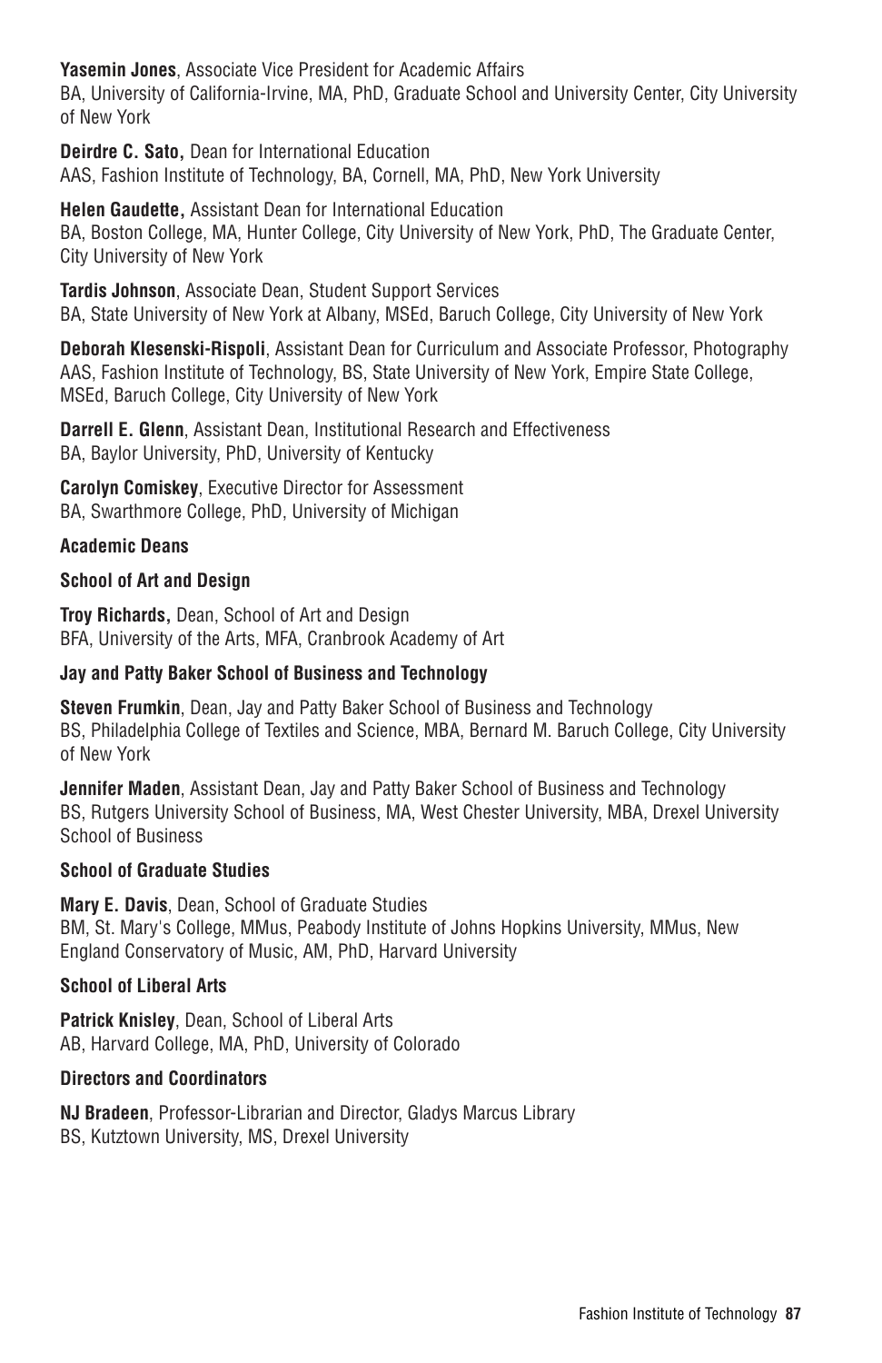**Yasemin Jones**, Associate Vice President for Academic Affairs
BA, University of California-Irvine, MA, PhD, Graduate School and University Center, City University of New York

**Deirdre C. Sato,** Dean for International Education
AAS, Fashion Institute of Technology, BA, Cornell, MA, PhD, New York University

**Helen Gaudette,** Assistant Dean for International Education
BA, Boston College, MA, Hunter College, City University of New York, PhD, The Graduate Center, City University of New York

**Tardis Johnson**, Associate Dean, Student Support Services
BA, State University of New York at Albany, MSEd, Baruch College, City University of New York

**Deborah Klesenski-Rispoli**, Assistant Dean for Curriculum and Associate Professor, Photography
AAS, Fashion Institute of Technology, BS, State University of New York, Empire State College, MSEd, Baruch College, City University of New York

**Darrell E. Glenn**, Assistant Dean, Institutional Research and Effectiveness
BA, Baylor University, PhD, University of Kentucky

**Carolyn Comiskey**, Executive Director for Assessment
BA, Swarthmore College, PhD, University of Michigan

### Academic Deans

#### School of Art and Design

**Troy Richards,** Dean, School of Art and Design
BFA, University of the Arts, MFA, Cranbrook Academy of Art

#### Jay and Patty Baker School of Business and Technology

**Steven Frumkin**, Dean, Jay and Patty Baker School of Business and Technology
BS, Philadelphia College of Textiles and Science, MBA, Bernard M. Baruch College, City University of New York

**Jennifer Maden**, Assistant Dean, Jay and Patty Baker School of Business and Technology
BS, Rutgers University School of Business, MA, West Chester University, MBA, Drexel University School of Business

#### School of Graduate Studies

**Mary E. Davis**, Dean, School of Graduate Studies
BM, St. Mary's College, MMus, Peabody Institute of Johns Hopkins University, MMus, New England Conservatory of Music, AM, PhD, Harvard University

#### School of Liberal Arts

**Patrick Knisley**, Dean, School of Liberal Arts
AB, Harvard College, MA, PhD, University of Colorado

### Directors and Coordinators

**NJ Bradeen**, Professor-Librarian and Director, Gladys Marcus Library
BS, Kutztown University, MS, Drexel University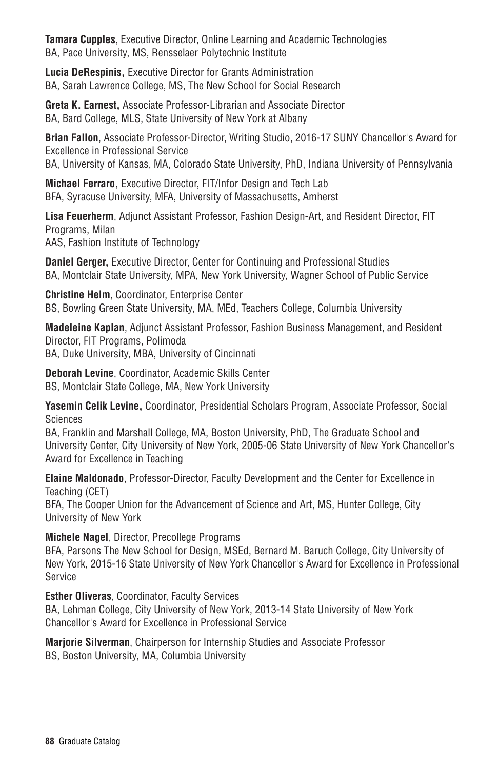**Tamara Cupples**, Executive Director, Online Learning and Academic Technologies
BA, Pace University, MS, Rensselaer Polytechnic Institute

**Lucia DeRespinis,** Executive Director for Grants Administration
BA, Sarah Lawrence College, MS, The New School for Social Research

**Greta K. Earnest,** Associate Professor-Librarian and Associate Director
BA, Bard College, MLS, State University of New York at Albany

**Brian Fallon**, Associate Professor-Director, Writing Studio, 2016-17 SUNY Chancellor's Award for Excellence in Professional Service
BA, University of Kansas, MA, Colorado State University, PhD, Indiana University of Pennsylvania

**Michael Ferraro,** Executive Director, FIT/Infor Design and Tech Lab
BFA, Syracuse University, MFA, University of Massachusetts, Amherst

**Lisa Feuerherm**, Adjunct Assistant Professor, Fashion Design-Art, and Resident Director, FIT Programs, Milan
AAS, Fashion Institute of Technology

**Daniel Gerger,** Executive Director, Center for Continuing and Professional Studies
BA, Montclair State University, MPA, New York University, Wagner School of Public Service

**Christine Helm**, Coordinator, Enterprise Center
BS, Bowling Green State University, MA, MEd, Teachers College, Columbia University

**Madeleine Kaplan**, Adjunct Assistant Professor, Fashion Business Management, and Resident Director, FIT Programs, Polimoda
BA, Duke University, MBA, University of Cincinnati

**Deborah Levine**, Coordinator, Academic Skills Center
BS, Montclair State College, MA, New York University

**Yasemin Celik Levine,** Coordinator, Presidential Scholars Program, Associate Professor, Social Sciences
BA, Franklin and Marshall College, MA, Boston University, PhD, The Graduate School and University Center, City University of New York, 2005-06 State University of New York Chancellor's Award for Excellence in Teaching

**Elaine Maldonado**, Professor-Director, Faculty Development and the Center for Excellence in Teaching (CET)
BFA, The Cooper Union for the Advancement of Science and Art, MS, Hunter College, City University of New York

**Michele Nagel**, Director, Precollege Programs
BFA, Parsons The New School for Design, MSEd, Bernard M. Baruch College, City University of New York, 2015-16 State University of New York Chancellor's Award for Excellence in Professional Service

**Esther Oliveras**, Coordinator, Faculty Services
BA, Lehman College, City University of New York, 2013-14 State University of New York Chancellor's Award for Excellence in Professional Service

**Marjorie Silverman**, Chairperson for Internship Studies and Associate Professor
BS, Boston University, MA, Columbia University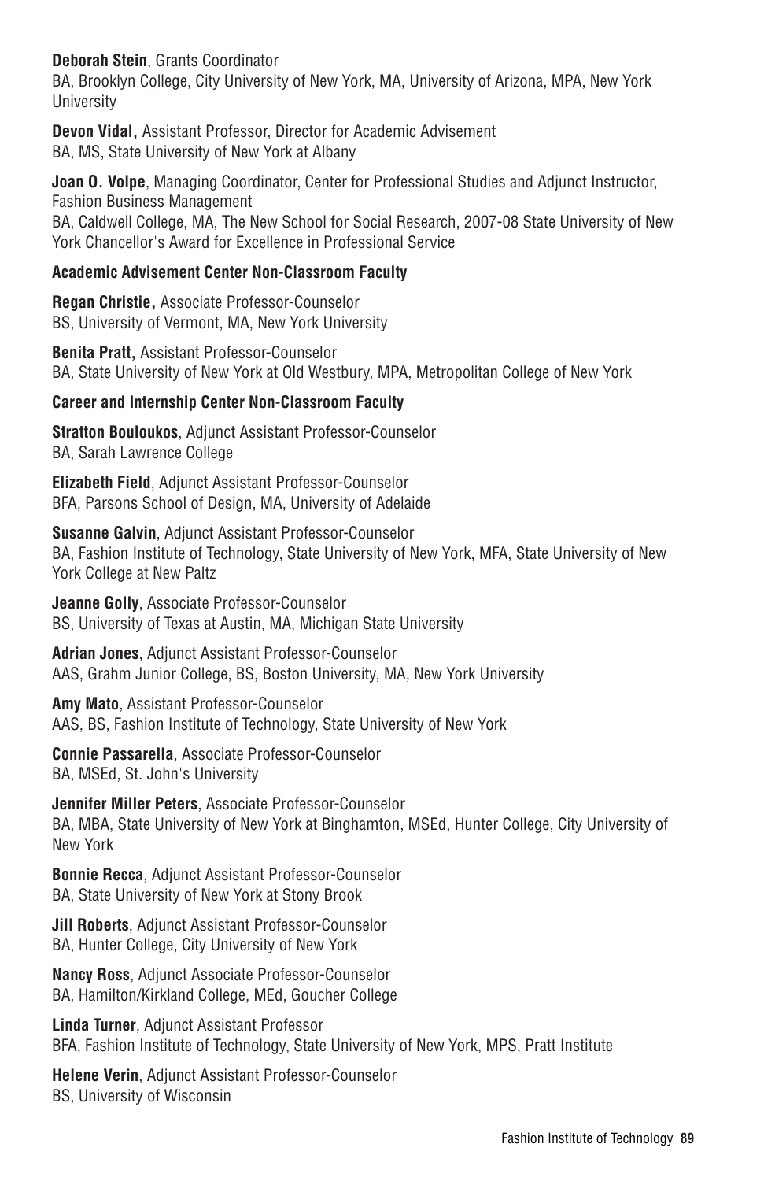**Deborah Stein**, Grants Coordinator
BA, Brooklyn College, City University of New York, MA, University of Arizona, MPA, New York University

**Devon Vidal,** Assistant Professor, Director for Academic Advisement
BA, MS, State University of New York at Albany

**Joan O. Volpe**, Managing Coordinator, Center for Professional Studies and Adjunct Instructor, Fashion Business Management
BA, Caldwell College, MA, The New School for Social Research, 2007-08 State University of New York Chancellor's Award for Excellence in Professional Service

**Academic Advisement Center Non-Classroom Faculty**

**Regan Christie,** Associate Professor-Counselor
BS, University of Vermont, MA, New York University

**Benita Pratt,** Assistant Professor-Counselor
BA, State University of New York at Old Westbury, MPA, Metropolitan College of New York

**Career and Internship Center Non-Classroom Faculty**

**Stratton Bouloukos**, Adjunct Assistant Professor-Counselor
BA, Sarah Lawrence College

**Elizabeth Field**, Adjunct Assistant Professor-Counselor
BFA, Parsons School of Design, MA, University of Adelaide

**Susanne Galvin**, Adjunct Assistant Professor-Counselor
BA, Fashion Institute of Technology, State University of New York, MFA, State University of New York College at New Paltz

**Jeanne Golly**, Associate Professor-Counselor
BS, University of Texas at Austin, MA, Michigan State University

**Adrian Jones**, Adjunct Assistant Professor-Counselor
AAS, Grahm Junior College, BS, Boston University, MA, New York University

**Amy Mato**, Assistant Professor-Counselor
AAS, BS, Fashion Institute of Technology, State University of New York

**Connie Passarella**, Associate Professor-Counselor
BA, MSEd, St. John's University

**Jennifer Miller Peters**, Associate Professor-Counselor
BA, MBA, State University of New York at Binghamton, MSEd, Hunter College, City University of New York

**Bonnie Recca**, Adjunct Assistant Professor-Counselor
BA, State University of New York at Stony Brook

**Jill Roberts**, Adjunct Assistant Professor-Counselor
BA, Hunter College, City University of New York

**Nancy Ross**, Adjunct Associate Professor-Counselor
BA, Hamilton/Kirkland College, MEd, Goucher College

**Linda Turner**, Adjunct Assistant Professor
BFA, Fashion Institute of Technology, State University of New York, MPS, Pratt Institute

**Helene Verin**, Adjunct Assistant Professor-Counselor
BS, University of Wisconsin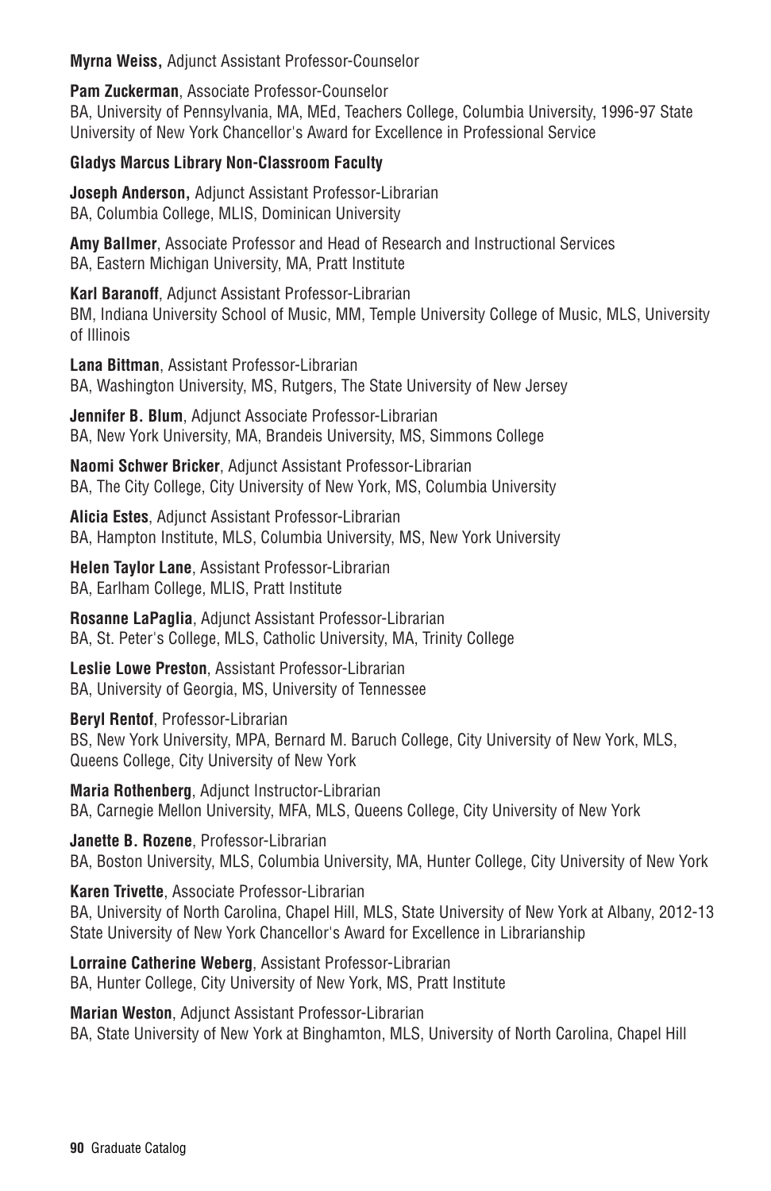**Myrna Weiss,** Adjunct Assistant Professor-Counselor

**Pam Zuckerman**, Associate Professor-Counselor
BA, University of Pennsylvania, MA, MEd, Teachers College, Columbia University, 1996-97 State University of New York Chancellor's Award for Excellence in Professional Service

**Gladys Marcus Library Non-Classroom Faculty**

**Joseph Anderson,** Adjunct Assistant Professor-Librarian
BA, Columbia College, MLIS, Dominican University

**Amy Ballmer**, Associate Professor and Head of Research and Instructional Services
BA, Eastern Michigan University, MA, Pratt Institute

**Karl Baranoff**, Adjunct Assistant Professor-Librarian
BM, Indiana University School of Music, MM, Temple University College of Music, MLS, University of Illinois

**Lana Bittman**, Assistant Professor-Librarian
BA, Washington University, MS, Rutgers, The State University of New Jersey

**Jennifer B. Blum**, Adjunct Associate Professor-Librarian
BA, New York University, MA, Brandeis University, MS, Simmons College

**Naomi Schwer Bricker**, Adjunct Assistant Professor-Librarian
BA, The City College, City University of New York, MS, Columbia University

**Alicia Estes**, Adjunct Assistant Professor-Librarian
BA, Hampton Institute, MLS, Columbia University, MS, New York University

**Helen Taylor Lane**, Assistant Professor-Librarian
BA, Earlham College, MLIS, Pratt Institute

**Rosanne LaPaglia**, Adjunct Assistant Professor-Librarian
BA, St. Peter's College, MLS, Catholic University, MA, Trinity College

**Leslie Lowe Preston**, Assistant Professor-Librarian
BA, University of Georgia, MS, University of Tennessee

**Beryl Rentof**, Professor-Librarian
BS, New York University, MPA, Bernard M. Baruch College, City University of New York, MLS, Queens College, City University of New York

**Maria Rothenberg**, Adjunct Instructor-Librarian
BA, Carnegie Mellon University, MFA, MLS, Queens College, City University of New York

**Janette B. Rozene**, Professor-Librarian
BA, Boston University, MLS, Columbia University, MA, Hunter College, City University of New York

**Karen Trivette**, Associate Professor-Librarian
BA, University of North Carolina, Chapel Hill, MLS, State University of New York at Albany, 2012-13 State University of New York Chancellor's Award for Excellence in Librarianship

**Lorraine Catherine Weberg**, Assistant Professor-Librarian
BA, Hunter College, City University of New York, MS, Pratt Institute

**Marian Weston**, Adjunct Assistant Professor-Librarian
BA, State University of New York at Binghamton, MLS, University of North Carolina, Chapel Hill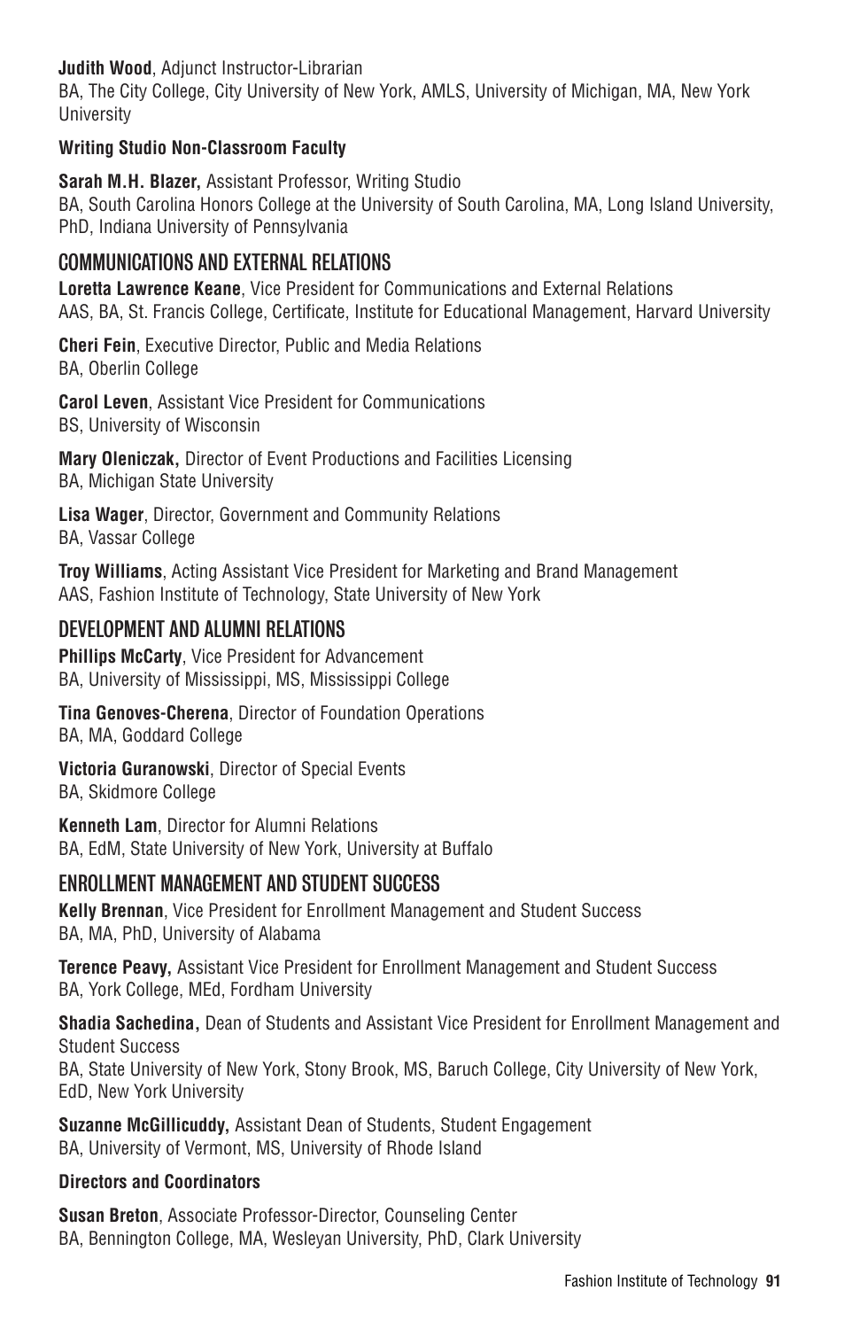**Judith Wood**, Adjunct Instructor-Librarian
BA, The City College, City University of New York, AMLS, University of Michigan, MA, New York University

### Writing Studio Non-Classroom Faculty

**Sarah M.H. Blazer,** Assistant Professor, Writing Studio
BA, South Carolina Honors College at the University of South Carolina, MA, Long Island University, PhD, Indiana University of Pennsylvania

## COMMUNICATIONS AND EXTERNAL RELATIONS

**Loretta Lawrence Keane**, Vice President for Communications and External Relations
AAS, BA, St. Francis College, Certificate, Institute for Educational Management, Harvard University

**Cheri Fein**, Executive Director, Public and Media Relations
BA, Oberlin College

**Carol Leven**, Assistant Vice President for Communications
BS, University of Wisconsin

**Mary Oleniczak,** Director of Event Productions and Facilities Licensing
BA, Michigan State University

**Lisa Wager**, Director, Government and Community Relations
BA, Vassar College

**Troy Williams**, Acting Assistant Vice President for Marketing and Brand Management
AAS, Fashion Institute of Technology, State University of New York

## DEVELOPMENT AND ALUMNI RELATIONS

**Phillips McCarty**, Vice President for Advancement
BA, University of Mississippi, MS, Mississippi College

**Tina Genoves-Cherena**, Director of Foundation Operations
BA, MA, Goddard College

**Victoria Guranowski**, Director of Special Events
BA, Skidmore College

**Kenneth Lam**, Director for Alumni Relations
BA, EdM, State University of New York, University at Buffalo

## ENROLLMENT MANAGEMENT AND STUDENT SUCCESS

**Kelly Brennan**, Vice President for Enrollment Management and Student Success
BA, MA, PhD, University of Alabama

**Terence Peavy,** Assistant Vice President for Enrollment Management and Student Success
BA, York College, MEd, Fordham University

**Shadia Sachedina,** Dean of Students and Assistant Vice President for Enrollment Management and Student Success
BA, State University of New York, Stony Brook, MS, Baruch College, City University of New York, EdD, New York University

**Suzanne McGillicuddy,** Assistant Dean of Students, Student Engagement
BA, University of Vermont, MS, University of Rhode Island

### Directors and Coordinators

**Susan Breton**, Associate Professor-Director, Counseling Center
BA, Bennington College, MA, Wesleyan University, PhD, Clark University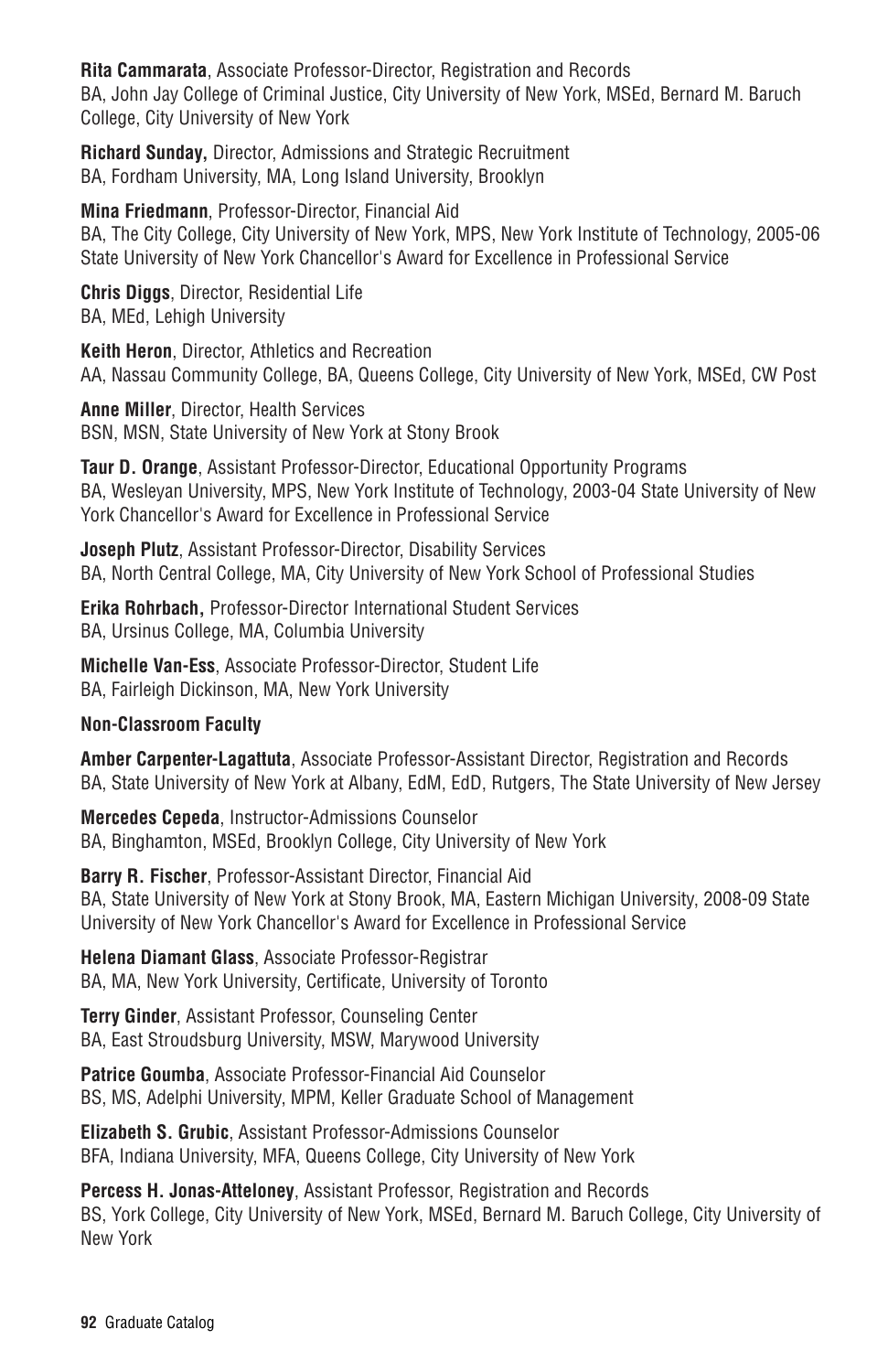**Rita Cammarata**, Associate Professor-Director, Registration and Records
BA, John Jay College of Criminal Justice, City University of New York, MSEd, Bernard M. Baruch College, City University of New York

**Richard Sunday,** Director, Admissions and Strategic Recruitment
BA, Fordham University, MA, Long Island University, Brooklyn

**Mina Friedmann**, Professor-Director, Financial Aid
BA, The City College, City University of New York, MPS, New York Institute of Technology, 2005-06 State University of New York Chancellor's Award for Excellence in Professional Service

**Chris Diggs**, Director, Residential Life
BA, MEd, Lehigh University

**Keith Heron**, Director, Athletics and Recreation
AA, Nassau Community College, BA, Queens College, City University of New York, MSEd, CW Post

**Anne Miller**, Director, Health Services
BSN, MSN, State University of New York at Stony Brook

**Taur D. Orange**, Assistant Professor-Director, Educational Opportunity Programs
BA, Wesleyan University, MPS, New York Institute of Technology, 2003-04 State University of New York Chancellor's Award for Excellence in Professional Service

**Joseph Plutz**, Assistant Professor-Director, Disability Services
BA, North Central College, MA, City University of New York School of Professional Studies

**Erika Rohrbach,** Professor-Director International Student Services
BA, Ursinus College, MA, Columbia University

**Michelle Van-Ess**, Associate Professor-Director, Student Life
BA, Fairleigh Dickinson, MA, New York University

**Non-Classroom Faculty**

**Amber Carpenter-Lagattuta**, Associate Professor-Assistant Director, Registration and Records
BA, State University of New York at Albany, EdM, EdD, Rutgers, The State University of New Jersey

**Mercedes Cepeda**, Instructor-Admissions Counselor
BA, Binghamton, MSEd, Brooklyn College, City University of New York

**Barry R. Fischer**, Professor-Assistant Director, Financial Aid
BA, State University of New York at Stony Brook, MA, Eastern Michigan University, 2008-09 State University of New York Chancellor's Award for Excellence in Professional Service

**Helena Diamant Glass**, Associate Professor-Registrar
BA, MA, New York University, Certificate, University of Toronto

**Terry Ginder**, Assistant Professor, Counseling Center
BA, East Stroudsburg University, MSW, Marywood University

**Patrice Goumba**, Associate Professor-Financial Aid Counselor
BS, MS, Adelphi University, MPM, Keller Graduate School of Management

**Elizabeth S. Grubic**, Assistant Professor-Admissions Counselor
BFA, Indiana University, MFA, Queens College, City University of New York

**Percess H. Jonas-Atteloney**, Assistant Professor, Registration and Records
BS, York College, City University of New York, MSEd, Bernard M. Baruch College, City University of New York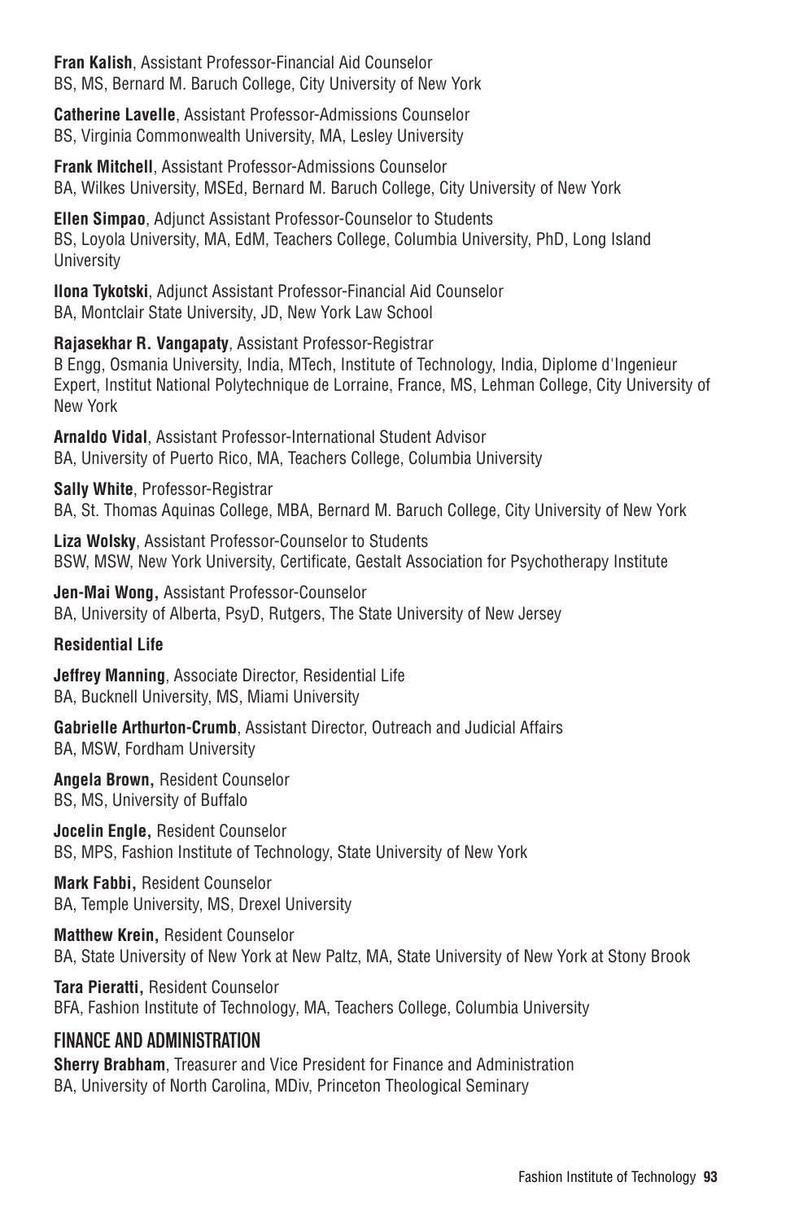**Fran Kalish**, Assistant Professor-Financial Aid Counselor
BS, MS, Bernard M. Baruch College, City University of New York

**Catherine Lavelle**, Assistant Professor-Admissions Counselor
BS, Virginia Commonwealth University, MA, Lesley University

**Frank Mitchell**, Assistant Professor-Admissions Counselor
BA, Wilkes University, MSEd, Bernard M. Baruch College, City University of New York

**Ellen Simpao**, Adjunct Assistant Professor-Counselor to Students
BS, Loyola University, MA, EdM, Teachers College, Columbia University, PhD, Long Island University

**Ilona Tykotski**, Adjunct Assistant Professor-Financial Aid Counselor
BA, Montclair State University, JD, New York Law School

**Rajasekhar R. Vangapaty**, Assistant Professor-Registrar
B Engg, Osmania University, India, MTech, Institute of Technology, India, Diplome d'Ingenieur Expert, Institut National Polytechnique de Lorraine, France, MS, Lehman College, City University of New York

**Arnaldo Vidal**, Assistant Professor-International Student Advisor
BA, University of Puerto Rico, MA, Teachers College, Columbia University

**Sally White**, Professor-Registrar
BA, St. Thomas Aquinas College, MBA, Bernard M. Baruch College, City University of New York

**Liza Wolsky**, Assistant Professor-Counselor to Students
BSW, MSW, New York University, Certificate, Gestalt Association for Psychotherapy Institute

**Jen-Mai Wong,** Assistant Professor-Counselor
BA, University of Alberta, PsyD, Rutgers, The State University of New Jersey

**Residential Life**

**Jeffrey Manning**, Associate Director, Residential Life
BA, Bucknell University, MS, Miami University

**Gabrielle Arthurton-Crumb**, Assistant Director, Outreach and Judicial Affairs
BA, MSW, Fordham University

**Angela Brown,** Resident Counselor
BS, MS, University of Buffalo

**Jocelin Engle,** Resident Counselor
BS, MPS, Fashion Institute of Technology, State University of New York

**Mark Fabbi,** Resident Counselor
BA, Temple University, MS, Drexel University

**Matthew Krein,** Resident Counselor
BA, State University of New York at New Paltz, MA, State University of New York at Stony Brook

**Tara Pieratti,** Resident Counselor
BFA, Fashion Institute of Technology, MA, Teachers College, Columbia University

## FINANCE AND ADMINISTRATION

**Sherry Brabham**, Treasurer and Vice President for Finance and Administration
BA, University of North Carolina, MDiv, Princeton Theological Seminary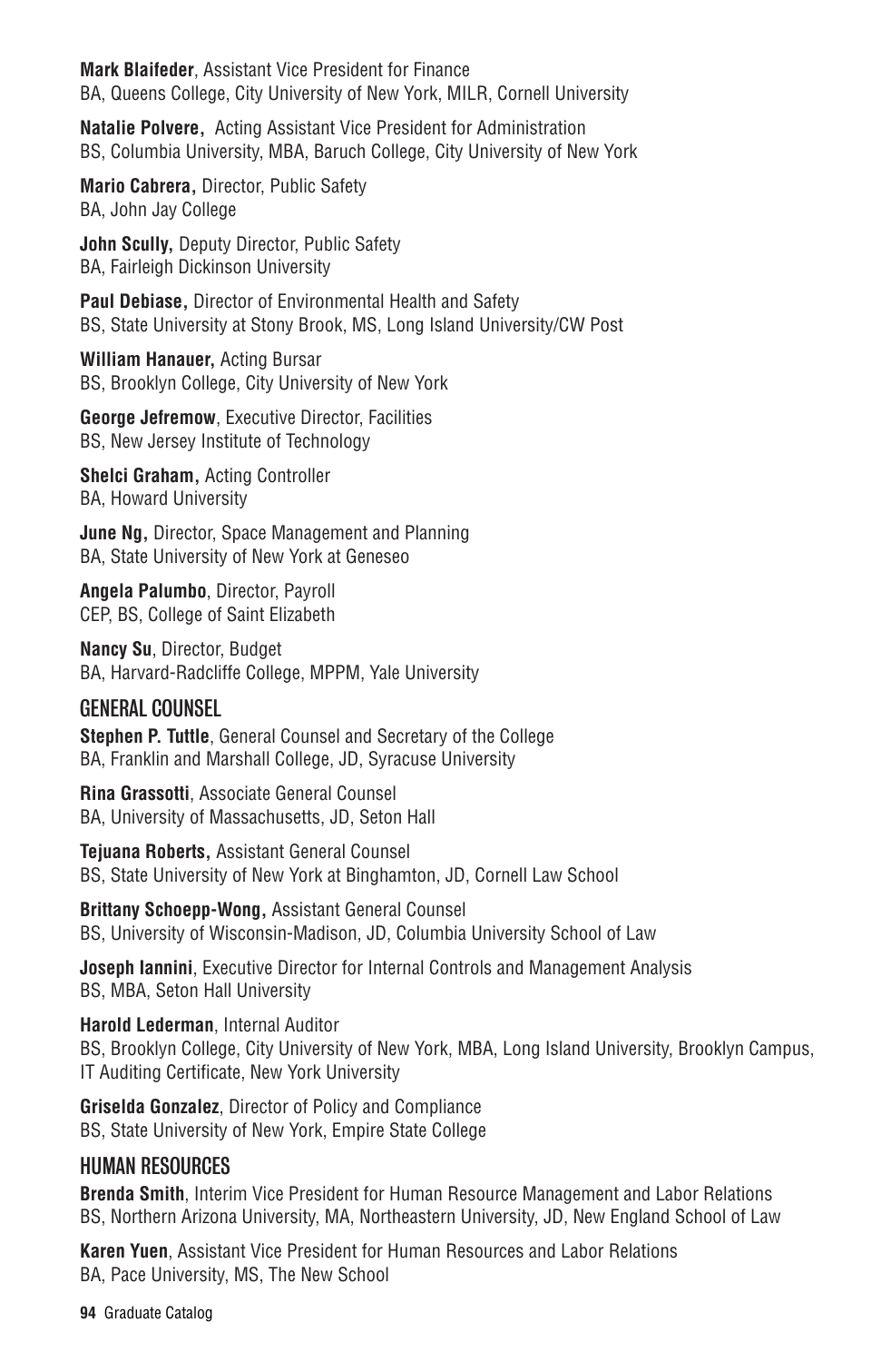**Mark Blaifeder**, Assistant Vice President for Finance
BA, Queens College, City University of New York, MILR, Cornell University

**Natalie Polvere,** Acting Assistant Vice President for Administration
BS, Columbia University, MBA, Baruch College, City University of New York

**Mario Cabrera,** Director, Public Safety
BA, John Jay College

**John Scully,** Deputy Director, Public Safety
BA, Fairleigh Dickinson University

**Paul Debiase,** Director of Environmental Health and Safety
BS, State University at Stony Brook, MS, Long Island University/CW Post

**William Hanauer,** Acting Bursar
BS, Brooklyn College, City University of New York

**George Jefremow**, Executive Director, Facilities
BS, New Jersey Institute of Technology

**Shelci Graham,** Acting Controller
BA, Howard University

**June Ng,** Director, Space Management and Planning
BA, State University of New York at Geneseo

**Angela Palumbo**, Director, Payroll
CEP, BS, College of Saint Elizabeth

**Nancy Su**, Director, Budget
BA, Harvard-Radcliffe College, MPPM, Yale University

## GENERAL COUNSEL

**Stephen P. Tuttle**, General Counsel and Secretary of the College
BA, Franklin and Marshall College, JD, Syracuse University

**Rina Grassotti**, Associate General Counsel
BA, University of Massachusetts, JD, Seton Hall

**Tejuana Roberts,** Assistant General Counsel
BS, State University of New York at Binghamton, JD, Cornell Law School

**Brittany Schoepp-Wong,** Assistant General Counsel
BS, University of Wisconsin-Madison, JD, Columbia University School of Law

**Joseph Iannini**, Executive Director for Internal Controls and Management Analysis
BS, MBA, Seton Hall University

**Harold Lederman**, Internal Auditor
BS, Brooklyn College, City University of New York, MBA, Long Island University, Brooklyn Campus, IT Auditing Certificate, New York University

**Griselda Gonzalez**, Director of Policy and Compliance
BS, State University of New York, Empire State College

## HUMAN RESOURCES

**Brenda Smith**, Interim Vice President for Human Resource Management and Labor Relations
BS, Northern Arizona University, MA, Northeastern University, JD, New England School of Law

**Karen Yuen**, Assistant Vice President for Human Resources and Labor Relations
BA, Pace University, MS, The New School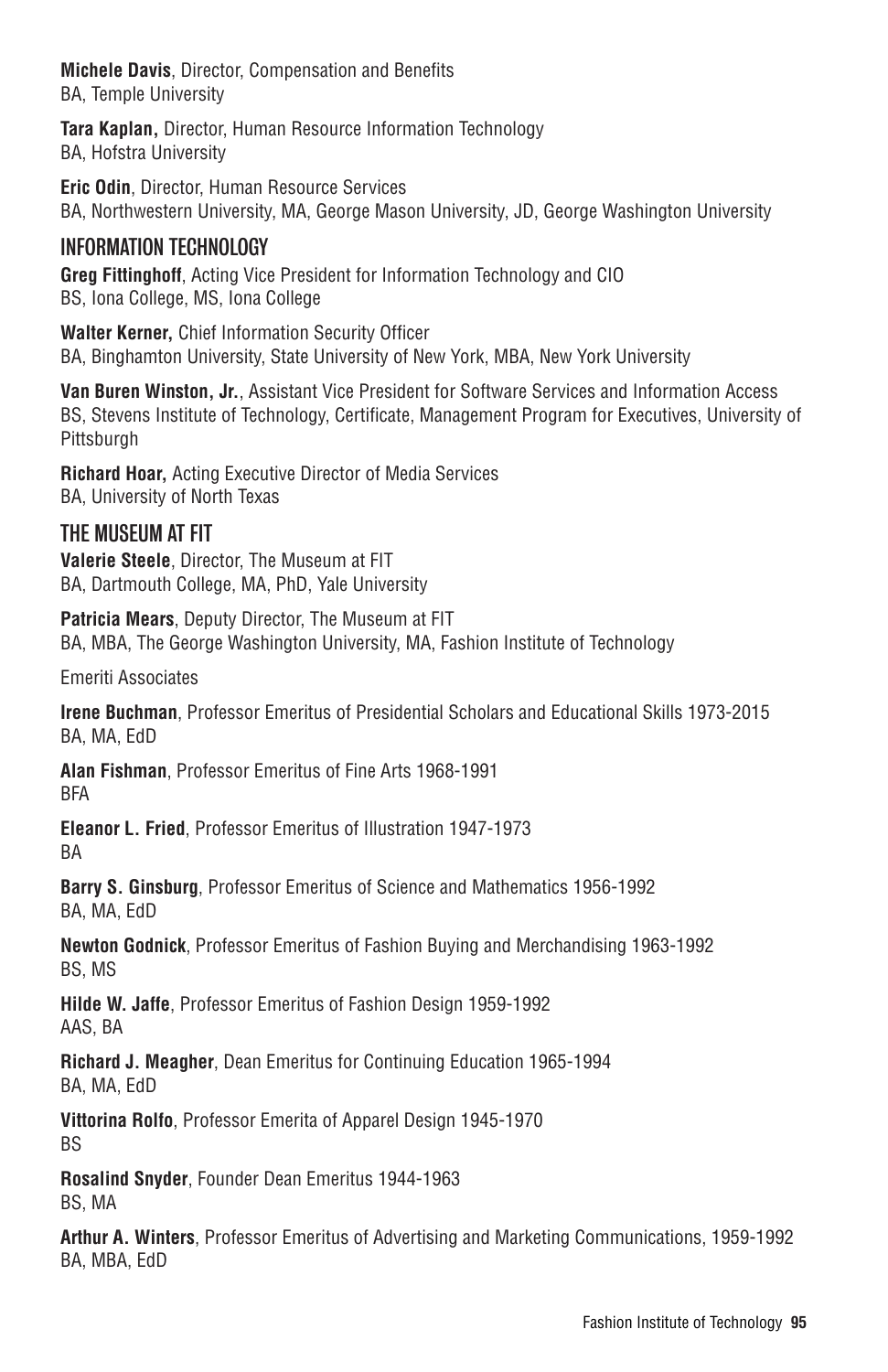**Michele Davis**, Director, Compensation and Benefits
BA, Temple University

**Tara Kaplan,** Director, Human Resource Information Technology
BA, Hofstra University

**Eric Odin**, Director, Human Resource Services
BA, Northwestern University, MA, George Mason University, JD, George Washington University

## INFORMATION TECHNOLOGY

**Greg Fittinghoff**, Acting Vice President for Information Technology and CIO
BS, Iona College, MS, Iona College

**Walter Kerner,** Chief Information Security Officer
BA, Binghamton University, State University of New York, MBA, New York University

**Van Buren Winston, Jr.**, Assistant Vice President for Software Services and Information Access
BS, Stevens Institute of Technology, Certificate, Management Program for Executives, University of Pittsburgh

**Richard Hoar,** Acting Executive Director of Media Services
BA, University of North Texas

## THE MUSEUM AT FIT

**Valerie Steele**, Director, The Museum at FIT
BA, Dartmouth College, MA, PhD, Yale University

**Patricia Mears**, Deputy Director, The Museum at FIT
BA, MBA, The George Washington University, MA, Fashion Institute of Technology

Emeriti Associates

**Irene Buchman**, Professor Emeritus of Presidential Scholars and Educational Skills 1973-2015
BA, MA, EdD

**Alan Fishman**, Professor Emeritus of Fine Arts 1968-1991
BFA

**Eleanor L. Fried**, Professor Emeritus of Illustration 1947-1973
BA

**Barry S. Ginsburg**, Professor Emeritus of Science and Mathematics 1956-1992
BA, MA, EdD

**Newton Godnick**, Professor Emeritus of Fashion Buying and Merchandising 1963-1992
BS, MS

**Hilde W. Jaffe**, Professor Emeritus of Fashion Design 1959-1992
AAS, BA

**Richard J. Meagher**, Dean Emeritus for Continuing Education 1965-1994
BA, MA, EdD

**Vittorina Rolfo**, Professor Emerita of Apparel Design 1945-1970
BS

**Rosalind Snyder**, Founder Dean Emeritus 1944-1963
BS, MA

**Arthur A. Winters**, Professor Emeritus of Advertising and Marketing Communications, 1959-1992
BA, MBA, EdD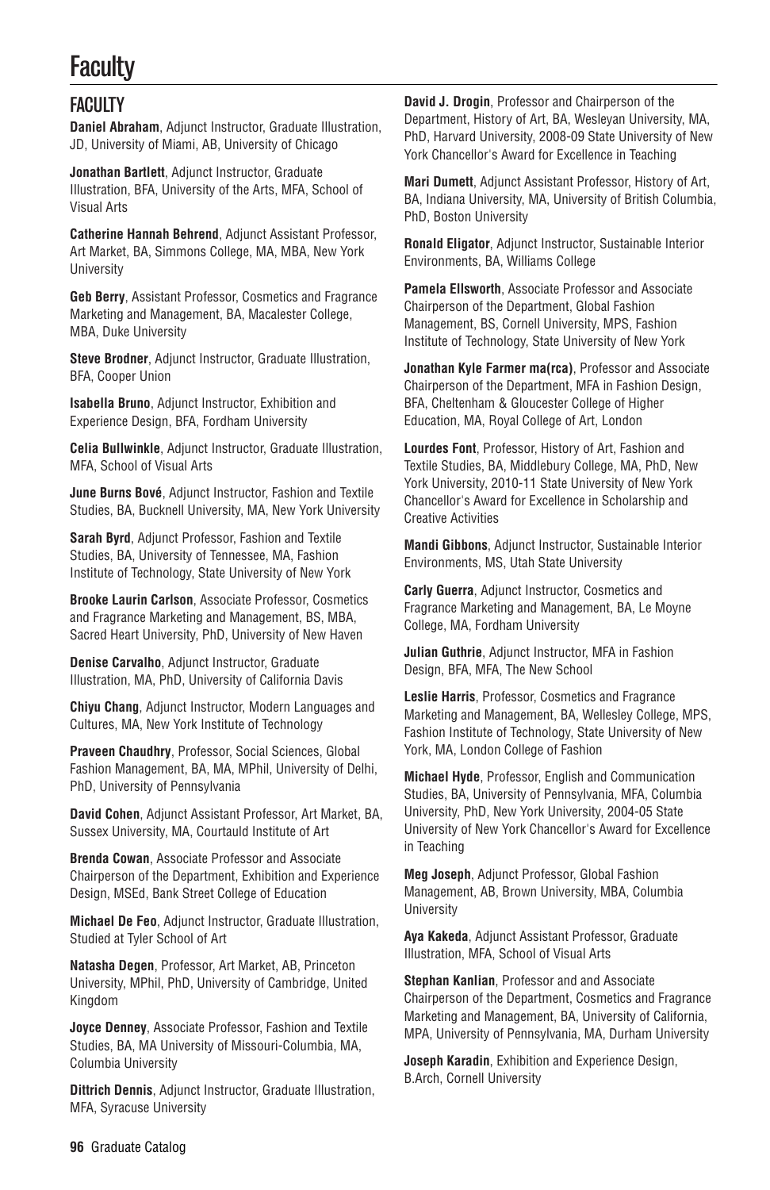# Faculty

## FACULTY

**Daniel Abraham**, Adjunct Instructor, Graduate Illustration, JD, University of Miami, AB, University of Chicago

**Jonathan Bartlett**, Adjunct Instructor, Graduate Illustration, BFA, University of the Arts, MFA, School of Visual Arts

**Catherine Hannah Behrend**, Adjunct Assistant Professor, Art Market, BA, Simmons College, MA, MBA, New York University

**Geb Berry**, Assistant Professor, Cosmetics and Fragrance Marketing and Management, BA, Macalester College, MBA, Duke University

**Steve Brodner**, Adjunct Instructor, Graduate Illustration, BFA, Cooper Union

**Isabella Bruno**, Adjunct Instructor, Exhibition and Experience Design, BFA, Fordham University

**Celia Bullwinkle**, Adjunct Instructor, Graduate Illustration, MFA, School of Visual Arts

**June Burns Bové**, Adjunct Instructor, Fashion and Textile Studies, BA, Bucknell University, MA, New York University

**Sarah Byrd**, Adjunct Professor, Fashion and Textile Studies, BA, University of Tennessee, MA, Fashion Institute of Technology, State University of New York

**Brooke Laurin Carlson**, Associate Professor, Cosmetics and Fragrance Marketing and Management, BS, MBA, Sacred Heart University, PhD, University of New Haven

**Denise Carvalho**, Adjunct Instructor, Graduate Illustration, MA, PhD, University of California Davis

**Chiyu Chang**, Adjunct Instructor, Modern Languages and Cultures, MA, New York Institute of Technology

**Praveen Chaudhry**, Professor, Social Sciences, Global Fashion Management, BA, MA, MPhil, University of Delhi, PhD, University of Pennsylvania

**David Cohen**, Adjunct Assistant Professor, Art Market, BA, Sussex University, MA, Courtauld Institute of Art

**Brenda Cowan**, Associate Professor and Associate Chairperson of the Department, Exhibition and Experience Design, MSEd, Bank Street College of Education

**Michael De Feo**, Adjunct Instructor, Graduate Illustration, Studied at Tyler School of Art

**Natasha Degen**, Professor, Art Market, AB, Princeton University, MPhil, PhD, University of Cambridge, United Kingdom

**Joyce Denney**, Associate Professor, Fashion and Textile Studies, BA, MA University of Missouri-Columbia, MA, Columbia University

**Dittrich Dennis**, Adjunct Instructor, Graduate Illustration, MFA, Syracuse University

**David J. Drogin**, Professor and Chairperson of the Department, History of Art, BA, Wesleyan University, MA, PhD, Harvard University, 2008-09 State University of New York Chancellor's Award for Excellence in Teaching

**Mari Dumett**, Adjunct Assistant Professor, History of Art, BA, Indiana University, MA, University of British Columbia, PhD, Boston University

**Ronald Eligator**, Adjunct Instructor, Sustainable Interior Environments, BA, Williams College

**Pamela Ellsworth**, Associate Professor and Associate Chairperson of the Department, Global Fashion Management, BS, Cornell University, MPS, Fashion Institute of Technology, State University of New York

**Jonathan Kyle Farmer ma(rca)**, Professor and Associate Chairperson of the Department, MFA in Fashion Design, BFA, Cheltenham & Gloucester College of Higher Education, MA, Royal College of Art, London

**Lourdes Font**, Professor, History of Art, Fashion and Textile Studies, BA, Middlebury College, MA, PhD, New York University, 2010-11 State University of New York Chancellor's Award for Excellence in Scholarship and Creative Activities

**Mandi Gibbons**, Adjunct Instructor, Sustainable Interior Environments, MS, Utah State University

**Carly Guerra**, Adjunct Instructor, Cosmetics and Fragrance Marketing and Management, BA, Le Moyne College, MA, Fordham University

**Julian Guthrie**, Adjunct Instructor, MFA in Fashion Design, BFA, MFA, The New School

**Leslie Harris**, Professor, Cosmetics and Fragrance Marketing and Management, BA, Wellesley College, MPS, Fashion Institute of Technology, State University of New York, MA, London College of Fashion

**Michael Hyde**, Professor, English and Communication Studies, BA, University of Pennsylvania, MFA, Columbia University, PhD, New York University, 2004-05 State University of New York Chancellor's Award for Excellence in Teaching

**Meg Joseph**, Adjunct Professor, Global Fashion Management, AB, Brown University, MBA, Columbia University

**Aya Kakeda**, Adjunct Assistant Professor, Graduate Illustration, MFA, School of Visual Arts

**Stephan Kanlian**, Professor and and Associate Chairperson of the Department, Cosmetics and Fragrance Marketing and Management, BA, University of California, MPA, University of Pennsylvania, MA, Durham University

**Joseph Karadin**, Exhibition and Experience Design, B.Arch, Cornell University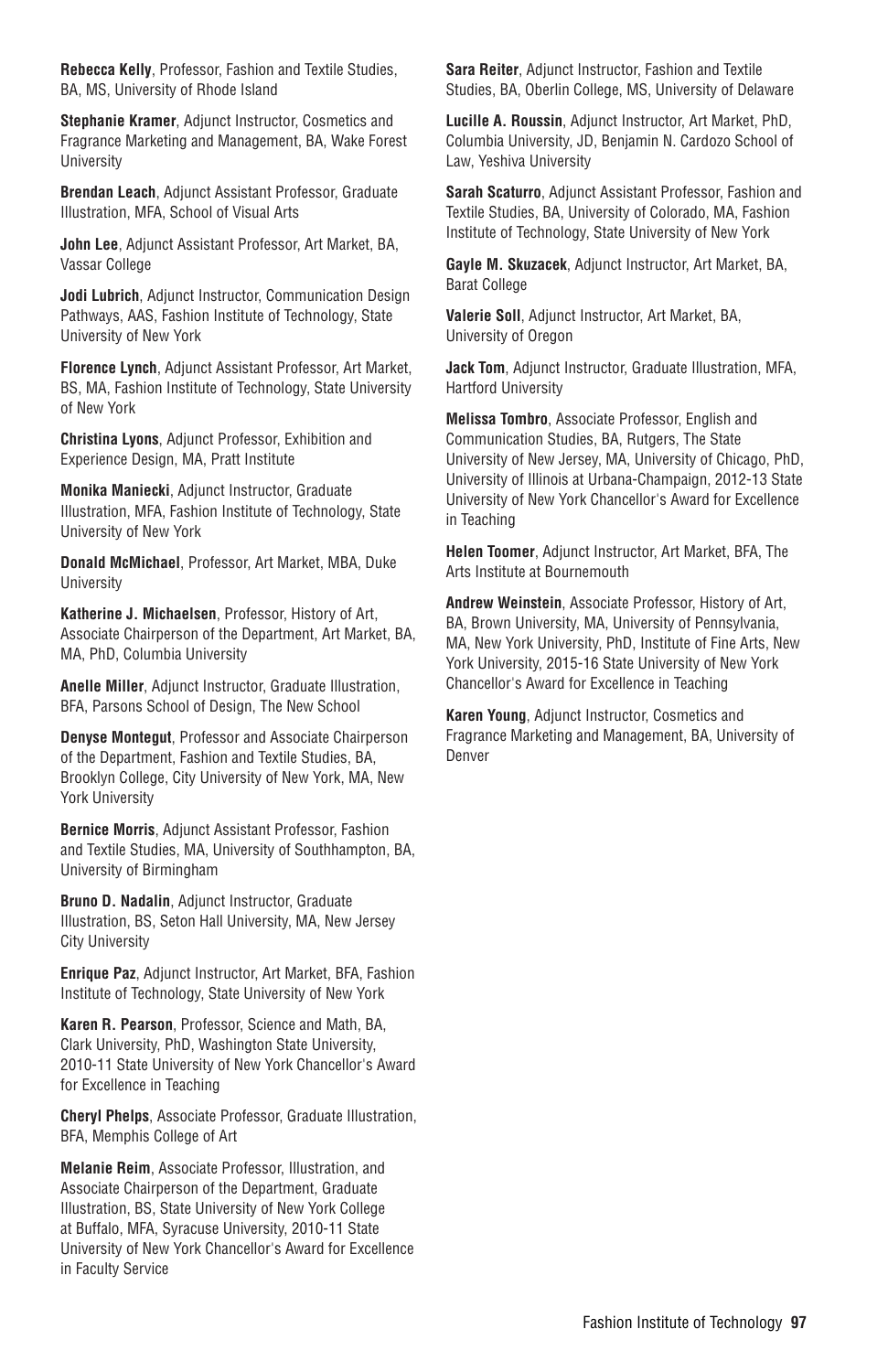**Rebecca Kelly**, Professor, Fashion and Textile Studies, BA, MS, University of Rhode Island

**Stephanie Kramer**, Adjunct Instructor, Cosmetics and Fragrance Marketing and Management, BA, Wake Forest University

**Brendan Leach**, Adjunct Assistant Professor, Graduate Illustration, MFA, School of Visual Arts

**John Lee**, Adjunct Assistant Professor, Art Market, BA, Vassar College

**Jodi Lubrich**, Adjunct Instructor, Communication Design Pathways, AAS, Fashion Institute of Technology, State University of New York

**Florence Lynch**, Adjunct Assistant Professor, Art Market, BS, MA, Fashion Institute of Technology, State University of New York

**Christina Lyons**, Adjunct Professor, Exhibition and Experience Design, MA, Pratt Institute

**Monika Maniecki**, Adjunct Instructor, Graduate Illustration, MFA, Fashion Institute of Technology, State University of New York

**Donald McMichael**, Professor, Art Market, MBA, Duke University

**Katherine J. Michaelsen**, Professor, History of Art, Associate Chairperson of the Department, Art Market, BA, MA, PhD, Columbia University

**Anelle Miller**, Adjunct Instructor, Graduate Illustration, BFA, Parsons School of Design, The New School

**Denyse Montegut**, Professor and Associate Chairperson of the Department, Fashion and Textile Studies, BA, Brooklyn College, City University of New York, MA, New York University

**Bernice Morris**, Adjunct Assistant Professor, Fashion and Textile Studies, MA, University of Southhampton, BA, University of Birmingham

**Bruno D. Nadalin**, Adjunct Instructor, Graduate Illustration, BS, Seton Hall University, MA, New Jersey City University

**Enrique Paz**, Adjunct Instructor, Art Market, BFA, Fashion Institute of Technology, State University of New York

**Karen R. Pearson**, Professor, Science and Math, BA, Clark University, PhD, Washington State University, 2010-11 State University of New York Chancellor's Award for Excellence in Teaching

**Cheryl Phelps**, Associate Professor, Graduate Illustration, BFA, Memphis College of Art

**Melanie Reim**, Associate Professor, Illustration, and Associate Chairperson of the Department, Graduate Illustration, BS, State University of New York College at Buffalo, MFA, Syracuse University, 2010-11 State University of New York Chancellor's Award for Excellence in Faculty Service

**Sara Reiter**, Adjunct Instructor, Fashion and Textile Studies, BA, Oberlin College, MS, University of Delaware

**Lucille A. Roussin**, Adjunct Instructor, Art Market, PhD, Columbia University, JD, Benjamin N. Cardozo School of Law, Yeshiva University

**Sarah Scaturro**, Adjunct Assistant Professor, Fashion and Textile Studies, BA, University of Colorado, MA, Fashion Institute of Technology, State University of New York

**Gayle M. Skuzacek**, Adjunct Instructor, Art Market, BA, Barat College

**Valerie Soll**, Adjunct Instructor, Art Market, BA, University of Oregon

**Jack Tom**, Adjunct Instructor, Graduate Illustration, MFA, Hartford University

**Melissa Tombro**, Associate Professor, English and Communication Studies, BA, Rutgers, The State University of New Jersey, MA, University of Chicago, PhD, University of Illinois at Urbana-Champaign, 2012-13 State University of New York Chancellor's Award for Excellence in Teaching

**Helen Toomer**, Adjunct Instructor, Art Market, BFA, The Arts Institute at Bournemouth

**Andrew Weinstein**, Associate Professor, History of Art, BA, Brown University, MA, University of Pennsylvania, MA, New York University, PhD, Institute of Fine Arts, New York University, 2015-16 State University of New York Chancellor's Award for Excellence in Teaching

**Karen Young**, Adjunct Instructor, Cosmetics and Fragrance Marketing and Management, BA, University of Denver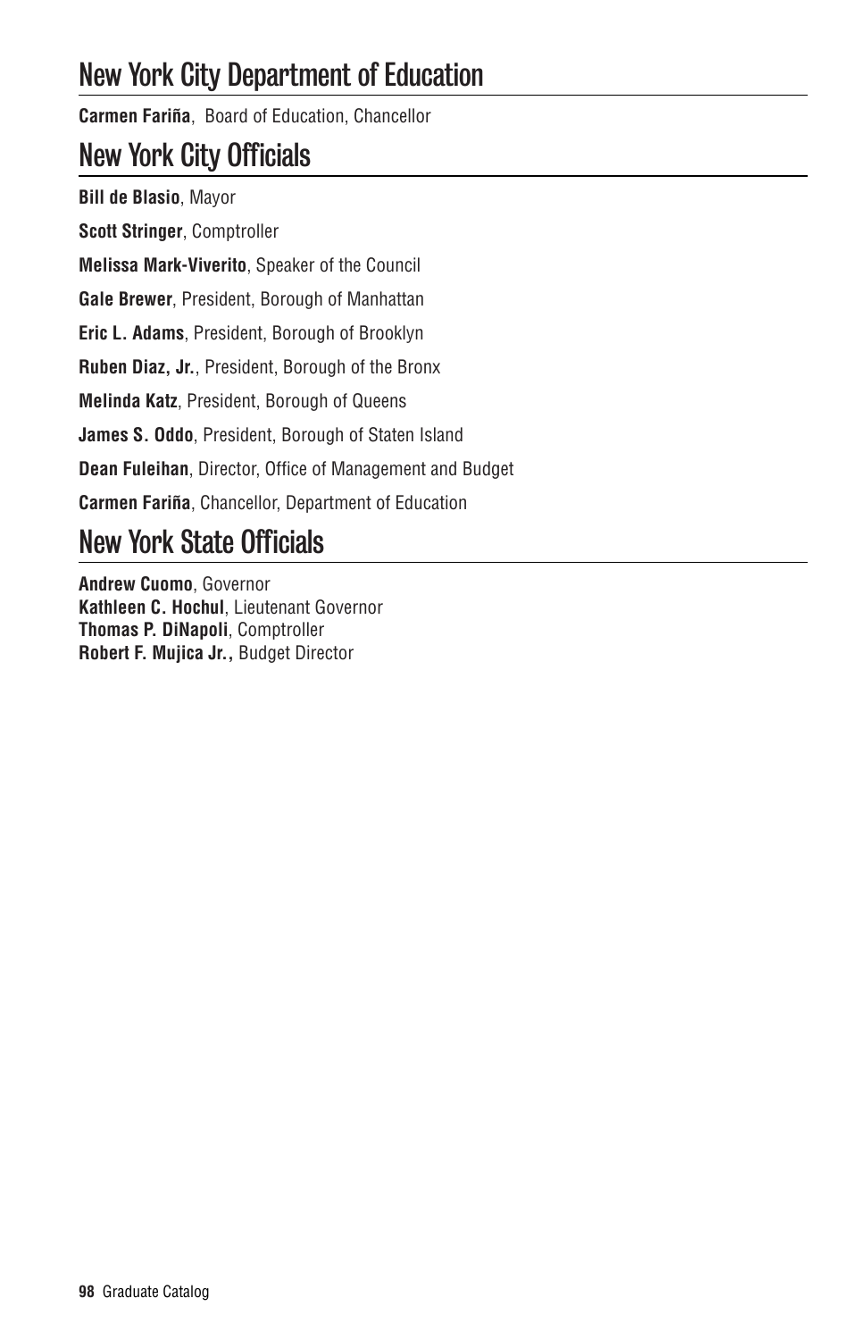## New York City Department of Education

**Carmen Fariña**, Board of Education, Chancellor

## New York City Officials

**Bill de Blasio**, Mayor

**Scott Stringer**, Comptroller

**Melissa Mark-Viverito**, Speaker of the Council

**Gale Brewer**, President, Borough of Manhattan

**Eric L. Adams**, President, Borough of Brooklyn

**Ruben Diaz, Jr.**, President, Borough of the Bronx

**Melinda Katz**, President, Borough of Queens

**James S. Oddo**, President, Borough of Staten Island

**Dean Fuleihan**, Director, Office of Management and Budget

**Carmen Fariña**, Chancellor, Department of Education

## New York State Officials

**Andrew Cuomo**, Governor
**Kathleen C. Hochul**, Lieutenant Governor
**Thomas P. DiNapoli**, Comptroller
**Robert F. Mujica Jr.,** Budget Director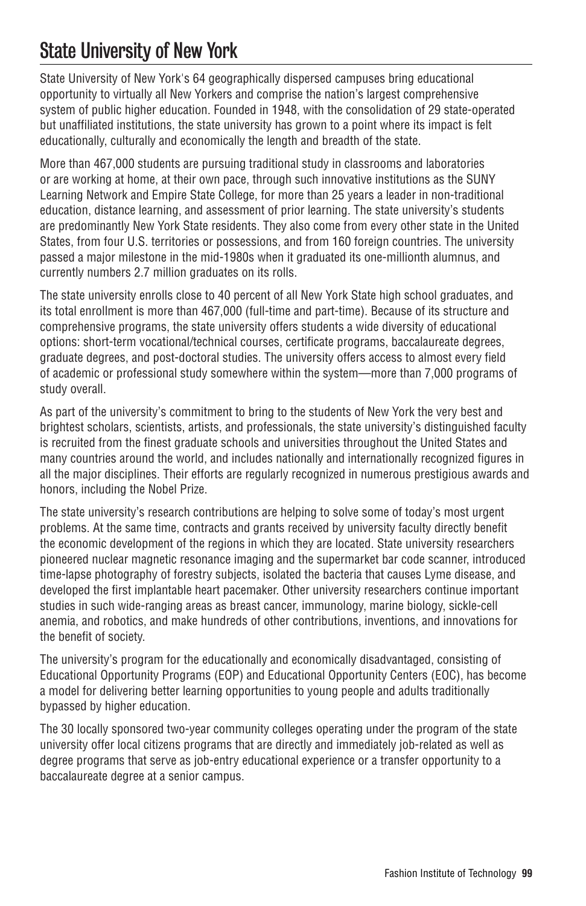# State University of New York

State University of New York's 64 geographically dispersed campuses bring educational opportunity to virtually all New Yorkers and comprise the nation's largest comprehensive system of public higher education. Founded in 1948, with the consolidation of 29 state-operated but unaffiliated institutions, the state university has grown to a point where its impact is felt educationally, culturally and economically the length and breadth of the state.

More than 467,000 students are pursuing traditional study in classrooms and laboratories or are working at home, at their own pace, through such innovative institutions as the SUNY Learning Network and Empire State College, for more than 25 years a leader in non-traditional education, distance learning, and assessment of prior learning. The state university's students are predominantly New York State residents. They also come from every other state in the United States, from four U.S. territories or possessions, and from 160 foreign countries. The university passed a major milestone in the mid-1980s when it graduated its one-millionth alumnus, and currently numbers 2.7 million graduates on its rolls.

The state university enrolls close to 40 percent of all New York State high school graduates, and its total enrollment is more than 467,000 (full-time and part-time). Because of its structure and comprehensive programs, the state university offers students a wide diversity of educational options: short-term vocational/technical courses, certificate programs, baccalaureate degrees, graduate degrees, and post-doctoral studies. The university offers access to almost every field of academic or professional study somewhere within the system—more than 7,000 programs of study overall.

As part of the university's commitment to bring to the students of New York the very best and brightest scholars, scientists, artists, and professionals, the state university's distinguished faculty is recruited from the finest graduate schools and universities throughout the United States and many countries around the world, and includes nationally and internationally recognized figures in all the major disciplines. Their efforts are regularly recognized in numerous prestigious awards and honors, including the Nobel Prize.

The state university's research contributions are helping to solve some of today's most urgent problems. At the same time, contracts and grants received by university faculty directly benefit the economic development of the regions in which they are located. State university researchers pioneered nuclear magnetic resonance imaging and the supermarket bar code scanner, introduced time-lapse photography of forestry subjects, isolated the bacteria that causes Lyme disease, and developed the first implantable heart pacemaker. Other university researchers continue important studies in such wide-ranging areas as breast cancer, immunology, marine biology, sickle-cell anemia, and robotics, and make hundreds of other contributions, inventions, and innovations for the benefit of society.

The university's program for the educationally and economically disadvantaged, consisting of Educational Opportunity Programs (EOP) and Educational Opportunity Centers (EOC), has become a model for delivering better learning opportunities to young people and adults traditionally bypassed by higher education.

The 30 locally sponsored two-year community colleges operating under the program of the state university offer local citizens programs that are directly and immediately job-related as well as degree programs that serve as job-entry educational experience or a transfer opportunity to a baccalaureate degree at a senior campus.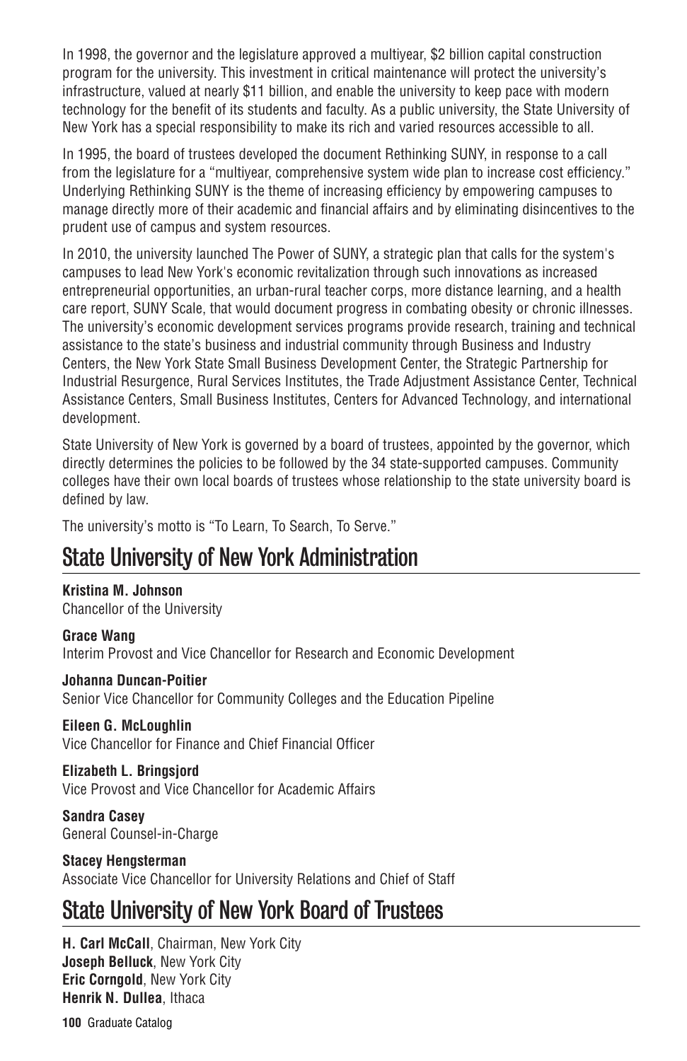In 1998, the governor and the legislature approved a multiyear, $2 billion capital construction program for the university. This investment in critical maintenance will protect the university's infrastructure, valued at nearly $11 billion, and enable the university to keep pace with modern technology for the benefit of its students and faculty. As a public university, the State University of New York has a special responsibility to make its rich and varied resources accessible to all.

In 1995, the board of trustees developed the document Rethinking SUNY, in response to a call from the legislature for a "multiyear, comprehensive system wide plan to increase cost efficiency." Underlying Rethinking SUNY is the theme of increasing efficiency by empowering campuses to manage directly more of their academic and financial affairs and by eliminating disincentives to the prudent use of campus and system resources.

In 2010, the university launched The Power of SUNY, a strategic plan that calls for the system's campuses to lead New York's economic revitalization through such innovations as increased entrepreneurial opportunities, an urban-rural teacher corps, more distance learning, and a health care report, SUNY Scale, that would document progress in combating obesity or chronic illnesses. The university's economic development services programs provide research, training and technical assistance to the state's business and industrial community through Business and Industry Centers, the New York State Small Business Development Center, the Strategic Partnership for Industrial Resurgence, Rural Services Institutes, the Trade Adjustment Assistance Center, Technical Assistance Centers, Small Business Institutes, Centers for Advanced Technology, and international development.

State University of New York is governed by a board of trustees, appointed by the governor, which directly determines the policies to be followed by the 34 state-supported campuses. Community colleges have their own local boards of trustees whose relationship to the state university board is defined by law.

The university's motto is "To Learn, To Search, To Serve."

## State University of New York Administration

**Kristina M. Johnson**
Chancellor of the University

**Grace Wang**
Interim Provost and Vice Chancellor for Research and Economic Development

**Johanna Duncan-Poitier**
Senior Vice Chancellor for Community Colleges and the Education Pipeline

**Eileen G. McLoughlin**
Vice Chancellor for Finance and Chief Financial Officer

**Elizabeth L. Bringsjord**
Vice Provost and Vice Chancellor for Academic Affairs

**Sandra Casey**
General Counsel-in-Charge

**Stacey Hengsterman**
Associate Vice Chancellor for University Relations and Chief of Staff

## State University of New York Board of Trustees

**H. Carl McCall**, Chairman, New York City
**Joseph Belluck**, New York City
**Eric Corngold**, New York City
**Henrik N. Dullea**, Ithaca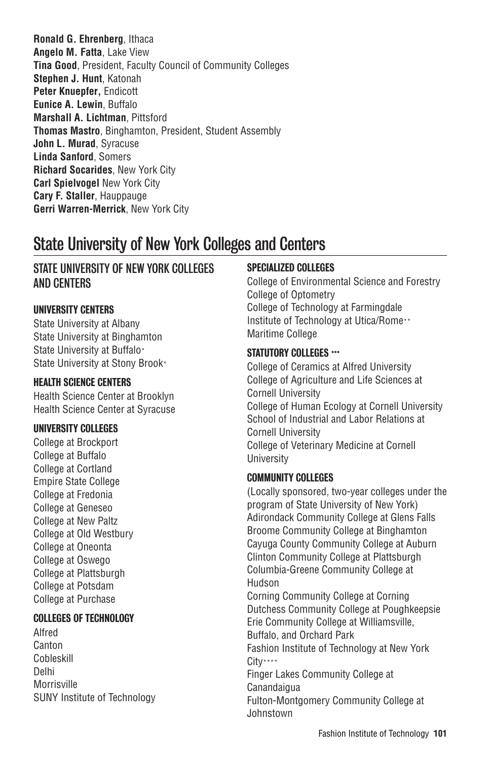**Ronald G. Ehrenberg**, Ithaca
**Angelo M. Fatta**, Lake View
**Tina Good**, President, Faculty Council of Community Colleges
**Stephen J. Hunt**, Katonah
**Peter Knuepfer,** Endicott
**Eunice A. Lewin**, Buffalo
**Marshall A. Lichtman**, Pittsford
**Thomas Mastro**, Binghamton, President, Student Assembly
**John L. Murad**, Syracuse
**Linda Sanford**, Somers
**Richard Socarides**, New York City
**Carl Spielvogel** New York City
**Cary F. Staller**, Hauppauge
**Gerri Warren-Merrick**, New York City

# State University of New York Colleges and Centers

## STATE UNIVERSITY OF NEW YORK COLLEGES AND CENTERS

### UNIVERSITY CENTERS

State University at Albany
State University at Binghamton
State University at Buffalo*
State University at Stony Brook*

### HEALTH SCIENCE CENTERS

Health Science Center at Brooklyn
Health Science Center at Syracuse

### UNIVERSITY COLLEGES

College at Brockport
College at Buffalo
College at Cortland
Empire State College
College at Fredonia
College at Geneseo
College at New Paltz
College at Old Westbury
College at Oneonta
College at Oswego
College at Plattsburgh
College at Potsdam
College at Purchase

### COLLEGES OF TECHNOLOGY

Alfred
Canton
Cobleskill
Delhi
Morrisville
SUNY Institute of Technology

### SPECIALIZED COLLEGES

College of Environmental Science and Forestry
College of Optometry
College of Technology at Farmingdale
Institute of Technology at Utica/Rome**
Maritime College

### STATUTORY COLLEGES ***

College of Ceramics at Alfred University
College of Agriculture and Life Sciences at Cornell University
College of Human Ecology at Cornell University
School of Industrial and Labor Relations at Cornell University
College of Veterinary Medicine at Cornell University

### COMMUNITY COLLEGES

(Locally sponsored, two-year colleges under the program of State University of New York)
Adirondack Community College at Glens Falls
Broome Community College at Binghamton
Cayuga County Community College at Auburn
Clinton Community College at Plattsburgh
Columbia-Greene Community College at Hudson
Corning Community College at Corning
Dutchess Community College at Poughkeepsie
Erie Community College at Williamsville, Buffalo, and Orchard Park
Fashion Institute of Technology at New York City****
Finger Lakes Community College at Canandaigua
Fulton-Montgomery Community College at Johnstown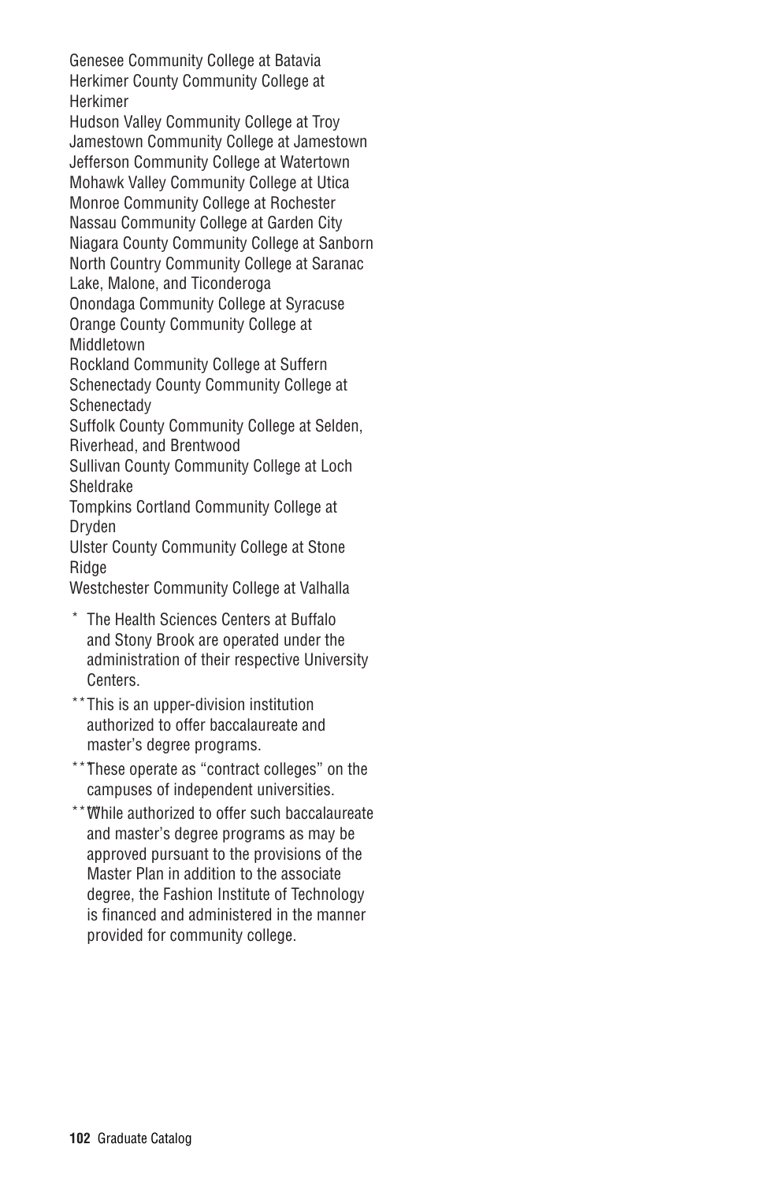Genesee Community College at Batavia
Herkimer County Community College at Herkimer
Hudson Valley Community College at Troy
Jamestown Community College at Jamestown
Jefferson Community College at Watertown
Mohawk Valley Community College at Utica
Monroe Community College at Rochester
Nassau Community College at Garden City
Niagara County Community College at Sanborn
North Country Community College at Saranac Lake, Malone, and Ticonderoga
Onondaga Community College at Syracuse
Orange County Community College at Middletown
Rockland Community College at Suffern
Schenectady County Community College at Schenectady
Suffolk County Community College at Selden, Riverhead, and Brentwood
Sullivan County Community College at Loch Sheldrake
Tompkins Cortland Community College at Dryden
Ulster County Community College at Stone Ridge
Westchester Community College at Valhalla

\* The Health Sciences Centers at Buffalo and Stony Brook are operated under the administration of their respective University Centers.

\*\* This is an upper-division institution authorized to offer baccalaureate and master's degree programs.

\*\*\* These operate as "contract colleges" on the campuses of independent universities.

\*\*\*\* While authorized to offer such baccalaureate and master's degree programs as may be approved pursuant to the provisions of the Master Plan in addition to the associate degree, the Fashion Institute of Technology is financed and administered in the manner provided for community college.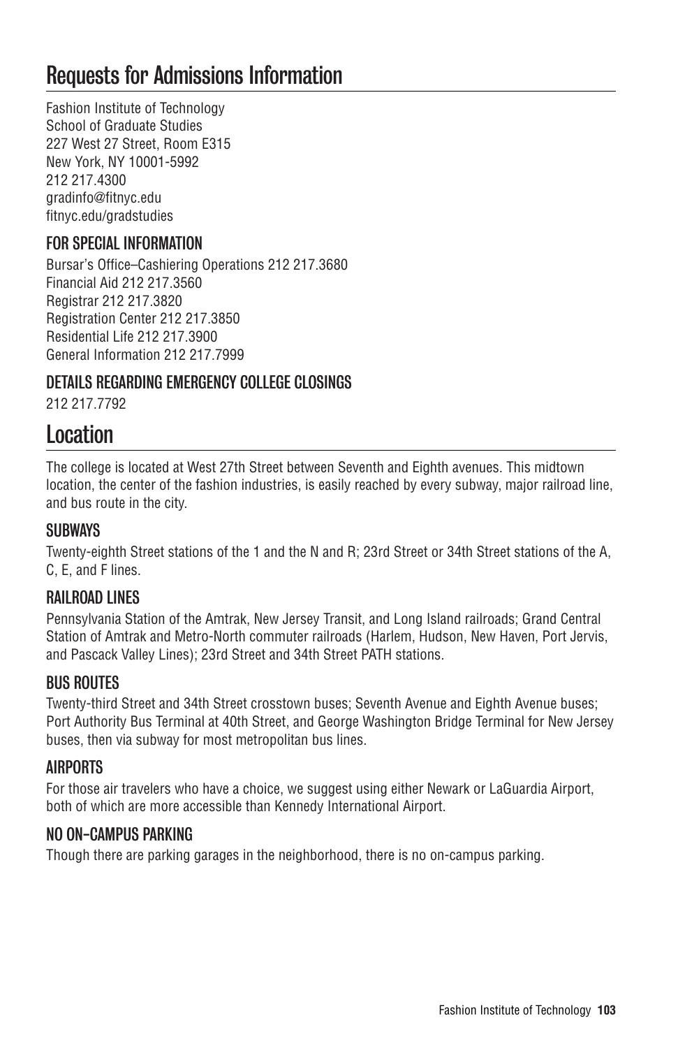# Requests for Admissions Information

Fashion Institute of Technology
School of Graduate Studies
227 West 27 Street, Room E315
New York, NY 10001-5992
212 217.4300
gradinfo@fitnyc.edu
fitnyc.edu/gradstudies

### FOR SPECIAL INFORMATION

Bursar's Office–Cashiering Operations 212 217.3680
Financial Aid 212 217.3560
Registrar 212 217.3820
Registration Center 212 217.3850
Residential Life 212 217.3900
General Information 212 217.7999

### DETAILS REGARDING EMERGENCY COLLEGE CLOSINGS

212 217.7792

# Location

The college is located at West 27th Street between Seventh and Eighth avenues. This midtown location, the center of the fashion industries, is easily reached by every subway, major railroad line, and bus route in the city.

### SUBWAYS

Twenty-eighth Street stations of the 1 and the N and R; 23rd Street or 34th Street stations of the A, C, E, and F lines.

### RAILROAD LINES

Pennsylvania Station of the Amtrak, New Jersey Transit, and Long Island railroads; Grand Central Station of Amtrak and Metro-North commuter railroads (Harlem, Hudson, New Haven, Port Jervis, and Pascack Valley Lines); 23rd Street and 34th Street PATH stations.

### BUS ROUTES

Twenty-third Street and 34th Street crosstown buses; Seventh Avenue and Eighth Avenue buses; Port Authority Bus Terminal at 40th Street, and George Washington Bridge Terminal for New Jersey buses, then via subway for most metropolitan bus lines.

### AIRPORTS

For those air travelers who have a choice, we suggest using either Newark or LaGuardia Airport, both of which are more accessible than Kennedy International Airport.

### NO ON-CAMPUS PARKING

Though there are parking garages in the neighborhood, there is no on-campus parking.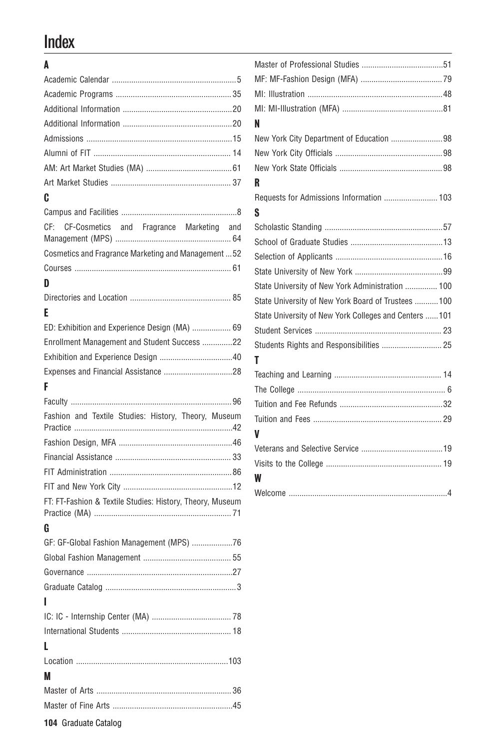# Index

## A

Academic Calendar ..........................................................5
Academic Programs ......................................................35
Additional Information ...................................................20
Additional Information ...................................................20
Admissions ....................................................................15
Alumni of FIT ................................................................ 14
AM: Art Market Studies (MA) ........................................61
Art Market Studies ....................................................... 37

## C

Campus and Facilities ......................................................8
CF: CF-Cosmetics and Fragrance Marketing and Management (MPS) ..................................................... 64
Cosmetics and Fragrance Marketing and Management ...52
Courses ......................................................................... 61

## D

Directories and Location ............................................... 85

## E

ED: Exhibition and Experience Design (MA) .................. 69
Enrollment Management and Student Success ..............22
Exhibition and Experience Design ..................................40
Expenses and Financial Assistance ................................28

## F

Faculty ...........................................................................96
Fashion and Textile Studies: History, Theory, Museum Practice .........................................................................42
Fashion Design, MFA .....................................................46
Financial Assistance ...................................................... 33
FIT Administration .........................................................86
FIT and New York City ...................................................12
FT: FT-Fashion & Textile Studies: History, Theory, Museum Practice (MA) ................................................................ 71

## G

GF: GF-Global Fashion Management (MPS) ...................76
Global Fashion Management ......................................... 55
Governance ....................................................................27
Graduate Catalog .............................................................3

## I

IC: IC - Internship Center (MA) ..................................... 78
International Students .................................................. 18

## L

Location .......................................................................103

## M

Master of Arts ............................................................... 36
Master of Fine Arts .......................................................45
Master of Professional Studies ......................................51
MF: MF-Fashion Design (MFA) ......................................79
MI: Illustration ...............................................................48
MI: MI-Illustration (MFA) ...............................................81

## N

New York City Department of Education ........................98
New York City Officials ..................................................98
New York State Officials ................................................98

## R

Requests for Admissions Information ......................... 103

## S

Scholastic Standing .......................................................57
School of Graduate Studies ...........................................13
Selection of Applicants ..................................................16
State University of New York .........................................99
State University of New York Administration ............... 100
State University of New York Board of Trustees ...........100
State University of New York Colleges and Centers ......101
Student Services ........................................................... 23
Students Rights and Responsibilities ............................ 25

## T

Teaching and Learning .................................................. 14
The College ..................................................................... 6
Tuition and Fee Refunds ................................................32
Tuition and Fees ............................................................ 29

## V

Veterans and Selective Service ......................................19
Visits to the College ...................................................... 19

## W

Welcome ..........................................................................4